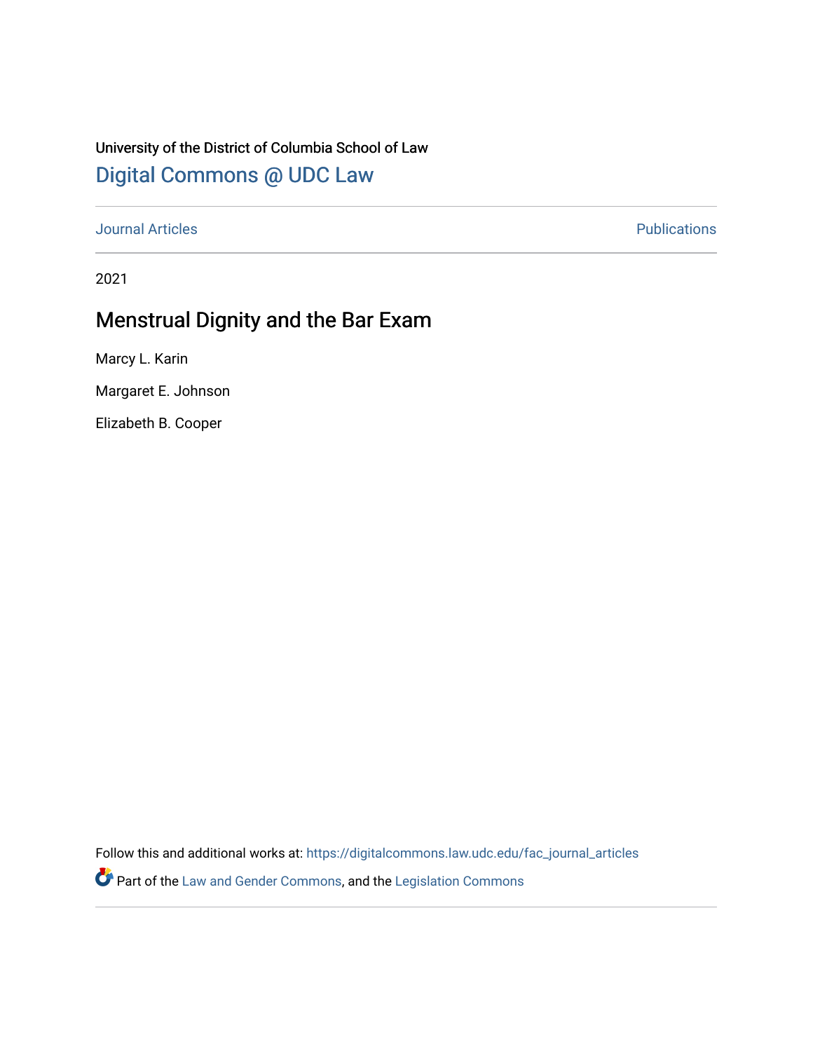University of the District of Columbia School of Law

Digital Commons @ UDC Law

Journal Articles | Publications

2021

# Menstrual Dignity and the Bar Exam

Marcy L. Karin

Margaret E. Johnson

Elizabeth B. Cooper

Follow this and additional works at: https://digitalcommons.law.udc.edu/fac_journal_articles

Part of the Law and Gender Commons, and the Legislation Commons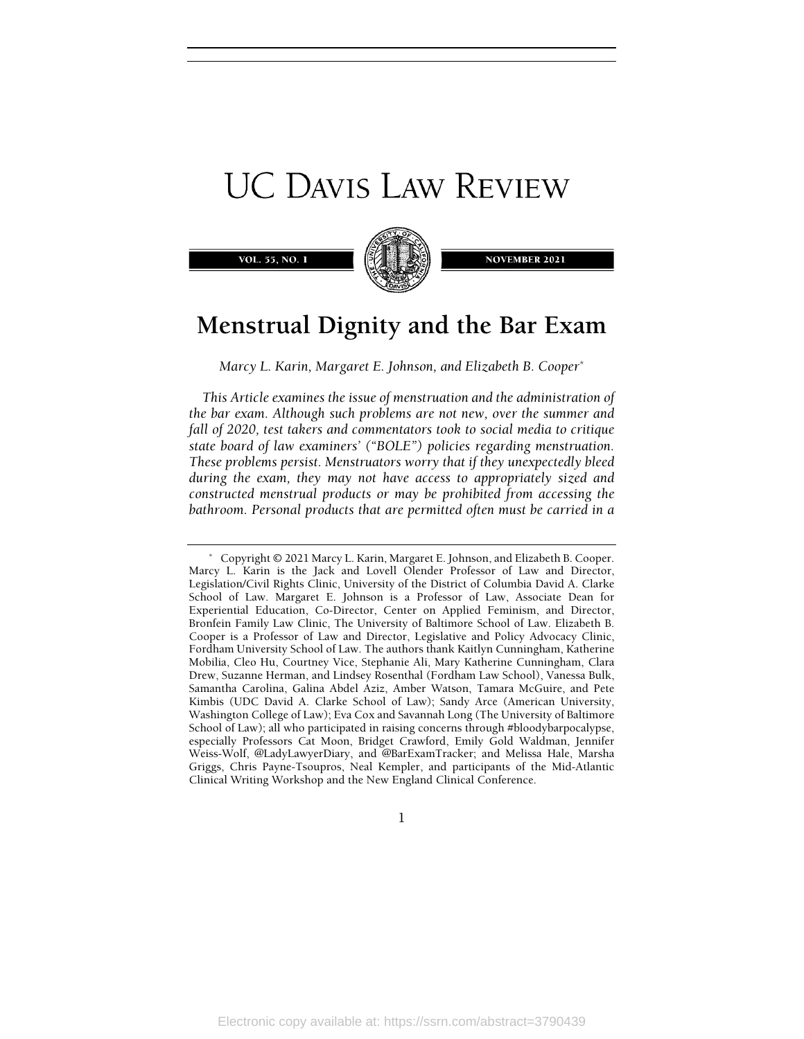# UC DAVIS LAW REVIEW

VOL. 55, NO. 1 — NOVEMBER 2021

## Menstrual Dignity and the Bar Exam

*Marcy L. Karin, Margaret E. Johnson, and Elizabeth B. Cooper\**

*This Article examines the issue of menstruation and the administration of the bar exam. Although such problems are not new, over the summer and fall of 2020, test takers and commentators took to social media to critique state board of law examiners' ("BOLE") policies regarding menstruation. These problems persist. Menstruators worry that if they unexpectedly bleed during the exam, they may not have access to appropriately sized and constructed menstrual products or may be prohibited from accessing the bathroom. Personal products that are permitted often must be carried in a*

---

\* Copyright © 2021 Marcy L. Karin, Margaret E. Johnson, and Elizabeth B. Cooper. Marcy L. Karin is the Jack and Lovell Olender Professor of Law and Director, Legislation/Civil Rights Clinic, University of the District of Columbia David A. Clarke School of Law. Margaret E. Johnson is a Professor of Law, Associate Dean for Experiential Education, Co-Director, Center on Applied Feminism, and Director, Bronfein Family Law Clinic, The University of Baltimore School of Law. Elizabeth B. Cooper is a Professor of Law and Director, Legislative and Policy Advocacy Clinic, Fordham University School of Law. The authors thank Kaitlyn Cunningham, Katherine Mobilia, Cleo Hu, Courtney Vice, Stephanie Ali, Mary Katherine Cunningham, Clara Drew, Suzanne Herman, and Lindsey Rosenthal (Fordham Law School), Vanessa Bulk, Samantha Carolina, Galina Abdel Aziz, Amber Watson, Tamara McGuire, and Pete Kimbis (UDC David A. Clarke School of Law); Sandy Arce (American University, Washington College of Law); Eva Cox and Savannah Long (The University of Baltimore School of Law); all who participated in raising concerns through #bloodybarpocalypse, especially Professors Cat Moon, Bridget Crawford, Emily Gold Waldman, Jennifer Weiss-Wolf, @LadyLawyerDiary, and @BarExamTracker; and Melissa Hale, Marsha Griggs, Chris Payne-Tsoupros, Neal Kempler, and participants of the Mid-Atlantic Clinical Writing Workshop and the New England Clinical Conference.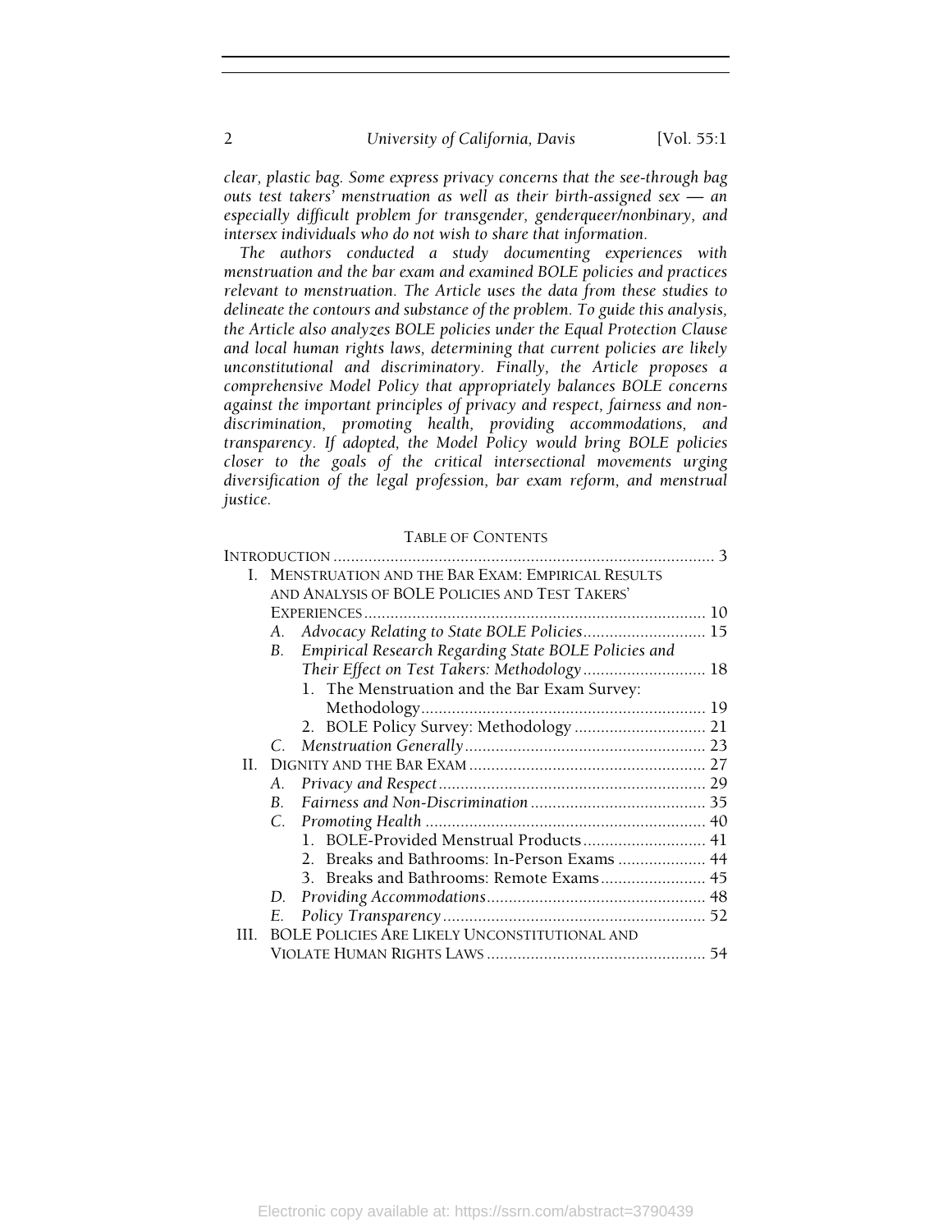*clear, plastic bag. Some express privacy concerns that the see-through bag outs test takers' menstruation as well as their birth-assigned sex — an especially difficult problem for transgender, genderqueer/nonbinary, and intersex individuals who do not wish to share that information.*

*The authors conducted a study documenting experiences with menstruation and the bar exam and examined BOLE policies and practices relevant to menstruation. The Article uses the data from these studies to delineate the contours and substance of the problem. To guide this analysis, the Article also analyzes BOLE policies under the Equal Protection Clause and local human rights laws, determining that current policies are likely unconstitutional and discriminatory. Finally, the Article proposes a comprehensive Model Policy that appropriately balances BOLE concerns against the important principles of privacy and respect, fairness and non-discrimination, promoting health, providing accommodations, and transparency. If adopted, the Model Policy would bring BOLE policies closer to the goals of the critical intersectional movements urging diversification of the legal profession, bar exam reform, and menstrual justice.*

## TABLE OF CONTENTS

INTRODUCTION ..... 3

I. MENSTRUATION AND THE BAR EXAM: EMPIRICAL RESULTS AND ANALYSIS OF BOLE POLICIES AND TEST TAKERS' EXPERIENCES ..... 10
- A. *Advocacy Relating to State BOLE Policies* ..... 15
- B. *Empirical Research Regarding State BOLE Policies and Their Effect on Test Takers: Methodology* ..... 18
  - 1. The Menstruation and the Bar Exam Survey: Methodology ..... 19
  - 2. BOLE Policy Survey: Methodology ..... 21
- C. *Menstruation Generally* ..... 23

II. DIGNITY AND THE BAR EXAM ..... 27
- A. *Privacy and Respect* ..... 29
- B. *Fairness and Non-Discrimination* ..... 35
- C. *Promoting Health* ..... 40
  - 1. BOLE-Provided Menstrual Products ..... 41
  - 2. Breaks and Bathrooms: In-Person Exams ..... 44
  - 3. Breaks and Bathrooms: Remote Exams ..... 45
- D. *Providing Accommodations* ..... 48
- E. *Policy Transparency* ..... 52

III. BOLE POLICIES ARE LIKELY UNCONSTITUTIONAL AND VIOLATE HUMAN RIGHTS LAWS ..... 54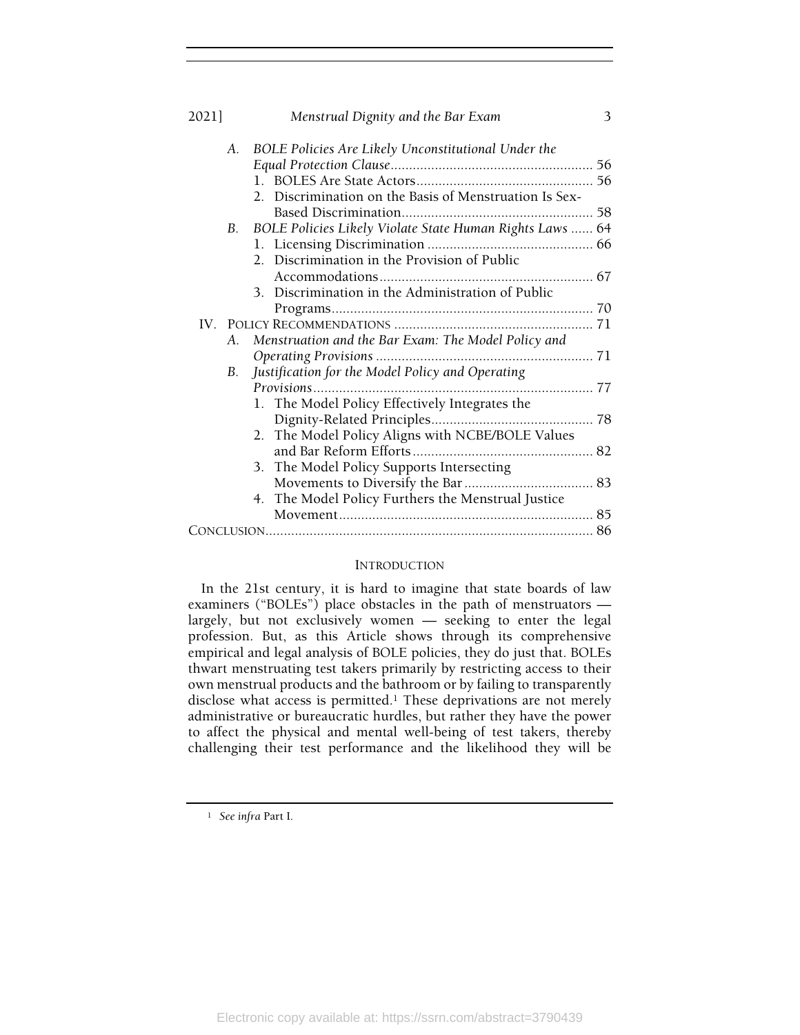A. *BOLE Policies Are Likely Unconstitutional Under the Equal Protection Clause* ....... 56
   1. BOLES Are State Actors ....... 56
   2. Discrimination on the Basis of Menstruation Is Sex-Based Discrimination ....... 58

B. *BOLE Policies Likely Violate State Human Rights Laws* ....... 64
   1. Licensing Discrimination ....... 66
   2. Discrimination in the Provision of Public Accommodations ....... 67
   3. Discrimination in the Administration of Public Programs ....... 70

IV. POLICY RECOMMENDATIONS ....... 71

A. *Menstruation and the Bar Exam: The Model Policy and Operating Provisions* ....... 71

B. *Justification for the Model Policy and Operating Provisions* ....... 77
   1. The Model Policy Effectively Integrates the Dignity-Related Principles ....... 78
   2. The Model Policy Aligns with NCBE/BOLE Values and Bar Reform Efforts ....... 82
   3. The Model Policy Supports Intersecting Movements to Diversify the Bar ....... 83
   4. The Model Policy Furthers the Menstrual Justice Movement ....... 85

CONCLUSION ....... 86

## INTRODUCTION

In the 21st century, it is hard to imagine that state boards of law examiners ("BOLEs") place obstacles in the path of menstruators — largely, but not exclusively women — seeking to enter the legal profession. But, as this Article shows through its comprehensive empirical and legal analysis of BOLE policies, they do just that. BOLEs thwart menstruating test takers primarily by restricting access to their own menstrual products and the bathroom or by failing to transparently disclose what access is permitted.[1] These deprivations are not merely administrative or bureaucratic hurdles, but rather they have the power to affect the physical and mental well-being of test takers, thereby challenging their test performance and the likelihood they will be

[1] *See infra* Part I.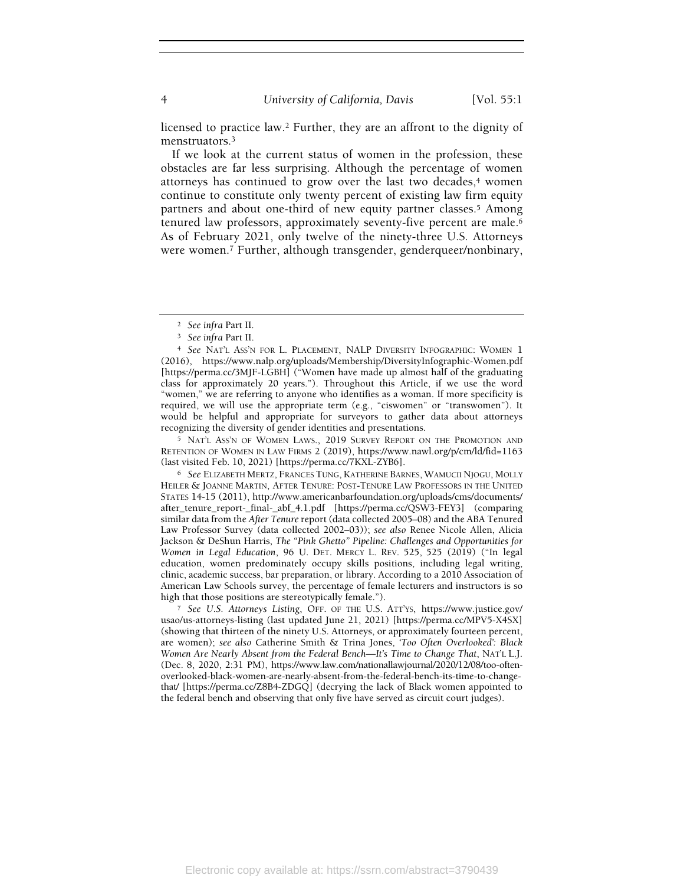licensed to practice law.[2] Further, they are an affront to the dignity of menstruators.[3]

If we look at the current status of women in the profession, these obstacles are far less surprising. Although the percentage of women attorneys has continued to grow over the last two decades,[4] women continue to constitute only twenty percent of existing law firm equity partners and about one-third of new equity partner classes.[5] Among tenured law professors, approximately seventy-five percent are male.[6] As of February 2021, only twelve of the ninety-three U.S. Attorneys were women.[7] Further, although transgender, genderqueer/nonbinary,

---

[2] *See infra* Part II.

[3] *See infra* Part II.

[4] *See* NAT'L ASS'N FOR L. PLACEMENT, NALP DIVERSITY INFOGRAPHIC: WOMEN 1 (2016), https://www.nalp.org/uploads/Membership/DiversityInfographic-Women.pdf [https://perma.cc/3MJF-LGBH] ("Women have made up almost half of the graduating class for approximately 20 years."). Throughout this Article, if we use the word "women," we are referring to anyone who identifies as a woman. If more specificity is required, we will use the appropriate term (e.g., "ciswomen" or "transwomen"). It would be helpful and appropriate for surveyors to gather data about attorneys recognizing the diversity of gender identities and presentations.

[5] NAT'L ASS'N OF WOMEN LAWS., 2019 SURVEY REPORT ON THE PROMOTION AND RETENTION OF WOMEN IN LAW FIRMS 2 (2019), https://www.nawl.org/p/cm/ld/fid=1163 (last visited Feb. 10, 2021) [https://perma.cc/7KXL-ZYB6].

[6] *See* ELIZABETH MERTZ, FRANCES TUNG, KATHERINE BARNES, WAMUCII NJOGU, MOLLY HEILER & JOANNE MARTIN, AFTER TENURE: POST-TENURE LAW PROFESSORS IN THE UNITED STATES 14-15 (2011), http://www.americanbarfoundation.org/uploads/cms/documents/after_tenure_report-_final-_abf_4.1.pdf [https://perma.cc/QSW3-FEY3] (comparing similar data from the *After Tenure* report (data collected 2005–08) and the ABA Tenured Law Professor Survey (data collected 2002–03)); *see also* Renee Nicole Allen, Alicia Jackson & DeShun Harris, *The "Pink Ghetto" Pipeline: Challenges and Opportunities for Women in Legal Education*, 96 U. DET. MERCY L. REV. 525, 525 (2019) ("In legal education, women predominately occupy skills positions, including legal writing, clinic, academic success, bar preparation, or library. According to a 2010 Association of American Law Schools survey, the percentage of female lecturers and instructors is so high that those positions are stereotypically female.").

[7] *See U.S. Attorneys Listing*, OFF. OF THE U.S. ATT'YS, https://www.justice.gov/usao/us-attorneys-listing (last updated June 21, 2021) [https://perma.cc/MPV5-X4SX] (showing that thirteen of the ninety U.S. Attorneys, or approximately fourteen percent, are women); *see also* Catherine Smith & Trina Jones, *'Too Often Overlooked': Black Women Are Nearly Absent from the Federal Bench—It's Time to Change That*, NAT'L L.J. (Dec. 8, 2020, 2:31 PM), https://www.law.com/nationallawjournal/2020/12/08/too-often-overlooked-black-women-are-nearly-absent-from-the-federal-bench-its-time-to-change-that/ [https://perma.cc/Z8B4-ZDGQ] (decrying the lack of Black women appointed to the federal bench and observing that only five have served as circuit court judges).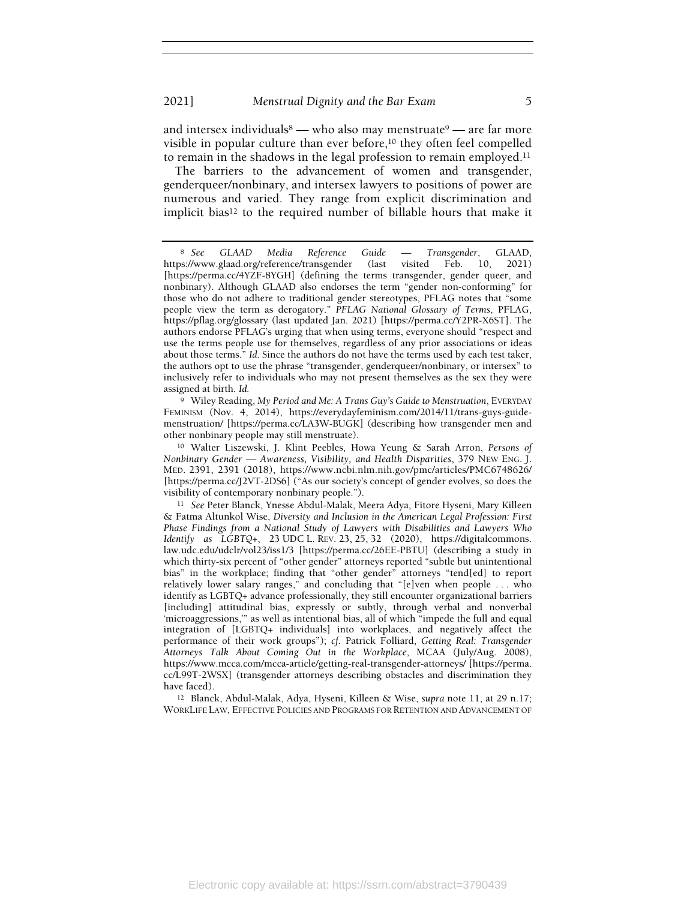and intersex individuals[8] — who also may menstruate[9] — are far more visible in popular culture than ever before,[10] they often feel compelled to remain in the shadows in the legal profession to remain employed.[11]

The barriers to the advancement of women and transgender, genderqueer/nonbinary, and intersex lawyers to positions of power are numerous and varied. They range from explicit discrimination and implicit bias[12] to the required number of billable hours that make it

---

[8] *See GLAAD Media Reference Guide — Transgender*, GLAAD, https://www.glaad.org/reference/transgender (last visited Feb. 10, 2021) [https://perma.cc/4YZF-8YGH] (defining the terms transgender, gender queer, and nonbinary). Although GLAAD also endorses the term "gender non-conforming" for those who do not adhere to traditional gender stereotypes, PFLAG notes that "some people view the term as derogatory." *PFLAG National Glossary of Terms*, PFLAG, https://pflag.org/glossary (last updated Jan. 2021) [https://perma.cc/Y2PR-X6ST]. The authors endorse PFLAG's urging that when using terms, everyone should "respect and use the terms people use for themselves, regardless of any prior associations or ideas about those terms." *Id.* Since the authors do not have the terms used by each test taker, the authors opt to use the phrase "transgender, genderqueer/nonbinary, or intersex" to inclusively refer to individuals who may not present themselves as the sex they were assigned at birth. *Id.*

[9] Wiley Reading, *My Period and Me: A Trans Guy's Guide to Menstruation*, EVERYDAY FEMINISM (Nov. 4, 2014), https://everydayfeminism.com/2014/11/trans-guys-guide-menstruation/ [https://perma.cc/LA3W-BUGK] (describing how transgender men and other nonbinary people may still menstruate).

[10] Walter Liszewski, J. Klint Peebles, Howa Yeung & Sarah Arron, *Persons of Nonbinary Gender — Awareness, Visibility, and Health Disparities*, 379 NEW ENG. J. MED. 2391, 2391 (2018), https://www.ncbi.nlm.nih.gov/pmc/articles/PMC6748626/ [https://perma.cc/J2VT-2DS6] ("As our society's concept of gender evolves, so does the visibility of contemporary nonbinary people.").

[11] *See* Peter Blanck, Ynesse Abdul-Malak, Meera Adya, Fitore Hyseni, Mary Killeen & Fatma Altunkol Wise, *Diversity and Inclusion in the American Legal Profession: First Phase Findings from a National Study of Lawyers with Disabilities and Lawyers Who Identify as LGBTQ+*, 23 UDC L. REV. 23, 25, 32 (2020), https://digitalcommons.law.udc.edu/udclr/vol23/iss1/3 [https://perma.cc/26EE-PBTU] (describing a study in which thirty-six percent of "other gender" attorneys reported "subtle but unintentional bias" in the workplace; finding that "other gender" attorneys "tend[ed] to report relatively lower salary ranges," and concluding that "[e]ven when people . . . who identify as LGBTQ+ advance professionally, they still encounter organizational barriers [including] attitudinal bias, expressly or subtly, through verbal and nonverbal 'microaggressions,'" as well as intentional bias, all of which "impede the full and equal integration of [LGBTQ+ individuals] into workplaces, and negatively affect the performance of their work groups"); *cf.* Patrick Folliard, *Getting Real: Transgender Attorneys Talk About Coming Out in the Workplace*, MCAA (July/Aug. 2008), https://www.mcca.com/mcca-article/getting-real-transgender-attorneys/ [https://perma.cc/L99T-2WSX] (transgender attorneys describing obstacles and discrimination they have faced).

[12] Blanck, Abdul-Malak, Adya, Hyseni, Killeen & Wise, *supra* note 11, at 29 n.17; WORKLIFE LAW, EFFECTIVE POLICIES AND PROGRAMS FOR RETENTION AND ADVANCEMENT OF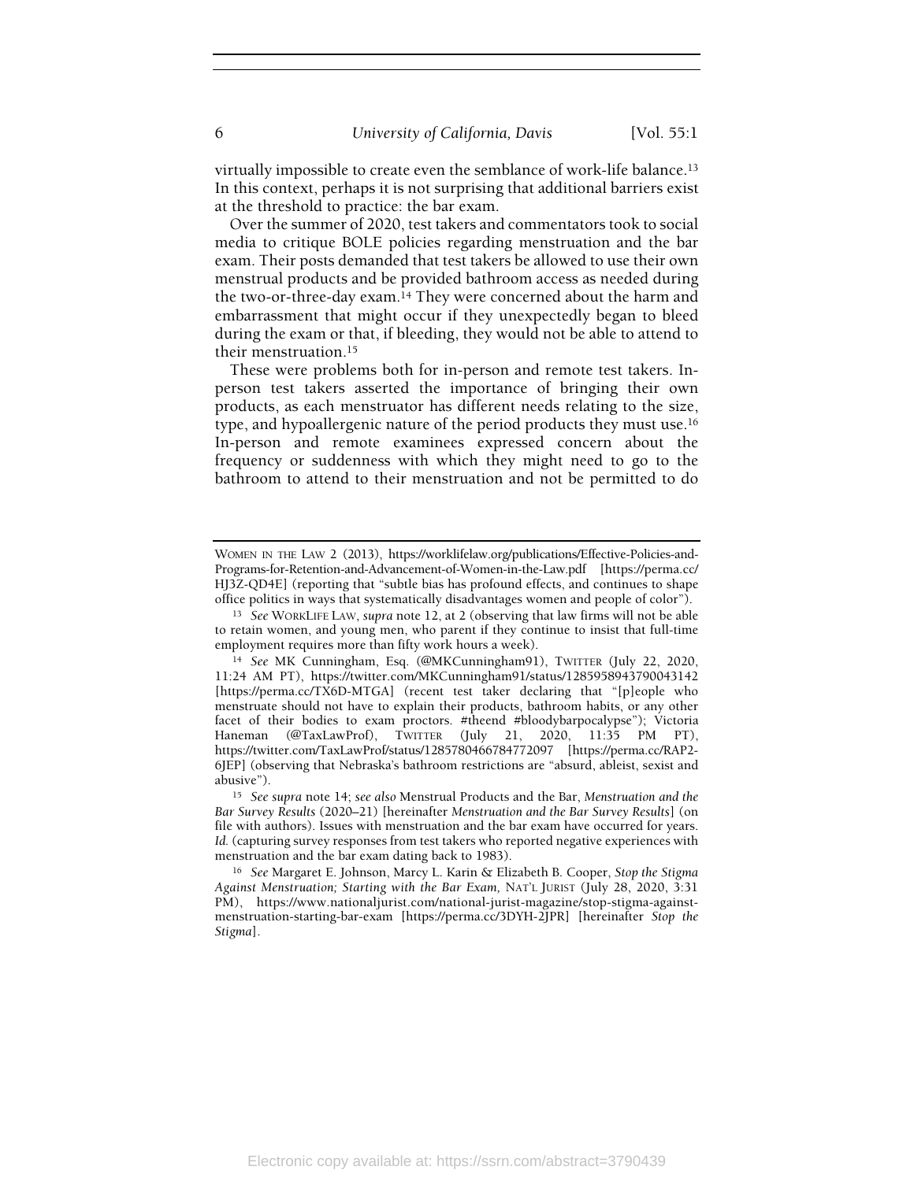virtually impossible to create even the semblance of work-life balance.[13] In this context, perhaps it is not surprising that additional barriers exist at the threshold to practice: the bar exam.

Over the summer of 2020, test takers and commentators took to social media to critique BOLE policies regarding menstruation and the bar exam. Their posts demanded that test takers be allowed to use their own menstrual products and be provided bathroom access as needed during the two-or-three-day exam.[14] They were concerned about the harm and embarrassment that might occur if they unexpectedly began to bleed during the exam or that, if bleeding, they would not be able to attend to their menstruation.[15]

These were problems both for in-person and remote test takers. In-person test takers asserted the importance of bringing their own products, as each menstruator has different needs relating to the size, type, and hypoallergenic nature of the period products they must use.[16] In-person and remote examinees expressed concern about the frequency or suddenness with which they might need to go to the bathroom to attend to their menstruation and not be permitted to do

---

WOMEN IN THE LAW 2 (2013), https://worklifelaw.org/publications/Effective-Policies-and-Programs-for-Retention-and-Advancement-of-Women-in-the-Law.pdf [https://perma.cc/HJ3Z-QD4E] (reporting that "subtle bias has profound effects, and continues to shape office politics in ways that systematically disadvantages women and people of color").

[13] *See* WORKLIFE LAW, *supra* note 12, at 2 (observing that law firms will not be able to retain women, and young men, who parent if they continue to insist that full-time employment requires more than fifty work hours a week).

[14] *See* MK Cunningham, Esq. (@MKCunningham91), TWITTER (July 22, 2020, 11:24 AM PT), https://twitter.com/MKCunningham91/status/1285958943790043142 [https://perma.cc/TX6D-MTGA] (recent test taker declaring that "[p]eople who menstruate should not have to explain their products, bathroom habits, or any other facet of their bodies to exam proctors. #theend #bloodybarpocalypse"); Victoria Haneman (@TaxLawProf), TWITTER (July 21, 2020, 11:35 PM PT), https://twitter.com/TaxLawProf/status/1285780466784772097 [https://perma.cc/RAP2-6JEP] (observing that Nebraska's bathroom restrictions are "absurd, ableist, sexist and abusive").

[15] *See supra* note 14; *see also* Menstrual Products and the Bar, *Menstruation and the Bar Survey Results* (2020–21) [hereinafter *Menstruation and the Bar Survey Results*] (on file with authors). Issues with menstruation and the bar exam have occurred for years. *Id.* (capturing survey responses from test takers who reported negative experiences with menstruation and the bar exam dating back to 1983).

[16] *See* Margaret E. Johnson, Marcy L. Karin & Elizabeth B. Cooper, *Stop the Stigma Against Menstruation; Starting with the Bar Exam,* NAT'L JURIST (July 28, 2020, 3:31 PM), https://www.nationaljurist.com/national-jurist-magazine/stop-stigma-against-menstruation-starting-bar-exam [https://perma.cc/3DYH-2JPR] [hereinafter *Stop the Stigma*].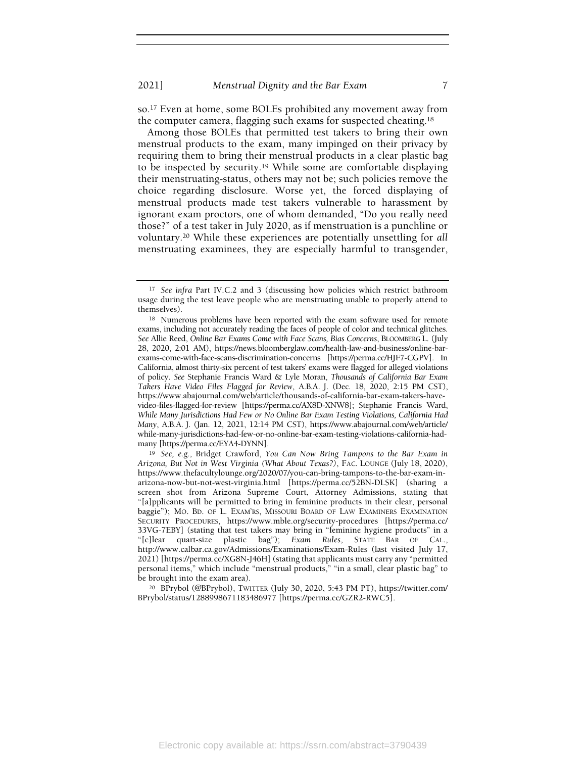so.[17] Even at home, some BOLEs prohibited any movement away from the computer camera, flagging such exams for suspected cheating.[18]

Among those BOLEs that permitted test takers to bring their own menstrual products to the exam, many impinged on their privacy by requiring them to bring their menstrual products in a clear plastic bag to be inspected by security.[19] While some are comfortable displaying their menstruating-status, others may not be; such policies remove the choice regarding disclosure. Worse yet, the forced displaying of menstrual products made test takers vulnerable to harassment by ignorant exam proctors, one of whom demanded, "Do you really need those?" of a test taker in July 2020, as if menstruation is a punchline or voluntary.[20] While these experiences are potentially unsettling for *all* menstruating examinees, they are especially harmful to transgender,

---

[17] *See infra* Part IV.C.2 and 3 (discussing how policies which restrict bathroom usage during the test leave people who are menstruating unable to properly attend to themselves).

[18] Numerous problems have been reported with the exam software used for remote exams, including not accurately reading the faces of people of color and technical glitches. *See* Allie Reed, *Online Bar Exams Come with Face Scans, Bias Concerns*, BLOOMBERG L. (July 28, 2020, 2:01 AM), https://news.bloomberglaw.com/health-law-and-business/online-bar-exams-come-with-face-scans-discrimination-concerns [https://perma.cc/HJF7-CGPV]. In California, almost thirty-six percent of test takers' exams were flagged for alleged violations of policy. *See* Stephanie Francis Ward & Lyle Moran, *Thousands of California Bar Exam Takers Have Video Files Flagged for Review*, A.B.A. J. (Dec. 18, 2020, 2:15 PM CST), https://www.abajournal.com/web/article/thousands-of-california-bar-exam-takers-have-video-files-flagged-for-review [https://perma.cc/AX8D-XNW8]; Stephanie Francis Ward, *While Many Jurisdictions Had Few or No Online Bar Exam Testing Violations, California Had Many*, A.B.A. J. (Jan. 12, 2021, 12:14 PM CST), https://www.abajournal.com/web/article/while-many-jurisdictions-had-few-or-no-online-bar-exam-testing-violations-california-had-many [https://perma.cc/EYA4-DYNN].

[19] *See, e.g.*, Bridget Crawford, *You Can Now Bring Tampons to the Bar Exam in Arizona, But Not in West Virginia (What About Texas?)*, FAC. LOUNGE (July 18, 2020), https://www.thefacultylounge.org/2020/07/you-can-bring-tampons-to-the-bar-exam-in-arizona-now-but-not-west-virginia.html [https://perma.cc/52BN-DLSK] (sharing a screen shot from Arizona Supreme Court, Attorney Admissions, stating that "[a]pplicants will be permitted to bring in feminine products in their clear, personal baggie"); MO. BD. OF L. EXAM'RS, MISSOURI BOARD OF LAW EXAMINERS EXAMINATION SECURITY PROCEDURES, https://www.mble.org/security-procedures [https://perma.cc/33VG-7EBY] (stating that test takers may bring in "feminine hygiene products" in a "[c]lear quart-size plastic bag"); *Exam Rules*, STATE BAR OF CAL., http://www.calbar.ca.gov/Admissions/Examinations/Exam-Rules (last visited July 17, 2021) [https://perma.cc/XG8N-J46H] (stating that applicants must carry any "permitted personal items," which include "menstrual products," "in a small, clear plastic bag" to be brought into the exam area).

[20] BPrybol (@BPrybol), TWITTER (July 30, 2020, 5:43 PM PT), https://twitter.com/BPrybol/status/1288998671183486977 [https://perma.cc/GZR2-RWC5].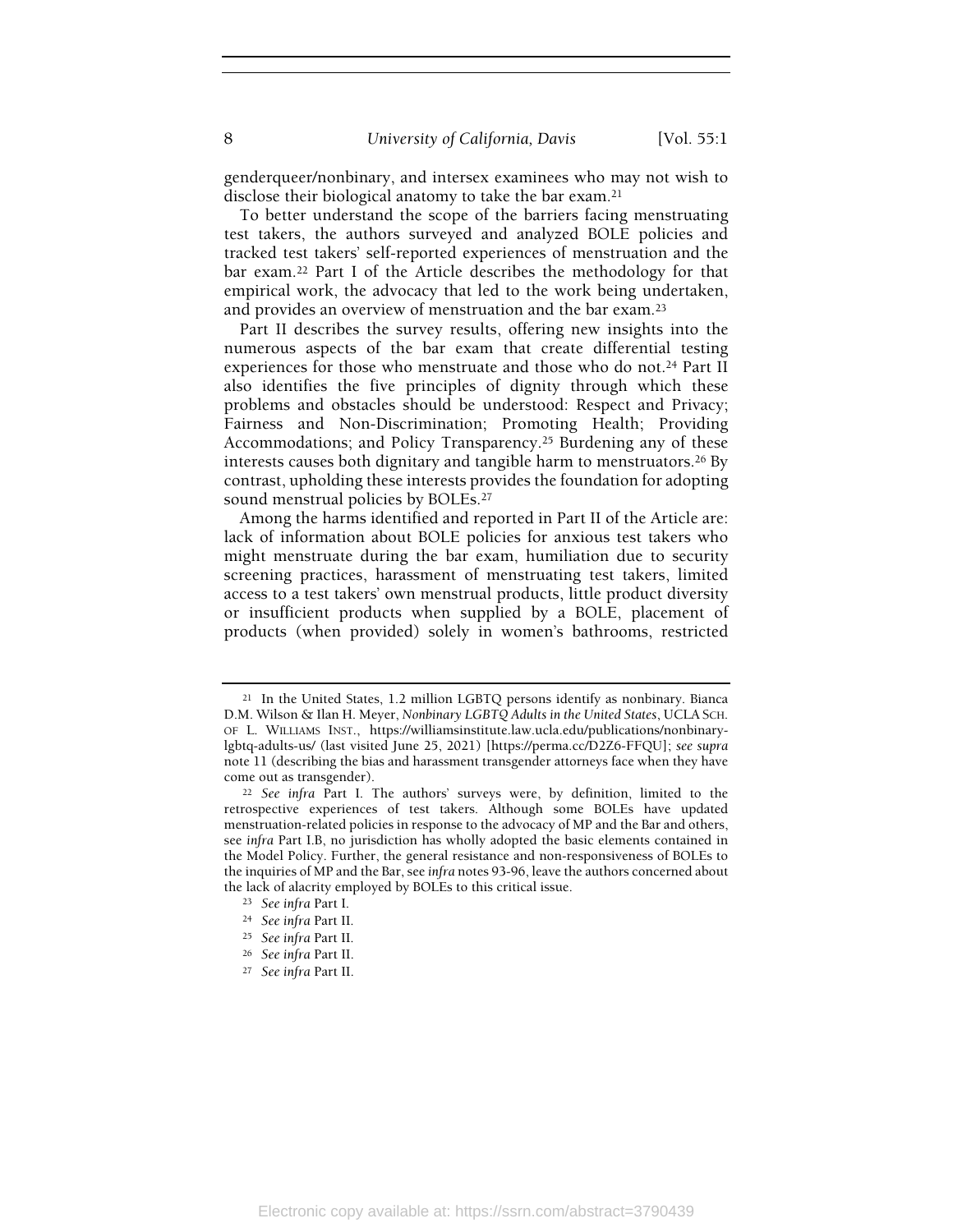genderqueer/nonbinary, and intersex examinees who may not wish to disclose their biological anatomy to take the bar exam.[21]

To better understand the scope of the barriers facing menstruating test takers, the authors surveyed and analyzed BOLE policies and tracked test takers' self-reported experiences of menstruation and the bar exam.[22] Part I of the Article describes the methodology for that empirical work, the advocacy that led to the work being undertaken, and provides an overview of menstruation and the bar exam.[23]

Part II describes the survey results, offering new insights into the numerous aspects of the bar exam that create differential testing experiences for those who menstruate and those who do not.[24] Part II also identifies the five principles of dignity through which these problems and obstacles should be understood: Respect and Privacy; Fairness and Non-Discrimination; Promoting Health; Providing Accommodations; and Policy Transparency.[25] Burdening any of these interests causes both dignitary and tangible harm to menstruators.[26] By contrast, upholding these interests provides the foundation for adopting sound menstrual policies by BOLEs.[27]

Among the harms identified and reported in Part II of the Article are: lack of information about BOLE policies for anxious test takers who might menstruate during the bar exam, humiliation due to security screening practices, harassment of menstruating test takers, limited access to a test takers' own menstrual products, little product diversity or insufficient products when supplied by a BOLE, placement of products (when provided) solely in women's bathrooms, restricted

---

[21] In the United States, 1.2 million LGBTQ persons identify as nonbinary. Bianca D.M. Wilson & Ilan H. Meyer, *Nonbinary LGBTQ Adults in the United States*, UCLA SCH. OF L. WILLIAMS INST., https://williamsinstitute.law.ucla.edu/publications/nonbinary-lgbtq-adults-us/ (last visited June 25, 2021) [https://perma.cc/D2Z6-FFQU]; *see supra* note 11 (describing the bias and harassment transgender attorneys face when they have come out as transgender).

[22] *See infra* Part I. The authors' surveys were, by definition, limited to the retrospective experiences of test takers. Although some BOLEs have updated menstruation-related policies in response to the advocacy of MP and the Bar and others, see *infra* Part I.B, no jurisdiction has wholly adopted the basic elements contained in the Model Policy. Further, the general resistance and non-responsiveness of BOLEs to the inquiries of MP and the Bar, see *infra* notes 93-96, leave the authors concerned about the lack of alacrity employed by BOLEs to this critical issue.

[23] *See infra* Part I.

[24] *See infra* Part II.

[25] *See infra* Part II.

[26] *See infra* Part II.

[27] *See infra* Part II.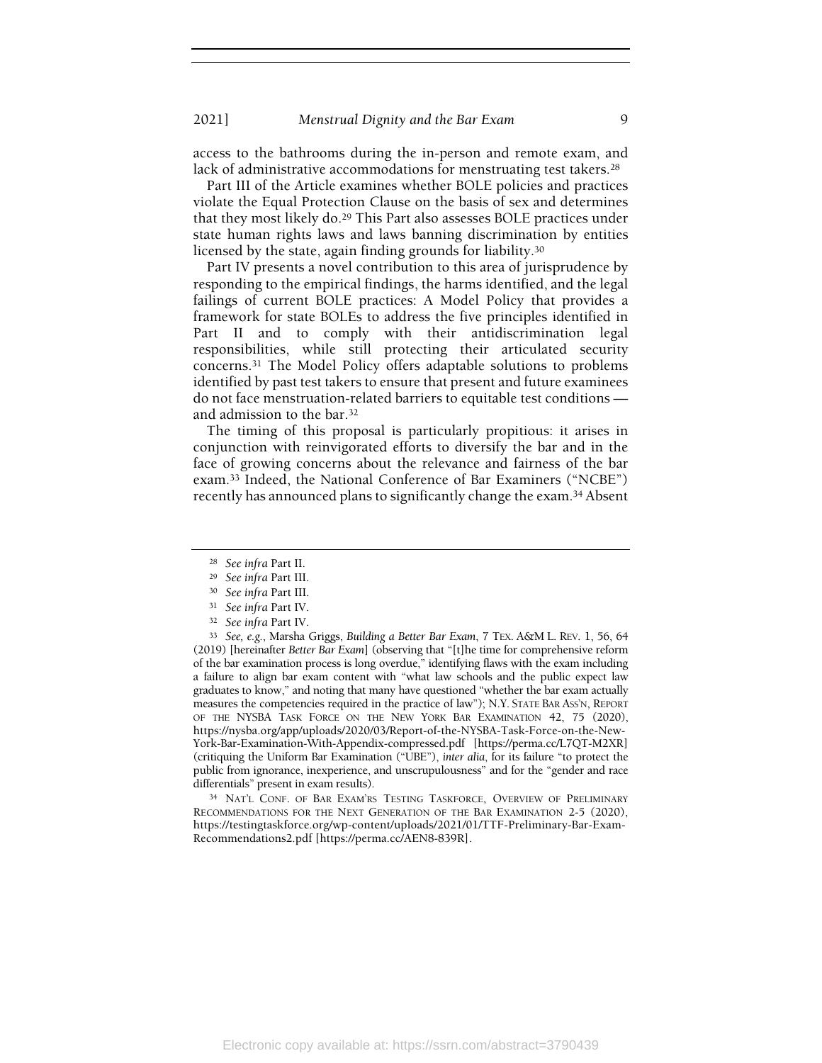access to the bathrooms during the in-person and remote exam, and lack of administrative accommodations for menstruating test takers.[28]

Part III of the Article examines whether BOLE policies and practices violate the Equal Protection Clause on the basis of sex and determines that they most likely do.[29] This Part also assesses BOLE practices under state human rights laws and laws banning discrimination by entities licensed by the state, again finding grounds for liability.[30]

Part IV presents a novel contribution to this area of jurisprudence by responding to the empirical findings, the harms identified, and the legal failings of current BOLE practices: A Model Policy that provides a framework for state BOLEs to address the five principles identified in Part II and to comply with their antidiscrimination legal responsibilities, while still protecting their articulated security concerns.[31] The Model Policy offers adaptable solutions to problems identified by past test takers to ensure that present and future examinees do not face menstruation-related barriers to equitable test conditions — and admission to the bar.[32]

The timing of this proposal is particularly propitious: it arises in conjunction with reinvigorated efforts to diversify the bar and in the face of growing concerns about the relevance and fairness of the bar exam.[33] Indeed, the National Conference of Bar Examiners ("NCBE") recently has announced plans to significantly change the exam.[34] Absent

---

[28] *See infra* Part II.

[29] *See infra* Part III.

[30] *See infra* Part III.

[31] *See infra* Part IV.

[32] *See infra* Part IV.

[33] *See, e.g.*, Marsha Griggs, *Building a Better Bar Exam*, 7 TEX. A&M L. REV. 1, 56, 64 (2019) [hereinafter *Better Bar Exam*] (observing that "[t]he time for comprehensive reform of the bar examination process is long overdue," identifying flaws with the exam including a failure to align bar exam content with "what law schools and the public expect law graduates to know," and noting that many have questioned "whether the bar exam actually measures the competencies required in the practice of law"); N.Y. STATE BAR ASS'N, REPORT OF THE NYSBA TASK FORCE ON THE NEW YORK BAR EXAMINATION 42, 75 (2020), https://nysba.org/app/uploads/2020/03/Report-of-the-NYSBA-Task-Force-on-the-New-York-Bar-Examination-With-Appendix-compressed.pdf [https://perma.cc/L7QT-M2XR] (critiquing the Uniform Bar Examination ("UBE"), *inter alia*, for its failure "to protect the public from ignorance, inexperience, and unscrupulousness" and for the "gender and race differentials" present in exam results).

[34] NAT'L CONF. OF BAR EXAM'RS TESTING TASKFORCE, OVERVIEW OF PRELIMINARY RECOMMENDATIONS FOR THE NEXT GENERATION OF THE BAR EXAMINATION 2-5 (2020), https://testingtaskforce.org/wp-content/uploads/2021/01/TTF-Preliminary-Bar-Exam-Recommendations2.pdf [https://perma.cc/AEN8-839R].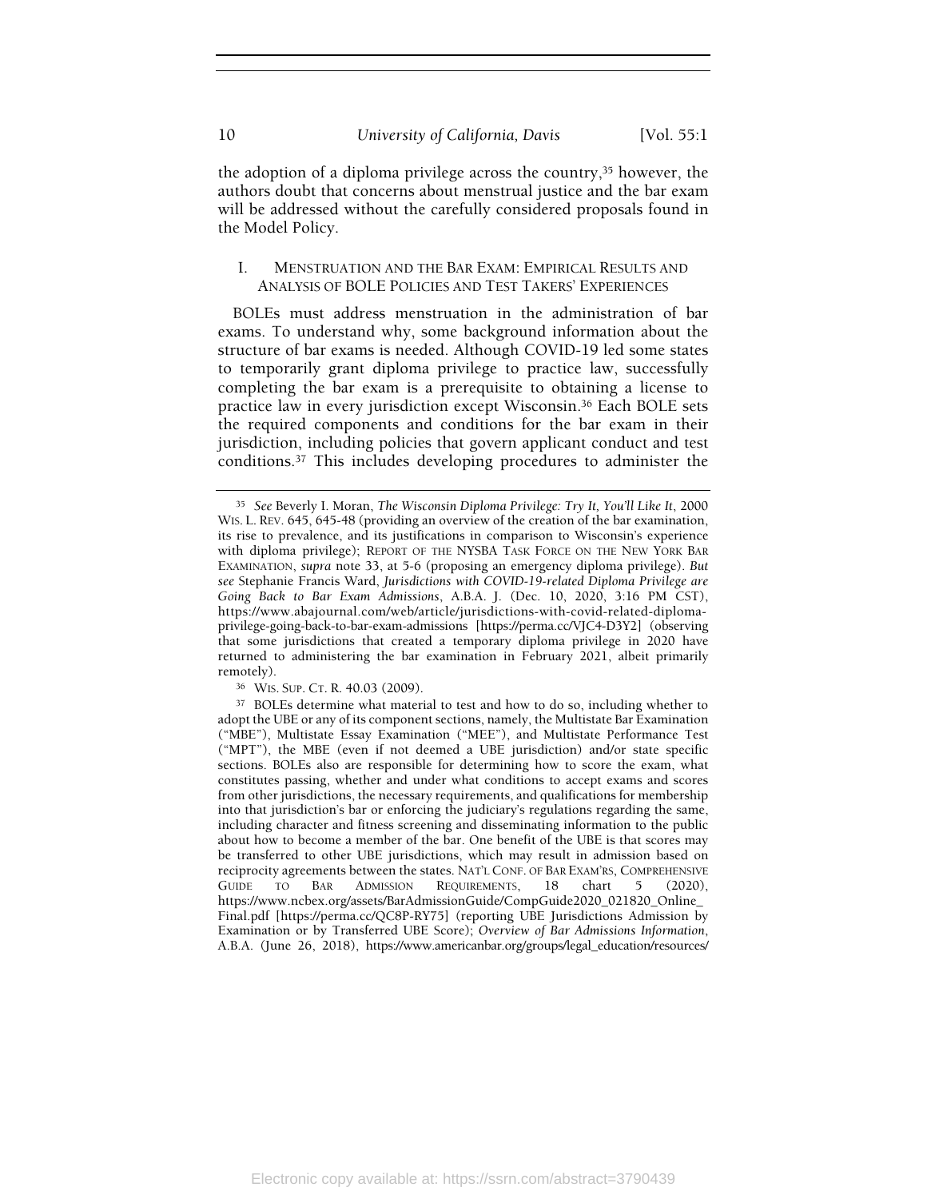the adoption of a diploma privilege across the country,[35] however, the authors doubt that concerns about menstrual justice and the bar exam will be addressed without the carefully considered proposals found in the Model Policy.

## I. MENSTRUATION AND THE BAR EXAM: EMPIRICAL RESULTS AND ANALYSIS OF BOLE POLICIES AND TEST TAKERS' EXPERIENCES

BOLEs must address menstruation in the administration of bar exams. To understand why, some background information about the structure of bar exams is needed. Although COVID-19 led some states to temporarily grant diploma privilege to practice law, successfully completing the bar exam is a prerequisite to obtaining a license to practice law in every jurisdiction except Wisconsin.[36] Each BOLE sets the required components and conditions for the bar exam in their jurisdiction, including policies that govern applicant conduct and test conditions.[37] This includes developing procedures to administer the

---

[35] *See* Beverly I. Moran, *The Wisconsin Diploma Privilege: Try It, You'll Like It*, 2000 WIS. L. REV. 645, 645-48 (providing an overview of the creation of the bar examination, its rise to prevalence, and its justifications in comparison to Wisconsin's experience with diploma privilege); REPORT OF THE NYSBA TASK FORCE ON THE NEW YORK BAR EXAMINATION, *supra* note 33, at 5-6 (proposing an emergency diploma privilege). *But see* Stephanie Francis Ward, *Jurisdictions with COVID-19-related Diploma Privilege are Going Back to Bar Exam Admissions*, A.B.A. J. (Dec. 10, 2020, 3:16 PM CST), https://www.abajournal.com/web/article/jurisdictions-with-covid-related-diploma-privilege-going-back-to-bar-exam-admissions [https://perma.cc/VJC4-D3Y2] (observing that some jurisdictions that created a temporary diploma privilege in 2020 have returned to administering the bar examination in February 2021, albeit primarily remotely).

[36] WIS. SUP. CT. R. 40.03 (2009).

[37] BOLEs determine what material to test and how to do so, including whether to adopt the UBE or any of its component sections, namely, the Multistate Bar Examination ("MBE"), Multistate Essay Examination ("MEE"), and Multistate Performance Test ("MPT"), the MBE (even if not deemed a UBE jurisdiction) and/or state specific sections. BOLEs also are responsible for determining how to score the exam, what constitutes passing, whether and under what conditions to accept exams and scores from other jurisdictions, the necessary requirements, and qualifications for membership into that jurisdiction's bar or enforcing the judiciary's regulations regarding the same, including character and fitness screening and disseminating information to the public about how to become a member of the bar. One benefit of the UBE is that scores may be transferred to other UBE jurisdictions, which may result in admission based on reciprocity agreements between the states. NAT'L CONF. OF BAR EXAM'RS, COMPREHENSIVE GUIDE TO BAR ADMISSION REQUIREMENTS, 18 chart 5 (2020), https://www.ncbex.org/assets/BarAdmissionGuide/CompGuide2020_021820_Online_Final.pdf [https://perma.cc/QC8P-RY75] (reporting UBE Jurisdictions Admission by Examination or by Transferred UBE Score); *Overview of Bar Admissions Information*, A.B.A. (June 26, 2018), https://www.americanbar.org/groups/legal_education/resources/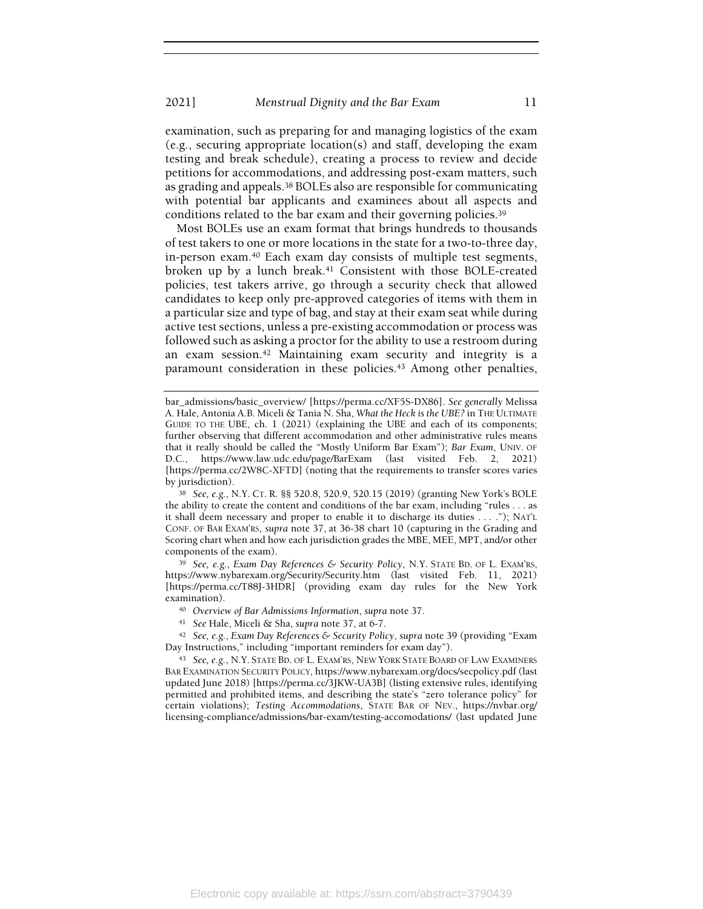examination, such as preparing for and managing logistics of the exam (e.g., securing appropriate location(s) and staff, developing the exam testing and break schedule), creating a process to review and decide petitions for accommodations, and addressing post-exam matters, such as grading and appeals.[38] BOLEs also are responsible for communicating with potential bar applicants and examinees about all aspects and conditions related to the bar exam and their governing policies.[39]

Most BOLEs use an exam format that brings hundreds to thousands of test takers to one or more locations in the state for a two-to-three day, in-person exam.[40] Each exam day consists of multiple test segments, broken up by a lunch break.[41] Consistent with those BOLE-created policies, test takers arrive, go through a security check that allowed candidates to keep only pre-approved categories of items with them in a particular size and type of bag, and stay at their exam seat while during active test sections, unless a pre-existing accommodation or process was followed such as asking a proctor for the ability to use a restroom during an exam session.[42] Maintaining exam security and integrity is a paramount consideration in these policies.[43] Among other penalties,

---

bar_admissions/basic_overview/ [https://perma.cc/XF5S-DX86]. *See generally* Melissa A. Hale, Antonia A.B. Miceli & Tania N. Sha, *What the Heck is the UBE?* in THE ULTIMATE GUIDE TO THE UBE, ch. 1 (2021) (explaining the UBE and each of its components; further observing that different accommodation and other administrative rules means that it really should be called the "Mostly Uniform Bar Exam"); *Bar Exam*, UNIV. OF D.C., https://www.law.udc.edu/page/BarExam (last visited Feb. 2, 2021) [https://perma.cc/2W8C-XFTD] (noting that the requirements to transfer scores varies by jurisdiction).

[38] *See, e.g.*, N.Y. CT. R. §§ 520.8, 520.9, 520.15 (2019) (granting New York's BOLE the ability to create the content and conditions of the bar exam, including "rules . . . as it shall deem necessary and proper to enable it to discharge its duties . . . ."); NAT'L CONF. OF BAR EXAM'RS, *supra* note 37, at 36-38 chart 10 (capturing in the Grading and Scoring chart when and how each jurisdiction grades the MBE, MEE, MPT, and/or other components of the exam).

[39] *See, e.g.*, *Exam Day References & Security Policy*, N.Y. STATE BD. OF L. EXAM'RS, https://www.nybarexam.org/Security/Security.htm (last visited Feb. 11, 2021) [https://perma.cc/T88J-3HDR] (providing exam day rules for the New York examination).

[40] *Overview of Bar Admissions Information*, *supra* note 37.

[41] *See* Hale, Miceli & Sha, *supra* note 37, at 6-7.

[42] *See, e.g.*, *Exam Day References & Security Policy*, *supra* note 39 (providing "Exam Day Instructions," including "important reminders for exam day").

[43] *See, e.g.*, N.Y. STATE BD. OF L. EXAM'RS, NEW YORK STATE BOARD OF LAW EXAMINERS BAR EXAMINATION SECURITY POLICY, https://www.nybarexam.org/docs/secpolicy.pdf (last updated June 2018) [https://perma.cc/3JKW-UA3B] (listing extensive rules, identifying permitted and prohibited items, and describing the state's "zero tolerance policy" for certain violations); *Testing Accommodations*, STATE BAR OF NEV., https://nvbar.org/licensing-compliance/admissions/bar-exam/testing-accomodations/ (last updated June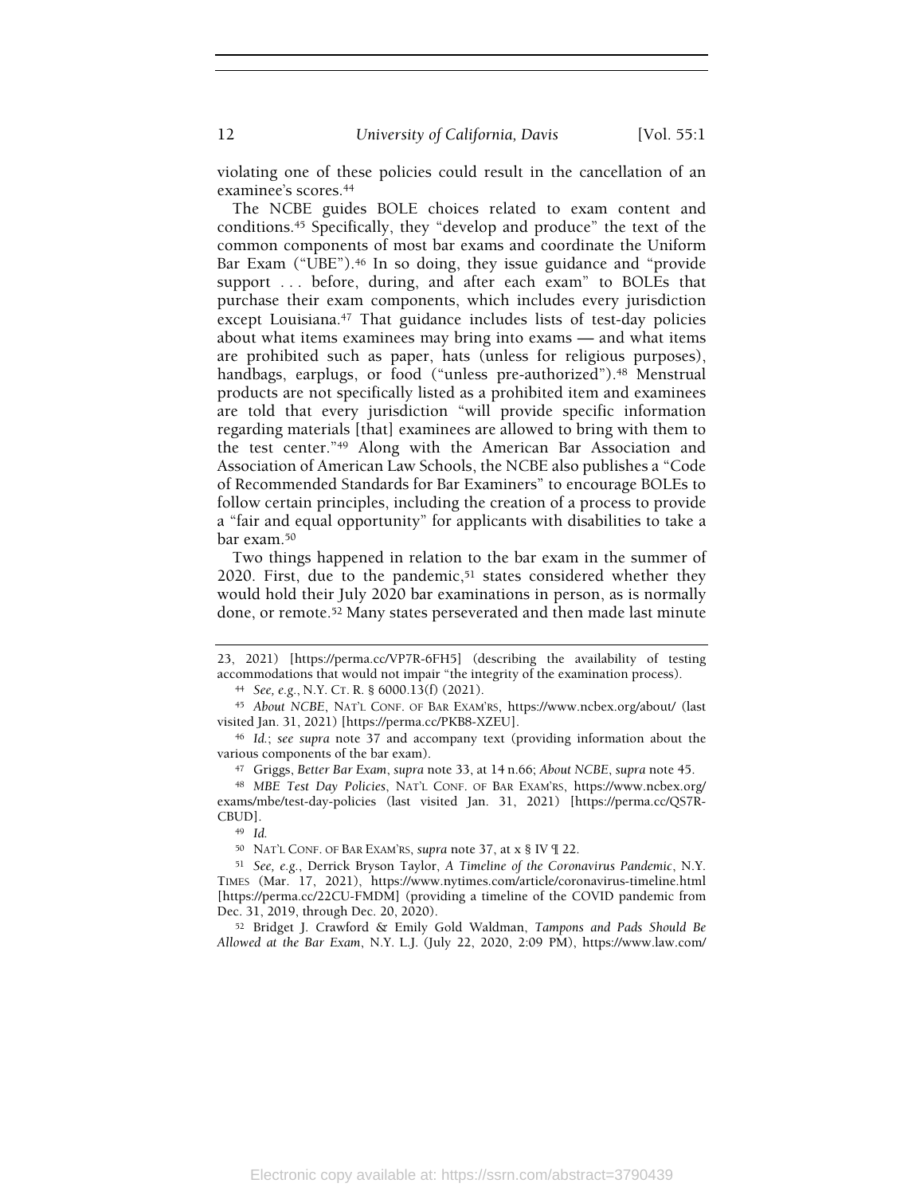violating one of these policies could result in the cancellation of an examinee's scores.[44]

The NCBE guides BOLE choices related to exam content and conditions.[45] Specifically, they "develop and produce" the text of the common components of most bar exams and coordinate the Uniform Bar Exam ("UBE").[46] In so doing, they issue guidance and "provide support . . . before, during, and after each exam" to BOLEs that purchase their exam components, which includes every jurisdiction except Louisiana.[47] That guidance includes lists of test-day policies about what items examinees may bring into exams — and what items are prohibited such as paper, hats (unless for religious purposes), handbags, earplugs, or food ("unless pre-authorized").[48] Menstrual products are not specifically listed as a prohibited item and examinees are told that every jurisdiction "will provide specific information regarding materials [that] examinees are allowed to bring with them to the test center."[49] Along with the American Bar Association and Association of American Law Schools, the NCBE also publishes a "Code of Recommended Standards for Bar Examiners" to encourage BOLEs to follow certain principles, including the creation of a process to provide a "fair and equal opportunity" for applicants with disabilities to take a bar exam.[50]

Two things happened in relation to the bar exam in the summer of 2020. First, due to the pandemic,[51] states considered whether they would hold their July 2020 bar examinations in person, as is normally done, or remote.[52] Many states perseverated and then made last minute

---

23, 2021) [https://perma.cc/VP7R-6FH5] (describing the availability of testing accommodations that would not impair "the integrity of the examination process).

[44] *See, e.g.*, N.Y. CT. R. § 6000.13(f) (2021).

[45] *About NCBE*, NAT'L CONF. OF BAR EXAM'RS, https://www.ncbex.org/about/ (last visited Jan. 31, 2021) [https://perma.cc/PKB8-XZEU].

[46] *Id.*; *see supra* note 37 and accompany text (providing information about the various components of the bar exam).

[47] Griggs, *Better Bar Exam*, *supra* note 33, at 14 n.66; *About NCBE*, *supra* note 45.

[48] *MBE Test Day Policies*, NAT'L CONF. OF BAR EXAM'RS, https://www.ncbex.org/exams/mbe/test-day-policies (last visited Jan. 31, 2021) [https://perma.cc/QS7R-CBUD].

[49] *Id.*

[50] NAT'L CONF. OF BAR EXAM'RS, *supra* note 37, at x § IV ¶ 22.

[51] *See, e.g.*, Derrick Bryson Taylor, *A Timeline of the Coronavirus Pandemic*, N.Y. TIMES (Mar. 17, 2021), https://www.nytimes.com/article/coronavirus-timeline.html [https://perma.cc/22CU-FMDM] (providing a timeline of the COVID pandemic from Dec. 31, 2019, through Dec. 20, 2020).

[52] Bridget J. Crawford & Emily Gold Waldman, *Tampons and Pads Should Be Allowed at the Bar Exam*, N.Y. L.J. (July 22, 2020, 2:09 PM), https://www.law.com/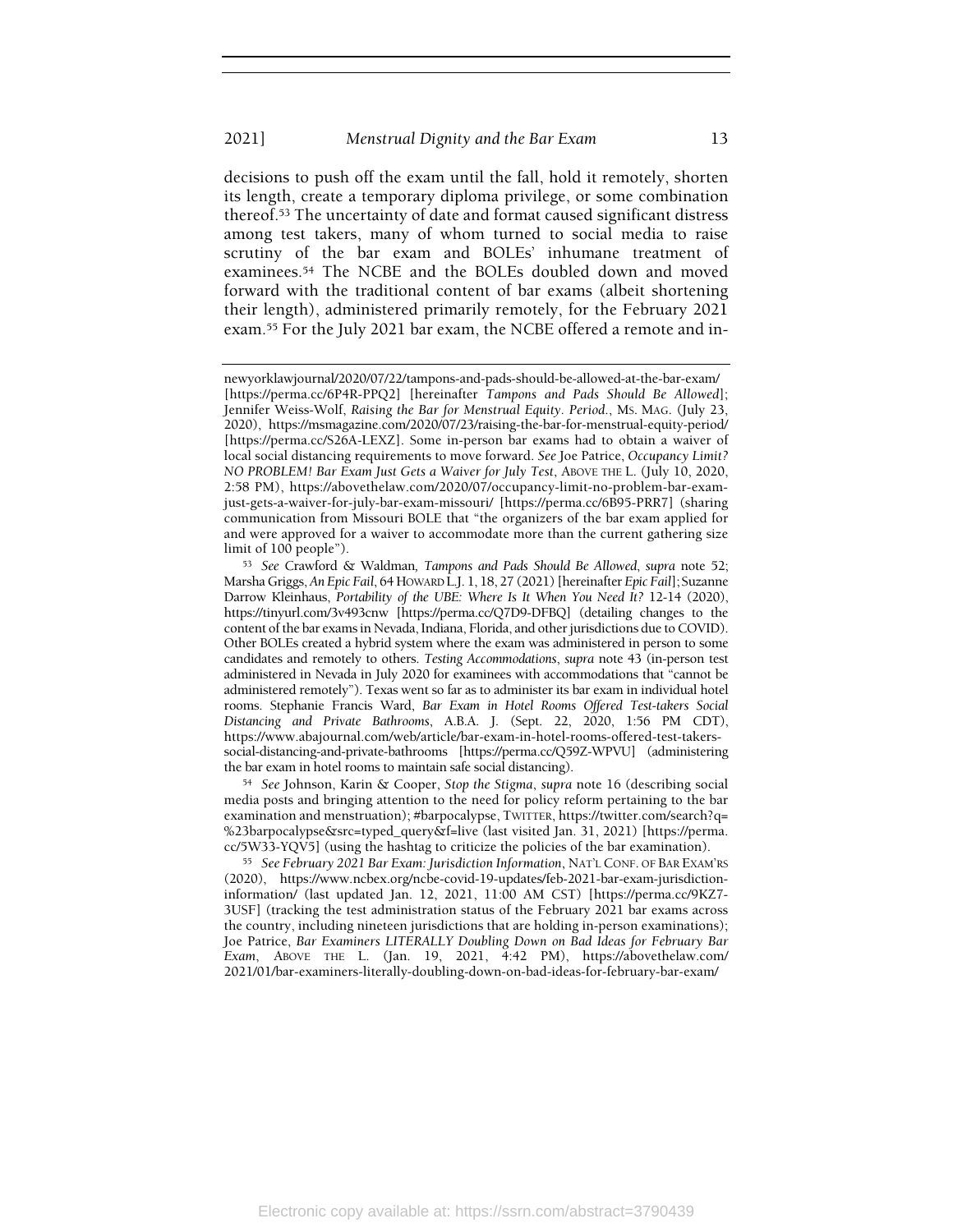decisions to push off the exam until the fall, hold it remotely, shorten its length, create a temporary diploma privilege, or some combination thereof.[53] The uncertainty of date and format caused significant distress among test takers, many of whom turned to social media to raise scrutiny of the bar exam and BOLEs' inhumane treatment of examinees.[54] The NCBE and the BOLEs doubled down and moved forward with the traditional content of bar exams (albeit shortening their length), administered primarily remotely, for the February 2021 exam.[55] For the July 2021 bar exam, the NCBE offered a remote and in-

---

newyorklawjournal/2020/07/22/tampons-and-pads-should-be-allowed-at-the-bar-exam/ [https://perma.cc/6P4R-PPQ2] [hereinafter *Tampons and Pads Should Be Allowed*]; Jennifer Weiss-Wolf, *Raising the Bar for Menstrual Equity. Period.*, MS. MAG. (July 23, 2020), https://msmagazine.com/2020/07/23/raising-the-bar-for-menstrual-equity-period/ [https://perma.cc/S26A-LEXZ]. Some in-person bar exams had to obtain a waiver of local social distancing requirements to move forward. *See* Joe Patrice, *Occupancy Limit? NO PROBLEM! Bar Exam Just Gets a Waiver for July Test*, ABOVE THE L. (July 10, 2020, 2:58 PM), https://abovethelaw.com/2020/07/occupancy-limit-no-problem-bar-exam-just-gets-a-waiver-for-july-bar-exam-missouri/ [https://perma.cc/6B95-PRR7] (sharing communication from Missouri BOLE that "the organizers of the bar exam applied for and were approved for a waiver to accommodate more than the current gathering size limit of 100 people").

[53] *See* Crawford & Waldman, *Tampons and Pads Should Be Allowed*, *supra* note 52; Marsha Griggs, *An Epic Fail*, 64 HOWARD L.J. 1, 18, 27 (2021) [hereinafter *Epic Fail*]; Suzanne Darrow Kleinhaus, *Portability of the UBE: Where Is It When You Need It?* 12-14 (2020), https://tinyurl.com/3v493cnw [https://perma.cc/Q7D9-DFBQ] (detailing changes to the content of the bar exams in Nevada, Indiana, Florida, and other jurisdictions due to COVID). Other BOLEs created a hybrid system where the exam was administered in person to some candidates and remotely to others. *Testing Accommodations*, *supra* note 43 (in-person test administered in Nevada in July 2020 for examinees with accommodations that "cannot be administered remotely"). Texas went so far as to administer its bar exam in individual hotel rooms. Stephanie Francis Ward, *Bar Exam in Hotel Rooms Offered Test-takers Social Distancing and Private Bathrooms*, A.B.A. J. (Sept. 22, 2020, 1:56 PM CDT), https://www.abajournal.com/web/article/bar-exam-in-hotel-rooms-offered-test-takers-social-distancing-and-private-bathrooms [https://perma.cc/Q59Z-WPVU] (administering the bar exam in hotel rooms to maintain safe social distancing).

[54] *See* Johnson, Karin & Cooper, *Stop the Stigma*, *supra* note 16 (describing social media posts and bringing attention to the need for policy reform pertaining to the bar examination and menstruation); #barpocalypse, TWITTER, https://twitter.com/search?q=%23barpocalypse&src=typed_query&f=live (last visited Jan. 31, 2021) [https://perma.cc/5W33-YQV5] (using the hashtag to criticize the policies of the bar examination).

[55] *See February 2021 Bar Exam: Jurisdiction Information*, NAT'L CONF. OF BAR EXAM'RS (2020), https://www.ncbex.org/ncbe-covid-19-updates/feb-2021-bar-exam-jurisdiction-information/ (last updated Jan. 12, 2021, 11:00 AM CST) [https://perma.cc/9KZ7-3USF] (tracking the test administration status of the February 2021 bar exams across the country, including nineteen jurisdictions that are holding in-person examinations); Joe Patrice, *Bar Examiners LITERALLY Doubling Down on Bad Ideas for February Bar Exam*, ABOVE THE L. (Jan. 19, 2021, 4:42 PM), https://abovethelaw.com/2021/01/bar-examiners-literally-doubling-down-on-bad-ideas-for-february-bar-exam/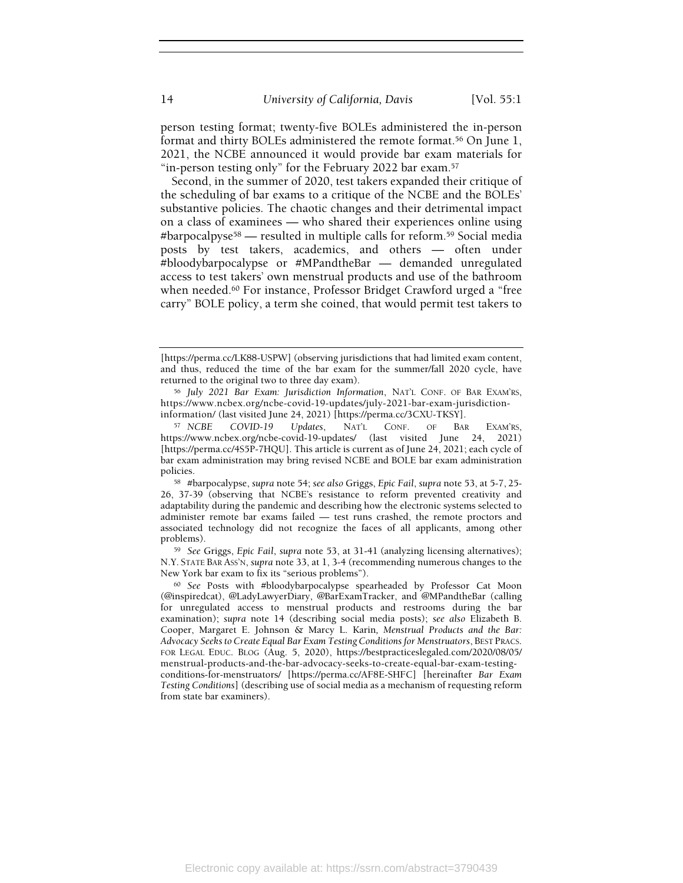person testing format; twenty-five BOLEs administered the in-person format and thirty BOLEs administered the remote format.[56] On June 1, 2021, the NCBE announced it would provide bar exam materials for "in-person testing only" for the February 2022 bar exam.[57]

Second, in the summer of 2020, test takers expanded their critique of the scheduling of bar exams to a critique of the NCBE and the BOLEs' substantive policies. The chaotic changes and their detrimental impact on a class of examinees — who shared their experiences online using #barpocalpyse[58] — resulted in multiple calls for reform.[59] Social media posts by test takers, academics, and others — often under #bloodybarpocalypse or #MPandtheBar — demanded unregulated access to test takers' own menstrual products and use of the bathroom when needed.[60] For instance, Professor Bridget Crawford urged a "free carry" BOLE policy, a term she coined, that would permit test takers to

---

[https://perma.cc/LK88-USPW] (observing jurisdictions that had limited exam content, and thus, reduced the time of the bar exam for the summer/fall 2020 cycle, have returned to the original two to three day exam).

[56] *July 2021 Bar Exam: Jurisdiction Information*, NAT'L CONF. OF BAR EXAM'RS, https://www.ncbex.org/ncbe-covid-19-updates/july-2021-bar-exam-jurisdiction-information/ (last visited June 24, 2021) [https://perma.cc/3CXU-TKSY].

[57] *NCBE COVID-19 Updates*, NAT'L CONF. OF BAR EXAM'RS, https://www.ncbex.org/ncbe-covid-19-updates/ (last visited June 24, 2021) [https://perma.cc/4S5P-7HQU]. This article is current as of June 24, 2021; each cycle of bar exam administration may bring revised NCBE and BOLE bar exam administration policies.

[58] #barpocalypse, *supra* note 54; *see also* Griggs, *Epic Fail*, *supra* note 53, at 5-7, 25-26, 37-39 (observing that NCBE's resistance to reform prevented creativity and adaptability during the pandemic and describing how the electronic systems selected to administer remote bar exams failed — test runs crashed, the remote proctors and associated technology did not recognize the faces of all applicants, among other problems).

[59] *See* Griggs, *Epic Fail*, *supra* note 53, at 31-41 (analyzing licensing alternatives); N.Y. STATE BAR ASS'N, *supra* note 33, at 1, 3-4 (recommending numerous changes to the New York bar exam to fix its "serious problems").

[60] *See* Posts with #bloodybarpocalypse spearheaded by Professor Cat Moon (@inspiredcat), @LadyLawyerDiary, @BarExamTracker, and @MPandtheBar (calling for unregulated access to menstrual products and restrooms during the bar examination); *supra* note 14 (describing social media posts); *see also* Elizabeth B. Cooper, Margaret E. Johnson & Marcy L. Karin, *Menstrual Products and the Bar: Advocacy Seeks to Create Equal Bar Exam Testing Conditions for Menstruators*, BEST PRACS. FOR LEGAL EDUC. BLOG (Aug. 5, 2020), https://bestpracticeslegaled.com/2020/08/05/menstrual-products-and-the-bar-advocacy-seeks-to-create-equal-bar-exam-testing-conditions-for-menstruators/ [https://perma.cc/AF8E-SHFC] [hereinafter *Bar Exam Testing Conditions*] (describing use of social media as a mechanism of requesting reform from state bar examiners).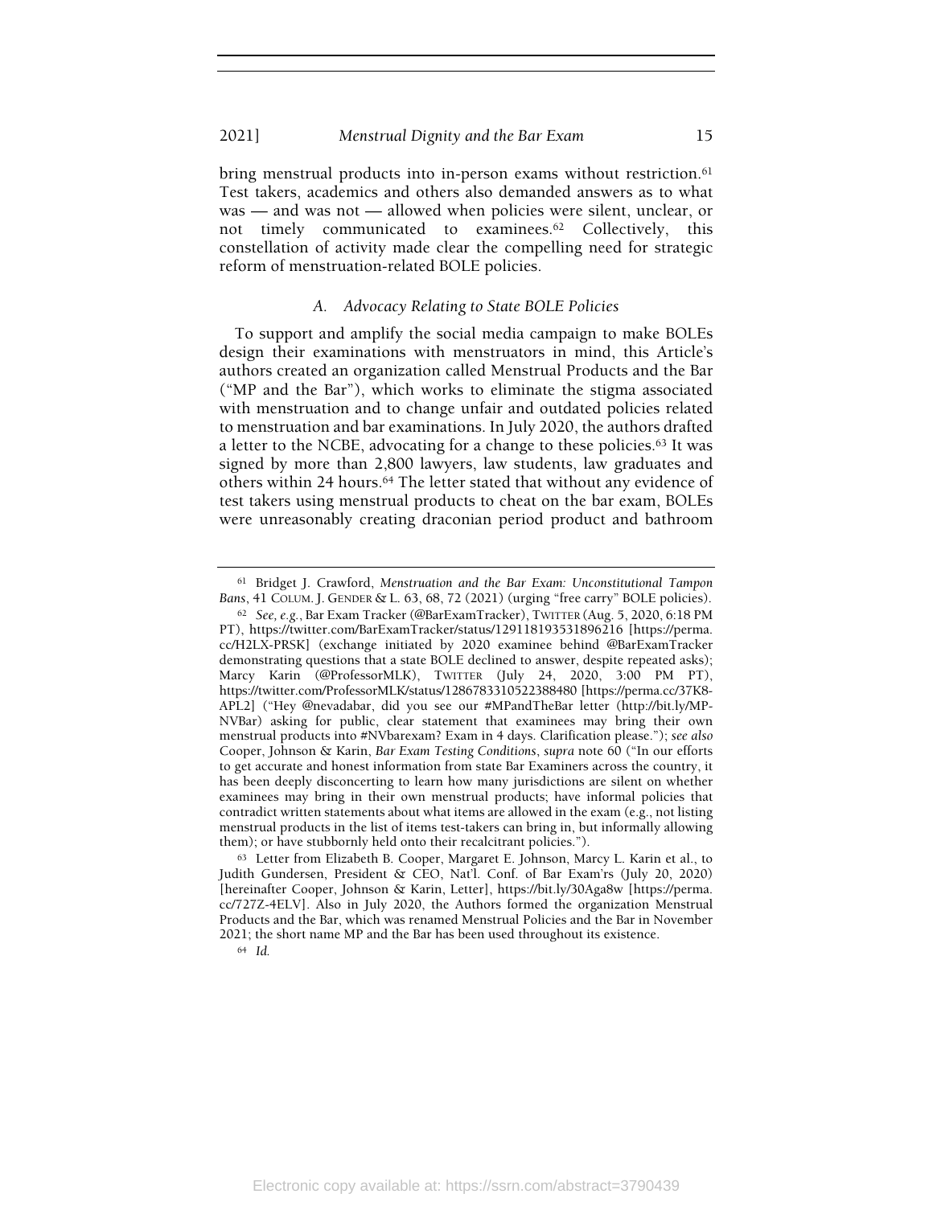bring menstrual products into in-person exams without restriction.[61] Test takers, academics and others also demanded answers as to what was — and was not — allowed when policies were silent, unclear, or not timely communicated to examinees.[62] Collectively, this constellation of activity made clear the compelling need for strategic reform of menstruation-related BOLE policies.

### A. *Advocacy Relating to State BOLE Policies*

To support and amplify the social media campaign to make BOLEs design their examinations with menstruators in mind, this Article's authors created an organization called Menstrual Products and the Bar ("MP and the Bar"), which works to eliminate the stigma associated with menstruation and to change unfair and outdated policies related to menstruation and bar examinations. In July 2020, the authors drafted a letter to the NCBE, advocating for a change to these policies.[63] It was signed by more than 2,800 lawyers, law students, law graduates and others within 24 hours.[64] The letter stated that without any evidence of test takers using menstrual products to cheat on the bar exam, BOLEs were unreasonably creating draconian period product and bathroom

---

[61] Bridget J. Crawford, *Menstruation and the Bar Exam: Unconstitutional Tampon Bans*, 41 COLUM. J. GENDER & L. 63, 68, 72 (2021) (urging "free carry" BOLE policies).

[62] *See, e.g.*, Bar Exam Tracker (@BarExamTracker), TWITTER (Aug. 5, 2020, 6:18 PM PT), https://twitter.com/BarExamTracker/status/1291181935318962​16 [https://perma.cc/H2LX-PRSK] (exchange initiated by 2020 examinee behind @BarExamTracker demonstrating questions that a state BOLE declined to answer, despite repeated asks); Marcy Karin (@ProfessorMLK), TWITTER (July 24, 2020, 3:00 PM PT), https://twitter.com/ProfessorMLK/status/1286783310522388480 [https://perma.cc/37K8-APL2] ("Hey @nevadabar, did you see our #MPandTheBar letter (http://bit.ly/MP-NVBar) asking for public, clear statement that examinees may bring their own menstrual products into #NVbarexam? Exam in 4 days. Clarification please."); *see also* Cooper, Johnson & Karin, *Bar Exam Testing Conditions*, *supra* note 60 ("In our efforts to get accurate and honest information from state Bar Examiners across the country, it has been deeply disconcerting to learn how many jurisdictions are silent on whether examinees may bring in their own menstrual products; have informal policies that contradict written statements about what items are allowed in the exam (e.g., not listing menstrual products in the list of items test-takers can bring in, but informally allowing them); or have stubbornly held onto their recalcitrant policies.").

[63] Letter from Elizabeth B. Cooper, Margaret E. Johnson, Marcy L. Karin et al., to Judith Gundersen, President & CEO, Nat'l. Conf. of Bar Exam'rs (July 20, 2020) [hereinafter Cooper, Johnson & Karin, Letter], https://bit.ly/30Aga8w [https://perma.cc/727Z-4ELV]. Also in July 2020, the Authors formed the organization Menstrual Products and the Bar, which was renamed Menstrual Policies and the Bar in November 2021; the short name MP and the Bar has been used throughout its existence.

[64] *Id.*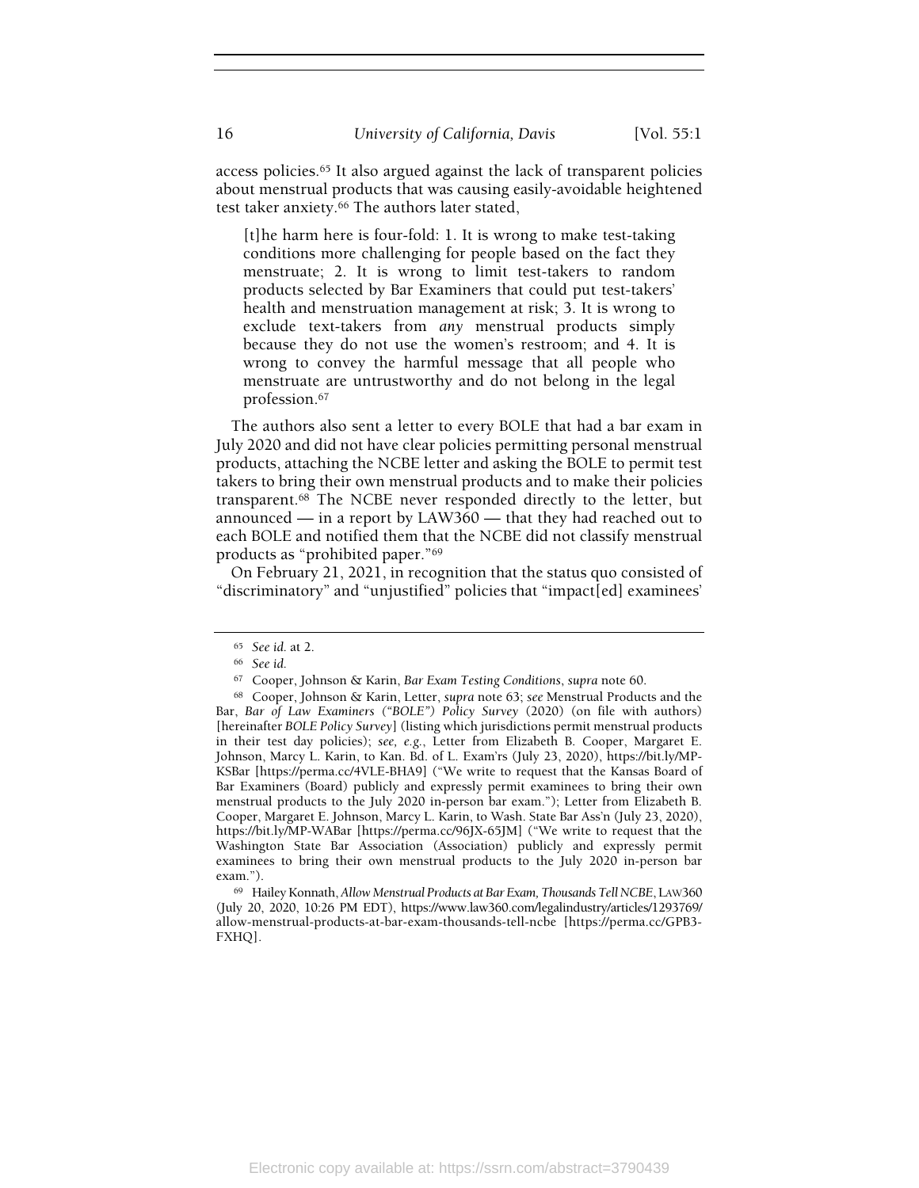access policies.[65] It also argued against the lack of transparent policies about menstrual products that was causing easily-avoidable heightened test taker anxiety.[66] The authors later stated,

> [t]he harm here is four-fold: 1. It is wrong to make test-taking conditions more challenging for people based on the fact they menstruate; 2. It is wrong to limit test-takers to random products selected by Bar Examiners that could put test-takers' health and menstruation management at risk; 3. It is wrong to exclude text-takers from *any* menstrual products simply because they do not use the women's restroom; and 4. It is wrong to convey the harmful message that all people who menstruate are untrustworthy and do not belong in the legal profession.[67]

The authors also sent a letter to every BOLE that had a bar exam in July 2020 and did not have clear policies permitting personal menstrual products, attaching the NCBE letter and asking the BOLE to permit test takers to bring their own menstrual products and to make their policies transparent.[68] The NCBE never responded directly to the letter, but announced — in a report by LAW360 — that they had reached out to each BOLE and notified them that the NCBE did not classify menstrual products as "prohibited paper."[69]

On February 21, 2021, in recognition that the status quo consisted of "discriminatory" and "unjustified" policies that "impact[ed] examinees'

---

[65] *See id.* at 2.

[66] *See id.*

[67] Cooper, Johnson & Karin, *Bar Exam Testing Conditions*, *supra* note 60.

[68] Cooper, Johnson & Karin, Letter, *supra* note 63; *see* Menstrual Products and the Bar, *Bar of Law Examiners ("BOLE") Policy Survey* (2020) (on file with authors) [hereinafter *BOLE Policy Survey*] (listing which jurisdictions permit menstrual products in their test day policies); *see, e.g.*, Letter from Elizabeth B. Cooper, Margaret E. Johnson, Marcy L. Karin, to Kan. Bd. of L. Exam'rs (July 23, 2020), https://bit.ly/MP-KSBar [https://perma.cc/4VLE-BHA9] ("We write to request that the Kansas Board of Bar Examiners (Board) publicly and expressly permit examinees to bring their own menstrual products to the July 2020 in-person bar exam."); Letter from Elizabeth B. Cooper, Margaret E. Johnson, Marcy L. Karin, to Wash. State Bar Ass'n (July 23, 2020), https://bit.ly/MP-WABar [https://perma.cc/96JX-65JM] ("We write to request that the Washington State Bar Association (Association) publicly and expressly permit examinees to bring their own menstrual products to the July 2020 in-person bar exam.").

[69] Hailey Konnath, *Allow Menstrual Products at Bar Exam, Thousands Tell NCBE*, LAW360 (July 20, 2020, 10:26 PM EDT), https://www.law360.com/legalindustry/articles/1293769/allow-menstrual-products-at-bar-exam-thousands-tell-ncbe [https://perma.cc/GPB3-FXHQ].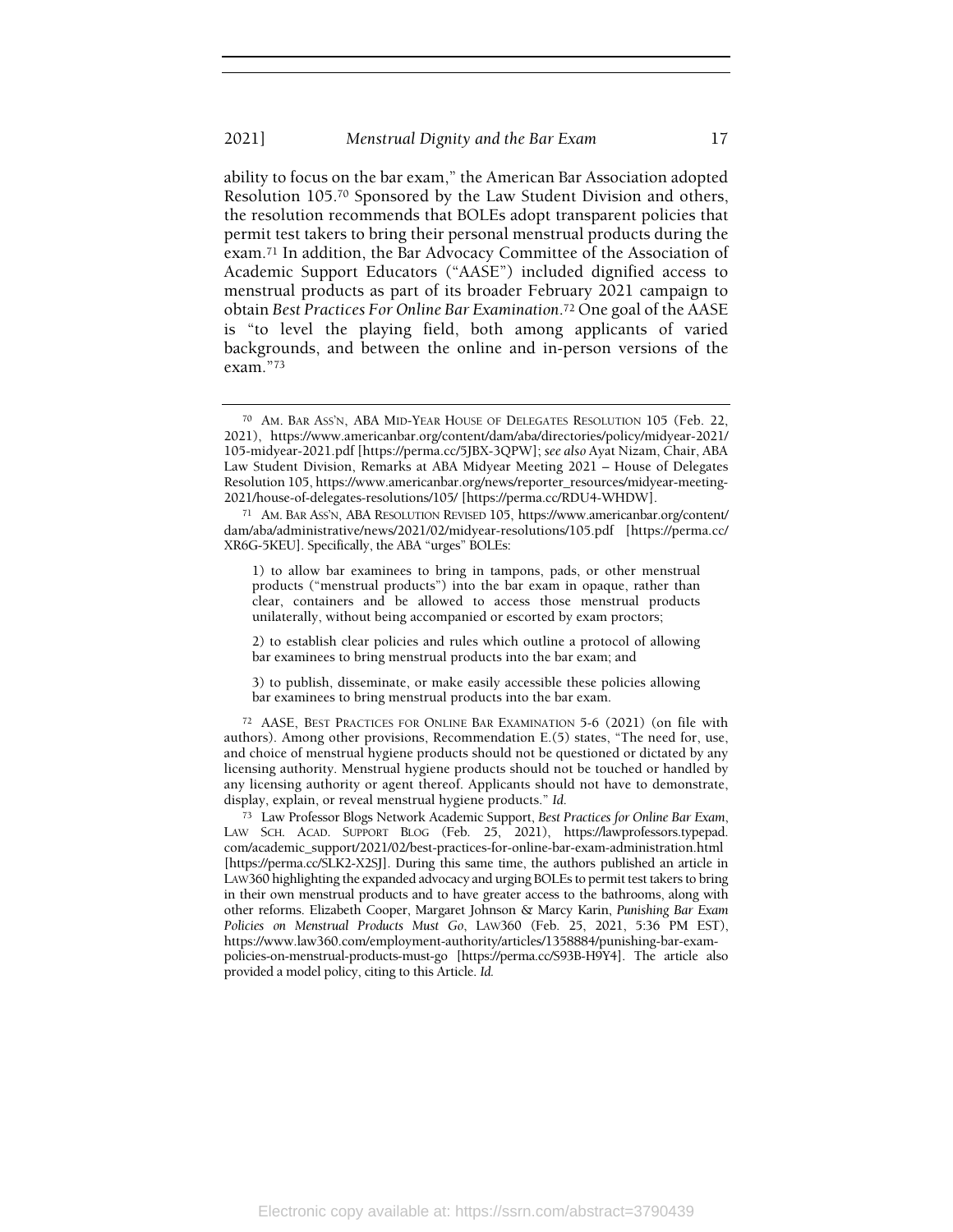ability to focus on the bar exam," the American Bar Association adopted Resolution 105.[70] Sponsored by the Law Student Division and others, the resolution recommends that BOLEs adopt transparent policies that permit test takers to bring their personal menstrual products during the exam.[71] In addition, the Bar Advocacy Committee of the Association of Academic Support Educators ("AASE") included dignified access to menstrual products as part of its broader February 2021 campaign to obtain *Best Practices For Online Bar Examination*.[72] One goal of the AASE is "to level the playing field, both among applicants of varied backgrounds, and between the online and in-person versions of the exam."[73]

---

[70] AM. BAR ASS'N, ABA MID-YEAR HOUSE OF DELEGATES RESOLUTION 105 (Feb. 22, 2021), https://www.americanbar.org/content/dam/aba/directories/policy/midyear-2021/105-midyear-2021.pdf [https://perma.cc/5JBX-3QPW]; *see also* Ayat Nizam, Chair, ABA Law Student Division, Remarks at ABA Midyear Meeting 2021 – House of Delegates Resolution 105, https://www.americanbar.org/news/reporter_resources/midyear-meeting-2021/house-of-delegates-resolutions/105/ [https://perma.cc/RDU4-WHDW].

[71] AM. BAR ASS'N, ABA RESOLUTION REVISED 105, https://www.americanbar.org/content/dam/aba/administrative/news/2021/02/midyear-resolutions/105.pdf [https://perma.cc/XR6G-5KEU]. Specifically, the ABA "urges" BOLEs:

> 1) to allow bar examinees to bring in tampons, pads, or other menstrual products ("menstrual products") into the bar exam in opaque, rather than clear, containers and be allowed to access those menstrual products unilaterally, without being accompanied or escorted by exam proctors;
>
> 2) to establish clear policies and rules which outline a protocol of allowing bar examinees to bring menstrual products into the bar exam; and
>
> 3) to publish, disseminate, or make easily accessible these policies allowing bar examinees to bring menstrual products into the bar exam.

[72] AASE, BEST PRACTICES FOR ONLINE BAR EXAMINATION 5-6 (2021) (on file with authors). Among other provisions, Recommendation E.(5) states, "The need for, use, and choice of menstrual hygiene products should not be questioned or dictated by any licensing authority. Menstrual hygiene products should not be touched or handled by any licensing authority or agent thereof. Applicants should not have to demonstrate, display, explain, or reveal menstrual hygiene products." *Id.*

[73] Law Professor Blogs Network Academic Support, *Best Practices for Online Bar Exam*, LAW SCH. ACAD. SUPPORT BLOG (Feb. 25, 2021), https://lawprofessors.typepad.com/academic_support/2021/02/best-practices-for-online-bar-exam-administration.html [https://perma.cc/SLK2-X2SJ]. During this same time, the authors published an article in LAW360 highlighting the expanded advocacy and urging BOLEs to permit test takers to bring in their own menstrual products and to have greater access to the bathrooms, along with other reforms. Elizabeth Cooper, Margaret Johnson & Marcy Karin, *Punishing Bar Exam Policies on Menstrual Products Must Go*, LAW360 (Feb. 25, 2021, 5:36 PM EST), https://www.law360.com/employment-authority/articles/1358884/punishing-bar-exam-policies-on-menstrual-products-must-go [https://perma.cc/S93B-H9Y4]. The article also provided a model policy, citing to this Article. *Id.*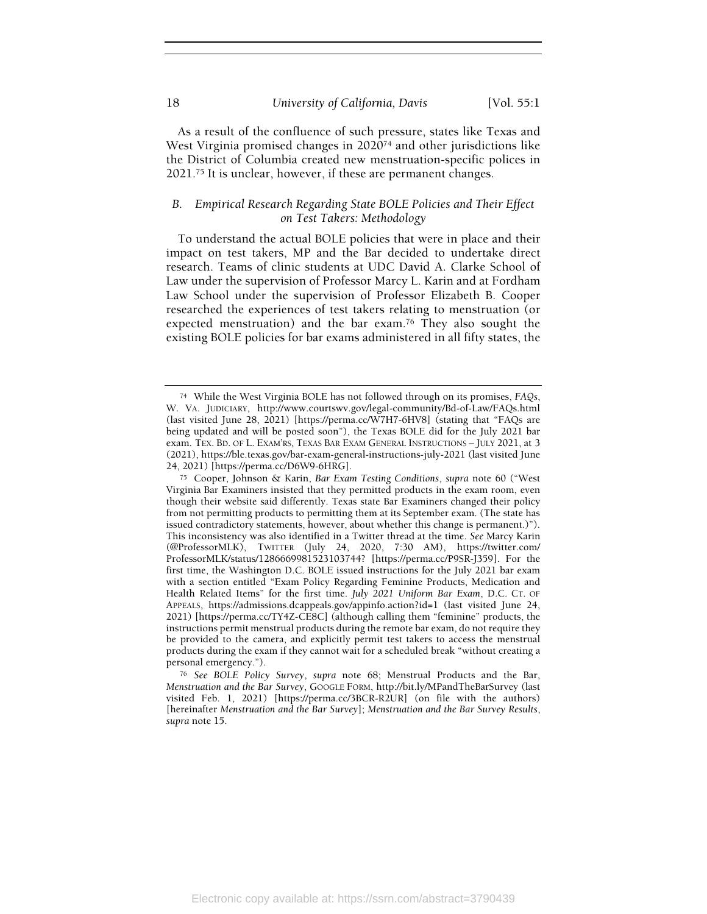As a result of the confluence of such pressure, states like Texas and West Virginia promised changes in 2020[74] and other jurisdictions like the District of Columbia created new menstruation-specific polices in 2021.[75] It is unclear, however, if these are permanent changes.

### *B. Empirical Research Regarding State BOLE Policies and Their Effect on Test Takers: Methodology*

To understand the actual BOLE policies that were in place and their impact on test takers, MP and the Bar decided to undertake direct research. Teams of clinic students at UDC David A. Clarke School of Law under the supervision of Professor Marcy L. Karin and at Fordham Law School under the supervision of Professor Elizabeth B. Cooper researched the experiences of test takers relating to menstruation (or expected menstruation) and the bar exam.[76] They also sought the existing BOLE policies for bar exams administered in all fifty states, the

---

[74] While the West Virginia BOLE has not followed through on its promises, *FAQs*, W. VA. JUDICIARY, http://www.courtswv.gov/legal-community/Bd-of-Law/FAQs.html (last visited June 28, 2021) [https://perma.cc/W7H7-6HV8] (stating that "FAQs are being updated and will be posted soon"), the Texas BOLE did for the July 2021 bar exam. TEX. BD. OF L. EXAM'RS, TEXAS BAR EXAM GENERAL INSTRUCTIONS – JULY 2021, at 3 (2021), https://ble.texas.gov/bar-exam-general-instructions-july-2021 (last visited June 24, 2021) [https://perma.cc/D6W9-6HRG].

[75] Cooper, Johnson & Karin, *Bar Exam Testing Conditions*, *supra* note 60 ("West Virginia Bar Examiners insisted that they permitted products in the exam room, even though their website said differently. Texas state Bar Examiners changed their policy from not permitting products to permitting them at its September exam. (The state has issued contradictory statements, however, about whether this change is permanent.)"). This inconsistency was also identified in a Twitter thread at the time. *See* Marcy Karin (@ProfessorMLK), TWITTER (July 24, 2020, 7:30 AM), https://twitter.com/ProfessorMLK/status/1286669981523103744? [https://perma.cc/P9SR-J359]. For the first time, the Washington D.C. BOLE issued instructions for the July 2021 bar exam with a section entitled "Exam Policy Regarding Feminine Products, Medication and Health Related Items" for the first time. *July 2021 Uniform Bar Exam*, D.C. CT. OF APPEALS, https://admissions.dcappeals.gov/appinfo.action?id=1 (last visited June 24, 2021) [https://perma.cc/TY4Z-CE8C] (although calling them "feminine" products, the instructions permit menstrual products during the remote bar exam, do not require they be provided to the camera, and explicitly permit test takers to access the menstrual products during the exam if they cannot wait for a scheduled break "without creating a personal emergency.").

[76] *See BOLE Policy Survey*, *supra* note 68; Menstrual Products and the Bar, *Menstruation and the Bar Survey*, GOOGLE FORM, http://bit.ly/MPandTheBarSurvey (last visited Feb. 1, 2021) [https://perma.cc/3BCR-R2UR] (on file with the authors) [hereinafter *Menstruation and the Bar Survey*]; *Menstruation and the Bar Survey Results*, *supra* note 15.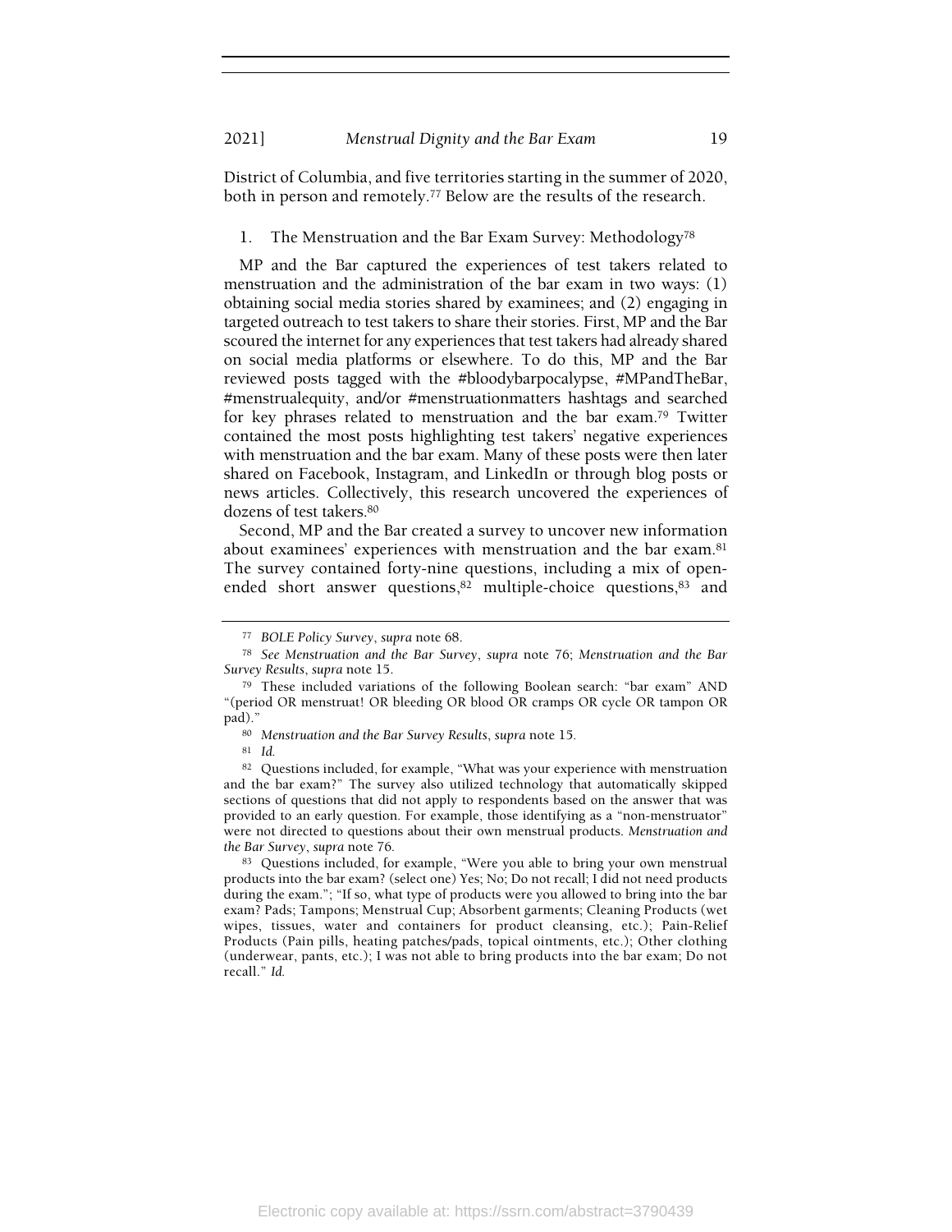District of Columbia, and five territories starting in the summer of 2020, both in person and remotely.[77] Below are the results of the research.

### 1. The Menstruation and the Bar Exam Survey: Methodology[78]

MP and the Bar captured the experiences of test takers related to menstruation and the administration of the bar exam in two ways: (1) obtaining social media stories shared by examinees; and (2) engaging in targeted outreach to test takers to share their stories. First, MP and the Bar scoured the internet for any experiences that test takers had already shared on social media platforms or elsewhere. To do this, MP and the Bar reviewed posts tagged with the #bloodybarpocalypse, #MPandTheBar, #menstrualequity, and/or #menstruationmatters hashtags and searched for key phrases related to menstruation and the bar exam.[79] Twitter contained the most posts highlighting test takers' negative experiences with menstruation and the bar exam. Many of these posts were then later shared on Facebook, Instagram, and LinkedIn or through blog posts or news articles. Collectively, this research uncovered the experiences of dozens of test takers.[80]

Second, MP and the Bar created a survey to uncover new information about examinees' experiences with menstruation and the bar exam.[81] The survey contained forty-nine questions, including a mix of open-ended short answer questions,[82] multiple-choice questions,[83] and

---

[77] *BOLE Policy Survey*, *supra* note 68.

[78] *See Menstruation and the Bar Survey*, *supra* note 76; *Menstruation and the Bar Survey Results*, *supra* note 15.

[79] These included variations of the following Boolean search: "bar exam" AND "(period OR menstruat! OR bleeding OR blood OR cramps OR cycle OR tampon OR pad)."

[80] *Menstruation and the Bar Survey Results*, *supra* note 15.

[81] *Id.*

[82] Questions included, for example, "What was your experience with menstruation and the bar exam?" The survey also utilized technology that automatically skipped sections of questions that did not apply to respondents based on the answer that was provided to an early question. For example, those identifying as a "non-menstruator" were not directed to questions about their own menstrual products. *Menstruation and the Bar Survey*, *supra* note 76.

[83] Questions included, for example, "Were you able to bring your own menstrual products into the bar exam? (select one) Yes; No; Do not recall; I did not need products during the exam."; "If so, what type of products were you allowed to bring into the bar exam? Pads; Tampons; Menstrual Cup; Absorbent garments; Cleaning Products (wet wipes, tissues, water and containers for product cleansing, etc.); Pain-Relief Products (Pain pills, heating patches/pads, topical ointments, etc.); Other clothing (underwear, pants, etc.); I was not able to bring products into the bar exam; Do not recall." *Id.*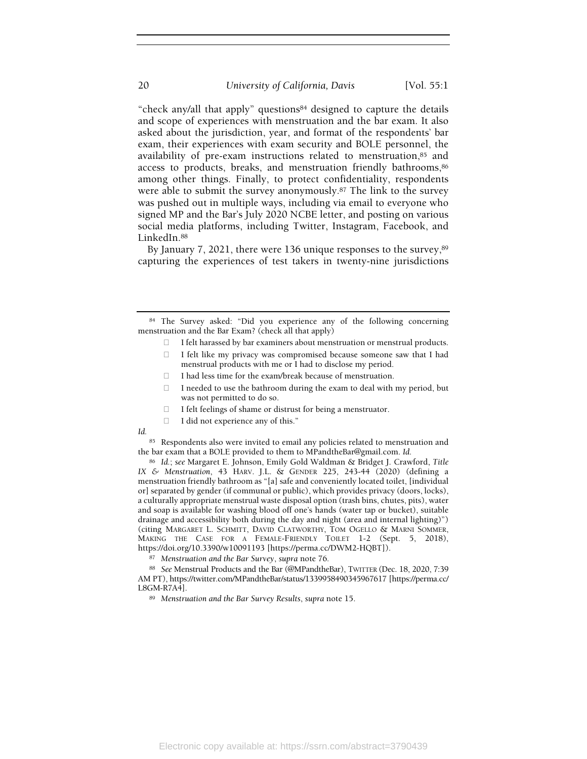"check any/all that apply" questions[84] designed to capture the details and scope of experiences with menstruation and the bar exam. It also asked about the jurisdiction, year, and format of the respondents' bar exam, their experiences with exam security and BOLE personnel, the availability of pre-exam instructions related to menstruation,[85] and access to products, breaks, and menstruation friendly bathrooms,[86] among other things. Finally, to protect confidentiality, respondents were able to submit the survey anonymously.[87] The link to the survey was pushed out in multiple ways, including via email to everyone who signed MP and the Bar's July 2020 NCBE letter, and posting on various social media platforms, including Twitter, Instagram, Facebook, and LinkedIn.[88]

By January 7, 2021, there were 136 unique responses to the survey,[89] capturing the experiences of test takers in twenty-nine jurisdictions

---

[84] The Survey asked: "Did you experience any of the following concerning menstruation and the Bar Exam? (check all that apply)

- ☐ I felt harassed by bar examiners about menstruation or menstrual products.
- ☐ I felt like my privacy was compromised because someone saw that I had menstrual products with me or I had to disclose my period.
- ☐ I had less time for the exam/break because of menstruation.
- ☐ I needed to use the bathroom during the exam to deal with my period, but was not permitted to do so.
- ☐ I felt feelings of shame or distrust for being a menstruator.
- ☐ I did not experience any of this."

*Id.*

[85] Respondents also were invited to email any policies related to menstruation and the bar exam that a BOLE provided to them to MPandtheBar@gmail.com. *Id.*

[86] *Id.*; *see* Margaret E. Johnson, Emily Gold Waldman & Bridget J. Crawford, *Title IX & Menstruation*, 43 HARV. J.L. & GENDER 225, 243-44 (2020) (defining a menstruation friendly bathroom as "[a] safe and conveniently located toilet, [individual or] separated by gender (if communal or public), which provides privacy (doors, locks), a culturally appropriate menstrual waste disposal option (trash bins, chutes, pits), water and soap is available for washing blood off one's hands (water tap or bucket), suitable drainage and accessibility both during the day and night (area and internal lighting)") (citing MARGARET L. SCHMITT, DAVID CLATWORTHY, TOM OGELLO & MARNI SOMMER, MAKING THE CASE FOR A FEMALE-FRIENDLY TOILET 1-2 (Sept. 5, 2018), https://doi.org/10.3390/w10091193 [https://perma.cc/DWM2-HQBT]).

[87] *Menstruation and the Bar Survey*, *supra* note 76.

[88] *See* Menstrual Products and the Bar (@MPandtheBar), TWITTER (Dec. 18, 2020, 7:39 AM PT), https://twitter.com/MPandtheBar/status/1339958490345967617 [https://perma.cc/L8GM-R7A4].

[89] *Menstruation and the Bar Survey Results*, *supra* note 15.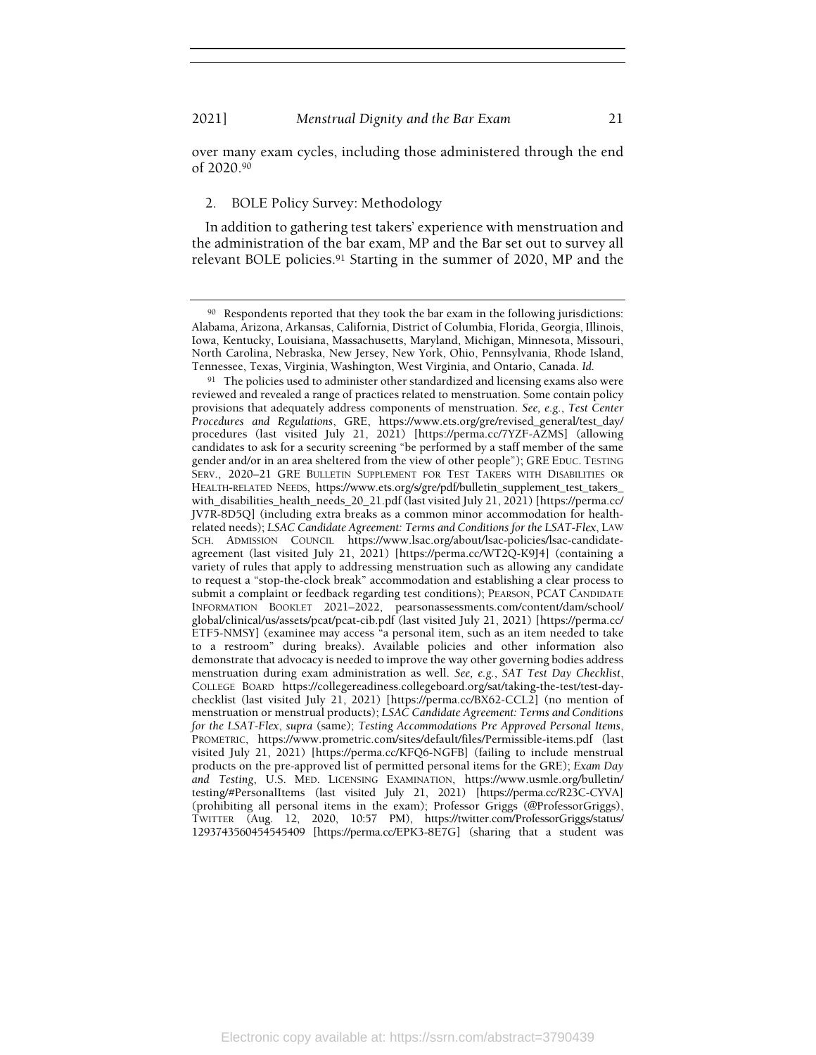over many exam cycles, including those administered through the end of 2020.[90]

2. BOLE Policy Survey: Methodology

In addition to gathering test takers' experience with menstruation and the administration of the bar exam, MP and the Bar set out to survey all relevant BOLE policies.[91] Starting in the summer of 2020, MP and the

---

[90] Respondents reported that they took the bar exam in the following jurisdictions: Alabama, Arizona, Arkansas, California, District of Columbia, Florida, Georgia, Illinois, Iowa, Kentucky, Louisiana, Massachusetts, Maryland, Michigan, Minnesota, Missouri, North Carolina, Nebraska, New Jersey, New York, Ohio, Pennsylvania, Rhode Island, Tennessee, Texas, Virginia, Washington, West Virginia, and Ontario, Canada. *Id.*

[91] The policies used to administer other standardized and licensing exams also were reviewed and revealed a range of practices related to menstruation. Some contain policy provisions that adequately address components of menstruation. *See, e.g.*, *Test Center Procedures and Regulations*, GRE, https://www.ets.org/gre/revised_general/test_day/procedures (last visited July 21, 2021) [https://perma.cc/7YZF-AZMS] (allowing candidates to ask for a security screening "be performed by a staff member of the same gender and/or in an area sheltered from the view of other people"); GRE EDUC. TESTING SERV., 2020–21 GRE BULLETIN SUPPLEMENT FOR TEST TAKERS WITH DISABILITIES OR HEALTH-RELATED NEEDS, https://www.ets.org/s/gre/pdf/bulletin_supplement_test_takers_with_disabilities_health_needs_20_21.pdf (last visited July 21, 2021) [https://perma.cc/JV7R-8D5Q] (including extra breaks as a common minor accommodation for health-related needs); *LSAC Candidate Agreement: Terms and Conditions for the LSAT-Flex*, LAW SCH. ADMISSION COUNCIL https://www.lsac.org/about/lsac-policies/lsac-candidate-agreement (last visited July 21, 2021) [https://perma.cc/WT2Q-K9J4] (containing a variety of rules that apply to addressing menstruation such as allowing any candidate to request a "stop-the-clock break" accommodation and establishing a clear process to submit a complaint or feedback regarding test conditions); PEARSON, PCAT CANDIDATE INFORMATION BOOKLET 2021–2022, pearsonassessments.com/content/dam/school/global/clinical/us/assets/pcat/pcat-cib.pdf (last visited July 21, 2021) [https://perma.cc/ETF5-NMSY] (examinee may access "a personal item, such as an item needed to take to a restroom" during breaks). Available policies and other information also demonstrate that advocacy is needed to improve the way other governing bodies address menstruation during exam administration as well. *See, e.g.*, *SAT Test Day Checklist*, COLLEGE BOARD https://collegereadiness.collegeboard.org/sat/taking-the-test/test-day-checklist (last visited July 21, 2021) [https://perma.cc/BX62-CCL2] (no mention of menstruation or menstrual products); *LSAC Candidate Agreement: Terms and Conditions for the LSAT-Flex*, *supra* (same); *Testing Accommodations Pre Approved Personal Items*, PROMETRIC, https://www.prometric.com/sites/default/files/Permissible-items.pdf (last visited July 21, 2021) [https://perma.cc/KFQ6-NGFB] (failing to include menstrual products on the pre-approved list of permitted personal items for the GRE); *Exam Day and Testing*, U.S. MED. LICENSING EXAMINATION, https://www.usmle.org/bulletin/testing/#PersonalItems (last visited July 21, 2021) [https://perma.cc/R23C-CYVA] (prohibiting all personal items in the exam); Professor Griggs (@ProfessorGriggs), TWITTER (Aug. 12, 2020, 10:57 PM), https://twitter.com/ProfessorGriggs/status/1293743560454545409 [https://perma.cc/EPK3-8E7G] (sharing that a student was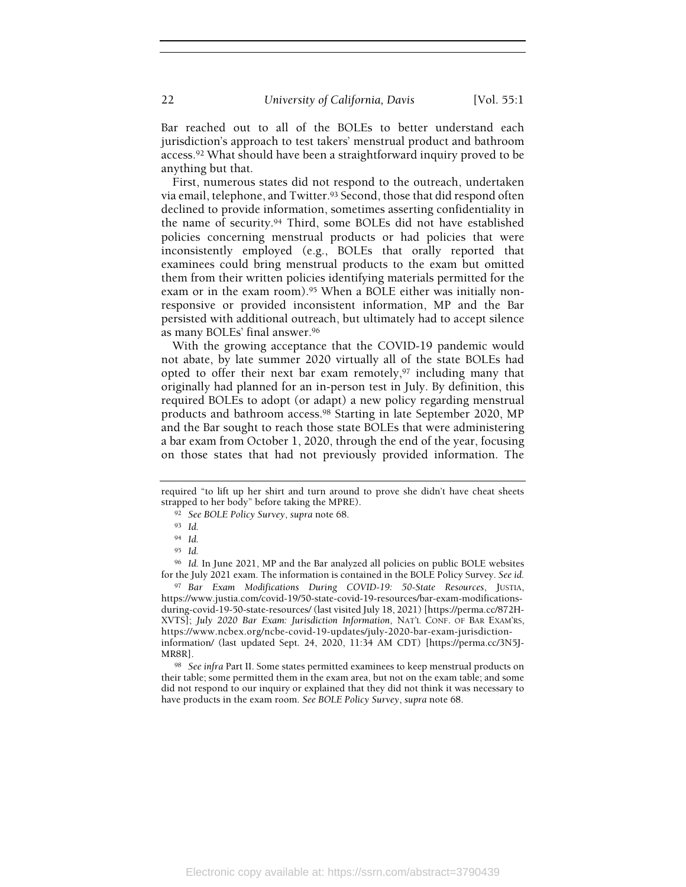Bar reached out to all of the BOLEs to better understand each jurisdiction's approach to test takers' menstrual product and bathroom access.[92] What should have been a straightforward inquiry proved to be anything but that.

First, numerous states did not respond to the outreach, undertaken via email, telephone, and Twitter.[93] Second, those that did respond often declined to provide information, sometimes asserting confidentiality in the name of security.[94] Third, some BOLEs did not have established policies concerning menstrual products or had policies that were inconsistently employed (e.g., BOLEs that orally reported that examinees could bring menstrual products to the exam but omitted them from their written policies identifying materials permitted for the exam or in the exam room).[95] When a BOLE either was initially non-responsive or provided inconsistent information, MP and the Bar persisted with additional outreach, but ultimately had to accept silence as many BOLEs' final answer.[96]

With the growing acceptance that the COVID-19 pandemic would not abate, by late summer 2020 virtually all of the state BOLEs had opted to offer their next bar exam remotely,[97] including many that originally had planned for an in-person test in July. By definition, this required BOLEs to adopt (or adapt) a new policy regarding menstrual products and bathroom access.[98] Starting in late September 2020, MP and the Bar sought to reach those state BOLEs that were administering a bar exam from October 1, 2020, through the end of the year, focusing on those states that had not previously provided information. The

---

required "to lift up her shirt and turn around to prove she didn't have cheat sheets strapped to her body" before taking the MPRE).

[92] *See BOLE Policy Survey*, *supra* note 68.

[93] *Id.*

[94] *Id.*

[95] *Id.*

[96] *Id.* In June 2021, MP and the Bar analyzed all policies on public BOLE websites for the July 2021 exam. The information is contained in the BOLE Policy Survey. *See id.*

[97] *Bar Exam Modifications During COVID-19: 50-State Resources*, JUSTIA, https://www.justia.com/covid-19/50-state-covid-19-resources/bar-exam-modifications-during-covid-19-50-state-resources/ (last visited July 18, 2021) [https://perma.cc/872H-XVTS]; *July 2020 Bar Exam: Jurisdiction Information*, NAT'L CONF. OF BAR EXAM'RS, https://www.ncbex.org/ncbe-covid-19-updates/july-2020-bar-exam-jurisdiction-information/ (last updated Sept. 24, 2020, 11:34 AM CDT) [https://perma.cc/3N5J-MR8R].

[98] *See infra* Part II. Some states permitted examinees to keep menstrual products on their table; some permitted them in the exam area, but not on the exam table; and some did not respond to our inquiry or explained that they did not think it was necessary to have products in the exam room. *See BOLE Policy Survey*, *supra* note 68.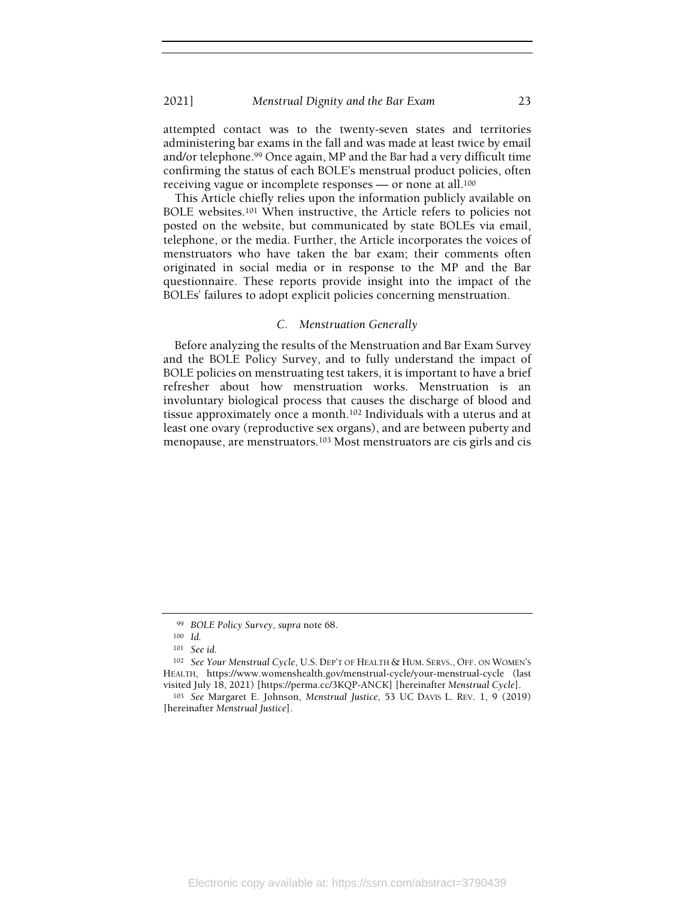attempted contact was to the twenty-seven states and territories administering bar exams in the fall and was made at least twice by email and/or telephone.[99] Once again, MP and the Bar had a very difficult time confirming the status of each BOLE's menstrual product policies, often receiving vague or incomplete responses — or none at all.[100]

This Article chiefly relies upon the information publicly available on BOLE websites.[101] When instructive, the Article refers to policies not posted on the website, but communicated by state BOLEs via email, telephone, or the media. Further, the Article incorporates the voices of menstruators who have taken the bar exam; their comments often originated in social media or in response to the MP and the Bar questionnaire. These reports provide insight into the impact of the BOLEs' failures to adopt explicit policies concerning menstruation.

### *C. Menstruation Generally*

Before analyzing the results of the Menstruation and Bar Exam Survey and the BOLE Policy Survey, and to fully understand the impact of BOLE policies on menstruating test takers, it is important to have a brief refresher about how menstruation works. Menstruation is an involuntary biological process that causes the discharge of blood and tissue approximately once a month.[102] Individuals with a uterus and at least one ovary (reproductive sex organs), and are between puberty and menopause, are menstruators.[103] Most menstruators are cis girls and cis

---

[99] *BOLE Policy Survey*, *supra* note 68.

[100] *Id.*

[101] *See id.*

[102] *See Your Menstrual Cycle*, U.S. DEP'T OF HEALTH & HUM. SERVS., OFF. ON WOMEN'S HEALTH, https://www.womenshealth.gov/menstrual-cycle/your-menstrual-cycle (last visited July 18, 2021) [https://perma.cc/3KQP-ANCK] [hereinafter *Menstrual Cycle*].

[103] *See* Margaret E. Johnson, *Menstrual Justice*, 53 UC DAVIS L. REV. 1, 9 (2019) [hereinafter *Menstrual Justice*].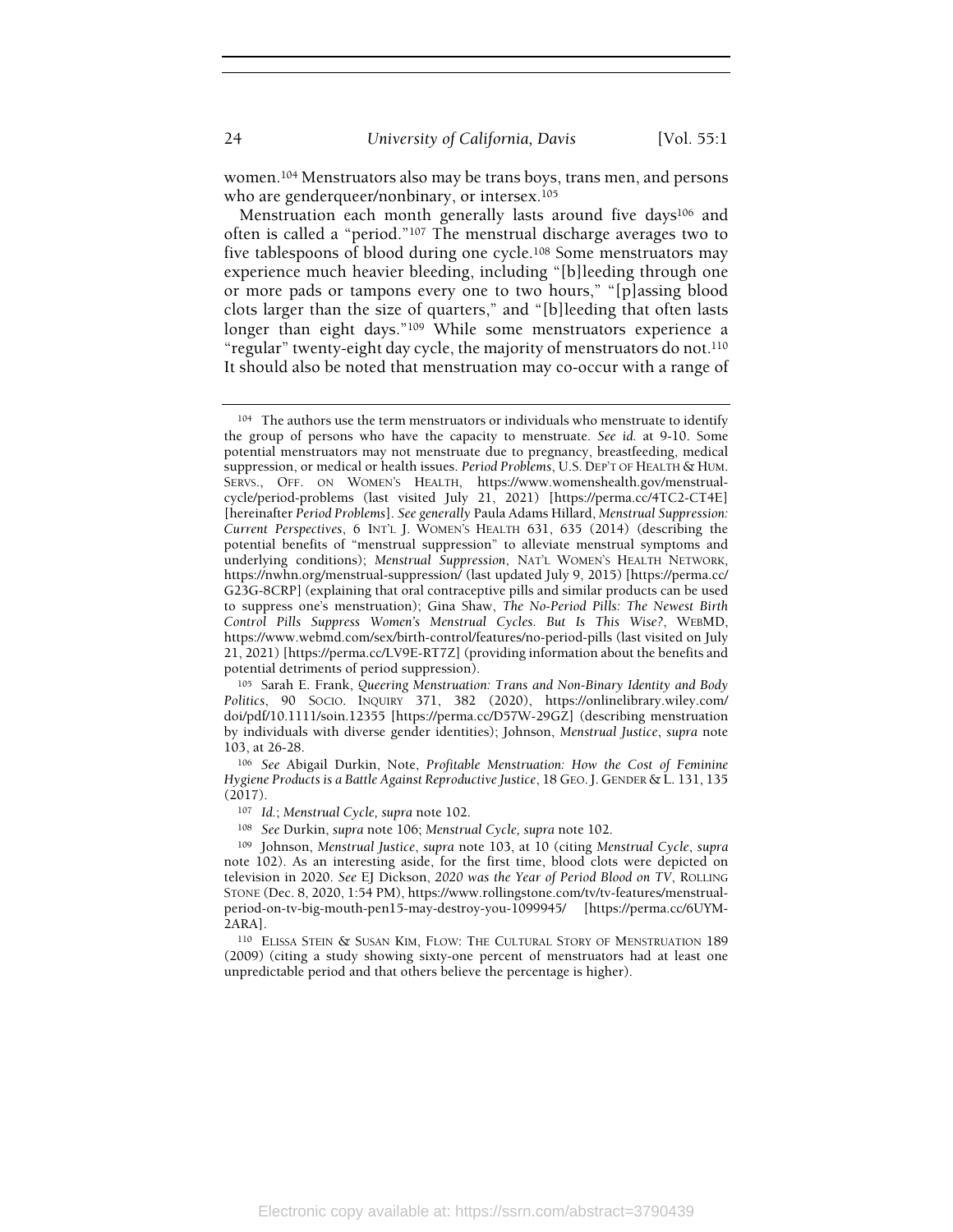women.[104] Menstruators also may be trans boys, trans men, and persons who are genderqueer/nonbinary, or intersex.[105]

Menstruation each month generally lasts around five days[106] and often is called a "period."[107] The menstrual discharge averages two to five tablespoons of blood during one cycle.[108] Some menstruators may experience much heavier bleeding, including "[b]leeding through one or more pads or tampons every one to two hours," "[p]assing blood clots larger than the size of quarters," and "[b]leeding that often lasts longer than eight days."[109] While some menstruators experience a "regular" twenty-eight day cycle, the majority of menstruators do not.[110] It should also be noted that menstruation may co-occur with a range of

---

[104] The authors use the term menstruators or individuals who menstruate to identify the group of persons who have the capacity to menstruate. *See id.* at 9-10. Some potential menstruators may not menstruate due to pregnancy, breastfeeding, medical suppression, or medical or health issues. *Period Problems*, U.S. DEP'T OF HEALTH & HUM. SERVS., OFF. ON WOMEN'S HEALTH, https://www.womenshealth.gov/menstrual-cycle/period-problems (last visited July 21, 2021) [https://perma.cc/4TC2-CT4E] [hereinafter *Period Problems*]. *See generally* Paula Adams Hillard, *Menstrual Suppression: Current Perspectives*, 6 INT'L J. WOMEN'S HEALTH 631, 635 (2014) (describing the potential benefits of "menstrual suppression" to alleviate menstrual symptoms and underlying conditions); *Menstrual Suppression*, NAT'L WOMEN'S HEALTH NETWORK, https://nwhn.org/menstrual-suppression/ (last updated July 9, 2015) [https://perma.cc/G23G-8CRP] (explaining that oral contraceptive pills and similar products can be used to suppress one's menstruation); Gina Shaw, *The No-Period Pills: The Newest Birth Control Pills Suppress Women's Menstrual Cycles. But Is This Wise?*, WEBMD, https://www.webmd.com/sex/birth-control/features/no-period-pills (last visited on July 21, 2021) [https://perma.cc/LV9E-RT7Z] (providing information about the benefits and potential detriments of period suppression).

[105] Sarah E. Frank, *Queering Menstruation: Trans and Non-Binary Identity and Body Politics*, 90 SOCIO. INQUIRY 371, 382 (2020), https://onlinelibrary.wiley.com/doi/pdf/10.1111/soin.12355 [https://perma.cc/D57W-29GZ] (describing menstruation by individuals with diverse gender identities); Johnson, *Menstrual Justice*, *supra* note 103, at 26-28.

[106] *See* Abigail Durkin, Note, *Profitable Menstruation: How the Cost of Feminine Hygiene Products is a Battle Against Reproductive Justice*, 18 GEO. J. GENDER & L. 131, 135 (2017).

[107] *Id.*; *Menstrual Cycle, supra* note 102.

[108] *See* Durkin, *supra* note 106; *Menstrual Cycle, supra* note 102.

[109] Johnson, *Menstrual Justice*, *supra* note 103, at 10 (citing *Menstrual Cycle*, *supra* note 102). As an interesting aside, for the first time, blood clots were depicted on television in 2020. *See* EJ Dickson, *2020 was the Year of Period Blood on TV*, ROLLING STONE (Dec. 8, 2020, 1:54 PM), https://www.rollingstone.com/tv/tv-features/menstrual-period-on-tv-big-mouth-pen15-may-destroy-you-1099945/ [https://perma.cc/6UYM-2ARA].

[110] ELISSA STEIN & SUSAN KIM, FLOW: THE CULTURAL STORY OF MENSTRUATION 189 (2009) (citing a study showing sixty-one percent of menstruators had at least one unpredictable period and that others believe the percentage is higher).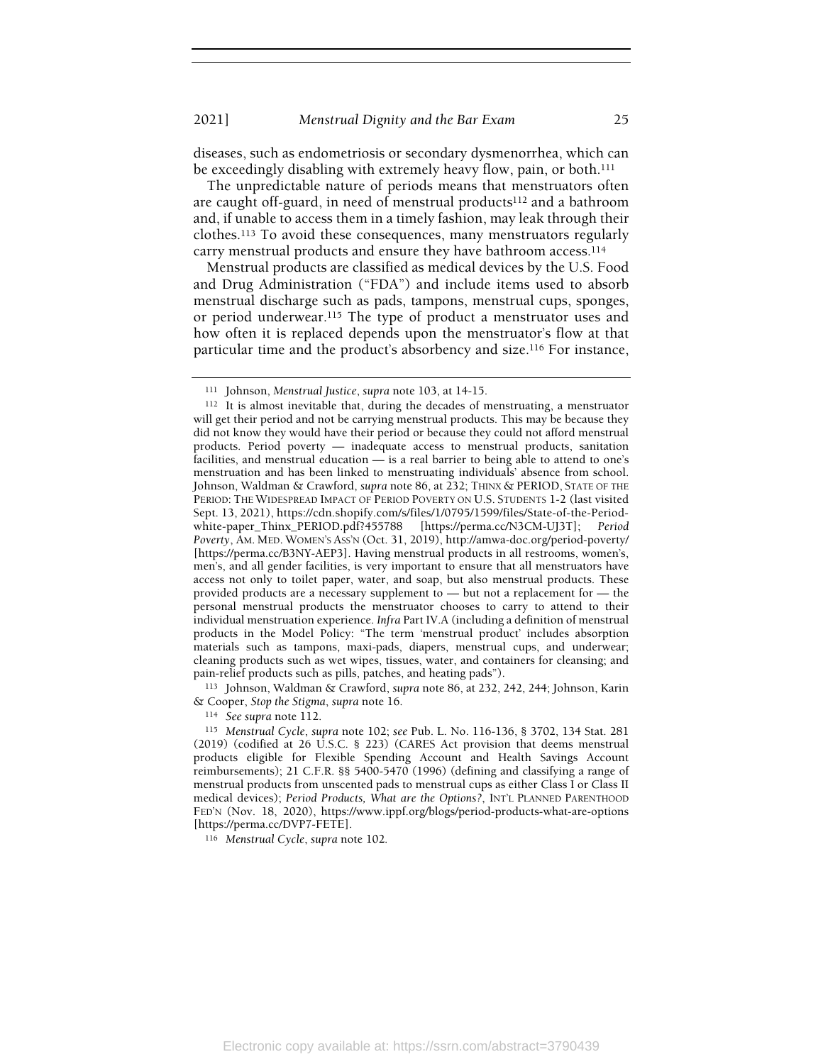diseases, such as endometriosis or secondary dysmenorrhea, which can be exceedingly disabling with extremely heavy flow, pain, or both.[111]

The unpredictable nature of periods means that menstruators often are caught off-guard, in need of menstrual products[112] and a bathroom and, if unable to access them in a timely fashion, may leak through their clothes.[113] To avoid these consequences, many menstruators regularly carry menstrual products and ensure they have bathroom access.[114]

Menstrual products are classified as medical devices by the U.S. Food and Drug Administration ("FDA") and include items used to absorb menstrual discharge such as pads, tampons, menstrual cups, sponges, or period underwear.[115] The type of product a menstruator uses and how often it is replaced depends upon the menstruator's flow at that particular time and the product's absorbency and size.[116] For instance,

---

[111] Johnson, *Menstrual Justice*, *supra* note 103, at 14-15.

[112] It is almost inevitable that, during the decades of menstruating, a menstruator will get their period and not be carrying menstrual products. This may be because they did not know they would have their period or because they could not afford menstrual products. Period poverty — inadequate access to menstrual products, sanitation facilities, and menstrual education — is a real barrier to being able to attend to one's menstruation and has been linked to menstruating individuals' absence from school. Johnson, Waldman & Crawford, *supra* note 86, at 232; THINX & PERIOD, STATE OF THE PERIOD: THE WIDESPREAD IMPACT OF PERIOD POVERTY ON U.S. STUDENTS 1-2 (last visited Sept. 13, 2021), https://cdn.shopify.com/s/files/1/0795/1599/files/State-of-the-Period-white-paper_Thinx_PERIOD.pdf?455788 [https://perma.cc/N3CM-UJ3T]; *Period Poverty*, AM. MED. WOMEN'S ASS'N (Oct. 31, 2019), http://amwa-doc.org/period-poverty/ [https://perma.cc/B3NY-AEP3]. Having menstrual products in all restrooms, women's, men's, and all gender facilities, is very important to ensure that all menstruators have access not only to toilet paper, water, and soap, but also menstrual products. These provided products are a necessary supplement to — but not a replacement for — the personal menstrual products the menstruator chooses to carry to attend to their individual menstruation experience. *Infra* Part IV.A (including a definition of menstrual products in the Model Policy: "The term 'menstrual product' includes absorption materials such as tampons, maxi-pads, diapers, menstrual cups, and underwear; cleaning products such as wet wipes, tissues, water, and containers for cleansing; and pain-relief products such as pills, patches, and heating pads").

[113] Johnson, Waldman & Crawford, *supra* note 86, at 232, 242, 244; Johnson, Karin & Cooper, *Stop the Stigma*, *supra* note 16.

[114] *See supra* note 112.

[115] *Menstrual Cycle*, *supra* note 102; *see* Pub. L. No. 116-136, § 3702, 134 Stat. 281 (2019) (codified at 26 U.S.C. § 223) (CARES Act provision that deems menstrual products eligible for Flexible Spending Account and Health Savings Account reimbursements); 21 C.F.R. §§ 5400-5470 (1996) (defining and classifying a range of menstrual products from unscented pads to menstrual cups as either Class I or Class II medical devices); *Period Products, What are the Options?*, INT'L PLANNED PARENTHOOD FED'N (Nov. 18, 2020), https://www.ippf.org/blogs/period-products-what-are-options [https://perma.cc/DVP7-FETE].

[116] *Menstrual Cycle*, *supra* note 102.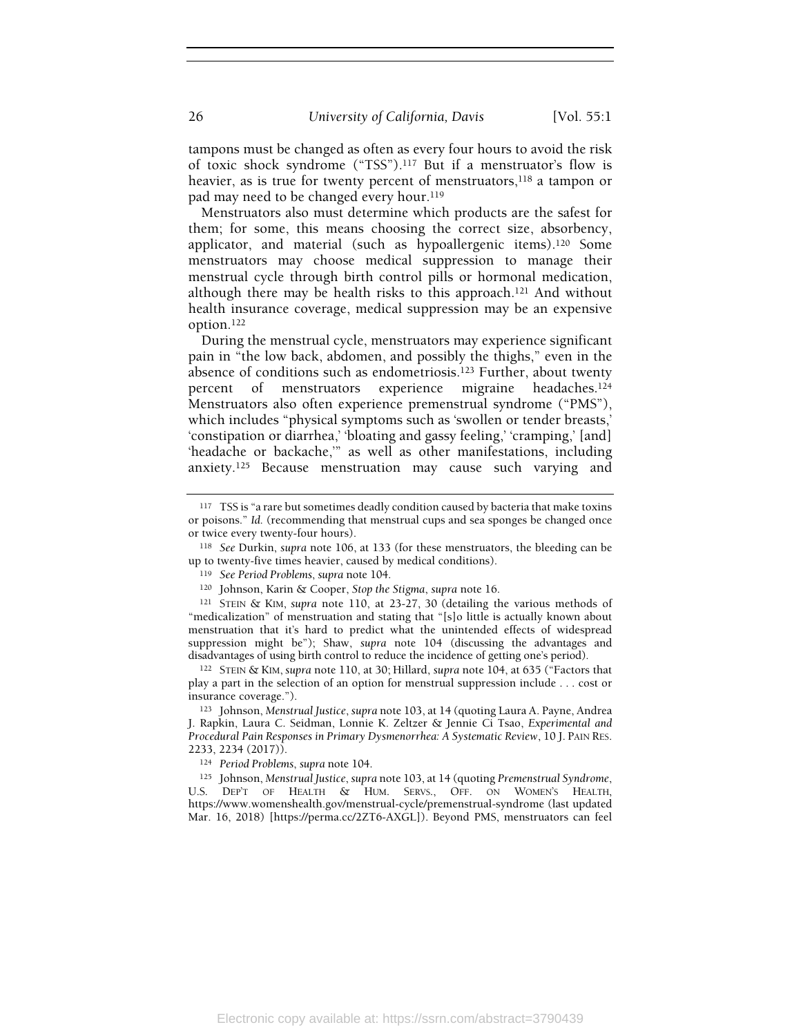tampons must be changed as often as every four hours to avoid the risk of toxic shock syndrome ("TSS").[117] But if a menstruator's flow is heavier, as is true for twenty percent of menstruators,[118] a tampon or pad may need to be changed every hour.[119]

Menstruators also must determine which products are the safest for them; for some, this means choosing the correct size, absorbency, applicator, and material (such as hypoallergenic items).[120] Some menstruators may choose medical suppression to manage their menstrual cycle through birth control pills or hormonal medication, although there may be health risks to this approach.[121] And without health insurance coverage, medical suppression may be an expensive option.[122]

During the menstrual cycle, menstruators may experience significant pain in "the low back, abdomen, and possibly the thighs," even in the absence of conditions such as endometriosis.[123] Further, about twenty percent of menstruators experience migraine headaches.[124] Menstruators also often experience premenstrual syndrome ("PMS"), which includes "physical symptoms such as 'swollen or tender breasts,' 'constipation or diarrhea,' 'bloating and gassy feeling,' 'cramping,' [and] 'headache or backache,'" as well as other manifestations, including anxiety.[125] Because menstruation may cause such varying and

---

[117] TSS is "a rare but sometimes deadly condition caused by bacteria that make toxins or poisons." *Id.* (recommending that menstrual cups and sea sponges be changed once or twice every twenty-four hours).

[118] *See* Durkin, *supra* note 106, at 133 (for these menstruators, the bleeding can be up to twenty-five times heavier, caused by medical conditions).

[119] *See Period Problems*, *supra* note 104.

[120] Johnson, Karin & Cooper, *Stop the Stigma*, *supra* note 16.

[121] STEIN & KIM, *supra* note 110, at 23-27, 30 (detailing the various methods of "medicalization" of menstruation and stating that "[s]o little is actually known about menstruation that it's hard to predict what the unintended effects of widespread suppression might be"); Shaw, *supra* note 104 (discussing the advantages and disadvantages of using birth control to reduce the incidence of getting one's period).

[122] STEIN & KIM, *supra* note 110, at 30; Hillard, *supra* note 104, at 635 ("Factors that play a part in the selection of an option for menstrual suppression include . . . cost or insurance coverage.").

[123] Johnson, *Menstrual Justice*, *supra* note 103, at 14 (quoting Laura A. Payne, Andrea J. Rapkin, Laura C. Seidman, Lonnie K. Zeltzer & Jennie Ci Tsao, *Experimental and Procedural Pain Responses in Primary Dysmenorrhea: A Systematic Review*, 10 J. PAIN RES. 2233, 2234 (2017)).

[124] *Period Problems*, *supra* note 104.

[125] Johnson, *Menstrual Justice*, *supra* note 103, at 14 (quoting *Premenstrual Syndrome*, U.S. DEP'T OF HEALTH & HUM. SERVS., OFF. ON WOMEN'S HEALTH, https://www.womenshealth.gov/menstrual-cycle/premenstrual-syndrome (last updated Mar. 16, 2018) [https://perma.cc/2ZT6-AXGL]). Beyond PMS, menstruators can feel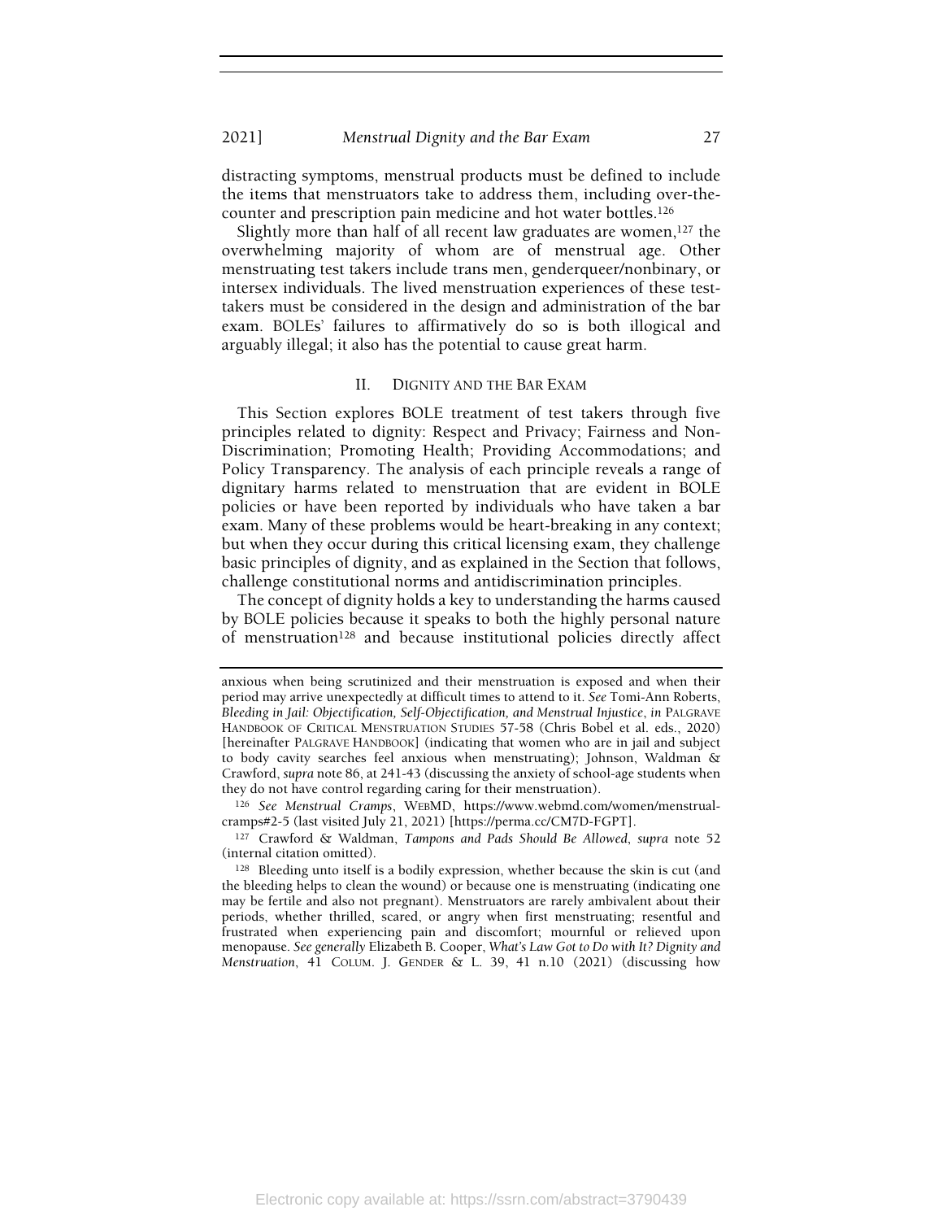distracting symptoms, menstrual products must be defined to include the items that menstruators take to address them, including over-the-counter and prescription pain medicine and hot water bottles.[126]

Slightly more than half of all recent law graduates are women,[127] the overwhelming majority of whom are of menstrual age. Other menstruating test takers include trans men, genderqueer/nonbinary, or intersex individuals. The lived menstruation experiences of these test-takers must be considered in the design and administration of the bar exam. BOLEs' failures to affirmatively do so is both illogical and arguably illegal; it also has the potential to cause great harm.

## II. DIGNITY AND THE BAR EXAM

This Section explores BOLE treatment of test takers through five principles related to dignity: Respect and Privacy; Fairness and Non-Discrimination; Promoting Health; Providing Accommodations; and Policy Transparency. The analysis of each principle reveals a range of dignitary harms related to menstruation that are evident in BOLE policies or have been reported by individuals who have taken a bar exam. Many of these problems would be heart-breaking in any context; but when they occur during this critical licensing exam, they challenge basic principles of dignity, and as explained in the Section that follows, challenge constitutional norms and antidiscrimination principles.

The concept of dignity holds a key to understanding the harms caused by BOLE policies because it speaks to both the highly personal nature of menstruation[128] and because institutional policies directly affect

---

anxious when being scrutinized and their menstruation is exposed and when their period may arrive unexpectedly at difficult times to attend to it. *See* Tomi-Ann Roberts, *Bleeding in Jail: Objectification, Self-Objectification, and Menstrual Injustice*, *in* PALGRAVE HANDBOOK OF CRITICAL MENSTRUATION STUDIES 57-58 (Chris Bobel et al. eds., 2020) [hereinafter PALGRAVE HANDBOOK] (indicating that women who are in jail and subject to body cavity searches feel anxious when menstruating); Johnson, Waldman & Crawford, *supra* note 86, at 241-43 (discussing the anxiety of school-age students when they do not have control regarding caring for their menstruation).

[126] *See Menstrual Cramps*, WEBMD, https://www.webmd.com/women/menstrual-cramps#2-5 (last visited July 21, 2021) [https://perma.cc/CM7D-FGPT].

[127] Crawford & Waldman, *Tampons and Pads Should Be Allowed*, *supra* note 52 (internal citation omitted).

[128] Bleeding unto itself is a bodily expression, whether because the skin is cut (and the bleeding helps to clean the wound) or because one is menstruating (indicating one may be fertile and also not pregnant). Menstruators are rarely ambivalent about their periods, whether thrilled, scared, or angry when first menstruating; resentful and frustrated when experiencing pain and discomfort; mournful or relieved upon menopause. *See generally* Elizabeth B. Cooper, *What's Law Got to Do with It? Dignity and Menstruation*, 41 COLUM. J. GENDER & L. 39, 41 n.10 (2021) (discussing how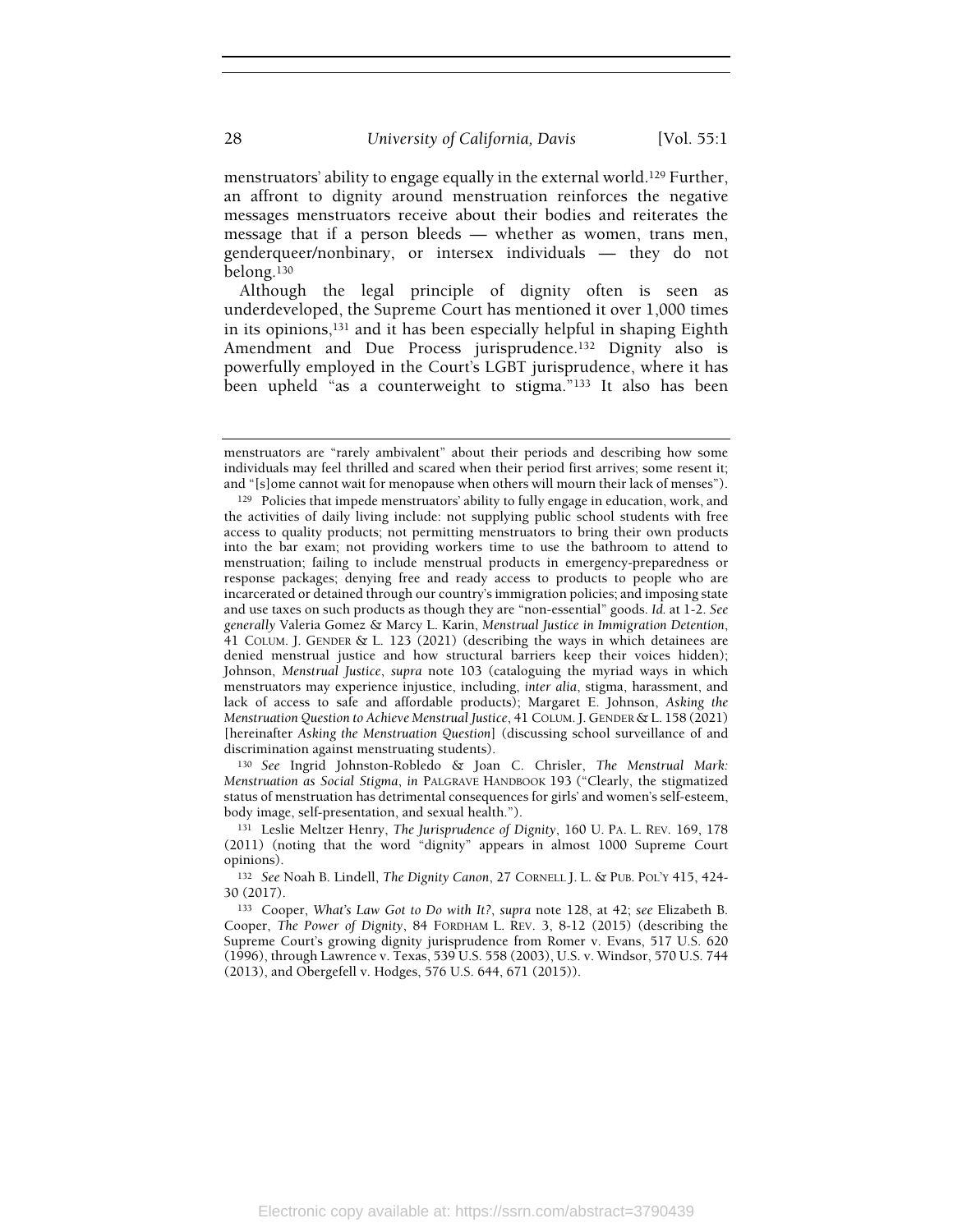menstruators' ability to engage equally in the external world.[129] Further, an affront to dignity around menstruation reinforces the negative messages menstruators receive about their bodies and reiterates the message that if a person bleeds — whether as women, trans men, genderqueer/nonbinary, or intersex individuals — they do not belong.[130]

Although the legal principle of dignity often is seen as underdeveloped, the Supreme Court has mentioned it over 1,000 times in its opinions,[131] and it has been especially helpful in shaping Eighth Amendment and Due Process jurisprudence.[132] Dignity also is powerfully employed in the Court's LGBT jurisprudence, where it has been upheld "as a counterweight to stigma."[133] It also has been

---

menstruators are "rarely ambivalent" about their periods and describing how some individuals may feel thrilled and scared when their period first arrives; some resent it; and "[s]ome cannot wait for menopause when others will mourn their lack of menses").

[129] Policies that impede menstruators' ability to fully engage in education, work, and the activities of daily living include: not supplying public school students with free access to quality products; not permitting menstruators to bring their own products into the bar exam; not providing workers time to use the bathroom to attend to menstruation; failing to include menstrual products in emergency-preparedness or response packages; denying free and ready access to products to people who are incarcerated or detained through our country's immigration policies; and imposing state and use taxes on such products as though they are "non-essential" goods. *Id.* at 1-2. *See generally* Valeria Gomez & Marcy L. Karin, *Menstrual Justice in Immigration Detention*, 41 COLUM. J. GENDER & L. 123 (2021) (describing the ways in which detainees are denied menstrual justice and how structural barriers keep their voices hidden); Johnson, *Menstrual Justice*, *supra* note 103 (cataloguing the myriad ways in which menstruators may experience injustice, including, *inter alia*, stigma, harassment, and lack of access to safe and affordable products); Margaret E. Johnson, *Asking the Menstruation Question to Achieve Menstrual Justice*, 41 COLUM. J. GENDER & L. 158 (2021) [hereinafter *Asking the Menstruation Question*] (discussing school surveillance of and discrimination against menstruating students).

[130] *See* Ingrid Johnston-Robledo & Joan C. Chrisler, *The Menstrual Mark: Menstruation as Social Stigma*, *in* PALGRAVE HANDBOOK 193 ("Clearly, the stigmatized status of menstruation has detrimental consequences for girls' and women's self-esteem, body image, self-presentation, and sexual health.").

[131] Leslie Meltzer Henry, *The Jurisprudence of Dignity*, 160 U. PA. L. REV. 169, 178 (2011) (noting that the word "dignity" appears in almost 1000 Supreme Court opinions).

[132] *See* Noah B. Lindell, *The Dignity Canon*, 27 CORNELL J. L. & PUB. POL'Y 415, 424-30 (2017).

[133] Cooper, *What's Law Got to Do with It?*, *supra* note 128, at 42; *see* Elizabeth B. Cooper, *The Power of Dignity*, 84 FORDHAM L. REV. 3, 8-12 (2015) (describing the Supreme Court's growing dignity jurisprudence from Romer v. Evans, 517 U.S. 620 (1996), through Lawrence v. Texas, 539 U.S. 558 (2003), U.S. v. Windsor, 570 U.S. 744 (2013), and Obergefell v. Hodges, 576 U.S. 644, 671 (2015)).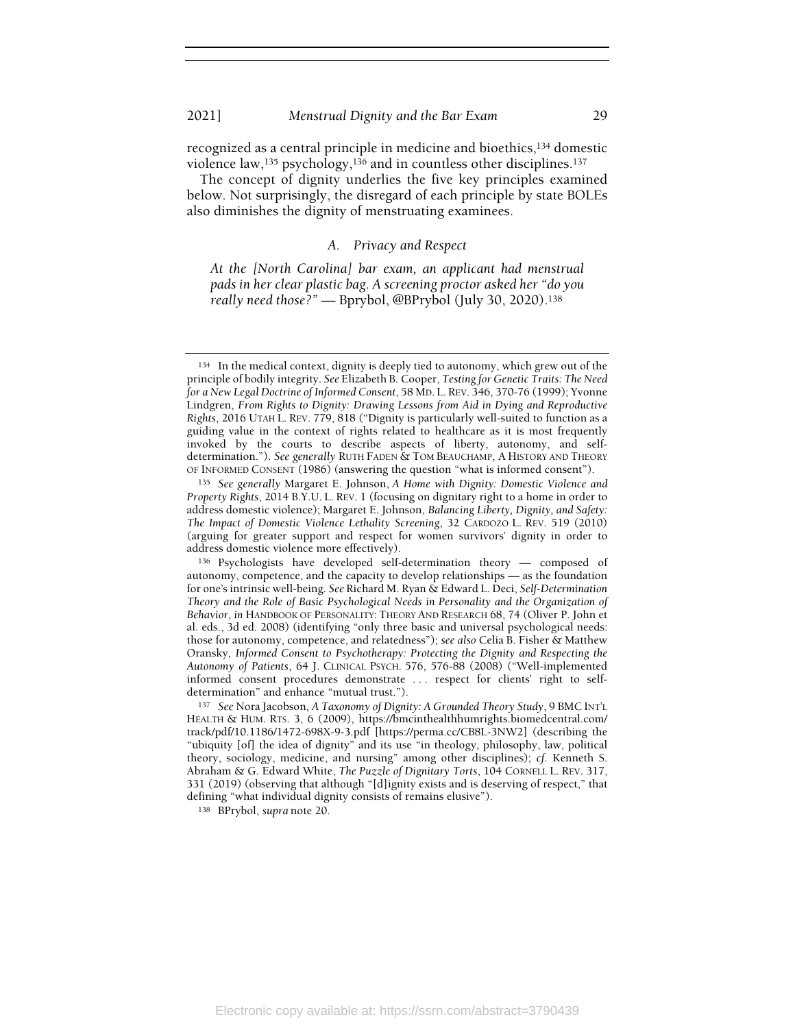recognized as a central principle in medicine and bioethics,[134] domestic violence law,[135] psychology,[136] and in countless other disciplines.[137]

The concept of dignity underlies the five key principles examined below. Not surprisingly, the disregard of each principle by state BOLEs also diminishes the dignity of menstruating examinees.

### A. Privacy and Respect

*At the [North Carolina] bar exam, an applicant had menstrual pads in her clear plastic bag. A screening proctor asked her "do you really need those?"* — Bprybol, @BPrybol (July 30, 2020).[138]

---

[134] In the medical context, dignity is deeply tied to autonomy, which grew out of the principle of bodily integrity. *See* Elizabeth B. Cooper, *Testing for Genetic Traits: The Need for a New Legal Doctrine of Informed Consent*, 58 MD. L. REV. 346, 370-76 (1999); Yvonne Lindgren, *From Rights to Dignity: Drawing Lessons from Aid in Dying and Reproductive Rights*, 2016 UTAH L. REV. 779, 818 ("Dignity is particularly well-suited to function as a guiding value in the context of rights related to healthcare as it is most frequently invoked by the courts to describe aspects of liberty, autonomy, and self-determination."). *See generally* RUTH FADEN & TOM BEAUCHAMP, A HISTORY AND THEORY OF INFORMED CONSENT (1986) (answering the question "what is informed consent").

[135] *See generally* Margaret E. Johnson, *A Home with Dignity: Domestic Violence and Property Rights*, 2014 B.Y.U. L. REV. 1 (focusing on dignitary right to a home in order to address domestic violence); Margaret E. Johnson, *Balancing Liberty, Dignity, and Safety: The Impact of Domestic Violence Lethality Screening*, 32 CARDOZO L. REV. 519 (2010) (arguing for greater support and respect for women survivors' dignity in order to address domestic violence more effectively).

[136] Psychologists have developed self-determination theory — composed of autonomy, competence, and the capacity to develop relationships — as the foundation for one's intrinsic well-being. *See* Richard M. Ryan & Edward L. Deci, *Self-Determination Theory and the Role of Basic Psychological Needs in Personality and the Organization of Behavior*, *in* HANDBOOK OF PERSONALITY: THEORY AND RESEARCH 68, 74 (Oliver P. John et al. eds., 3d ed. 2008) (identifying "only three basic and universal psychological needs: those for autonomy, competence, and relatedness"); *see also* Celia B. Fisher & Matthew Oransky, *Informed Consent to Psychotherapy: Protecting the Dignity and Respecting the Autonomy of Patients*, 64 J. CLINICAL PSYCH. 576, 576-88 (2008) ("Well-implemented informed consent procedures demonstrate . . . respect for clients' right to self-determination" and enhance "mutual trust.").

[137] *See* Nora Jacobson, *A Taxonomy of Dignity: A Grounded Theory Study*, 9 BMC INT'L HEALTH & HUM. RTS. 3, 6 (2009), https://bmcinthealthhumrights.biomedcentral.com/track/pdf/10.1186/1472-698X-9-3.pdf [https://perma.cc/CB8L-3NW2] (describing the "ubiquity [of] the idea of dignity" and its use "in theology, philosophy, law, political theory, sociology, medicine, and nursing" among other disciplines); *cf.* Kenneth S. Abraham & G. Edward White, *The Puzzle of Dignitary Torts*, 104 CORNELL L. REV. 317, 331 (2019) (observing that although "[d]ignity exists and is deserving of respect," that defining "what individual dignity consists of remains elusive").

[138] BPrybol, *supra* note 20.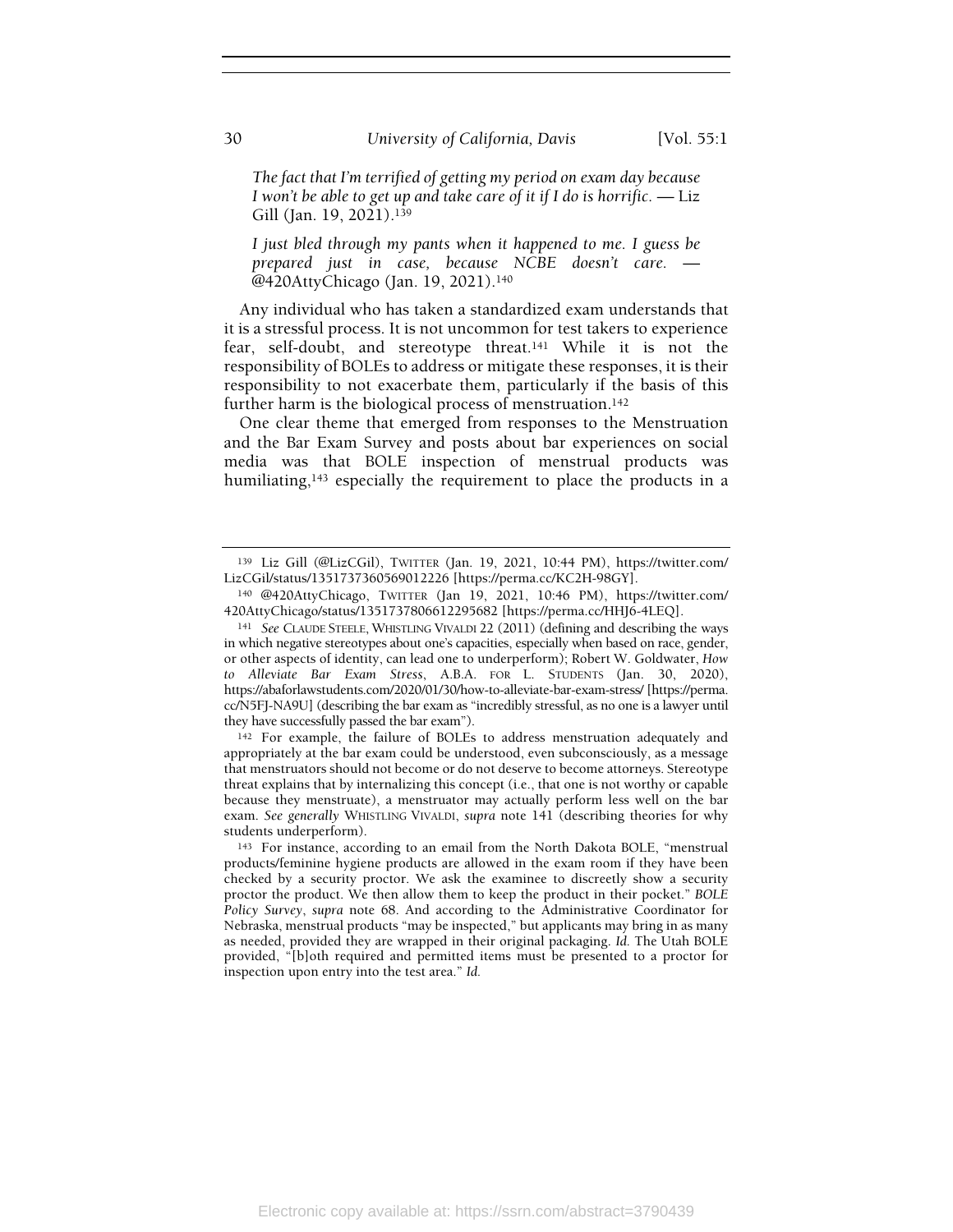*The fact that I'm terrified of getting my period on exam day because I won't be able to get up and take care of it if I do is horrific.* — Liz Gill (Jan. 19, 2021).[139]

*I just bled through my pants when it happened to me. I guess be prepared just in case, because NCBE doesn't care.* — @420AttyChicago (Jan. 19, 2021).[140]

Any individual who has taken a standardized exam understands that it is a stressful process. It is not uncommon for test takers to experience fear, self-doubt, and stereotype threat.[141] While it is not the responsibility of BOLEs to address or mitigate these responses, it is their responsibility to not exacerbate them, particularly if the basis of this further harm is the biological process of menstruation.[142]

One clear theme that emerged from responses to the Menstruation and the Bar Exam Survey and posts about bar experiences on social media was that BOLE inspection of menstrual products was humiliating,[143] especially the requirement to place the products in a

---

[139] Liz Gill (@LizCGil), TWITTER (Jan. 19, 2021, 10:44 PM), https://twitter.com/LizCGil/status/1351737360569012226 [https://perma.cc/KC2H-98GY].

[140] @420AttyChicago, TWITTER (Jan 19, 2021, 10:46 PM), https://twitter.com/420AttyChicago/status/1351737806612295682 [https://perma.cc/HHJ6-4LEQ].

[141] *See* CLAUDE STEELE, WHISTLING VIVALDI 22 (2011) (defining and describing the ways in which negative stereotypes about one's capacities, especially when based on race, gender, or other aspects of identity, can lead one to underperform); Robert W. Goldwater, *How to Alleviate Bar Exam Stress*, A.B.A. FOR L. STUDENTS (Jan. 30, 2020), https://abaforlawstudents.com/2020/01/30/how-to-alleviate-bar-exam-stress/ [https://perma.cc/N5FJ-NA9U] (describing the bar exam as "incredibly stressful, as no one is a lawyer until they have successfully passed the bar exam").

[142] For example, the failure of BOLEs to address menstruation adequately and appropriately at the bar exam could be understood, even subconsciously, as a message that menstruators should not become or do not deserve to become attorneys. Stereotype threat explains that by internalizing this concept (i.e., that one is not worthy or capable because they menstruate), a menstruator may actually perform less well on the bar exam. *See generally* WHISTLING VIVALDI, *supra* note 141 (describing theories for why students underperform).

[143] For instance, according to an email from the North Dakota BOLE, "menstrual products/feminine hygiene products are allowed in the exam room if they have been checked by a security proctor. We ask the examinee to discreetly show a security proctor the product. We then allow them to keep the product in their pocket." *BOLE Policy Survey*, *supra* note 68. And according to the Administrative Coordinator for Nebraska, menstrual products "may be inspected," but applicants may bring in as many as needed, provided they are wrapped in their original packaging. *Id.* The Utah BOLE provided, "[b]oth required and permitted items must be presented to a proctor for inspection upon entry into the test area." *Id.*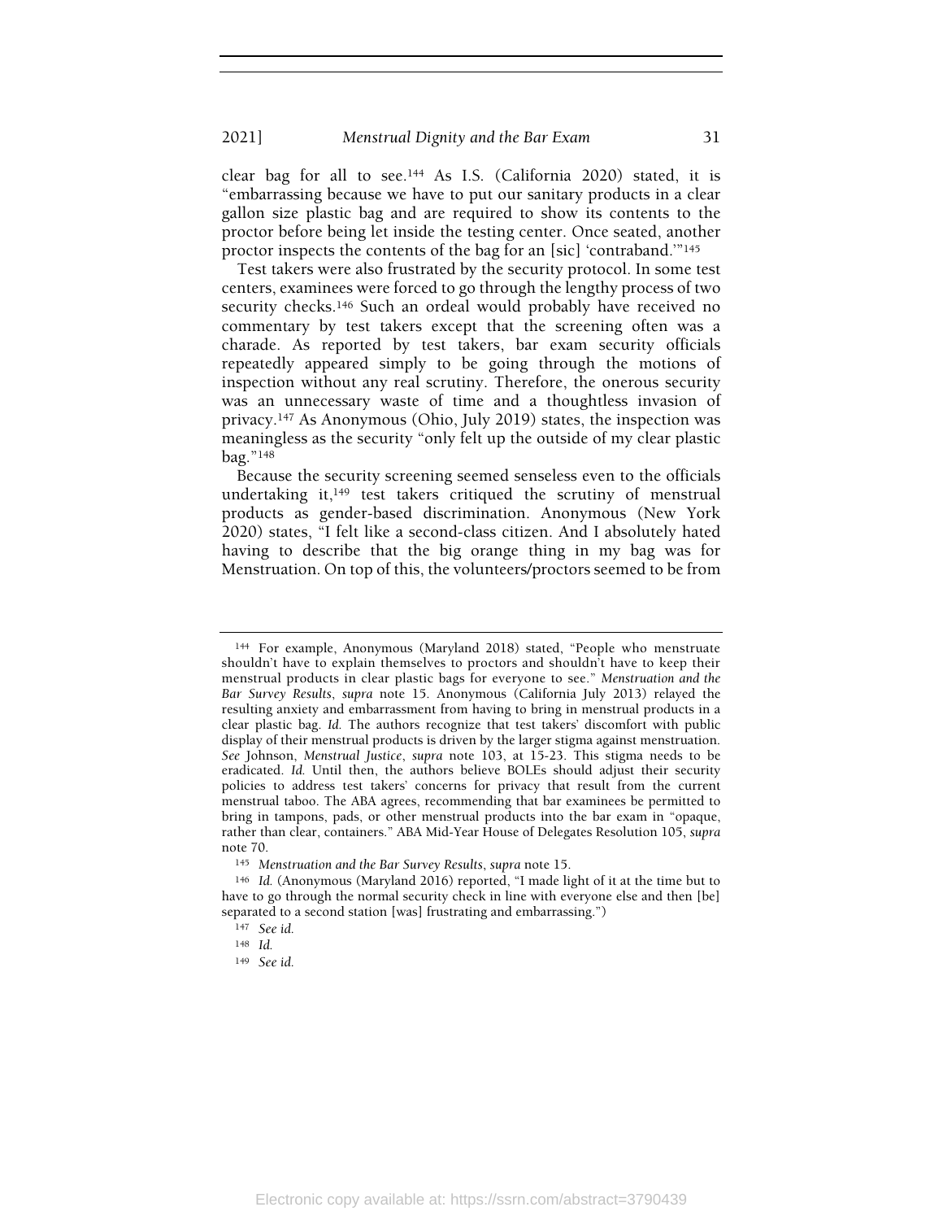clear bag for all to see.[144] As I.S. (California 2020) stated, it is "embarrassing because we have to put our sanitary products in a clear gallon size plastic bag and are required to show its contents to the proctor before being let inside the testing center. Once seated, another proctor inspects the contents of the bag for an [sic] 'contraband.'"[145]

Test takers were also frustrated by the security protocol. In some test centers, examinees were forced to go through the lengthy process of two security checks.[146] Such an ordeal would probably have received no commentary by test takers except that the screening often was a charade. As reported by test takers, bar exam security officials repeatedly appeared simply to be going through the motions of inspection without any real scrutiny. Therefore, the onerous security was an unnecessary waste of time and a thoughtless invasion of privacy.[147] As Anonymous (Ohio, July 2019) states, the inspection was meaningless as the security "only felt up the outside of my clear plastic bag."[148]

Because the security screening seemed senseless even to the officials undertaking it,[149] test takers critiqued the scrutiny of menstrual products as gender-based discrimination. Anonymous (New York 2020) states, "I felt like a second-class citizen. And I absolutely hated having to describe that the big orange thing in my bag was for Menstruation. On top of this, the volunteers/proctors seemed to be from

---

[144] For example, Anonymous (Maryland 2018) stated, "People who menstruate shouldn't have to explain themselves to proctors and shouldn't have to keep their menstrual products in clear plastic bags for everyone to see." *Menstruation and the Bar Survey Results*, *supra* note 15. Anonymous (California July 2013) relayed the resulting anxiety and embarrassment from having to bring in menstrual products in a clear plastic bag. *Id.* The authors recognize that test takers' discomfort with public display of their menstrual products is driven by the larger stigma against menstruation. *See* Johnson, *Menstrual Justice*, *supra* note 103, at 15-23. This stigma needs to be eradicated. *Id.* Until then, the authors believe BOLEs should adjust their security policies to address test takers' concerns for privacy that result from the current menstrual taboo. The ABA agrees, recommending that bar examinees be permitted to bring in tampons, pads, or other menstrual products into the bar exam in "opaque, rather than clear, containers." ABA Mid-Year House of Delegates Resolution 105, *supra* note 70.

[145] *Menstruation and the Bar Survey Results*, *supra* note 15.

[146] *Id.* (Anonymous (Maryland 2016) reported, "I made light of it at the time but to have to go through the normal security check in line with everyone else and then [be] separated to a second station [was] frustrating and embarrassing.")

[147] *See id.*

[148] *Id.*

[149] *See id.*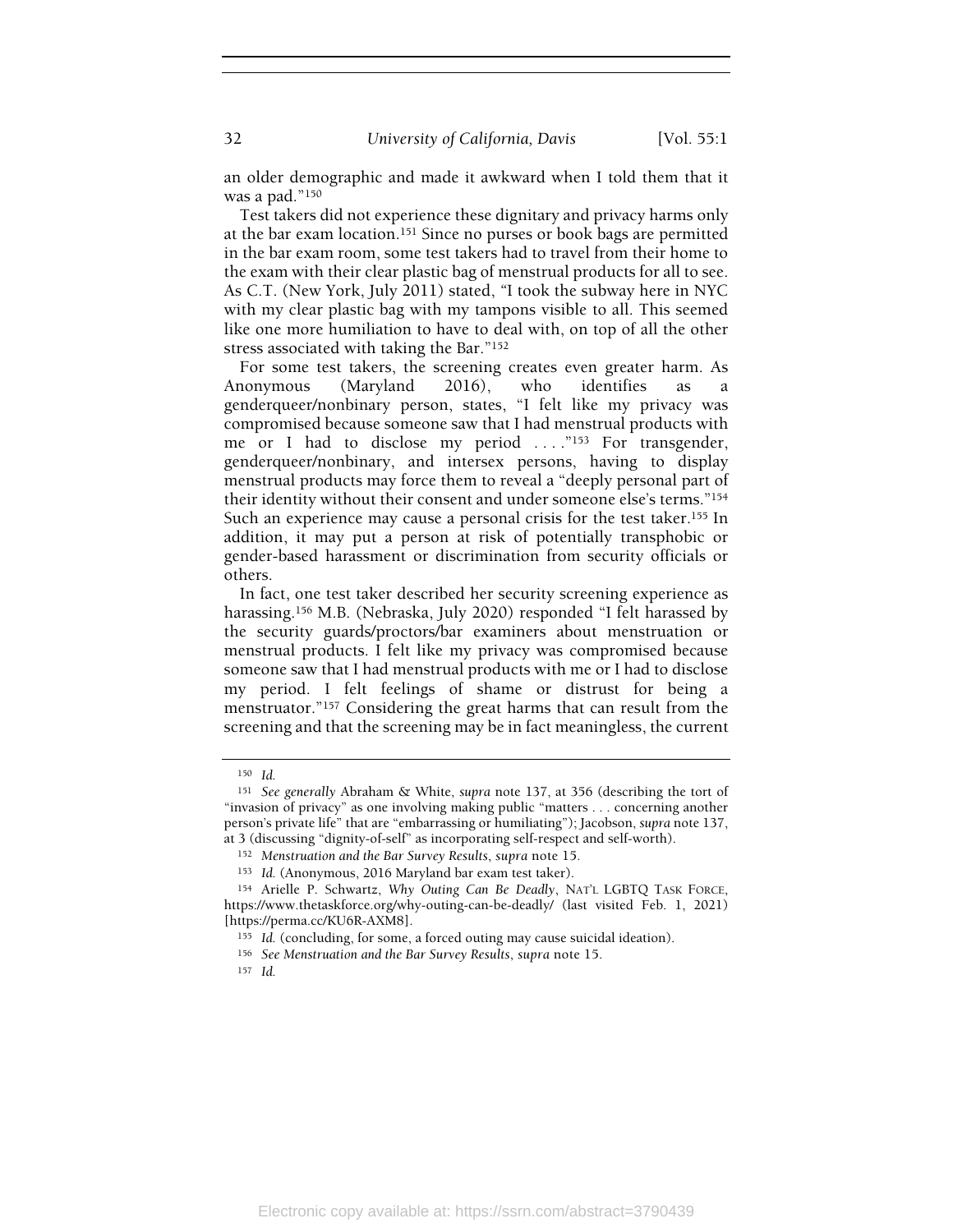an older demographic and made it awkward when I told them that it was a pad."[150]

Test takers did not experience these dignitary and privacy harms only at the bar exam location.[151] Since no purses or book bags are permitted in the bar exam room, some test takers had to travel from their home to the exam with their clear plastic bag of menstrual products for all to see. As C.T. (New York, July 2011) stated, "I took the subway here in NYC with my clear plastic bag with my tampons visible to all. This seemed like one more humiliation to have to deal with, on top of all the other stress associated with taking the Bar."[152]

For some test takers, the screening creates even greater harm. As Anonymous (Maryland 2016), who identifies as a genderqueer/nonbinary person, states, "I felt like my privacy was compromised because someone saw that I had menstrual products with me or I had to disclose my period . . . ."[153] For transgender, genderqueer/nonbinary, and intersex persons, having to display menstrual products may force them to reveal a "deeply personal part of their identity without their consent and under someone else's terms."[154] Such an experience may cause a personal crisis for the test taker.[155] In addition, it may put a person at risk of potentially transphobic or gender-based harassment or discrimination from security officials or others.

In fact, one test taker described her security screening experience as harassing.[156] M.B. (Nebraska, July 2020) responded "I felt harassed by the security guards/proctors/bar examiners about menstruation or menstrual products. I felt like my privacy was compromised because someone saw that I had menstrual products with me or I had to disclose my period. I felt feelings of shame or distrust for being a menstruator."[157] Considering the great harms that can result from the screening and that the screening may be in fact meaningless, the current

---

[150] *Id.*

[151] *See generally* Abraham & White, *supra* note 137, at 356 (describing the tort of "invasion of privacy" as one involving making public "matters . . . concerning another person's private life" that are "embarrassing or humiliating"); Jacobson, *supra* note 137, at 3 (discussing "dignity-of-self" as incorporating self-respect and self-worth).

[152] *Menstruation and the Bar Survey Results*, *supra* note 15.

[153] *Id.* (Anonymous, 2016 Maryland bar exam test taker).

[154] Arielle P. Schwartz, *Why Outing Can Be Deadly*, NAT'L LGBTQ TASK FORCE, https://www.thetaskforce.org/why-outing-can-be-deadly/ (last visited Feb. 1, 2021) [https://perma.cc/KU6R-AXM8].

[155] *Id.* (concluding, for some, a forced outing may cause suicidal ideation).

[156] *See Menstruation and the Bar Survey Results*, *supra* note 15.

[157] *Id.*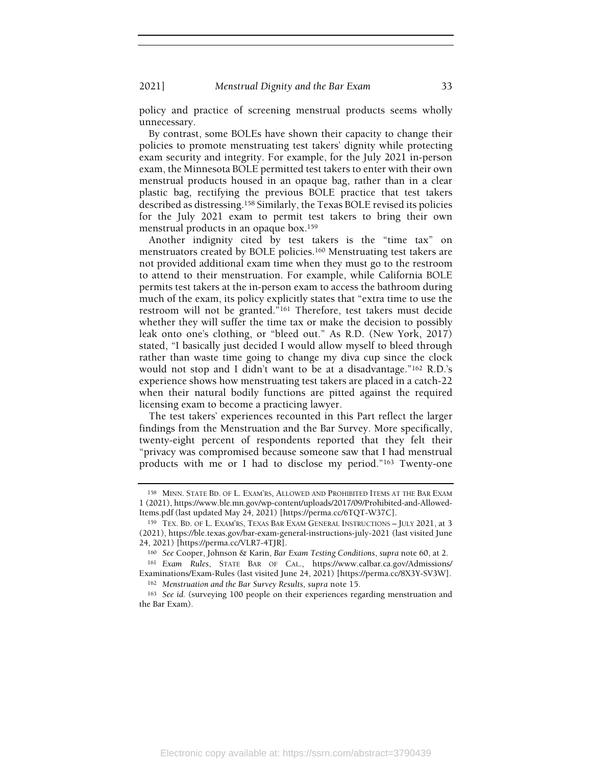policy and practice of screening menstrual products seems wholly unnecessary.

By contrast, some BOLEs have shown their capacity to change their policies to promote menstruating test takers' dignity while protecting exam security and integrity. For example, for the July 2021 in-person exam, the Minnesota BOLE permitted test takers to enter with their own menstrual products housed in an opaque bag, rather than in a clear plastic bag, rectifying the previous BOLE practice that test takers described as distressing.[158] Similarly, the Texas BOLE revised its policies for the July 2021 exam to permit test takers to bring their own menstrual products in an opaque box.[159]

Another indignity cited by test takers is the "time tax" on menstruators created by BOLE policies.[160] Menstruating test takers are not provided additional exam time when they must go to the restroom to attend to their menstruation. For example, while California BOLE permits test takers at the in-person exam to access the bathroom during much of the exam, its policy explicitly states that "extra time to use the restroom will not be granted."[161] Therefore, test takers must decide whether they will suffer the time tax or make the decision to possibly leak onto one's clothing, or "bleed out." As R.D. (New York, 2017) stated, "I basically just decided I would allow myself to bleed through rather than waste time going to change my diva cup since the clock would not stop and I didn't want to be at a disadvantage."[162] R.D.'s experience shows how menstruating test takers are placed in a catch-22 when their natural bodily functions are pitted against the required licensing exam to become a practicing lawyer.

The test takers' experiences recounted in this Part reflect the larger findings from the Menstruation and the Bar Survey. More specifically, twenty-eight percent of respondents reported that they felt their "privacy was compromised because someone saw that I had menstrual products with me or I had to disclose my period."[163] Twenty-one

---

158 MINN. STATE BD. OF L. EXAM'RS, ALLOWED AND PROHIBITED ITEMS AT THE BAR EXAM 1 (2021), https://www.ble.mn.gov/wp-content/uploads/2017/09/Prohibited-and-Allowed-Items.pdf (last updated May 24, 2021) [https://perma.cc/6TQT-W37C].

159 TEX. BD. OF L. EXAM'RS, TEXAS BAR EXAM GENERAL INSTRUCTIONS – JULY 2021, at 3 (2021), https://ble.texas.gov/bar-exam-general-instructions-july-2021 (last visited June 24, 2021) [https://perma.cc/VLR7-4TJR].

160 *See* Cooper, Johnson & Karin, *Bar Exam Testing Conditions*, *supra* note 60, at 2.

161 *Exam Rules*, STATE BAR OF CAL., https://www.calbar.ca.gov/Admissions/Examinations/Exam-Rules (last visited June 24, 2021) [https://perma.cc/8X3Y-SV3W].

162 *Menstruation and the Bar Survey Results*, *supra* note 15.

163 *See id.* (surveying 100 people on their experiences regarding menstruation and the Bar Exam).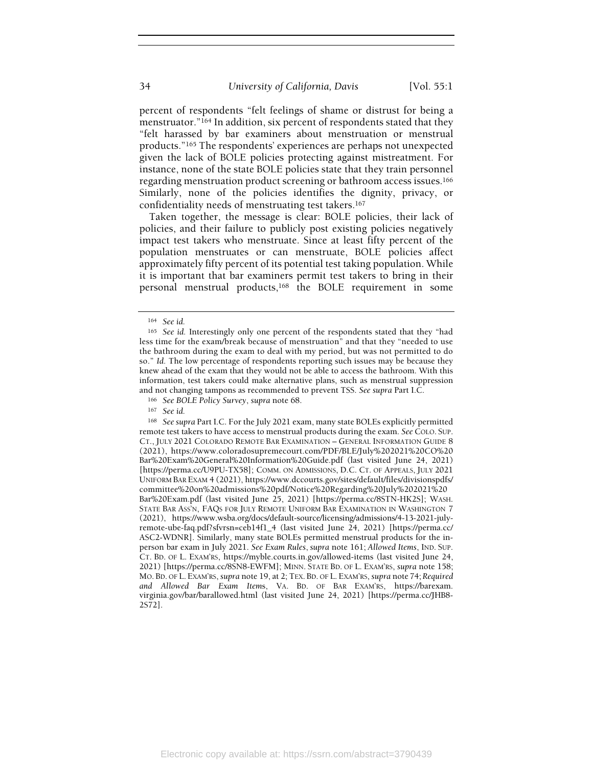percent of respondents "felt feelings of shame or distrust for being a menstruator."[164] In addition, six percent of respondents stated that they "felt harassed by bar examiners about menstruation or menstrual products."[165] The respondents' experiences are perhaps not unexpected given the lack of BOLE policies protecting against mistreatment. For instance, none of the state BOLE policies state that they train personnel regarding menstruation product screening or bathroom access issues.[166] Similarly, none of the policies identifies the dignity, privacy, or confidentiality needs of menstruating test takers.[167]

Taken together, the message is clear: BOLE policies, their lack of policies, and their failure to publicly post existing policies negatively impact test takers who menstruate. Since at least fifty percent of the population menstruates or can menstruate, BOLE policies affect approximately fifty percent of its potential test taking population. While it is important that bar examiners permit test takers to bring in their personal menstrual products,[168] the BOLE requirement in some

---

[164] *See id.*

[165] *See id.* Interestingly only one percent of the respondents stated that they "had less time for the exam/break because of menstruation" and that they "needed to use the bathroom during the exam to deal with my period, but was not permitted to do so." *Id.* The low percentage of respondents reporting such issues may be because they knew ahead of the exam that they would not be able to access the bathroom. With this information, test takers could make alternative plans, such as menstrual suppression and not changing tampons as recommended to prevent TSS. *See supra* Part I.C.

[166] *See BOLE Policy Survey*, *supra* note 68.

[167] *See id.*

[168] *See supra* Part I.C. For the July 2021 exam, many state BOLEs explicitly permitted remote test takers to have access to menstrual products during the exam. *See* COLO. SUP. CT., JULY 2021 COLORADO REMOTE BAR EXAMINATION – GENERAL INFORMATION GUIDE 8 (2021), https://www.coloradosupremecourt.com/PDF/BLE/July%202021%20CO%20Bar%20Exam%20General%20Information%20Guide.pdf (last visited June 24, 2021) [https://perma.cc/U9PU-TX58]; COMM. ON ADMISSIONS, D.C. CT. OF APPEALS, JULY 2021 UNIFORM BAR EXAM 4 (2021), https://www.dccourts.gov/sites/default/files/divisionspdfs/committee%20on%20admissions%20pdf/Notice%20Regarding%20July%202021%20Bar%20Exam.pdf (last visited June 25, 2021) [https://perma.cc/8STN-HK2S]; WASH. STATE BAR ASS'N, FAQS FOR JULY REMOTE UNIFORM BAR EXAMINATION IN WASHINGTON 7 (2021), https://www.wsba.org/docs/default-source/licensing/admissions/4-13-2021-july-remote-ube-faq.pdf?sfvrsn=ceb14f1_4 (last visited June 24, 2021) [https://perma.cc/ASC2-WDNR]. Similarly, many state BOLEs permitted menstrual products for the in-person bar exam in July 2021. *See Exam Rules*, *supra* note 161; *Allowed Items*, IND. SUP. CT. BD. OF L. EXAM'RS, https://myble.courts.in.gov/allowed-items (last visited June 24, 2021) [https://perma.cc/8SN8-EWFM]; MINN. STATE BD. OF L. EXAM'RS, *supra* note 158; MO. BD. OF L. EXAM'RS, *supra* note 19, at 2; TEX. BD. OF L. EXAM'RS, *supra* note 74; *Required and Allowed Bar Exam Items*, VA. BD. OF BAR EXAM'RS, https://barexam.virginia.gov/bar/barallowed.html (last visited June 24, 2021) [https://perma.cc/JHB8-2S72].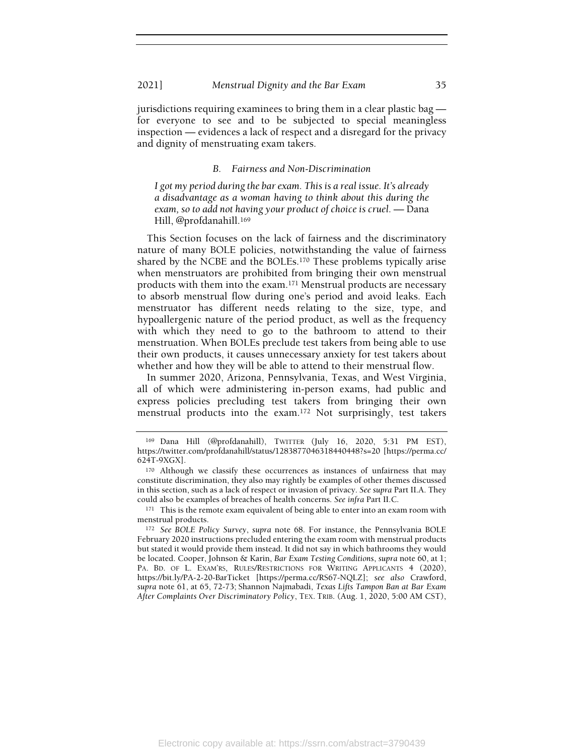jurisdictions requiring examinees to bring them in a clear plastic bag — for everyone to see and to be subjected to special meaningless inspection — evidences a lack of respect and a disregard for the privacy and dignity of menstruating exam takers.

### *B. Fairness and Non-Discrimination*

> *I got my period during the bar exam. This is a real issue. It's already a disadvantage as a woman having to think about this during the exam, so to add not having your product of choice is cruel.* — Dana Hill, @profdanahill.[169]

This Section focuses on the lack of fairness and the discriminatory nature of many BOLE policies, notwithstanding the value of fairness shared by the NCBE and the BOLEs.[170] These problems typically arise when menstruators are prohibited from bringing their own menstrual products with them into the exam.[171] Menstrual products are necessary to absorb menstrual flow during one's period and avoid leaks. Each menstruator has different needs relating to the size, type, and hypoallergenic nature of the period product, as well as the frequency with which they need to go to the bathroom to attend to their menstruation. When BOLEs preclude test takers from being able to use their own products, it causes unnecessary anxiety for test takers about whether and how they will be able to attend to their menstrual flow.

In summer 2020, Arizona, Pennsylvania, Texas, and West Virginia, all of which were administering in-person exams, had public and express policies precluding test takers from bringing their own menstrual products into the exam.[172] Not surprisingly, test takers

---

[169] Dana Hill (@profdanahill), TWITTER (July 16, 2020, 5:31 PM EST), https://twitter.com/profdanahill/status/1283877046318440448?s=20 [https://perma.cc/624T-9XGX].

[170] Although we classify these occurrences as instances of unfairness that may constitute discrimination, they also may rightly be examples of other themes discussed in this section, such as a lack of respect or invasion of privacy. *See supra* Part II.A. They could also be examples of breaches of health concerns. *See infra* Part II.C.

[171] This is the remote exam equivalent of being able to enter into an exam room with menstrual products.

[172] *See BOLE Policy Survey*, *supra* note 68. For instance, the Pennsylvania BOLE February 2020 instructions precluded entering the exam room with menstrual products but stated it would provide them instead. It did not say in which bathrooms they would be located. Cooper, Johnson & Karin, *Bar Exam Testing Conditions*, *supra* note 60, at 1; PA. BD. OF L. EXAM'RS, RULES/RESTRICTIONS FOR WRITING APPLICANTS 4 (2020), https://bit.ly/PA-2-20-BarTicket [https://perma.cc/RS67-NQLZ]; *see also* Crawford, *supra* note 61, at 65, 72-73; Shannon Najmabadi, *Texas Lifts Tampon Ban at Bar Exam After Complaints Over Discriminatory Policy*, TEX. TRIB. (Aug. 1, 2020, 5:00 AM CST),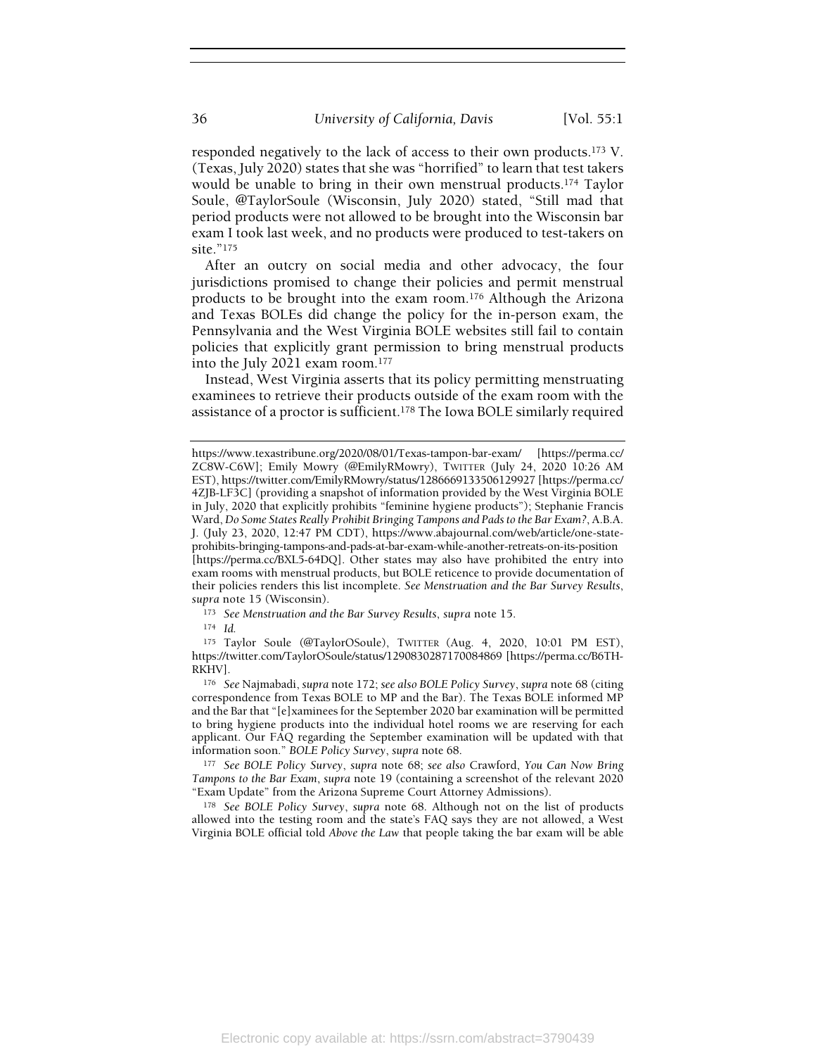responded negatively to the lack of access to their own products.[173] V. (Texas, July 2020) states that she was "horrified" to learn that test takers would be unable to bring in their own menstrual products.[174] Taylor Soule, @TaylorSoule (Wisconsin, July 2020) stated, "Still mad that period products were not allowed to be brought into the Wisconsin bar exam I took last week, and no products were produced to test-takers on site."[175]

After an outcry on social media and other advocacy, the four jurisdictions promised to change their policies and permit menstrual products to be brought into the exam room.[176] Although the Arizona and Texas BOLEs did change the policy for the in-person exam, the Pennsylvania and the West Virginia BOLE websites still fail to contain policies that explicitly grant permission to bring menstrual products into the July 2021 exam room.[177]

Instead, West Virginia asserts that its policy permitting menstruating examinees to retrieve their products outside of the exam room with the assistance of a proctor is sufficient.[178] The Iowa BOLE similarly required

---

https://www.texastribune.org/2020/08/01/Texas-tampon-bar-exam/ [https://perma.cc/ZC8W-C6W]; Emily Mowry (@EmilyRMowry), TWITTER (July 24, 2020 10:26 AM EST), https://twitter.com/EmilyRMowry/status/1286669133506129927 [https://perma.cc/4ZJB-LF3C] (providing a snapshot of information provided by the West Virginia BOLE in July, 2020 that explicitly prohibits "feminine hygiene products"); Stephanie Francis Ward, *Do Some States Really Prohibit Bringing Tampons and Pads to the Bar Exam?*, A.B.A. J. (July 23, 2020, 12:47 PM CDT), https://www.abajournal.com/web/article/one-state-prohibits-bringing-tampons-and-pads-at-bar-exam-while-another-retreats-on-its-position [https://perma.cc/BXL5-64DQ]. Other states may also have prohibited the entry into exam rooms with menstrual products, but BOLE reticence to provide documentation of their policies renders this list incomplete. *See Menstruation and the Bar Survey Results*, *supra* note 15 (Wisconsin).

[173] *See Menstruation and the Bar Survey Results*, *supra* note 15.

[174] *Id.*

[175] Taylor Soule (@TaylorOSoule), TWITTER (Aug. 4, 2020, 10:01 PM EST), https://twitter.com/TaylorOSoule/status/1290830287170084869 [https://perma.cc/B6TH-RKHV].

[176] *See* Najmabadi, *supra* note 172; *see also BOLE Policy Survey*, *supra* note 68 (citing correspondence from Texas BOLE to MP and the Bar). The Texas BOLE informed MP and the Bar that "[e]xaminees for the September 2020 bar examination will be permitted to bring hygiene products into the individual hotel rooms we are reserving for each applicant. Our FAQ regarding the September examination will be updated with that information soon." *BOLE Policy Survey*, *supra* note 68.

[177] *See BOLE Policy Survey*, *supra* note 68; *see also* Crawford, *You Can Now Bring Tampons to the Bar Exam*, *supra* note 19 (containing a screenshot of the relevant 2020 "Exam Update" from the Arizona Supreme Court Attorney Admissions).

[178] *See BOLE Policy Survey*, *supra* note 68. Although not on the list of products allowed into the testing room and the state's FAQ says they are not allowed, a West Virginia BOLE official told *Above the Law* that people taking the bar exam will be able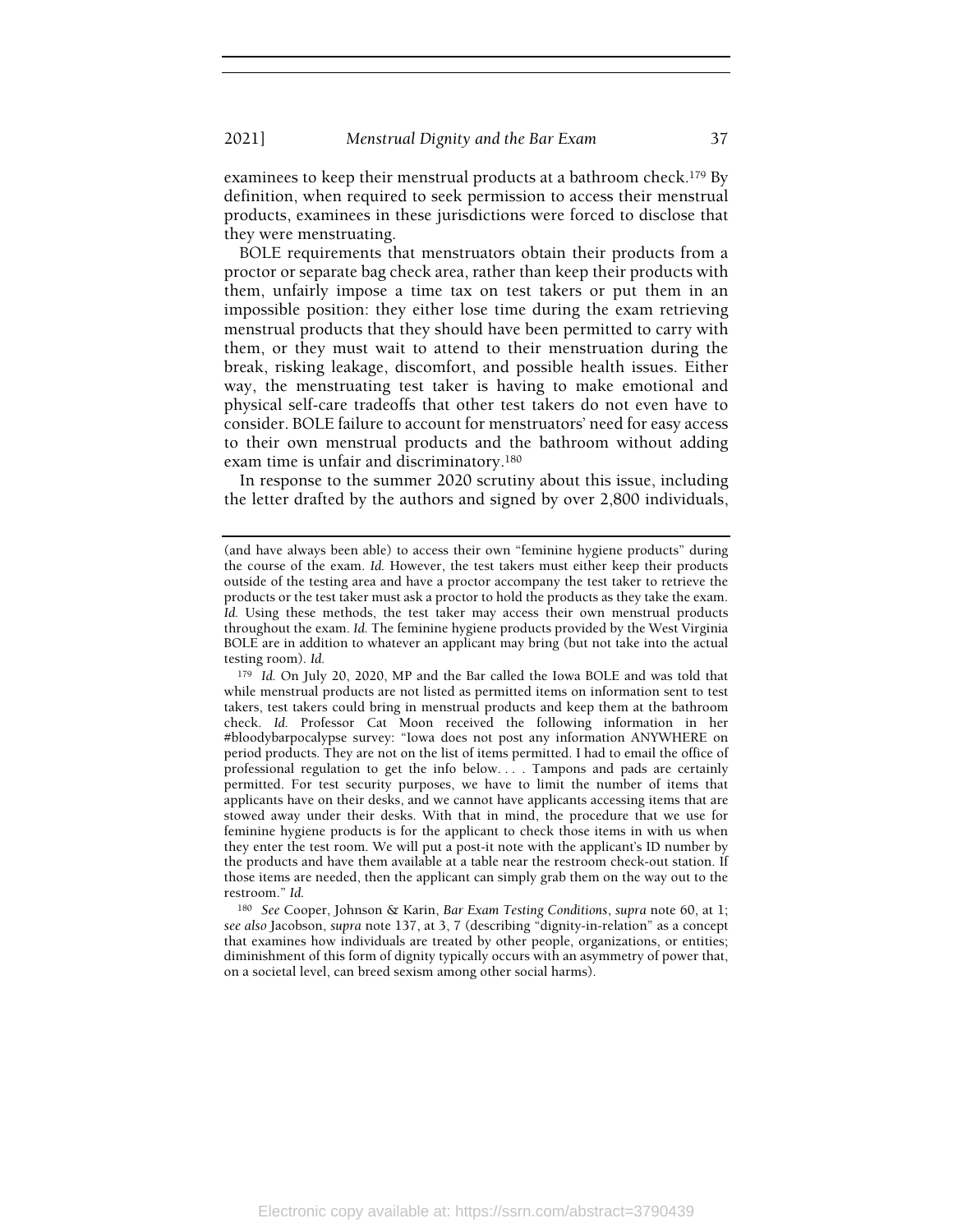examinees to keep their menstrual products at a bathroom check.[179] By definition, when required to seek permission to access their menstrual products, examinees in these jurisdictions were forced to disclose that they were menstruating.

BOLE requirements that menstruators obtain their products from a proctor or separate bag check area, rather than keep their products with them, unfairly impose a time tax on test takers or put them in an impossible position: they either lose time during the exam retrieving menstrual products that they should have been permitted to carry with them, or they must wait to attend to their menstruation during the break, risking leakage, discomfort, and possible health issues. Either way, the menstruating test taker is having to make emotional and physical self-care tradeoffs that other test takers do not even have to consider. BOLE failure to account for menstruators' need for easy access to their own menstrual products and the bathroom without adding exam time is unfair and discriminatory.[180]

In response to the summer 2020 scrutiny about this issue, including the letter drafted by the authors and signed by over 2,800 individuals,

---

(and have always been able) to access their own "feminine hygiene products" during the course of the exam. *Id.* However, the test takers must either keep their products outside of the testing area and have a proctor accompany the test taker to retrieve the products or the test taker must ask a proctor to hold the products as they take the exam. *Id.* Using these methods, the test taker may access their own menstrual products throughout the exam. *Id.* The feminine hygiene products provided by the West Virginia BOLE are in addition to whatever an applicant may bring (but not take into the actual testing room). *Id.*

[179] *Id.* On July 20, 2020, MP and the Bar called the Iowa BOLE and was told that while menstrual products are not listed as permitted items on information sent to test takers, test takers could bring in menstrual products and keep them at the bathroom check. *Id.* Professor Cat Moon received the following information in her #bloodybarpocalypse survey: "Iowa does not post any information ANYWHERE on period products. They are not on the list of items permitted. I had to email the office of professional regulation to get the info below. . . . Tampons and pads are certainly permitted. For test security purposes, we have to limit the number of items that applicants have on their desks, and we cannot have applicants accessing items that are stowed away under their desks. With that in mind, the procedure that we use for feminine hygiene products is for the applicant to check those items in with us when they enter the test room. We will put a post-it note with the applicant's ID number by the products and have them available at a table near the restroom check-out station. If those items are needed, then the applicant can simply grab them on the way out to the restroom." *Id.*

[180] *See* Cooper, Johnson & Karin, *Bar Exam Testing Conditions*, *supra* note 60, at 1; *see also* Jacobson, *supra* note 137, at 3, 7 (describing "dignity-in-relation" as a concept that examines how individuals are treated by other people, organizations, or entities; diminishment of this form of dignity typically occurs with an asymmetry of power that, on a societal level, can breed sexism among other social harms).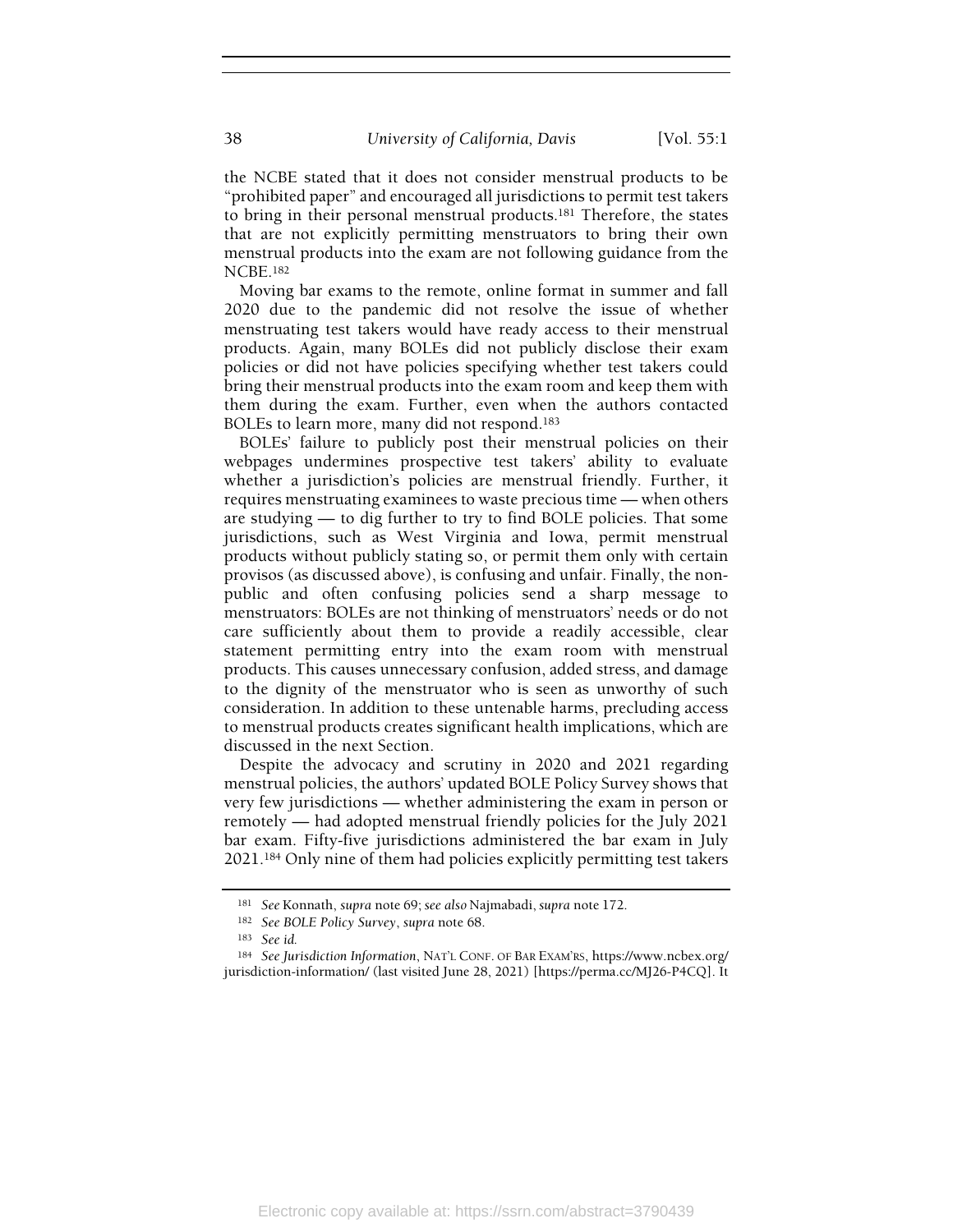the NCBE stated that it does not consider menstrual products to be "prohibited paper" and encouraged all jurisdictions to permit test takers to bring in their personal menstrual products.[181] Therefore, the states that are not explicitly permitting menstruators to bring their own menstrual products into the exam are not following guidance from the NCBE.[182]

Moving bar exams to the remote, online format in summer and fall 2020 due to the pandemic did not resolve the issue of whether menstruating test takers would have ready access to their menstrual products. Again, many BOLEs did not publicly disclose their exam policies or did not have policies specifying whether test takers could bring their menstrual products into the exam room and keep them with them during the exam. Further, even when the authors contacted BOLEs to learn more, many did not respond.[183]

BOLEs' failure to publicly post their menstrual policies on their webpages undermines prospective test takers' ability to evaluate whether a jurisdiction's policies are menstrual friendly. Further, it requires menstruating examinees to waste precious time — when others are studying — to dig further to try to find BOLE policies. That some jurisdictions, such as West Virginia and Iowa, permit menstrual products without publicly stating so, or permit them only with certain provisos (as discussed above), is confusing and unfair. Finally, the non-public and often confusing policies send a sharp message to menstruators: BOLEs are not thinking of menstruators' needs or do not care sufficiently about them to provide a readily accessible, clear statement permitting entry into the exam room with menstrual products. This causes unnecessary confusion, added stress, and damage to the dignity of the menstruator who is seen as unworthy of such consideration. In addition to these untenable harms, precluding access to menstrual products creates significant health implications, which are discussed in the next Section.

Despite the advocacy and scrutiny in 2020 and 2021 regarding menstrual policies, the authors' updated BOLE Policy Survey shows that very few jurisdictions — whether administering the exam in person or remotely — had adopted menstrual friendly policies for the July 2021 bar exam. Fifty-five jurisdictions administered the bar exam in July 2021.[184] Only nine of them had policies explicitly permitting test takers

---

[181] *See* Konnath, *supra* note 69; *see also* Najmabadi, *supra* note 172.

[182] *See BOLE Policy Survey*, *supra* note 68.

[183] *See id.*

[184] *See Jurisdiction Information*, NAT'L CONF. OF BAR EXAM'RS, https://www.ncbex.org/jurisdiction-information/ (last visited June 28, 2021) [https://perma.cc/MJ26-P4CQ]. It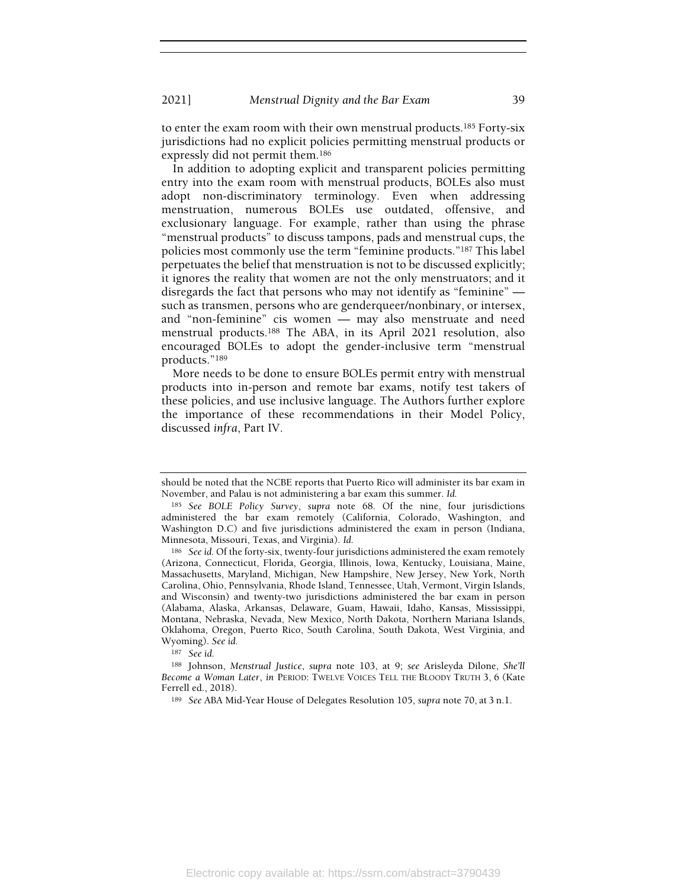to enter the exam room with their own menstrual products.[185] Forty-six jurisdictions had no explicit policies permitting menstrual products or expressly did not permit them.[186]

In addition to adopting explicit and transparent policies permitting entry into the exam room with menstrual products, BOLEs also must adopt non-discriminatory terminology. Even when addressing menstruation, numerous BOLEs use outdated, offensive, and exclusionary language. For example, rather than using the phrase "menstrual products" to discuss tampons, pads and menstrual cups, the policies most commonly use the term "feminine products."[187] This label perpetuates the belief that menstruation is not to be discussed explicitly; it ignores the reality that women are not the only menstruators; and it disregards the fact that persons who may not identify as "feminine" — such as transmen, persons who are genderqueer/nonbinary, or intersex, and "non-feminine" cis women — may also menstruate and need menstrual products.[188] The ABA, in its April 2021 resolution, also encouraged BOLEs to adopt the gender-inclusive term "menstrual products."[189]

More needs to be done to ensure BOLEs permit entry with menstrual products into in-person and remote bar exams, notify test takers of these policies, and use inclusive language. The Authors further explore the importance of these recommendations in their Model Policy, discussed *infra*, Part IV.

---

should be noted that the NCBE reports that Puerto Rico will administer its bar exam in November, and Palau is not administering a bar exam this summer. *Id.*

[185] *See BOLE Policy Survey*, *supra* note 68. Of the nine, four jurisdictions administered the bar exam remotely (California, Colorado, Washington, and Washington D.C) and five jurisdictions administered the exam in person (Indiana, Minnesota, Missouri, Texas, and Virginia). *Id.*

[186] *See id.* Of the forty-six, twenty-four jurisdictions administered the exam remotely (Arizona, Connecticut, Florida, Georgia, Illinois, Iowa, Kentucky, Louisiana, Maine, Massachusetts, Maryland, Michigan, New Hampshire, New Jersey, New York, North Carolina, Ohio, Pennsylvania, Rhode Island, Tennessee, Utah, Vermont, Virgin Islands, and Wisconsin) and twenty-two jurisdictions administered the bar exam in person (Alabama, Alaska, Arkansas, Delaware, Guam, Hawaii, Idaho, Kansas, Mississippi, Montana, Nebraska, Nevada, New Mexico, North Dakota, Northern Mariana Islands, Oklahoma, Oregon, Puerto Rico, South Carolina, South Dakota, West Virginia, and Wyoming). *See id.*

[187] *See id.*

[188] Johnson, *Menstrual Justice*, *supra* note 103, at 9; *see* Arisleyda Dilone, *She'll Become a Woman Later*, *in* PERIOD: TWELVE VOICES TELL THE BLOODY TRUTH 3, 6 (Kate Ferrell ed., 2018).

[189] *See* ABA Mid-Year House of Delegates Resolution 105, *supra* note 70, at 3 n.1.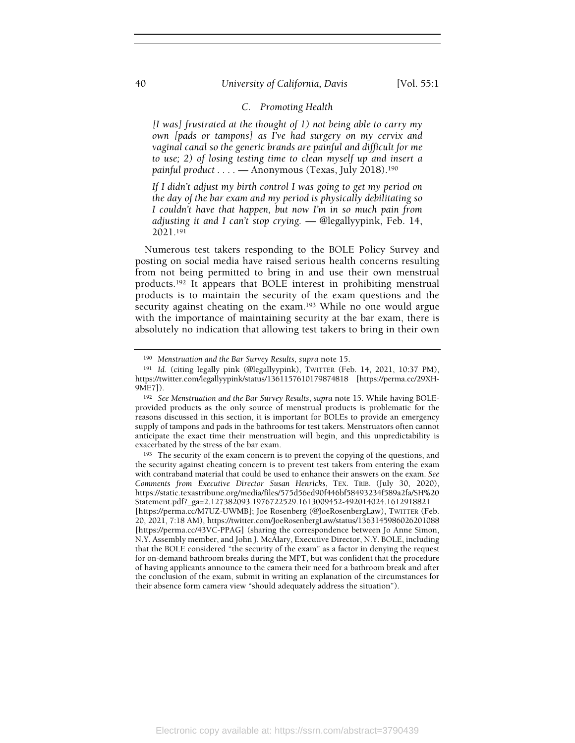### C. Promoting Health

*[I was] frustrated at the thought of 1) not being able to carry my own [pads or tampons] as I've had surgery on my cervix and vaginal canal so the generic brands are painful and difficult for me to use; 2) of losing testing time to clean myself up and insert a painful product . . . .* — Anonymous (Texas, July 2018).[190]

*If I didn't adjust my birth control I was going to get my period on the day of the bar exam and my period is physically debilitating so I couldn't have that happen, but now I'm in so much pain from adjusting it and I can't stop crying.* — @legallyypink, Feb. 14, 2021.[191]

Numerous test takers responding to the BOLE Policy Survey and posting on social media have raised serious health concerns resulting from not being permitted to bring in and use their own menstrual products.[192] It appears that BOLE interest in prohibiting menstrual products is to maintain the security of the exam questions and the security against cheating on the exam.[193] While no one would argue with the importance of maintaining security at the bar exam, there is absolutely no indication that allowing test takers to bring in their own

---

[190] *Menstruation and the Bar Survey Results*, *supra* note 15.

[191] *Id.* (citing legally pink (@legallyypink), TWITTER (Feb. 14, 2021, 10:37 PM), https://twitter.com/legallyypink/status/1361157610179874818 [https://perma.cc/29XH-9ME7]).

[192] *See Menstruation and the Bar Survey Results*, *supra* note 15. While having BOLE-provided products as the only source of menstrual products is problematic for the reasons discussed in this section, it is important for BOLEs to provide an emergency supply of tampons and pads in the bathrooms for test takers. Menstruators often cannot anticipate the exact time their menstruation will begin, and this unpredictability is exacerbated by the stress of the bar exam.

[193] The security of the exam concern is to prevent the copying of the questions, and the security against cheating concern is to prevent test takers from entering the exam with contraband material that could be used to enhance their answers on the exam. *See Comments from Executive Director Susan Henricks*, TEX. TRIB. (July 30, 2020), https://static.texastribune.org/media/files/575d56ed90f446bf58493234f589a2fa/SH%20Statement.pdf?_ga=2.127382093.1976722529.1613009452-492014024.1612918821 [https://perma.cc/M7UZ-UWMB]; Joe Rosenberg (@JoeRosenbergLaw), TWITTER (Feb. 20, 2021, 7:18 AM), https://twitter.com/JoeRosenbergLaw/status/1363145986026201088 [https://perma.cc/43VC-PPAG] (sharing the correspondence between Jo Anne Simon, N.Y. Assembly member, and John J. McAlary, Executive Director, N.Y. BOLE, including that the BOLE considered "the security of the exam" as a factor in denying the request for on-demand bathroom breaks during the MPT, but was confident that the procedure of having applicants announce to the camera their need for a bathroom break and after the conclusion of the exam, submit in writing an explanation of the circumstances for their absence form camera view "should adequately address the situation").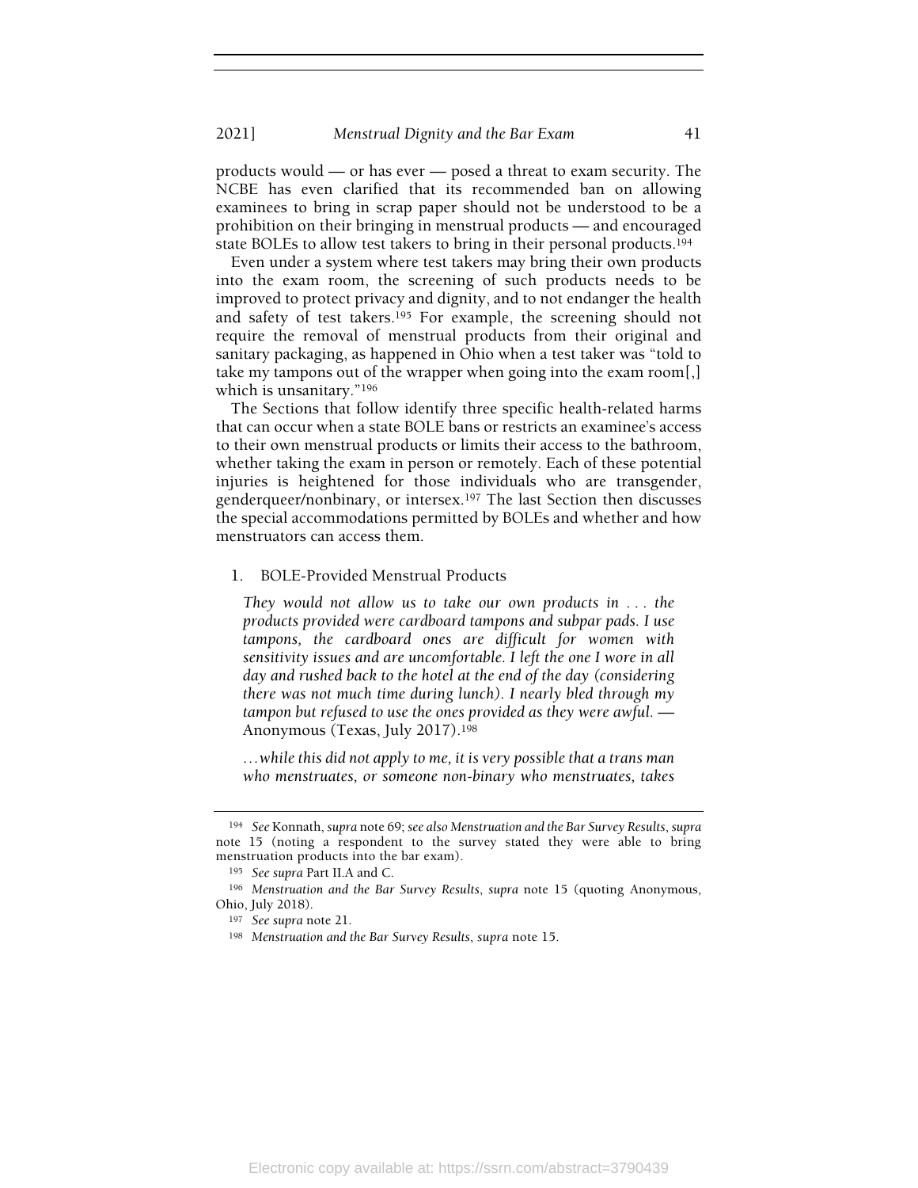products would — or has ever — posed a threat to exam security. The NCBE has even clarified that its recommended ban on allowing examinees to bring in scrap paper should not be understood to be a prohibition on their bringing in menstrual products — and encouraged state BOLEs to allow test takers to bring in their personal products.[194]

Even under a system where test takers may bring their own products into the exam room, the screening of such products needs to be improved to protect privacy and dignity, and to not endanger the health and safety of test takers.[195] For example, the screening should not require the removal of menstrual products from their original and sanitary packaging, as happened in Ohio when a test taker was "told to take my tampons out of the wrapper when going into the exam room[,] which is unsanitary."[196]

The Sections that follow identify three specific health-related harms that can occur when a state BOLE bans or restricts an examinee's access to their own menstrual products or limits their access to the bathroom, whether taking the exam in person or remotely. Each of these potential injuries is heightened for those individuals who are transgender, genderqueer/nonbinary, or intersex.[197] The last Section then discusses the special accommodations permitted by BOLEs and whether and how menstruators can access them.

1. BOLE-Provided Menstrual Products

> *They would not allow us to take our own products in . . . the products provided were cardboard tampons and subpar pads. I use tampons, the cardboard ones are difficult for women with sensitivity issues and are uncomfortable. I left the one I wore in all day and rushed back to the hotel at the end of the day (considering there was not much time during lunch). I nearly bled through my tampon but refused to use the ones provided as they were awful.* — Anonymous (Texas, July 2017).[198]

> *. . . while this did not apply to me, it is very possible that a trans man who menstruates, or someone non-binary who menstruates, takes*

---

[194] *See* Konnath, *supra* note 69; *see also Menstruation and the Bar Survey Results*, *supra* note 15 (noting a respondent to the survey stated they were able to bring menstruation products into the bar exam).

[195] *See supra* Part II.A and C.

[196] *Menstruation and the Bar Survey Results*, *supra* note 15 (quoting Anonymous, Ohio, July 2018).

[197] *See supra* note 21.

[198] *Menstruation and the Bar Survey Results*, *supra* note 15.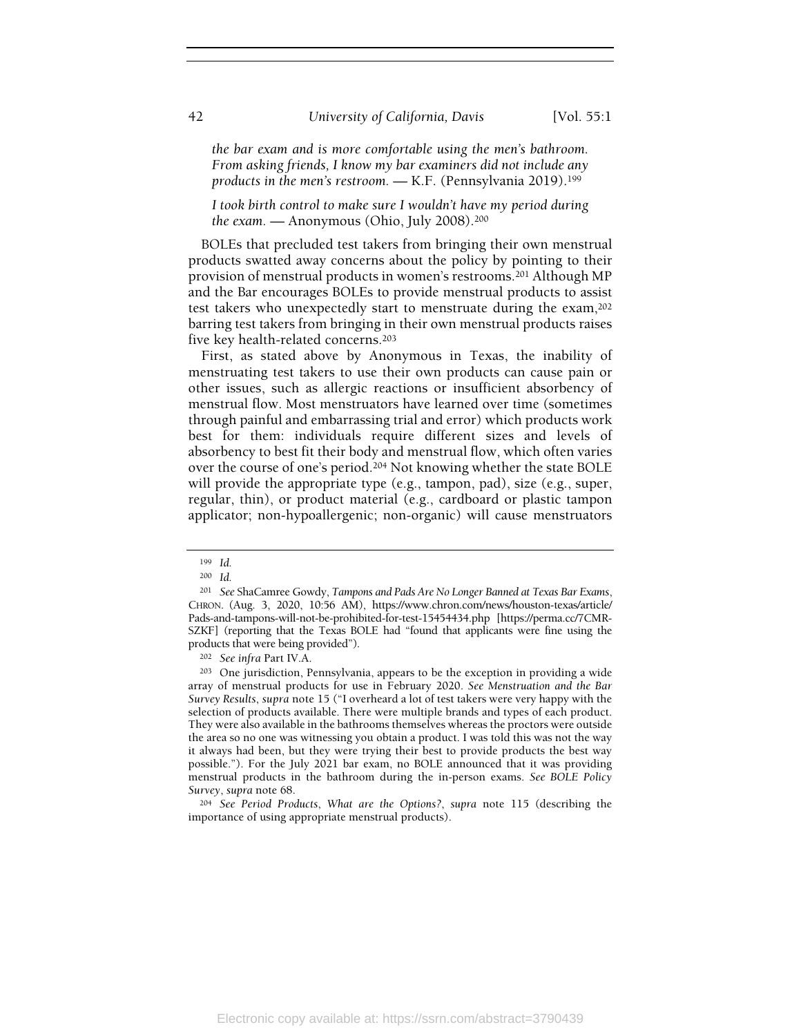*the bar exam and is more comfortable using the men's bathroom. From asking friends, I know my bar examiners did not include any products in the men's restroom.* — K.F. (Pennsylvania 2019).[199]

*I took birth control to make sure I wouldn't have my period during the exam.* — Anonymous (Ohio, July 2008).[200]

BOLEs that precluded test takers from bringing their own menstrual products swatted away concerns about the policy by pointing to their provision of menstrual products in women's restrooms.[201] Although MP and the Bar encourages BOLEs to provide menstrual products to assist test takers who unexpectedly start to menstruate during the exam,[202] barring test takers from bringing in their own menstrual products raises five key health-related concerns.[203]

First, as stated above by Anonymous in Texas, the inability of menstruating test takers to use their own products can cause pain or other issues, such as allergic reactions or insufficient absorbency of menstrual flow. Most menstruators have learned over time (sometimes through painful and embarrassing trial and error) which products work best for them: individuals require different sizes and levels of absorbency to best fit their body and menstrual flow, which often varies over the course of one's period.[204] Not knowing whether the state BOLE will provide the appropriate type (e.g., tampon, pad), size (e.g., super, regular, thin), or product material (e.g., cardboard or plastic tampon applicator; non-hypoallergenic; non-organic) will cause menstruators

---

[199] *Id.*

[200] *Id.*

[201] *See* ShaCamree Gowdy, *Tampons and Pads Are No Longer Banned at Texas Bar Exams*, CHRON. (Aug. 3, 2020, 10:56 AM), https://www.chron.com/news/houston-texas/article/Pads-and-tampons-will-not-be-prohibited-for-test-15454434.php [https://perma.cc/7CMR-SZKF] (reporting that the Texas BOLE had "found that applicants were fine using the products that were being provided").

[202] *See infra* Part IV.A.

[203] One jurisdiction, Pennsylvania, appears to be the exception in providing a wide array of menstrual products for use in February 2020. *See Menstruation and the Bar Survey Results*, *supra* note 15 ("I overheard a lot of test takers were very happy with the selection of products available. There were multiple brands and types of each product. They were also available in the bathrooms themselves whereas the proctors were outside the area so no one was witnessing you obtain a product. I was told this was not the way it always had been, but they were trying their best to provide products the best way possible."). For the July 2021 bar exam, no BOLE announced that it was providing menstrual products in the bathroom during the in-person exams. *See BOLE Policy Survey*, *supra* note 68.

[204] *See Period Products, What are the Options?*, *supra* note 115 (describing the importance of using appropriate menstrual products).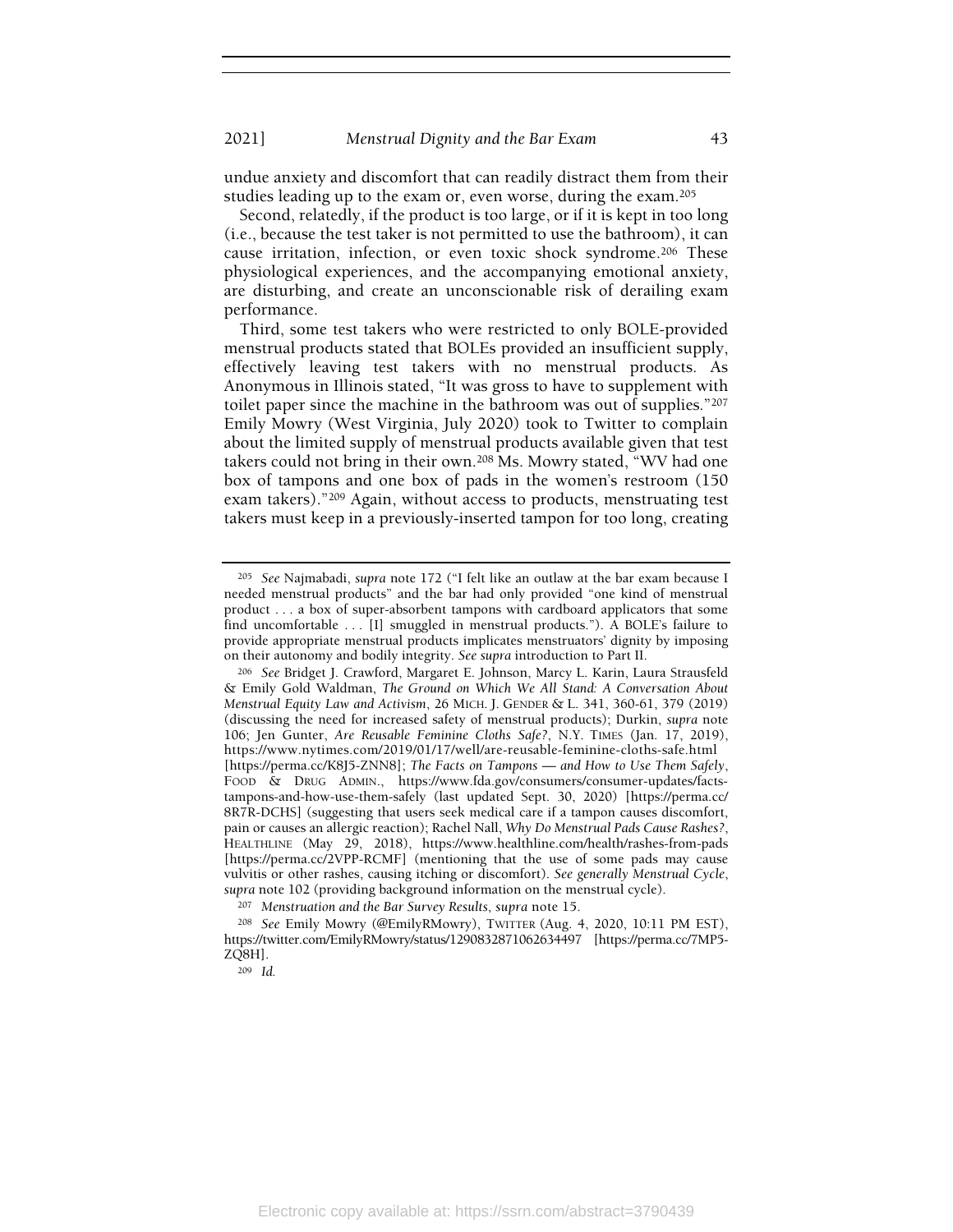undue anxiety and discomfort that can readily distract them from their studies leading up to the exam or, even worse, during the exam.[205]

Second, relatedly, if the product is too large, or if it is kept in too long (i.e., because the test taker is not permitted to use the bathroom), it can cause irritation, infection, or even toxic shock syndrome.[206] These physiological experiences, and the accompanying emotional anxiety, are disturbing, and create an unconscionable risk of derailing exam performance.

Third, some test takers who were restricted to only BOLE-provided menstrual products stated that BOLEs provided an insufficient supply, effectively leaving test takers with no menstrual products. As Anonymous in Illinois stated, "It was gross to have to supplement with toilet paper since the machine in the bathroom was out of supplies."[207] Emily Mowry (West Virginia, July 2020) took to Twitter to complain about the limited supply of menstrual products available given that test takers could not bring in their own.[208] Ms. Mowry stated, "WV had one box of tampons and one box of pads in the women's restroom (150 exam takers)."[209] Again, without access to products, menstruating test takers must keep in a previously-inserted tampon for too long, creating

---

[205] *See* Najmabadi, *supra* note 172 ("I felt like an outlaw at the bar exam because I needed menstrual products" and the bar had only provided "one kind of menstrual product . . . a box of super-absorbent tampons with cardboard applicators that some find uncomfortable . . . [I] smuggled in menstrual products."). A BOLE's failure to provide appropriate menstrual products implicates menstruators' dignity by imposing on their autonomy and bodily integrity. *See supra* introduction to Part II.

[206] *See* Bridget J. Crawford, Margaret E. Johnson, Marcy L. Karin, Laura Strausfeld & Emily Gold Waldman, *The Ground on Which We All Stand: A Conversation About Menstrual Equity Law and Activism*, 26 MICH. J. GENDER & L. 341, 360-61, 379 (2019) (discussing the need for increased safety of menstrual products); Durkin, *supra* note 106; Jen Gunter, *Are Reusable Feminine Cloths Safe?*, N.Y. TIMES (Jan. 17, 2019), https://www.nytimes.com/2019/01/17/well/are-reusable-feminine-cloths-safe.html [https://perma.cc/K8J5-ZNN8]; *The Facts on Tampons — and How to Use Them Safely*, FOOD & DRUG ADMIN., https://www.fda.gov/consumers/consumer-updates/facts-tampons-and-how-use-them-safely (last updated Sept. 30, 2020) [https://perma.cc/8R7R-DCHS] (suggesting that users seek medical care if a tampon causes discomfort, pain or causes an allergic reaction); Rachel Nall, *Why Do Menstrual Pads Cause Rashes?*, HEALTHLINE (May 29, 2018), https://www.healthline.com/health/rashes-from-pads [https://perma.cc/2VPP-RCMF] (mentioning that the use of some pads may cause vulvitis or other rashes, causing itching or discomfort). *See generally Menstrual Cycle*, *supra* note 102 (providing background information on the menstrual cycle).

[207] *Menstruation and the Bar Survey Results*, *supra* note 15.

[208] *See* Emily Mowry (@EmilyRMowry), TWITTER (Aug. 4, 2020, 10:11 PM EST), https://twitter.com/EmilyRMowry/status/1290832871062634497 [https://perma.cc/7MP5-ZQ8H].

[209] *Id.*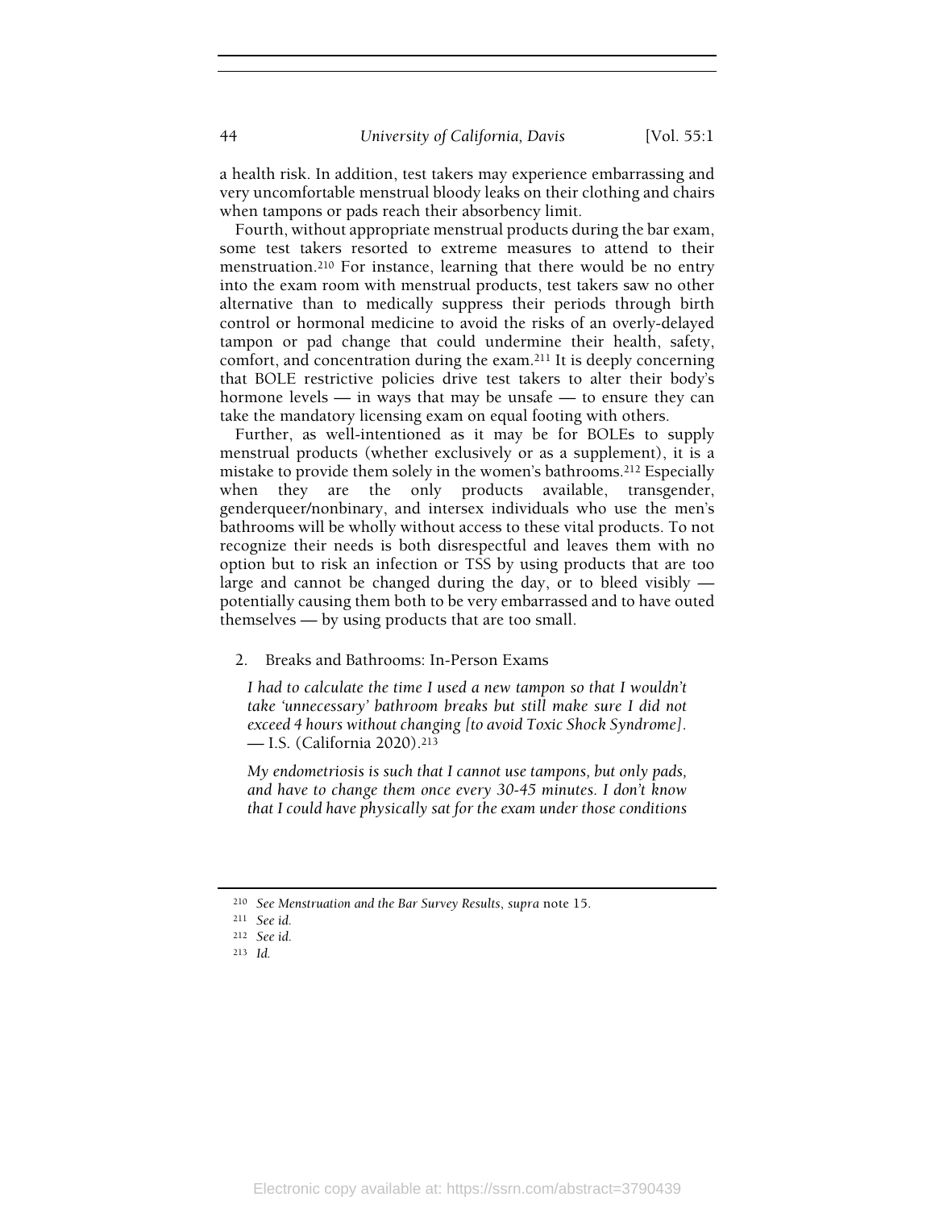a health risk. In addition, test takers may experience embarrassing and very uncomfortable menstrual bloody leaks on their clothing and chairs when tampons or pads reach their absorbency limit.

Fourth, without appropriate menstrual products during the bar exam, some test takers resorted to extreme measures to attend to their menstruation.[210] For instance, learning that there would be no entry into the exam room with menstrual products, test takers saw no other alternative than to medically suppress their periods through birth control or hormonal medicine to avoid the risks of an overly-delayed tampon or pad change that could undermine their health, safety, comfort, and concentration during the exam.[211] It is deeply concerning that BOLE restrictive policies drive test takers to alter their body's hormone levels — in ways that may be unsafe — to ensure they can take the mandatory licensing exam on equal footing with others.

Further, as well-intentioned as it may be for BOLEs to supply menstrual products (whether exclusively or as a supplement), it is a mistake to provide them solely in the women's bathrooms.[212] Especially when they are the only products available, transgender, genderqueer/nonbinary, and intersex individuals who use the men's bathrooms will be wholly without access to these vital products. To not recognize their needs is both disrespectful and leaves them with no option but to risk an infection or TSS by using products that are too large and cannot be changed during the day, or to bleed visibly — potentially causing them both to be very embarrassed and to have outed themselves — by using products that are too small.

### 2. Breaks and Bathrooms: In-Person Exams

> *I had to calculate the time I used a new tampon so that I wouldn't take 'unnecessary' bathroom breaks but still make sure I did not exceed 4 hours without changing [to avoid Toxic Shock Syndrome].* — I.S. (California 2020).[213]

> *My endometriosis is such that I cannot use tampons, but only pads, and have to change them once every 30-45 minutes. I don't know that I could have physically sat for the exam under those conditions*

---

[210] *See Menstruation and the Bar Survey Results*, *supra* note 15.

[211] *See id.*

[212] *See id.*

[213] *Id.*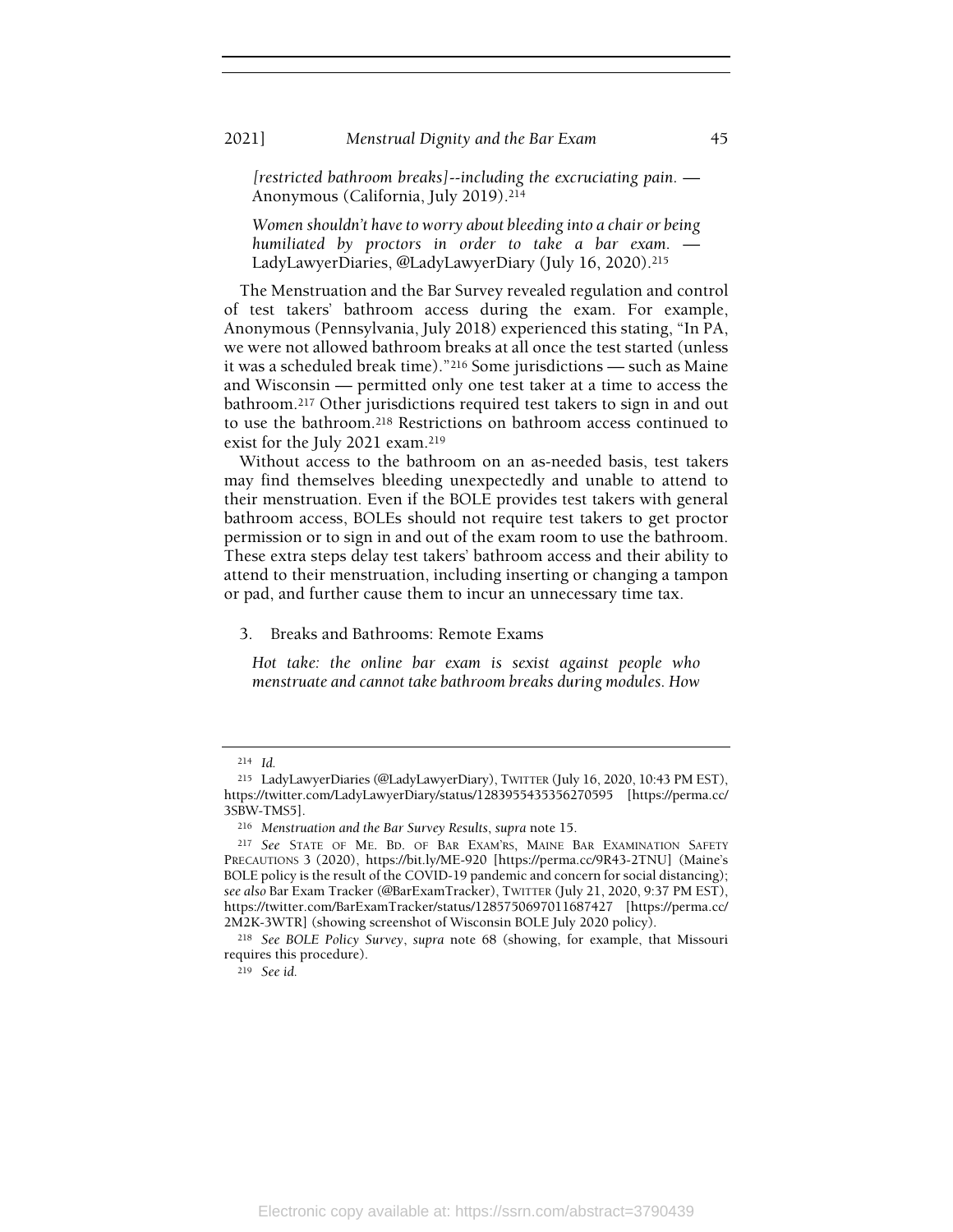*[restricted bathroom breaks]--including the excruciating pain.* — Anonymous (California, July 2019).[214]

*Women shouldn't have to worry about bleeding into a chair or being humiliated by proctors in order to take a bar exam.* — LadyLawyerDiaries, @LadyLawyerDiary (July 16, 2020).[215]

The Menstruation and the Bar Survey revealed regulation and control of test takers' bathroom access during the exam. For example, Anonymous (Pennsylvania, July 2018) experienced this stating, "In PA, we were not allowed bathroom breaks at all once the test started (unless it was a scheduled break time)."[216] Some jurisdictions — such as Maine and Wisconsin — permitted only one test taker at a time to access the bathroom.[217] Other jurisdictions required test takers to sign in and out to use the bathroom.[218] Restrictions on bathroom access continued to exist for the July 2021 exam.[219]

Without access to the bathroom on an as-needed basis, test takers may find themselves bleeding unexpectedly and unable to attend to their menstruation. Even if the BOLE provides test takers with general bathroom access, BOLEs should not require test takers to get proctor permission or to sign in and out of the exam room to use the bathroom. These extra steps delay test takers' bathroom access and their ability to attend to their menstruation, including inserting or changing a tampon or pad, and further cause them to incur an unnecessary time tax.

3. Breaks and Bathrooms: Remote Exams

*Hot take: the online bar exam is sexist against people who menstruate and cannot take bathroom breaks during modules. How*

---

[214] *Id.*

[215] LadyLawyerDiaries (@LadyLawyerDiary), TWITTER (July 16, 2020, 10:43 PM EST), https://twitter.com/LadyLawyerDiary/status/1283955435356270595 [https://perma.cc/3SBW-TMS5].

[216] *Menstruation and the Bar Survey Results*, *supra* note 15.

[217] *See* STATE OF ME. BD. OF BAR EXAM'RS, MAINE BAR EXAMINATION SAFETY PRECAUTIONS 3 (2020), https://bit.ly/ME-920 [https://perma.cc/9R43-2TNU] (Maine's BOLE policy is the result of the COVID-19 pandemic and concern for social distancing); *see also* Bar Exam Tracker (@BarExamTracker), TWITTER (July 21, 2020, 9:37 PM EST), https://twitter.com/BarExamTracker/status/1285750697011687427 [https://perma.cc/2M2K-3WTR] (showing screenshot of Wisconsin BOLE July 2020 policy).

[218] *See BOLE Policy Survey*, *supra* note 68 (showing, for example, that Missouri requires this procedure).

[219] *See id.*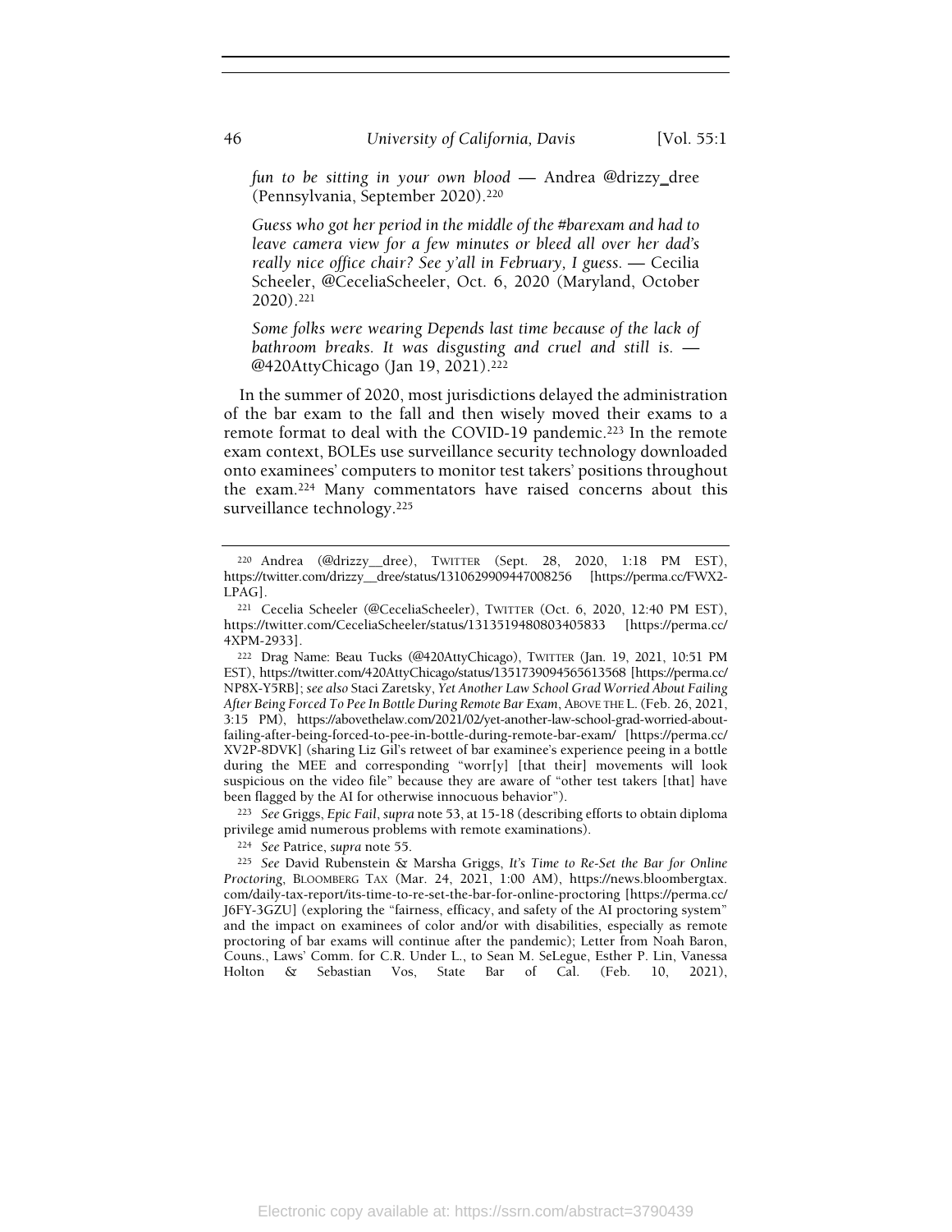*fun to be sitting in your own blood* — Andrea @drizzy_dree (Pennsylvania, September 2020).[220]

*Guess who got her period in the middle of the #barexam and had to leave camera view for a few minutes or bleed all over her dad's really nice office chair? See y'all in February, I guess.* — Cecilia Scheeler, @CeceliaScheeler, Oct. 6, 2020 (Maryland, October 2020).[221]

*Some folks were wearing Depends last time because of the lack of bathroom breaks. It was disgusting and cruel and still is.* — @420AttyChicago (Jan 19, 2021).[222]

In the summer of 2020, most jurisdictions delayed the administration of the bar exam to the fall and then wisely moved their exams to a remote format to deal with the COVID-19 pandemic.[223] In the remote exam context, BOLEs use surveillance security technology downloaded onto examinees' computers to monitor test takers' positions throughout the exam.[224] Many commentators have raised concerns about this surveillance technology.[225]

---

[220] Andrea (@drizzy__dree), TWITTER (Sept. 28, 2020, 1:18 PM EST), https://twitter.com/drizzy__dree/status/1310629909447008256 [https://perma.cc/FWX2-LPAG].

[221] Cecelia Scheeler (@CeceliaScheeler), TWITTER (Oct. 6, 2020, 12:40 PM EST), https://twitter.com/CeceliaScheeler/status/1313519480803405833 [https://perma.cc/4XPM-2933].

[222] Drag Name: Beau Tucks (@420AttyChicago), TWITTER (Jan. 19, 2021, 10:51 PM EST), https://twitter.com/420AttyChicago/status/1351739094565613568 [https://perma.cc/NP8X-Y5RB]; *see also* Staci Zaretsky, *Yet Another Law School Grad Worried About Failing After Being Forced To Pee In Bottle During Remote Bar Exam*, ABOVE THE L. (Feb. 26, 2021, 3:15 PM), https://abovethelaw.com/2021/02/yet-another-law-school-grad-worried-about-failing-after-being-forced-to-pee-in-bottle-during-remote-bar-exam/ [https://perma.cc/XV2P-8DVK] (sharing Liz Gil's retweet of bar examinee's experience peeing in a bottle during the MEE and corresponding "worr[y] [that their] movements will look suspicious on the video file" because they are aware of "other test takers [that] have been flagged by the AI for otherwise innocuous behavior").

[223] *See* Griggs, *Epic Fail*, *supra* note 53, at 15-18 (describing efforts to obtain diploma privilege amid numerous problems with remote examinations).

[224] *See* Patrice, *supra* note 55.

[225] *See* David Rubenstein & Marsha Griggs, *It's Time to Re-Set the Bar for Online Proctoring*, BLOOMBERG TAX (Mar. 24, 2021, 1:00 AM), https://news.bloombergtax.com/daily-tax-report/its-time-to-re-set-the-bar-for-online-proctoring [https://perma.cc/J6FY-3GZU] (exploring the "fairness, efficacy, and safety of the AI proctoring system" and the impact on examinees of color and/or with disabilities, especially as remote proctoring of bar exams will continue after the pandemic); Letter from Noah Baron, Couns., Laws' Comm. for C.R. Under L., to Sean M. SeLegue, Esther P. Lin, Vanessa Holton & Sebastian Vos, State Bar of Cal. (Feb. 10, 2021),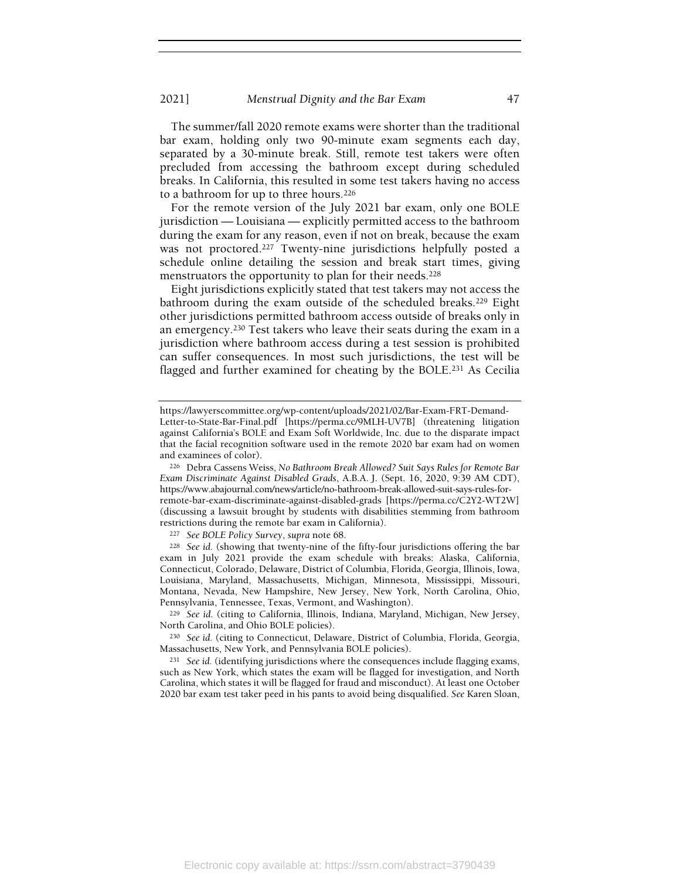The summer/fall 2020 remote exams were shorter than the traditional bar exam, holding only two 90-minute exam segments each day, separated by a 30-minute break. Still, remote test takers were often precluded from accessing the bathroom except during scheduled breaks. In California, this resulted in some test takers having no access to a bathroom for up to three hours.[226]

For the remote version of the July 2021 bar exam, only one BOLE jurisdiction — Louisiana — explicitly permitted access to the bathroom during the exam for any reason, even if not on break, because the exam was not proctored.[227] Twenty-nine jurisdictions helpfully posted a schedule online detailing the session and break start times, giving menstruators the opportunity to plan for their needs.[228]

Eight jurisdictions explicitly stated that test takers may not access the bathroom during the exam outside of the scheduled breaks.[229] Eight other jurisdictions permitted bathroom access outside of breaks only in an emergency.[230] Test takers who leave their seats during the exam in a jurisdiction where bathroom access during a test session is prohibited can suffer consequences. In most such jurisdictions, the test will be flagged and further examined for cheating by the BOLE.[231] As Cecilia

---

https://lawyerscommittee.org/wp-content/uploads/2021/02/Bar-Exam-FRT-Demand-Letter-to-State-Bar-Final.pdf [https://perma.cc/9MLH-UV7B] (threatening litigation against California's BOLE and Exam Soft Worldwide, Inc. due to the disparate impact that the facial recognition software used in the remote 2020 bar exam had on women and examinees of color).

[226] Debra Cassens Weiss, *No Bathroom Break Allowed? Suit Says Rules for Remote Bar Exam Discriminate Against Disabled Grads*, A.B.A. J. (Sept. 16, 2020, 9:39 AM CDT), https://www.abajournal.com/news/article/no-bathroom-break-allowed-suit-says-rules-for-remote-bar-exam-discriminate-against-disabled-grads [https://perma.cc/C2Y2-WT2W] (discussing a lawsuit brought by students with disabilities stemming from bathroom restrictions during the remote bar exam in California).

[227] *See BOLE Policy Survey*, *supra* note 68.

[228] *See id.* (showing that twenty-nine of the fifty-four jurisdictions offering the bar exam in July 2021 provide the exam schedule with breaks: Alaska, California, Connecticut, Colorado, Delaware, District of Columbia, Florida, Georgia, Illinois, Iowa, Louisiana, Maryland, Massachusetts, Michigan, Minnesota, Mississippi, Missouri, Montana, Nevada, New Hampshire, New Jersey, New York, North Carolina, Ohio, Pennsylvania, Tennessee, Texas, Vermont, and Washington).

[229] *See id.* (citing to California, Illinois, Indiana, Maryland, Michigan, New Jersey, North Carolina, and Ohio BOLE policies).

[230] *See id.* (citing to Connecticut, Delaware, District of Columbia, Florida, Georgia, Massachusetts, New York, and Pennsylvania BOLE policies).

[231] *See id.* (identifying jurisdictions where the consequences include flagging exams, such as New York, which states the exam will be flagged for investigation, and North Carolina, which states it will be flagged for fraud and misconduct). At least one October 2020 bar exam test taker peed in his pants to avoid being disqualified. *See* Karen Sloan,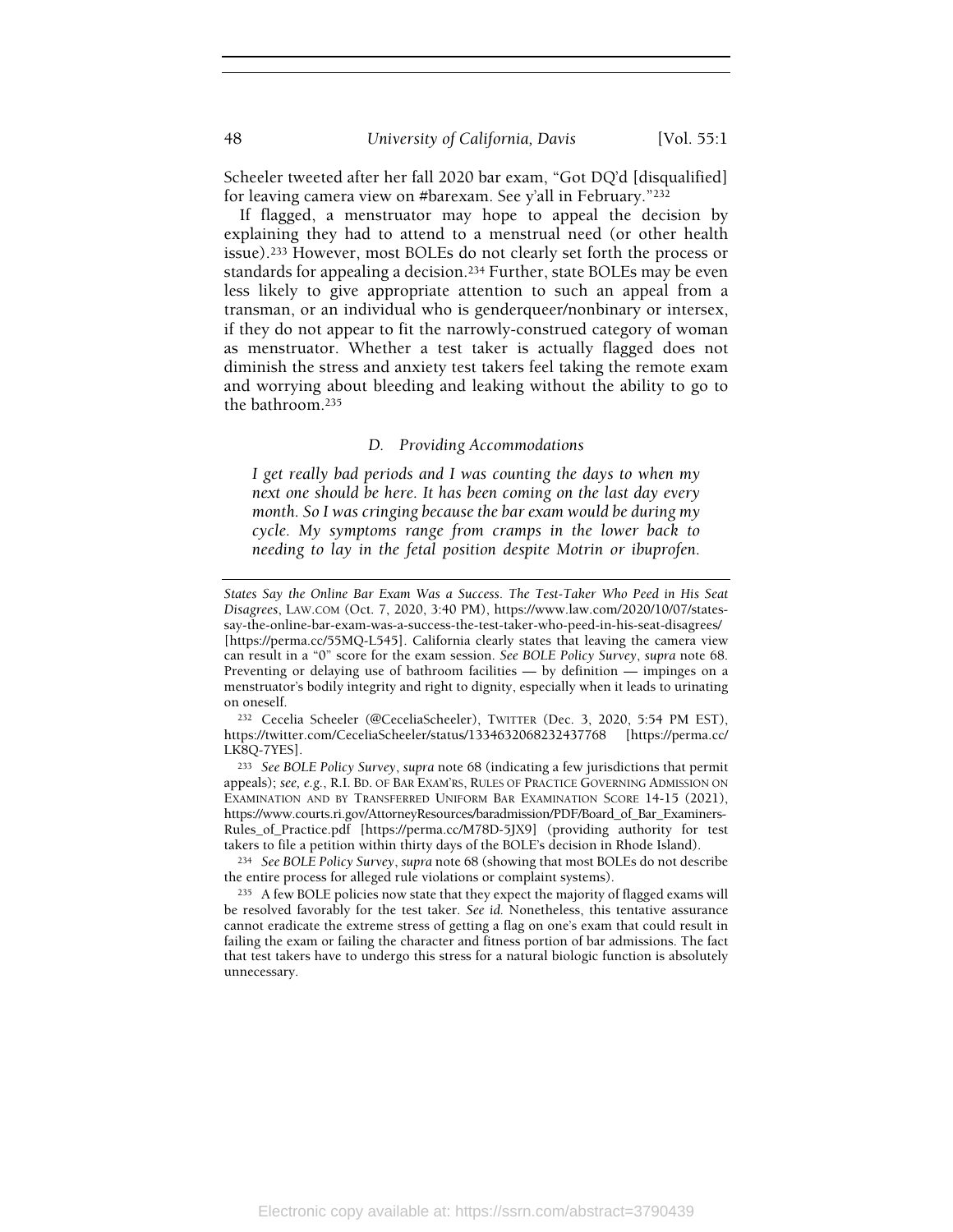Scheeler tweeted after her fall 2020 bar exam, "Got DQ'd [disqualified] for leaving camera view on #barexam. See y'all in February."[232]

If flagged, a menstruator may hope to appeal the decision by explaining they had to attend to a menstrual need (or other health issue).[233] However, most BOLEs do not clearly set forth the process or standards for appealing a decision.[234] Further, state BOLEs may be even less likely to give appropriate attention to such an appeal from a transman, or an individual who is genderqueer/nonbinary or intersex, if they do not appear to fit the narrowly-construed category of woman as menstruator. Whether a test taker is actually flagged does not diminish the stress and anxiety test takers feel taking the remote exam and worrying about bleeding and leaking without the ability to go to the bathroom.[235]

### D. Providing Accommodations

*I get really bad periods and I was counting the days to when my next one should be here. It has been coming on the last day every month. So I was cringing because the bar exam would be during my cycle. My symptoms range from cramps in the lower back to needing to lay in the fetal position despite Motrin or ibuprofen.*

---

*States Say the Online Bar Exam Was a Success. The Test-Taker Who Peed in His Seat Disagrees*, LAW.COM (Oct. 7, 2020, 3:40 PM), https://www.law.com/2020/10/07/states-say-the-online-bar-exam-was-a-success-the-test-taker-who-peed-in-his-seat-disagrees/ [https://perma.cc/55MQ-L545]. California clearly states that leaving the camera view can result in a "0" score for the exam session. *See BOLE Policy Survey*, *supra* note 68. Preventing or delaying use of bathroom facilities — by definition — impinges on a menstruator's bodily integrity and right to dignity, especially when it leads to urinating on oneself.

[232] Cecelia Scheeler (@CeceliaScheeler), TWITTER (Dec. 3, 2020, 5:54 PM EST), https://twitter.com/CeceliaScheeler/status/1334632068232437768 [https://perma.cc/LK8Q-7YES].

[233] *See BOLE Policy Survey*, *supra* note 68 (indicating a few jurisdictions that permit appeals); *see, e.g.*, R.I. BD. OF BAR EXAM'RS, RULES OF PRACTICE GOVERNING ADMISSION ON EXAMINATION AND BY TRANSFERRED UNIFORM BAR EXAMINATION SCORE 14-15 (2021), https://www.courts.ri.gov/AttorneyResources/baradmission/PDF/Board_of_Bar_Examiners-Rules_of_Practice.pdf [https://perma.cc/M78D-5JX9] (providing authority for test takers to file a petition within thirty days of the BOLE's decision in Rhode Island).

[234] *See BOLE Policy Survey*, *supra* note 68 (showing that most BOLEs do not describe the entire process for alleged rule violations or complaint systems).

[235] A few BOLE policies now state that they expect the majority of flagged exams will be resolved favorably for the test taker. *See id.* Nonetheless, this tentative assurance cannot eradicate the extreme stress of getting a flag on one's exam that could result in failing the exam or failing the character and fitness portion of bar admissions. The fact that test takers have to undergo this stress for a natural biologic function is absolutely unnecessary.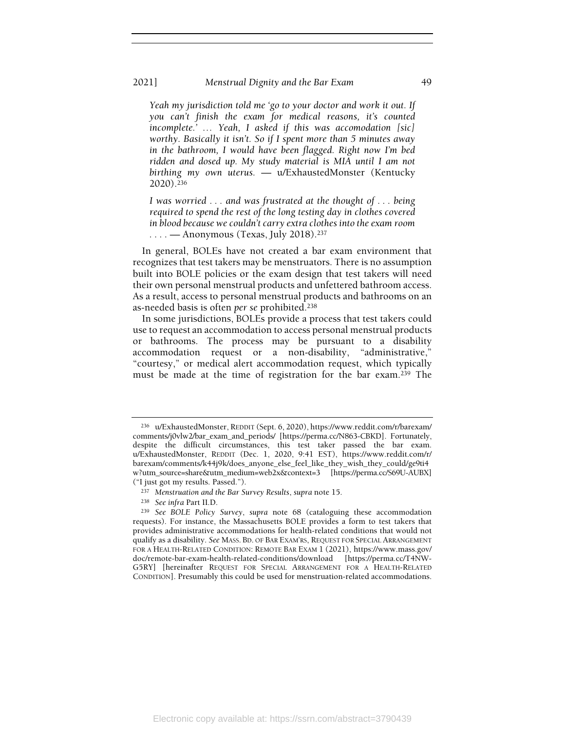*Yeah my jurisdiction told me 'go to your doctor and work it out. If you can't finish the exam for medical reasons, it's counted incomplete.' … Yeah, I asked if this was accomodation [sic] worthy. Basically it isn't. So if I spent more than 5 minutes away in the bathroom, I would have been flagged. Right now I'm bed ridden and dosed up. My study material is MIA until I am not birthing my own uterus.* — u/ExhaustedMonster (Kentucky 2020).[236]

*I was worried . . . and was frustrated at the thought of . . . being required to spend the rest of the long testing day in clothes covered in blood because we couldn't carry extra clothes into the exam room . . . .* — Anonymous (Texas, July 2018).[237]

In general, BOLEs have not created a bar exam environment that recognizes that test takers may be menstruators. There is no assumption built into BOLE policies or the exam design that test takers will need their own personal menstrual products and unfettered bathroom access. As a result, access to personal menstrual products and bathrooms on an as-needed basis is often *per se* prohibited.[238]

In some jurisdictions, BOLEs provide a process that test takers could use to request an accommodation to access personal menstrual products or bathrooms. The process may be pursuant to a disability accommodation request or a non-disability, "administrative," "courtesy," or medical alert accommodation request, which typically must be made at the time of registration for the bar exam.[239] The

---

[236] u/ExhaustedMonster, REDDIT (Sept. 6, 2020), https://www.reddit.com/r/barexam/comments/j0vlw2/bar_exam_and_periods/ [https://perma.cc/N863-CBKD]. Fortunately, despite the difficult circumstances, this test taker passed the bar exam. u/ExhaustedMonster, REDDIT (Dec. 1, 2020, 9:41 EST), https://www.reddit.com/r/barexam/comments/k44j9k/does_anyone_else_feel_like_they_wish_they_could/ge9ti4w?utm_source=share&utm_medium=web2x&context=3 [https://perma.cc/S69U-AUBX] ("I just got my results. Passed.").

[237] *Menstruation and the Bar Survey Results*, *supra* note 15.

[238] *See infra* Part II.D.

[239] *See BOLE Policy Survey*, *supra* note 68 (cataloguing these accommodation requests). For instance, the Massachusetts BOLE provides a form to test takers that provides administrative accommodations for health-related conditions that would not qualify as a disability. *See* MASS. BD. OF BAR EXAM'RS, REQUEST FOR SPECIAL ARRANGEMENT FOR A HEALTH-RELATED CONDITION: REMOTE BAR EXAM 1 (2021), https://www.mass.gov/doc/remote-bar-exam-health-related-conditions/download [https://perma.cc/T4NW-G5RY] [hereinafter REQUEST FOR SPECIAL ARRANGEMENT FOR A HEALTH-RELATED CONDITION]. Presumably this could be used for menstruation-related accommodations.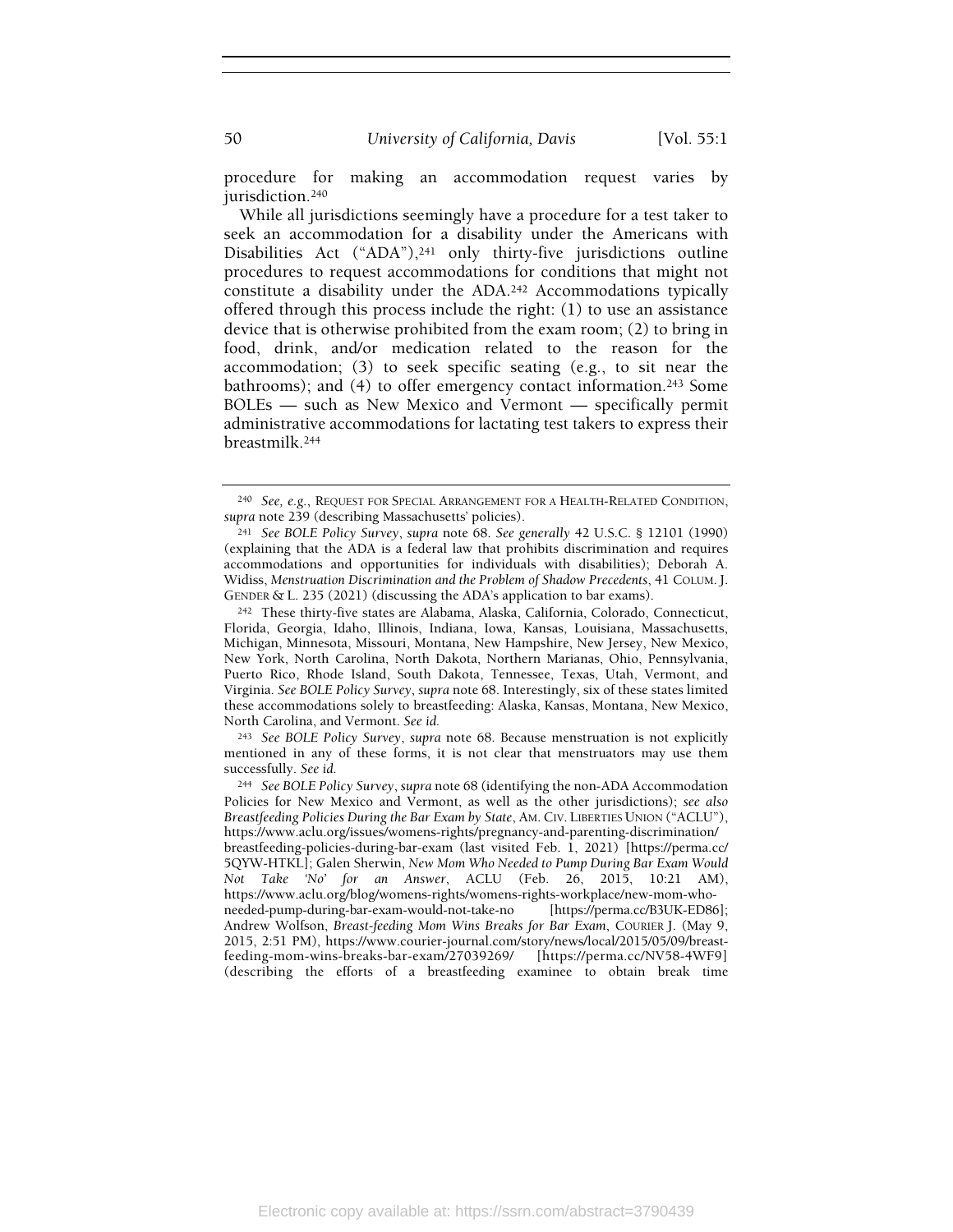procedure for making an accommodation request varies by jurisdiction.[240]

While all jurisdictions seemingly have a procedure for a test taker to seek an accommodation for a disability under the Americans with Disabilities Act ("ADA"),[241] only thirty-five jurisdictions outline procedures to request accommodations for conditions that might not constitute a disability under the ADA.[242] Accommodations typically offered through this process include the right: (1) to use an assistance device that is otherwise prohibited from the exam room; (2) to bring in food, drink, and/or medication related to the reason for the accommodation; (3) to seek specific seating (e.g., to sit near the bathrooms); and (4) to offer emergency contact information.[243] Some BOLEs — such as New Mexico and Vermont — specifically permit administrative accommodations for lactating test takers to express their breastmilk.[244]

---

[240] *See, e.g.*, REQUEST FOR SPECIAL ARRANGEMENT FOR A HEALTH-RELATED CONDITION, *supra* note 239 (describing Massachusetts' policies).

[241] *See BOLE Policy Survey*, *supra* note 68. *See generally* 42 U.S.C. § 12101 (1990) (explaining that the ADA is a federal law that prohibits discrimination and requires accommodations and opportunities for individuals with disabilities); Deborah A. Widiss, *Menstruation Discrimination and the Problem of Shadow Precedents*, 41 COLUM. J. GENDER & L. 235 (2021) (discussing the ADA's application to bar exams).

[242] These thirty-five states are Alabama, Alaska, California, Colorado, Connecticut, Florida, Georgia, Idaho, Illinois, Indiana, Iowa, Kansas, Louisiana, Massachusetts, Michigan, Minnesota, Missouri, Montana, New Hampshire, New Jersey, New Mexico, New York, North Carolina, North Dakota, Northern Marianas, Ohio, Pennsylvania, Puerto Rico, Rhode Island, South Dakota, Tennessee, Texas, Utah, Vermont, and Virginia. *See BOLE Policy Survey*, *supra* note 68. Interestingly, six of these states limited these accommodations solely to breastfeeding: Alaska, Kansas, Montana, New Mexico, North Carolina, and Vermont. *See id.*

[243] *See BOLE Policy Survey*, *supra* note 68. Because menstruation is not explicitly mentioned in any of these forms, it is not clear that menstruators may use them successfully. *See id.*

[244] *See BOLE Policy Survey*, *supra* note 68 (identifying the non-ADA Accommodation Policies for New Mexico and Vermont, as well as the other jurisdictions); *see also Breastfeeding Policies During the Bar Exam by State*, AM. CIV. LIBERTIES UNION ("ACLU"), https://www.aclu.org/issues/womens-rights/pregnancy-and-parenting-discrimination/breastfeeding-policies-during-bar-exam (last visited Feb. 1, 2021) [https://perma.cc/5QYW-HTKL]; Galen Sherwin, *New Mom Who Needed to Pump During Bar Exam Would Not Take 'No' for an Answer*, ACLU (Feb. 26, 2015, 10:21 AM), https://www.aclu.org/blog/womens-rights/womens-rights-workplace/new-mom-who-needed-pump-during-bar-exam-would-not-take-no [https://perma.cc/B3UK-ED86]; Andrew Wolfson, *Breast-feeding Mom Wins Breaks for Bar Exam*, COURIER J. (May 9, 2015, 2:51 PM), https://www.courier-journal.com/story/news/local/2015/05/09/breast-feeding-mom-wins-breaks-bar-exam/27039269/ [https://perma.cc/NV58-4WF9] (describing the efforts of a breastfeeding examinee to obtain break time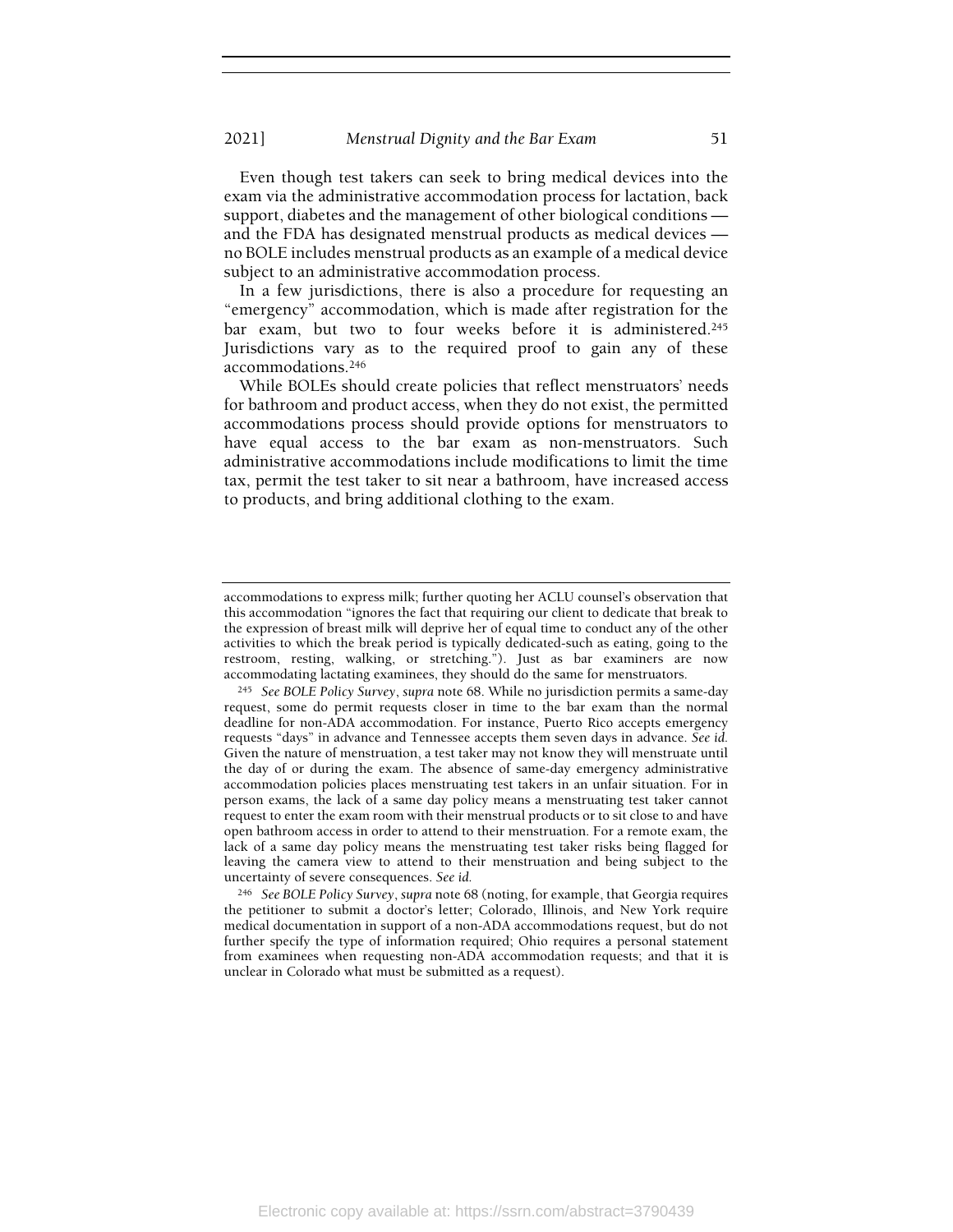Even though test takers can seek to bring medical devices into the exam via the administrative accommodation process for lactation, back support, diabetes and the management of other biological conditions — and the FDA has designated menstrual products as medical devices — no BOLE includes menstrual products as an example of a medical device subject to an administrative accommodation process.

In a few jurisdictions, there is also a procedure for requesting an "emergency" accommodation, which is made after registration for the bar exam, but two to four weeks before it is administered.[245] Jurisdictions vary as to the required proof to gain any of these accommodations.[246]

While BOLEs should create policies that reflect menstruators' needs for bathroom and product access, when they do not exist, the permitted accommodations process should provide options for menstruators to have equal access to the bar exam as non-menstruators. Such administrative accommodations include modifications to limit the time tax, permit the test taker to sit near a bathroom, have increased access to products, and bring additional clothing to the exam.

---

accommodations to express milk; further quoting her ACLU counsel's observation that this accommodation "ignores the fact that requiring our client to dedicate that break to the expression of breast milk will deprive her of equal time to conduct any of the other activities to which the break period is typically dedicated-such as eating, going to the restroom, resting, walking, or stretching."). Just as bar examiners are now accommodating lactating examinees, they should do the same for menstruators.

[245] *See BOLE Policy Survey*, *supra* note 68. While no jurisdiction permits a same-day request, some do permit requests closer in time to the bar exam than the normal deadline for non-ADA accommodation. For instance, Puerto Rico accepts emergency requests "days" in advance and Tennessee accepts them seven days in advance. *See id.* Given the nature of menstruation, a test taker may not know they will menstruate until the day of or during the exam. The absence of same-day emergency administrative accommodation policies places menstruating test takers in an unfair situation. For in person exams, the lack of a same day policy means a menstruating test taker cannot request to enter the exam room with their menstrual products or to sit close to and have open bathroom access in order to attend to their menstruation. For a remote exam, the lack of a same day policy means the menstruating test taker risks being flagged for leaving the camera view to attend to their menstruation and being subject to the uncertainty of severe consequences. *See id.*

[246] *See BOLE Policy Survey*, *supra* note 68 (noting, for example, that Georgia requires the petitioner to submit a doctor's letter; Colorado, Illinois, and New York require medical documentation in support of a non-ADA accommodations request, but do not further specify the type of information required; Ohio requires a personal statement from examinees when requesting non-ADA accommodation requests; and that it is unclear in Colorado what must be submitted as a request).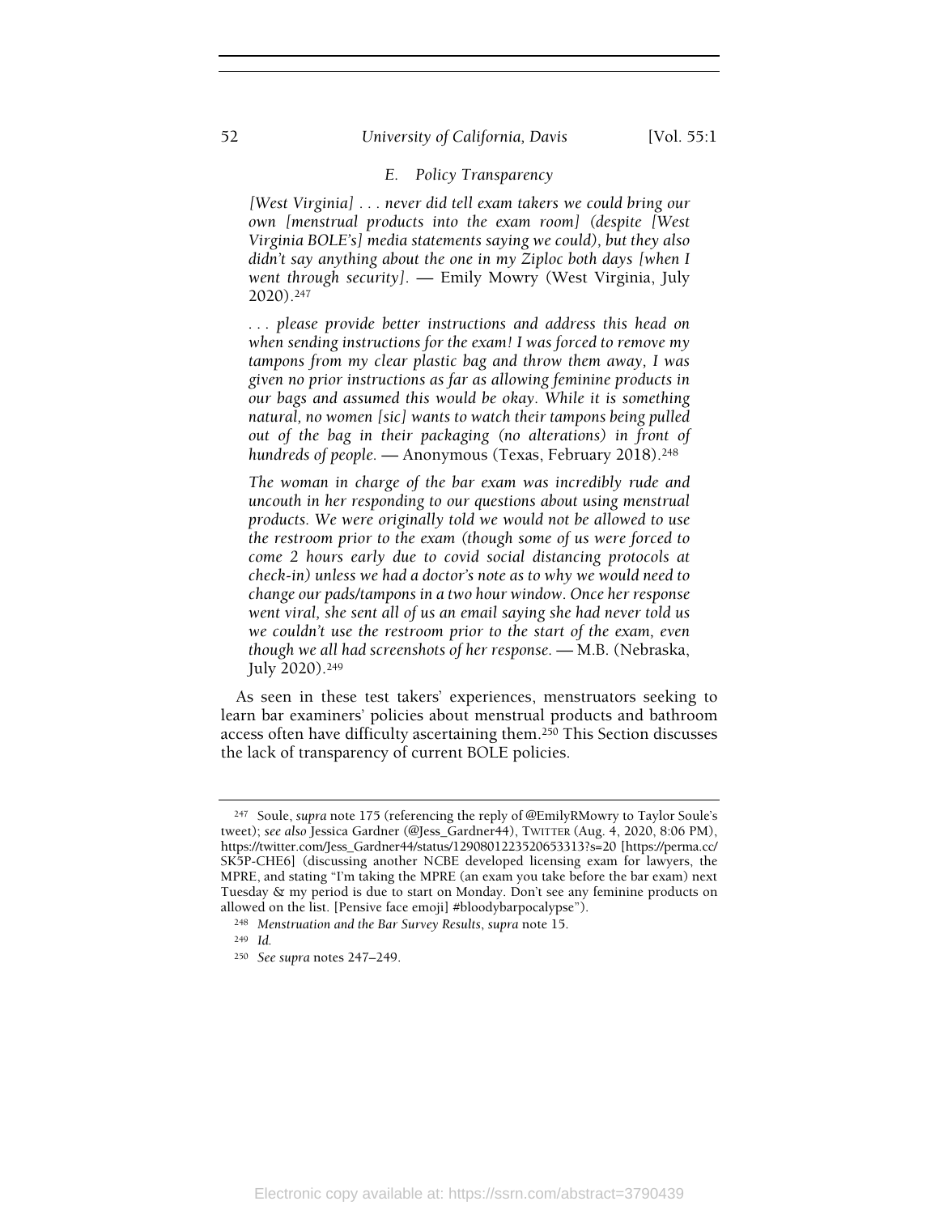### E. Policy Transparency

*[West Virginia] . . . never did tell exam takers we could bring our own [menstrual products into the exam room] (despite [West Virginia BOLE's] media statements saying we could), but they also didn't say anything about the one in my Ziploc both days [when I went through security].* — Emily Mowry (West Virginia, July 2020).[247]

*. . . please provide better instructions and address this head on when sending instructions for the exam! I was forced to remove my tampons from my clear plastic bag and throw them away, I was given no prior instructions as far as allowing feminine products in our bags and assumed this would be okay. While it is something natural, no women [sic] wants to watch their tampons being pulled out of the bag in their packaging (no alterations) in front of hundreds of people.* — Anonymous (Texas, February 2018).[248]

*The woman in charge of the bar exam was incredibly rude and uncouth in her responding to our questions about using menstrual products. We were originally told we would not be allowed to use the restroom prior to the exam (though some of us were forced to come 2 hours early due to covid social distancing protocols at check-in) unless we had a doctor's note as to why we would need to change our pads/tampons in a two hour window. Once her response went viral, she sent all of us an email saying she had never told us we couldn't use the restroom prior to the start of the exam, even though we all had screenshots of her response.* — M.B. (Nebraska, July 2020).[249]

As seen in these test takers' experiences, menstruators seeking to learn bar examiners' policies about menstrual products and bathroom access often have difficulty ascertaining them.[250] This Section discusses the lack of transparency of current BOLE policies.

---

[247] Soule, *supra* note 175 (referencing the reply of @EmilyRMowry to Taylor Soule's tweet); *see also* Jessica Gardner (@Jess_Gardner44), TWITTER (Aug. 4, 2020, 8:06 PM), https://twitter.com/Jess_Gardner44/status/1290801223520653313?s=20 [https://perma.cc/SK5P-CHE6] (discussing another NCBE developed licensing exam for lawyers, the MPRE, and stating "I'm taking the MPRE (an exam you take before the bar exam) next Tuesday & my period is due to start on Monday. Don't see any feminine products on allowed on the list. [Pensive face emoji] #bloodybarpocalypse").

[248] *Menstruation and the Bar Survey Results*, *supra* note 15.

[249] *Id.*

[250] *See supra* notes 247–249.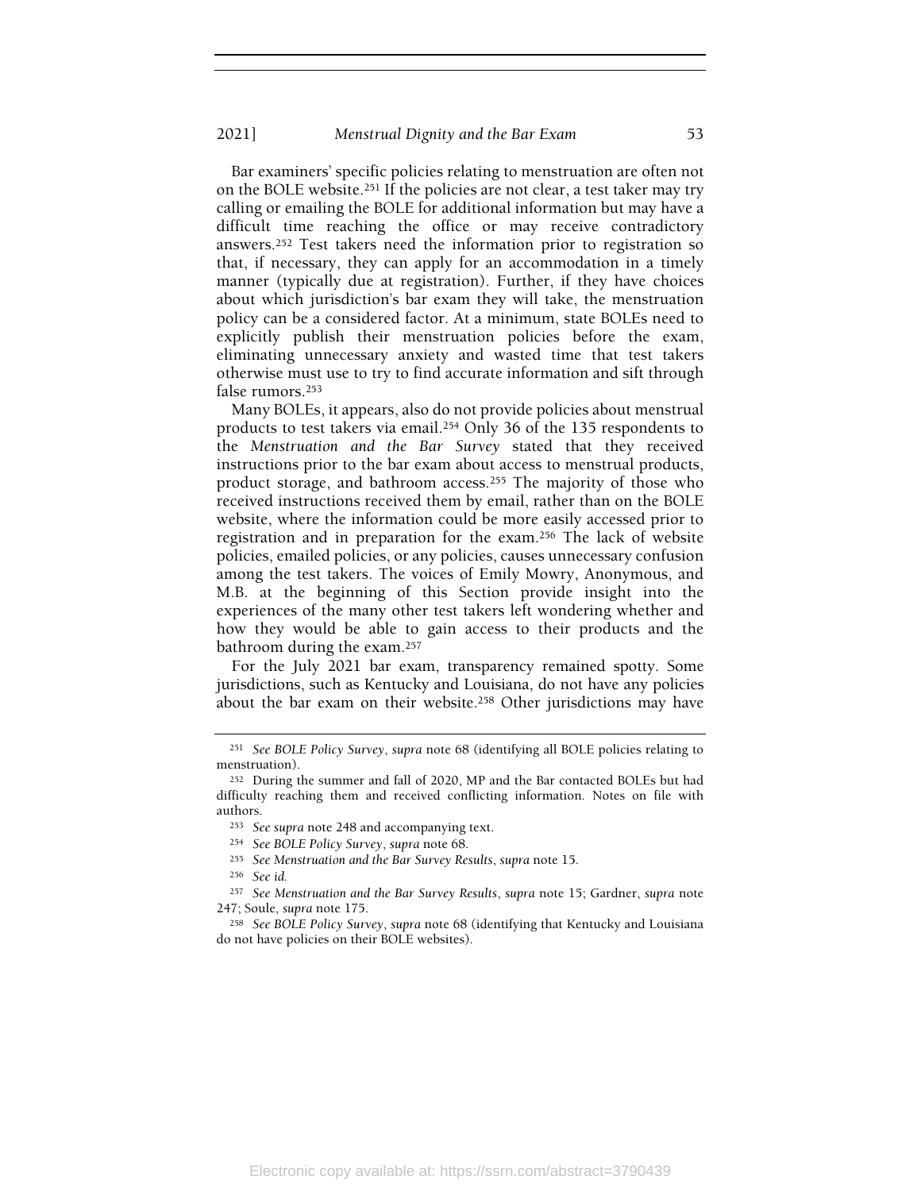Bar examiners' specific policies relating to menstruation are often not on the BOLE website.[251] If the policies are not clear, a test taker may try calling or emailing the BOLE for additional information but may have a difficult time reaching the office or may receive contradictory answers.[252] Test takers need the information prior to registration so that, if necessary, they can apply for an accommodation in a timely manner (typically due at registration). Further, if they have choices about which jurisdiction's bar exam they will take, the menstruation policy can be a considered factor. At a minimum, state BOLEs need to explicitly publish their menstruation policies before the exam, eliminating unnecessary anxiety and wasted time that test takers otherwise must use to try to find accurate information and sift through false rumors.[253]

Many BOLEs, it appears, also do not provide policies about menstrual products to test takers via email.[254] Only 36 of the 135 respondents to the *Menstruation and the Bar Survey* stated that they received instructions prior to the bar exam about access to menstrual products, product storage, and bathroom access.[255] The majority of those who received instructions received them by email, rather than on the BOLE website, where the information could be more easily accessed prior to registration and in preparation for the exam.[256] The lack of website policies, emailed policies, or any policies, causes unnecessary confusion among the test takers. The voices of Emily Mowry, Anonymous, and M.B. at the beginning of this Section provide insight into the experiences of the many other test takers left wondering whether and how they would be able to gain access to their products and the bathroom during the exam.[257]

For the July 2021 bar exam, transparency remained spotty. Some jurisdictions, such as Kentucky and Louisiana, do not have any policies about the bar exam on their website.[258] Other jurisdictions may have

---

[251] *See BOLE Policy Survey*, *supra* note 68 (identifying all BOLE policies relating to menstruation).

[252] During the summer and fall of 2020, MP and the Bar contacted BOLEs but had difficulty reaching them and received conflicting information. Notes on file with authors.

[253] *See supra* note 248 and accompanying text.

[254] *See BOLE Policy Survey*, *supra* note 68.

[255] *See Menstruation and the Bar Survey Results*, *supra* note 15.

[256] *See id.*

[257] *See Menstruation and the Bar Survey Results*, *supra* note 15; Gardner, *supra* note 247; Soule, *supra* note 175.

[258] *See BOLE Policy Survey*, *supra* note 68 (identifying that Kentucky and Louisiana do not have policies on their BOLE websites).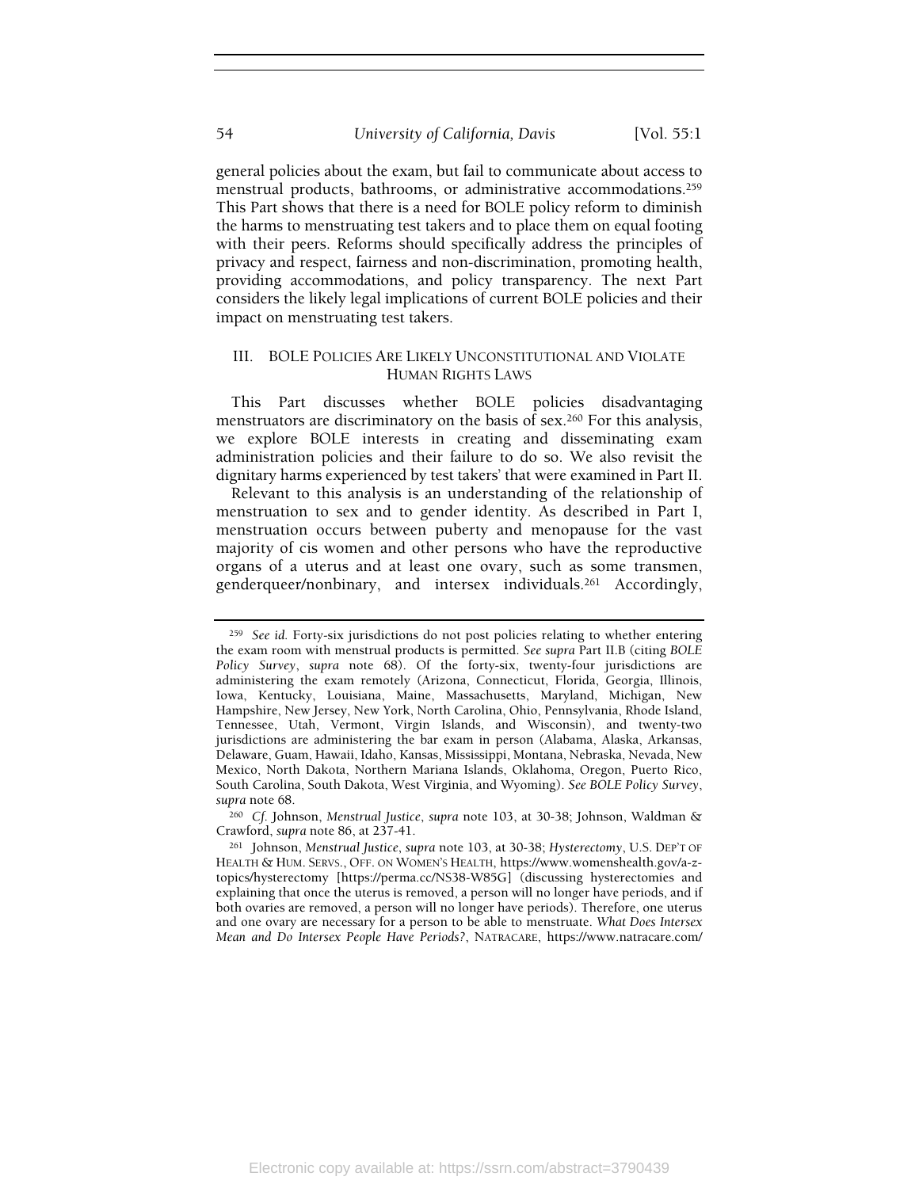general policies about the exam, but fail to communicate about access to menstrual products, bathrooms, or administrative accommodations.[259] This Part shows that there is a need for BOLE policy reform to diminish the harms to menstruating test takers and to place them on equal footing with their peers. Reforms should specifically address the principles of privacy and respect, fairness and non-discrimination, promoting health, providing accommodations, and policy transparency. The next Part considers the likely legal implications of current BOLE policies and their impact on menstruating test takers.

## III. BOLE Policies Are Likely Unconstitutional and Violate Human Rights Laws

This Part discusses whether BOLE policies disadvantaging menstruators are discriminatory on the basis of sex.[260] For this analysis, we explore BOLE interests in creating and disseminating exam administration policies and their failure to do so. We also revisit the dignitary harms experienced by test takers' that were examined in Part II.

Relevant to this analysis is an understanding of the relationship of menstruation to sex and to gender identity. As described in Part I, menstruation occurs between puberty and menopause for the vast majority of cis women and other persons who have the reproductive organs of a uterus and at least one ovary, such as some transmen, genderqueer/nonbinary, and intersex individuals.[261] Accordingly,

---

[259] *See id.* Forty-six jurisdictions do not post policies relating to whether entering the exam room with menstrual products is permitted. *See supra* Part II.B (citing *BOLE Policy Survey*, *supra* note 68). Of the forty-six, twenty-four jurisdictions are administering the exam remotely (Arizona, Connecticut, Florida, Georgia, Illinois, Iowa, Kentucky, Louisiana, Maine, Massachusetts, Maryland, Michigan, New Hampshire, New Jersey, New York, North Carolina, Ohio, Pennsylvania, Rhode Island, Tennessee, Utah, Vermont, Virgin Islands, and Wisconsin), and twenty-two jurisdictions are administering the bar exam in person (Alabama, Alaska, Arkansas, Delaware, Guam, Hawaii, Idaho, Kansas, Mississippi, Montana, Nebraska, Nevada, New Mexico, North Dakota, Northern Mariana Islands, Oklahoma, Oregon, Puerto Rico, South Carolina, South Dakota, West Virginia, and Wyoming). *See BOLE Policy Survey*, *supra* note 68.

[260] *Cf.* Johnson, *Menstrual Justice*, *supra* note 103, at 30-38; Johnson, Waldman & Crawford, *supra* note 86, at 237-41.

[261] Johnson, *Menstrual Justice*, *supra* note 103, at 30-38; *Hysterectomy*, U.S. Dep't of Health & Hum. Servs., Off. on Women's Health, https://www.womenshealth.gov/a-z-topics/hysterectomy [https://perma.cc/NS38-W85G] (discussing hysterectomies and explaining that once the uterus is removed, a person will no longer have periods, and if both ovaries are removed, a person will no longer have periods). Therefore, one uterus and one ovary are necessary for a person to be able to menstruate. *What Does Intersex Mean and Do Intersex People Have Periods?*, Natracare, https://www.natracare.com/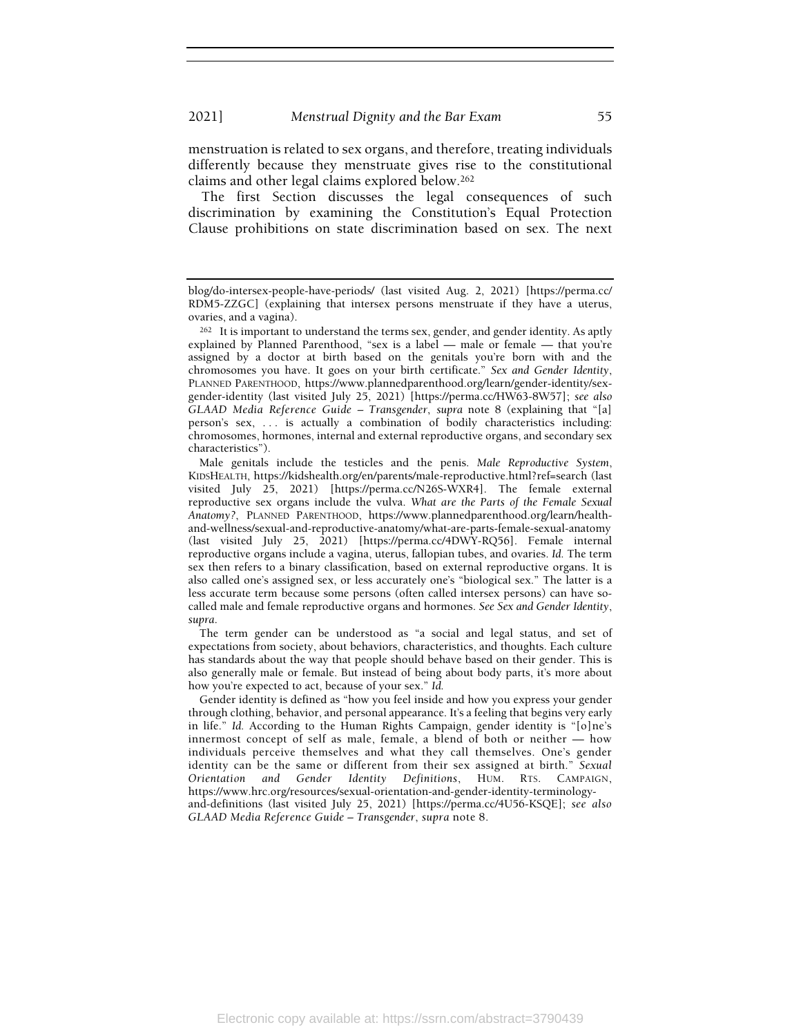menstruation is related to sex organs, and therefore, treating individuals differently because they menstruate gives rise to the constitutional claims and other legal claims explored below.[262]

The first Section discusses the legal consequences of such discrimination by examining the Constitution's Equal Protection Clause prohibitions on state discrimination based on sex. The next

---

blog/do-intersex-people-have-periods/ (last visited Aug. 2, 2021) [https://perma.cc/RDM5-ZZGC] (explaining that intersex persons menstruate if they have a uterus, ovaries, and a vagina).

[262] It is important to understand the terms sex, gender, and gender identity. As aptly explained by Planned Parenthood, "sex is a label — male or female — that you're assigned by a doctor at birth based on the genitals you're born with and the chromosomes you have. It goes on your birth certificate." *Sex and Gender Identity*, PLANNED PARENTHOOD, https://www.plannedparenthood.org/learn/gender-identity/sex-gender-identity (last visited July 25, 2021) [https://perma.cc/HW63-8W57]; *see also GLAAD Media Reference Guide – Transgender*, *supra* note 8 (explaining that "[a] person's sex, . . . is actually a combination of bodily characteristics including: chromosomes, hormones, internal and external reproductive organs, and secondary sex characteristics").

Male genitals include the testicles and the penis. *Male Reproductive System*, KIDSHEALTH, https://kidshealth.org/en/parents/male-reproductive.html?ref=search (last visited July 25, 2021) [https://perma.cc/N26S-WXR4]. The female external reproductive sex organs include the vulva. *What are the Parts of the Female Sexual Anatomy?*, PLANNED PARENTHOOD, https://www.plannedparenthood.org/learn/health-and-wellness/sexual-and-reproductive-anatomy/what-are-parts-female-sexual-anatomy (last visited July 25, 2021) [https://perma.cc/4DWY-RQ56]. Female internal reproductive organs include a vagina, uterus, fallopian tubes, and ovaries. *Id.* The term sex then refers to a binary classification, based on external reproductive organs. It is also called one's assigned sex, or less accurately one's "biological sex." The latter is a less accurate term because some persons (often called intersex persons) can have so-called male and female reproductive organs and hormones. *See Sex and Gender Identity*, *supra*.

The term gender can be understood as "a social and legal status, and set of expectations from society, about behaviors, characteristics, and thoughts. Each culture has standards about the way that people should behave based on their gender. This is also generally male or female. But instead of being about body parts, it's more about how you're expected to act, because of your sex." *Id.*

Gender identity is defined as "how you feel inside and how you express your gender through clothing, behavior, and personal appearance. It's a feeling that begins very early in life." *Id.* According to the Human Rights Campaign, gender identity is "[o]ne's innermost concept of self as male, female, a blend of both or neither — how individuals perceive themselves and what they call themselves. One's gender identity can be the same or different from their sex assigned at birth." *Sexual Orientation and Gender Identity Definitions*, HUM. RTS. CAMPAIGN, https://www.hrc.org/resources/sexual-orientation-and-gender-identity-terminology-and-definitions (last visited July 25, 2021) [https://perma.cc/4U56-KSQE]; *see also GLAAD Media Reference Guide – Transgender*, *supra* note 8.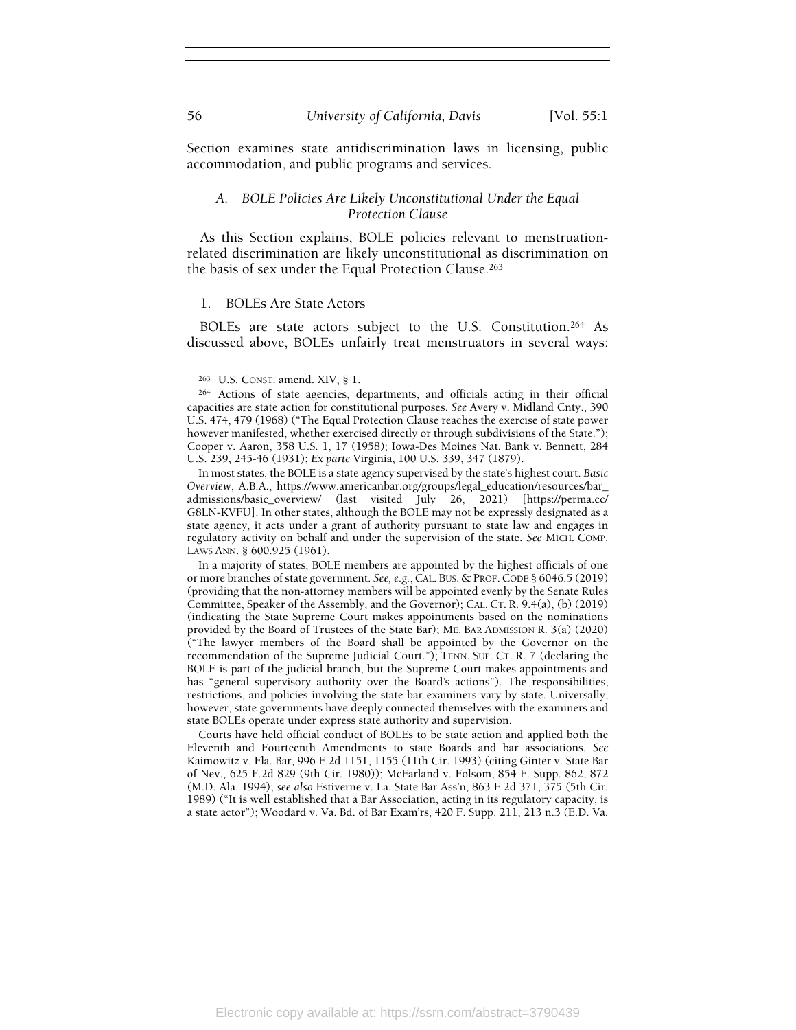Section examines state antidiscrimination laws in licensing, public accommodation, and public programs and services.

### *A. BOLE Policies Are Likely Unconstitutional Under the Equal Protection Clause*

As this Section explains, BOLE policies relevant to menstruation-related discrimination are likely unconstitutional as discrimination on the basis of sex under the Equal Protection Clause.[263]

#### 1. BOLEs Are State Actors

BOLEs are state actors subject to the U.S. Constitution.[264] As discussed above, BOLEs unfairly treat menstruators in several ways:

---

[263] U.S. CONST. amend. XIV, § 1.

[264] Actions of state agencies, departments, and officials acting in their official capacities are state action for constitutional purposes. *See* Avery v. Midland Cnty., 390 U.S. 474, 479 (1968) ("The Equal Protection Clause reaches the exercise of state power however manifested, whether exercised directly or through subdivisions of the State."); Cooper v. Aaron, 358 U.S. 1, 17 (1958); Iowa-Des Moines Nat. Bank v. Bennett, 284 U.S. 239, 245-46 (1931); *Ex parte* Virginia, 100 U.S. 339, 347 (1879).

In most states, the BOLE is a state agency supervised by the state's highest court. *Basic Overview*, A.B.A., https://www.americanbar.org/groups/legal_education/resources/bar_admissions/basic_overview/ (last visited July 26, 2021) [https://perma.cc/G8LN-KVFU]. In other states, although the BOLE may not be expressly designated as a state agency, it acts under a grant of authority pursuant to state law and engages in regulatory activity on behalf and under the supervision of the state. *See* MICH. COMP. LAWS ANN. § 600.925 (1961).

In a majority of states, BOLE members are appointed by the highest officials of one or more branches of state government. *See, e.g.*, CAL. BUS. & PROF. CODE § 6046.5 (2019) (providing that the non-attorney members will be appointed evenly by the Senate Rules Committee, Speaker of the Assembly, and the Governor); CAL. CT. R. 9.4(a), (b) (2019) (indicating the State Supreme Court makes appointments based on the nominations provided by the Board of Trustees of the State Bar); ME. BAR ADMISSION R. 3(a) (2020) ("The lawyer members of the Board shall be appointed by the Governor on the recommendation of the Supreme Judicial Court."); TENN. SUP. CT. R. 7 (declaring the BOLE is part of the judicial branch, but the Supreme Court makes appointments and has "general supervisory authority over the Board's actions"). The responsibilities, restrictions, and policies involving the state bar examiners vary by state. Universally, however, state governments have deeply connected themselves with the examiners and state BOLEs operate under express state authority and supervision.

Courts have held official conduct of BOLEs to be state action and applied both the Eleventh and Fourteenth Amendments to state Boards and bar associations. *See* Kaimowitz v. Fla. Bar, 996 F.2d 1151, 1155 (11th Cir. 1993) (citing Ginter v. State Bar of Nev., 625 F.2d 829 (9th Cir. 1980)); McFarland v. Folsom, 854 F. Supp. 862, 872 (M.D. Ala. 1994); *see also* Estiverne v. La. State Bar Ass'n, 863 F.2d 371, 375 (5th Cir. 1989) ("It is well established that a Bar Association, acting in its regulatory capacity, is a state actor"); Woodard v. Va. Bd. of Bar Exam'rs, 420 F. Supp. 211, 213 n.3 (E.D. Va.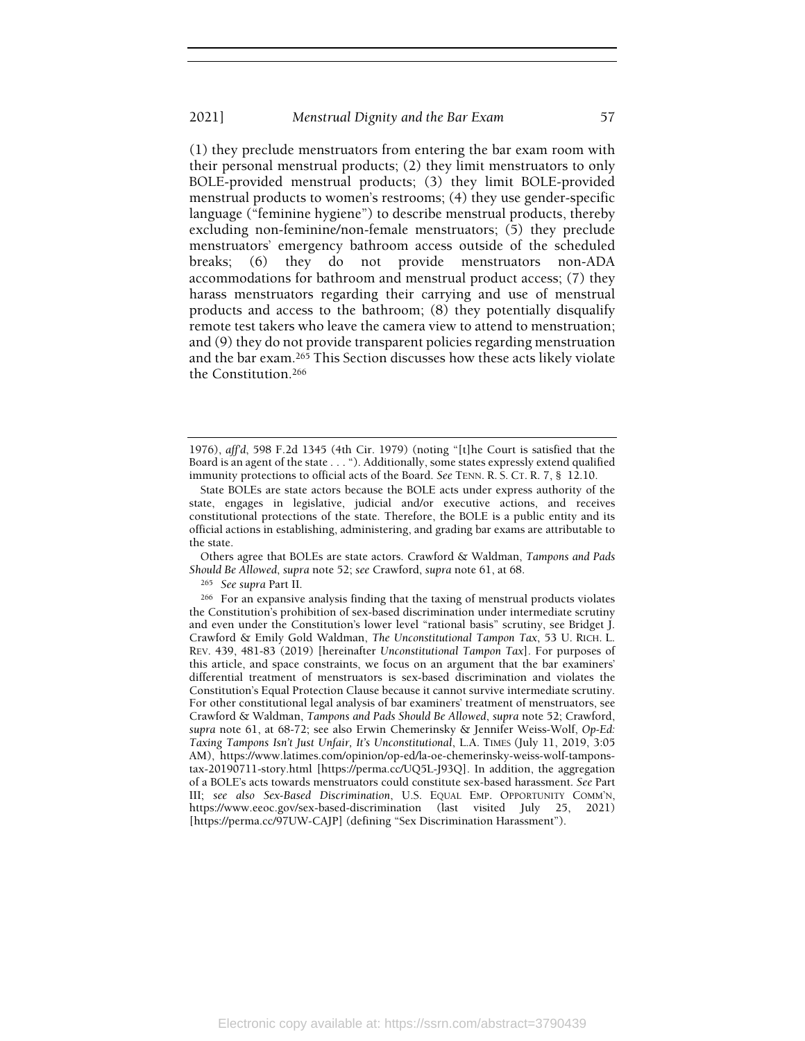(1) they preclude menstruators from entering the bar exam room with their personal menstrual products; (2) they limit menstruators to only BOLE-provided menstrual products; (3) they limit BOLE-provided menstrual products to women's restrooms; (4) they use gender-specific language ("feminine hygiene") to describe menstrual products, thereby excluding non-feminine/non-female menstruators; (5) they preclude menstruators' emergency bathroom access outside of the scheduled breaks; (6) they do not provide menstruators non-ADA accommodations for bathroom and menstrual product access; (7) they harass menstruators regarding their carrying and use of menstrual products and access to the bathroom; (8) they potentially disqualify remote test takers who leave the camera view to attend to menstruation; and (9) they do not provide transparent policies regarding menstruation and the bar exam.[265] This Section discusses how these acts likely violate the Constitution.[266]

---

1976), *aff'd*, 598 F.2d 1345 (4th Cir. 1979) (noting "[t]he Court is satisfied that the Board is an agent of the state . . . "). Additionally, some states expressly extend qualified immunity protections to official acts of the Board. *See* TENN. R. S. CT. R. 7, § 12.10.

State BOLEs are state actors because the BOLE acts under express authority of the state, engages in legislative, judicial and/or executive actions, and receives constitutional protections of the state. Therefore, the BOLE is a public entity and its official actions in establishing, administering, and grading bar exams are attributable to the state.

Others agree that BOLEs are state actors. Crawford & Waldman, *Tampons and Pads Should Be Allowed*, *supra* note 52; *see* Crawford, *supra* note 61, at 68.

[265] *See supra* Part II.

[266] For an expansive analysis finding that the taxing of menstrual products violates the Constitution's prohibition of sex-based discrimination under intermediate scrutiny and even under the Constitution's lower level "rational basis" scrutiny, see Bridget J. Crawford & Emily Gold Waldman, *The Unconstitutional Tampon Tax*, 53 U. RICH. L. REV. 439, 481-83 (2019) [hereinafter *Unconstitutional Tampon Tax*]. For purposes of this article, and space constraints, we focus on an argument that the bar examiners' differential treatment of menstruators is sex-based discrimination and violates the Constitution's Equal Protection Clause because it cannot survive intermediate scrutiny. For other constitutional legal analysis of bar examiners' treatment of menstruators, see Crawford & Waldman, *Tampons and Pads Should Be Allowed*, *supra* note 52; Crawford, *supra* note 61, at 68-72; see also Erwin Chemerinsky & Jennifer Weiss-Wolf, *Op-Ed: Taxing Tampons Isn't Just Unfair, It's Unconstitutional*, L.A. TIMES (July 11, 2019, 3:05 AM), https://www.latimes.com/opinion/op-ed/la-oe-chemerinsky-weiss-wolf-tampons-tax-20190711-story.html [https://perma.cc/UQ5L-J93Q]. In addition, the aggregation of a BOLE's acts towards menstruators could constitute sex-based harassment. *See* Part III; *see also Sex-Based Discrimination*, U.S. EQUAL EMP. OPPORTUNITY COMM'N, https://www.eeoc.gov/sex-based-discrimination (last visited July 25, 2021) [https://perma.cc/97UW-CAJP] (defining "Sex Discrimination Harassment").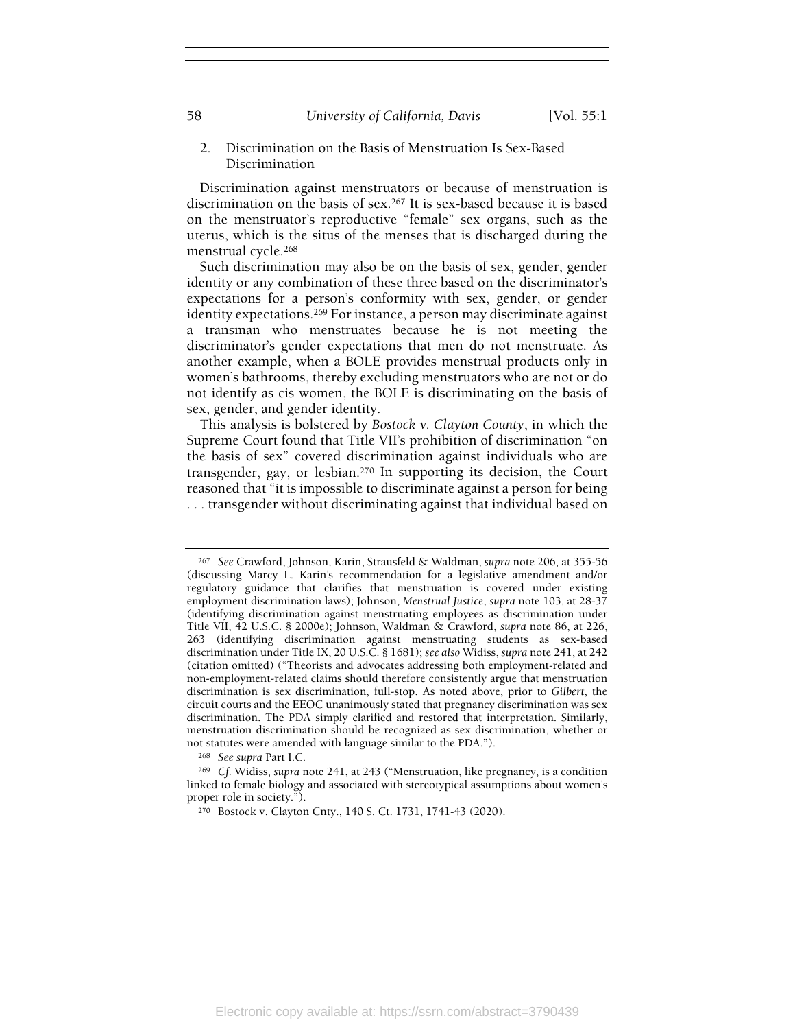### 2. Discrimination on the Basis of Menstruation Is Sex-Based Discrimination

Discrimination against menstruators or because of menstruation is discrimination on the basis of sex.[267] It is sex-based because it is based on the menstruator's reproductive "female" sex organs, such as the uterus, which is the situs of the menses that is discharged during the menstrual cycle.[268]

Such discrimination may also be on the basis of sex, gender, gender identity or any combination of these three based on the discriminator's expectations for a person's conformity with sex, gender, or gender identity expectations.[269] For instance, a person may discriminate against a transman who menstruates because he is not meeting the discriminator's gender expectations that men do not menstruate. As another example, when a BOLE provides menstrual products only in women's bathrooms, thereby excluding menstruators who are not or do not identify as cis women, the BOLE is discriminating on the basis of sex, gender, and gender identity.

This analysis is bolstered by *Bostock v. Clayton County*, in which the Supreme Court found that Title VII's prohibition of discrimination "on the basis of sex" covered discrimination against individuals who are transgender, gay, or lesbian.[270] In supporting its decision, the Court reasoned that "it is impossible to discriminate against a person for being . . . transgender without discriminating against that individual based on

---

[267] *See* Crawford, Johnson, Karin, Strausfeld & Waldman, *supra* note 206, at 355-56 (discussing Marcy L. Karin's recommendation for a legislative amendment and/or regulatory guidance that clarifies that menstruation is covered under existing employment discrimination laws); Johnson, *Menstrual Justice*, *supra* note 103, at 28-37 (identifying discrimination against menstruating employees as discrimination under Title VII, 42 U.S.C. § 2000e); Johnson, Waldman & Crawford, *supra* note 86, at 226, 263 (identifying discrimination against menstruating students as sex-based discrimination under Title IX, 20 U.S.C. § 1681); *see also* Widiss, *supra* note 241, at 242 (citation omitted) ("Theorists and advocates addressing both employment-related and non-employment-related claims should therefore consistently argue that menstruation discrimination is sex discrimination, full-stop. As noted above, prior to *Gilbert*, the circuit courts and the EEOC unanimously stated that pregnancy discrimination was sex discrimination. The PDA simply clarified and restored that interpretation. Similarly, menstruation discrimination should be recognized as sex discrimination, whether or not statutes were amended with language similar to the PDA.").

[268] *See supra* Part I.C.

[269] *Cf.* Widiss, *supra* note 241, at 243 ("Menstruation, like pregnancy, is a condition linked to female biology and associated with stereotypical assumptions about women's proper role in society.").

[270] Bostock v. Clayton Cnty., 140 S. Ct. 1731, 1741-43 (2020).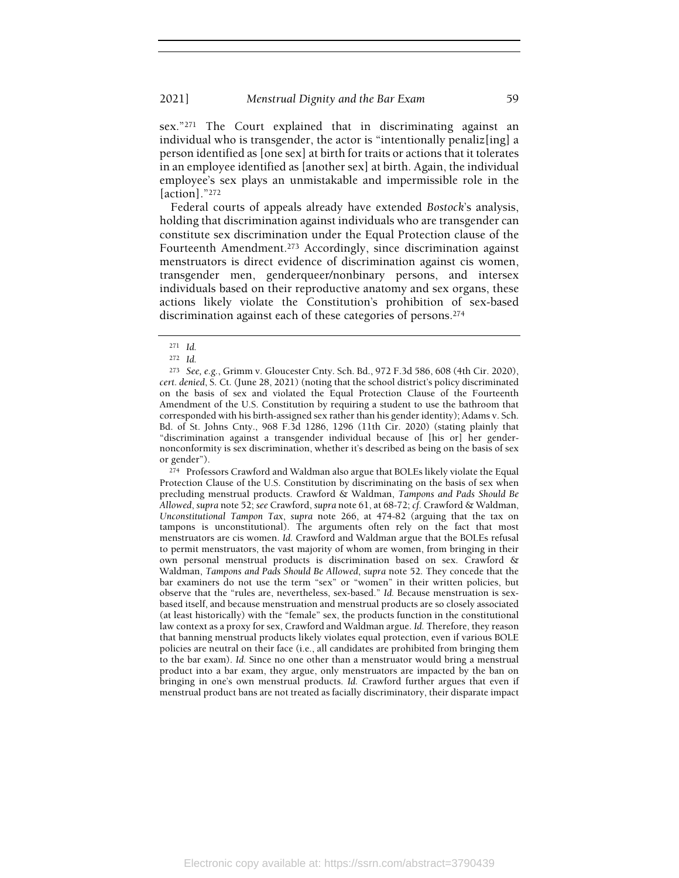sex."[271] The Court explained that in discriminating against an individual who is transgender, the actor is "intentionally penaliz[ing] a person identified as [one sex] at birth for traits or actions that it tolerates in an employee identified as [another sex] at birth. Again, the individual employee's sex plays an unmistakable and impermissible role in the [action]."[272]

Federal courts of appeals already have extended *Bostock*'s analysis, holding that discrimination against individuals who are transgender can constitute sex discrimination under the Equal Protection clause of the Fourteenth Amendment.[273] Accordingly, since discrimination against menstruators is direct evidence of discrimination against cis women, transgender men, genderqueer/nonbinary persons, and intersex individuals based on their reproductive anatomy and sex organs, these actions likely violate the Constitution's prohibition of sex-based discrimination against each of these categories of persons.[274]

---

[271] *Id.*

[272] *Id.*

[273] *See, e.g.*, Grimm v. Gloucester Cnty. Sch. Bd., 972 F.3d 586, 608 (4th Cir. 2020), *cert. denied*, S. Ct. (June 28, 2021) (noting that the school district's policy discriminated on the basis of sex and violated the Equal Protection Clause of the Fourteenth Amendment of the U.S. Constitution by requiring a student to use the bathroom that corresponded with his birth-assigned sex rather than his gender identity); Adams v. Sch. Bd. of St. Johns Cnty., 968 F.3d 1286, 1296 (11th Cir. 2020) (stating plainly that "discrimination against a transgender individual because of [his or] her gender-nonconformity is sex discrimination, whether it's described as being on the basis of sex or gender").

[274] Professors Crawford and Waldman also argue that BOLEs likely violate the Equal Protection Clause of the U.S. Constitution by discriminating on the basis of sex when precluding menstrual products. Crawford & Waldman, *Tampons and Pads Should Be Allowed*, *supra* note 52; *see* Crawford, *supra* note 61, at 68-72; *cf.* Crawford & Waldman, *Unconstitutional Tampon Tax*, *supra* note 266, at 474-82 (arguing that the tax on tampons is unconstitutional). The arguments often rely on the fact that most menstruators are cis women. *Id.* Crawford and Waldman argue that the BOLEs refusal to permit menstruators, the vast majority of whom are women, from bringing in their own personal menstrual products is discrimination based on sex. Crawford & Waldman, *Tampons and Pads Should Be Allowed*, *supra* note 52. They concede that the bar examiners do not use the term "sex" or "women" in their written policies, but observe that the "rules are, nevertheless, sex-based." *Id.* Because menstruation is sex-based itself, and because menstruation and menstrual products are so closely associated (at least historically) with the "female" sex, the products function in the constitutional law context as a proxy for sex, Crawford and Waldman argue. *Id.* Therefore, they reason that banning menstrual products likely violates equal protection, even if various BOLE policies are neutral on their face (i.e., all candidates are prohibited from bringing them to the bar exam). *Id.* Since no one other than a menstruator would bring a menstrual product into a bar exam, they argue, only menstruators are impacted by the ban on bringing in one's own menstrual products. *Id.* Crawford further argues that even if menstrual product bans are not treated as facially discriminatory, their disparate impact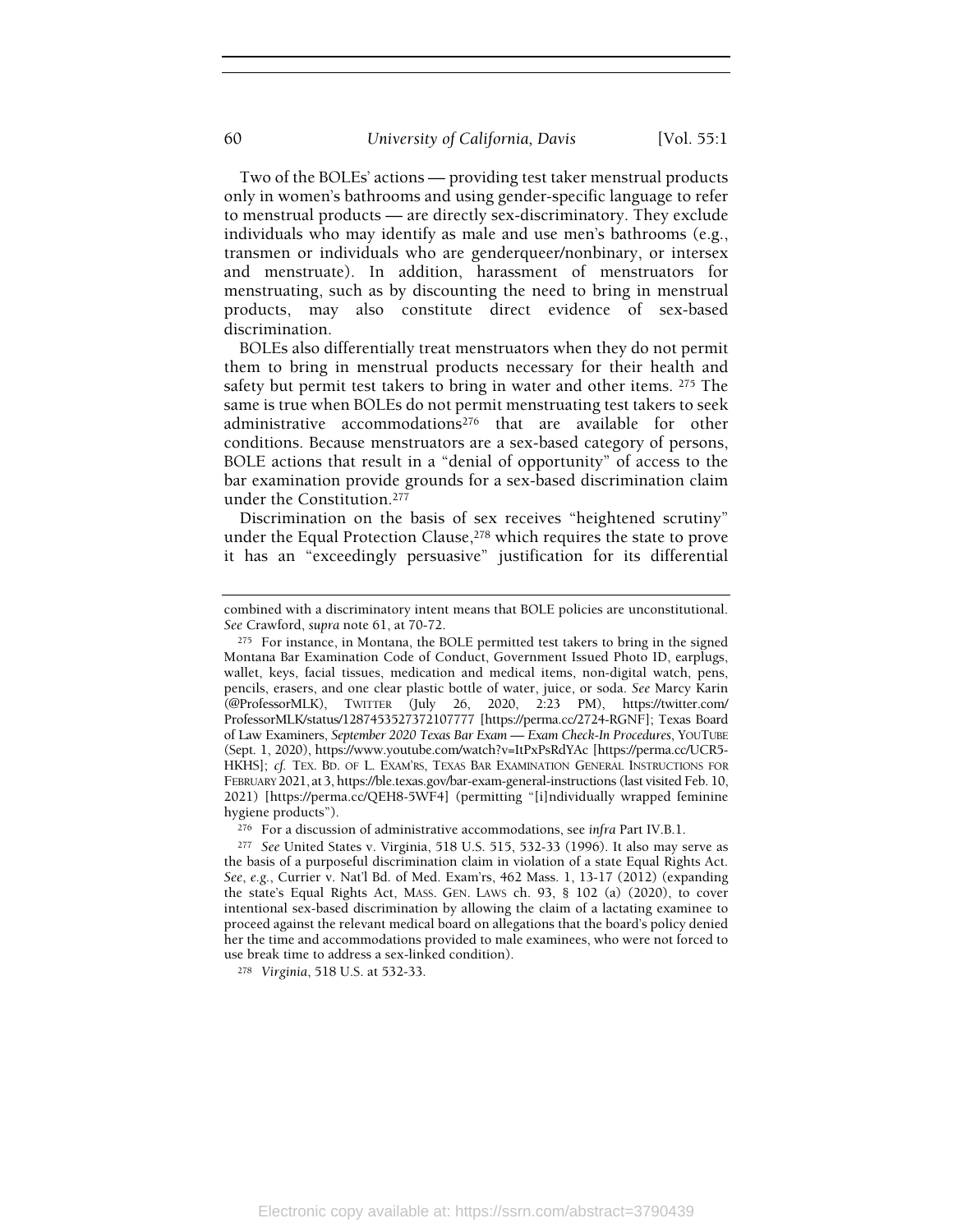Two of the BOLEs' actions — providing test taker menstrual products only in women's bathrooms and using gender-specific language to refer to menstrual products — are directly sex-discriminatory. They exclude individuals who may identify as male and use men's bathrooms (e.g., transmen or individuals who are genderqueer/nonbinary, or intersex and menstruate). In addition, harassment of menstruators for menstruating, such as by discounting the need to bring in menstrual products, may also constitute direct evidence of sex-based discrimination.

BOLEs also differentially treat menstruators when they do not permit them to bring in menstrual products necessary for their health and safety but permit test takers to bring in water and other items. [275] The same is true when BOLEs do not permit menstruating test takers to seek administrative accommodations[276] that are available for other conditions. Because menstruators are a sex-based category of persons, BOLE actions that result in a "denial of opportunity" of access to the bar examination provide grounds for a sex-based discrimination claim under the Constitution.[277]

Discrimination on the basis of sex receives "heightened scrutiny" under the Equal Protection Clause,[278] which requires the state to prove it has an "exceedingly persuasive" justification for its differential

---

combined with a discriminatory intent means that BOLE policies are unconstitutional. *See* Crawford, *supra* note 61, at 70-72.

[275] For instance, in Montana, the BOLE permitted test takers to bring in the signed Montana Bar Examination Code of Conduct, Government Issued Photo ID, earplugs, wallet, keys, facial tissues, medication and medical items, non-digital watch, pens, pencils, erasers, and one clear plastic bottle of water, juice, or soda. *See* Marcy Karin (@ProfessorMLK), TWITTER (July 26, 2020, 2:23 PM), https://twitter.com/ProfessorMLK/status/1287453527372107777 [https://perma.cc/2724-RGNF]; Texas Board of Law Examiners, *September 2020 Texas Bar Exam — Exam Check-In Procedures*, YOUTUBE (Sept. 1, 2020), https://www.youtube.com/watch?v=ItPxPsRdYAc [https://perma.cc/UCR5-HKHS]; *cf.* TEX. BD. OF L. EXAM'RS, TEXAS BAR EXAMINATION GENERAL INSTRUCTIONS FOR FEBRUARY 2021, at 3, https://ble.texas.gov/bar-exam-general-instructions (last visited Feb. 10, 2021) [https://perma.cc/QEH8-5WF4] (permitting "[i]ndividually wrapped feminine hygiene products").

[276] For a discussion of administrative accommodations, see *infra* Part IV.B.1.

[277] *See* United States v. Virginia, 518 U.S. 515, 532-33 (1996). It also may serve as the basis of a purposeful discrimination claim in violation of a state Equal Rights Act. *See*, *e.g.*, Currier v. Nat'l Bd. of Med. Exam'rs, 462 Mass. 1, 13-17 (2012) (expanding the state's Equal Rights Act, MASS. GEN. LAWS ch. 93, § 102 (a) (2020), to cover intentional sex-based discrimination by allowing the claim of a lactating examinee to proceed against the relevant medical board on allegations that the board's policy denied her the time and accommodations provided to male examinees, who were not forced to use break time to address a sex-linked condition).

[278] *Virginia*, 518 U.S. at 532-33.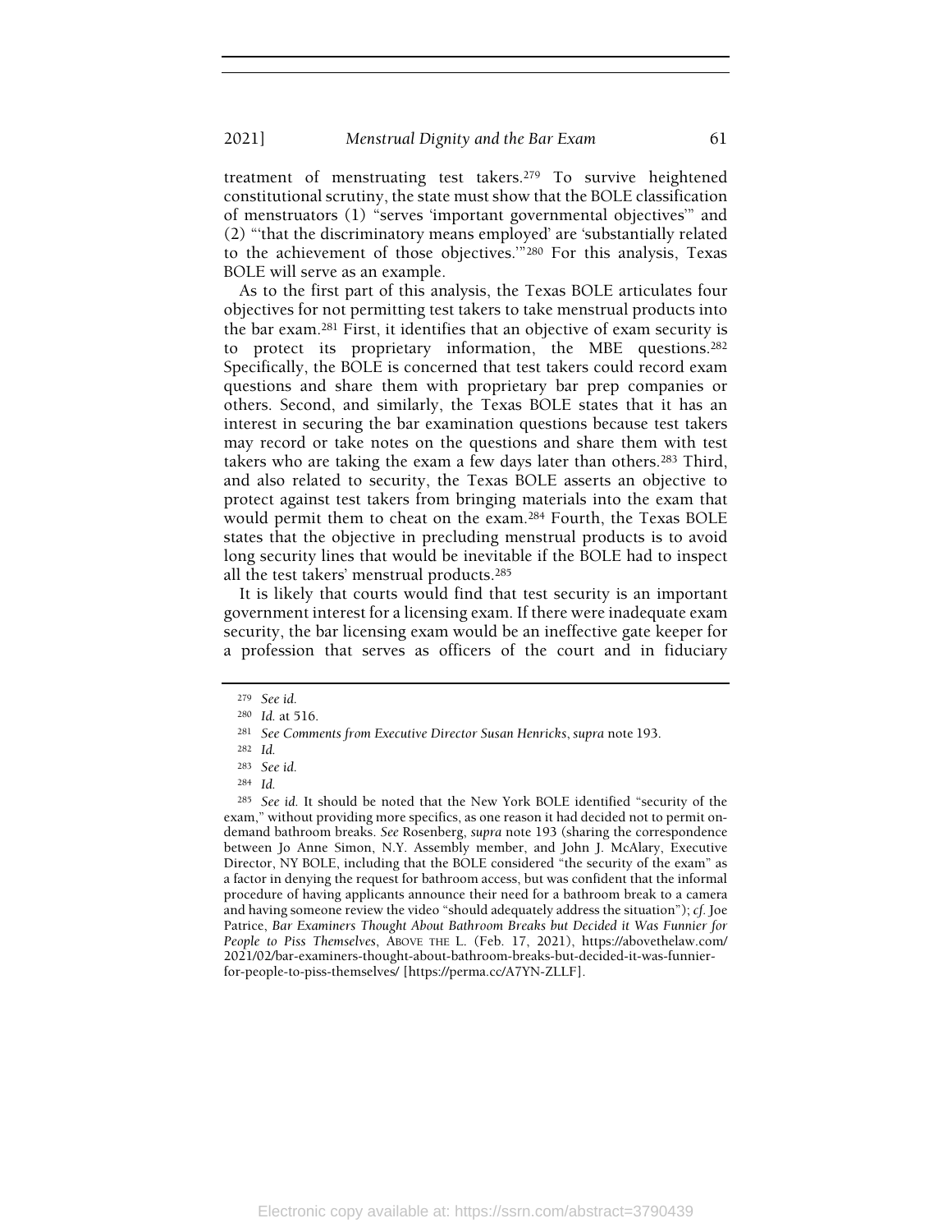treatment of menstruating test takers.[279] To survive heightened constitutional scrutiny, the state must show that the BOLE classification of menstruators (1) "serves 'important governmental objectives'" and (2) "'that the discriminatory means employed' are 'substantially related to the achievement of those objectives.'"[280] For this analysis, Texas BOLE will serve as an example.

As to the first part of this analysis, the Texas BOLE articulates four objectives for not permitting test takers to take menstrual products into the bar exam.[281] First, it identifies that an objective of exam security is to protect its proprietary information, the MBE questions.[282] Specifically, the BOLE is concerned that test takers could record exam questions and share them with proprietary bar prep companies or others. Second, and similarly, the Texas BOLE states that it has an interest in securing the bar examination questions because test takers may record or take notes on the questions and share them with test takers who are taking the exam a few days later than others.[283] Third, and also related to security, the Texas BOLE asserts an objective to protect against test takers from bringing materials into the exam that would permit them to cheat on the exam.[284] Fourth, the Texas BOLE states that the objective in precluding menstrual products is to avoid long security lines that would be inevitable if the BOLE had to inspect all the test takers' menstrual products.[285]

It is likely that courts would find that test security is an important government interest for a licensing exam. If there were inadequate exam security, the bar licensing exam would be an ineffective gate keeper for a profession that serves as officers of the court and in fiduciary

---

[279] *See id.*

[280] *Id.* at 516.

[281] *See Comments from Executive Director Susan Henricks*, *supra* note 193.

[282] *Id.*

[283] *See id.*

[284] *Id.*

[285] *See id.* It should be noted that the New York BOLE identified "security of the exam," without providing more specifics, as one reason it had decided not to permit on-demand bathroom breaks. *See* Rosenberg, *supra* note 193 (sharing the correspondence between Jo Anne Simon, N.Y. Assembly member, and John J. McAlary, Executive Director, NY BOLE, including that the BOLE considered "the security of the exam" as a factor in denying the request for bathroom access, but was confident that the informal procedure of having applicants announce their need for a bathroom break to a camera and having someone review the video "should adequately address the situation"); *cf.* Joe Patrice, *Bar Examiners Thought About Bathroom Breaks but Decided it Was Funnier for People to Piss Themselves*, ABOVE THE L. (Feb. 17, 2021), https://abovethelaw.com/2021/02/bar-examiners-thought-about-bathroom-breaks-but-decided-it-was-funnier-for-people-to-piss-themselves/ [https://perma.cc/A7YN-ZLLF].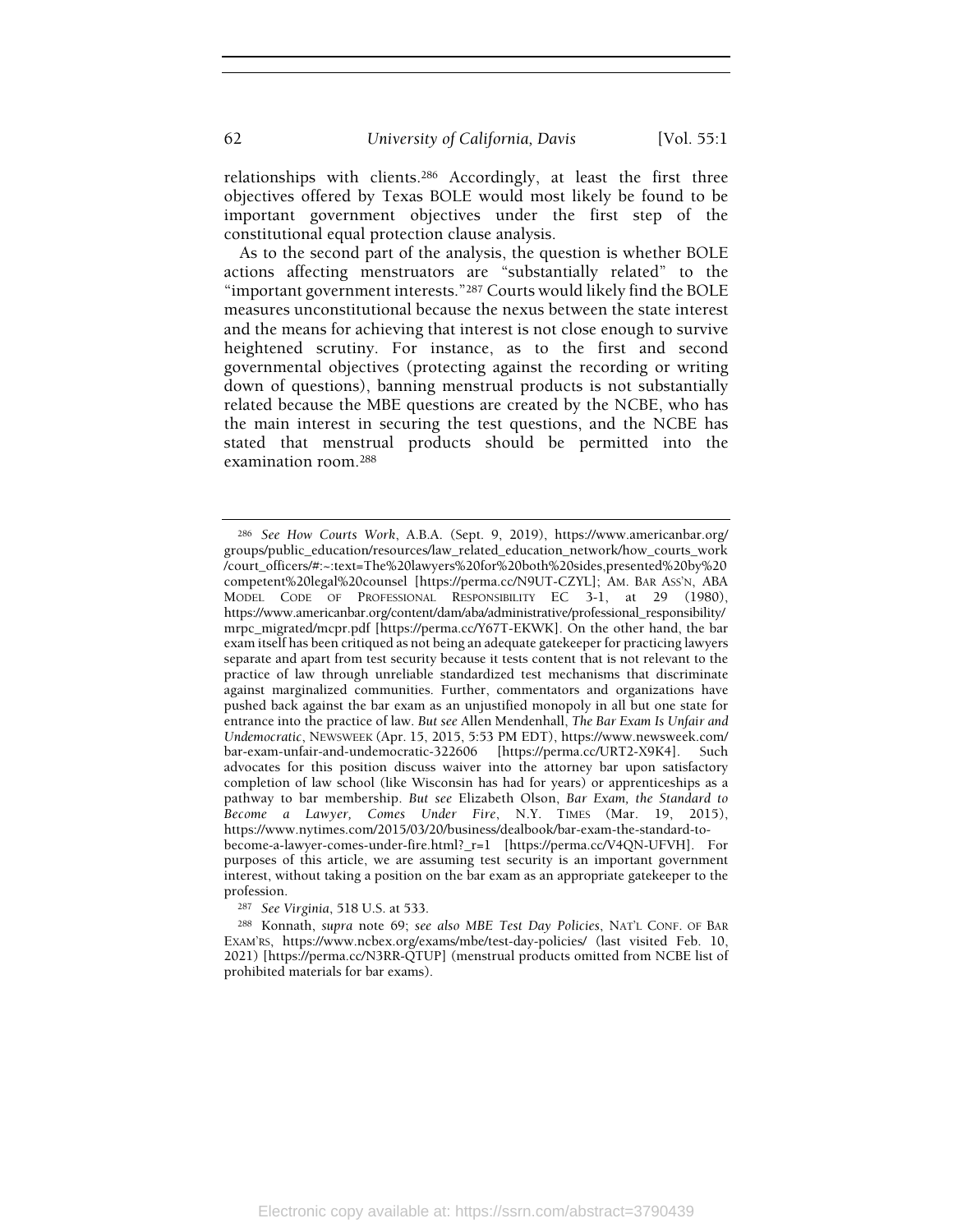relationships with clients.[286] Accordingly, at least the first three objectives offered by Texas BOLE would most likely be found to be important government objectives under the first step of the constitutional equal protection clause analysis.

As to the second part of the analysis, the question is whether BOLE actions affecting menstruators are "substantially related" to the "important government interests."[287] Courts would likely find the BOLE measures unconstitutional because the nexus between the state interest and the means for achieving that interest is not close enough to survive heightened scrutiny. For instance, as to the first and second governmental objectives (protecting against the recording or writing down of questions), banning menstrual products is not substantially related because the MBE questions are created by the NCBE, who has the main interest in securing the test questions, and the NCBE has stated that menstrual products should be permitted into the examination room.[288]

---

[286] *See How Courts Work*, A.B.A. (Sept. 9, 2019), https://www.americanbar.org/groups/public_education/resources/law_related_education_network/how_courts_work/court_officers/#:~:text=The%20lawyers%20for%20both%20sides,presented%20by%20competent%20legal%20counsel [https://perma.cc/N9UT-CZYL]; AM. BAR ASS'N, ABA MODEL CODE OF PROFESSIONAL RESPONSIBILITY EC 3-1, at 29 (1980), https://www.americanbar.org/content/dam/aba/administrative/professional_responsibility/mrpc_migrated/mcpr.pdf [https://perma.cc/Y67T-EKWK]. On the other hand, the bar exam itself has been critiqued as not being an adequate gatekeeper for practicing lawyers separate and apart from test security because it tests content that is not relevant to the practice of law through unreliable standardized test mechanisms that discriminate against marginalized communities. Further, commentators and organizations have pushed back against the bar exam as an unjustified monopoly in all but one state for entrance into the practice of law. *But see* Allen Mendenhall, *The Bar Exam Is Unfair and Undemocratic*, NEWSWEEK (Apr. 15, 2015, 5:53 PM EDT), https://www.newsweek.com/bar-exam-unfair-and-undemocratic-322606 [https://perma.cc/URT2-X9K4]. Such advocates for this position discuss waiver into the attorney bar upon satisfactory completion of law school (like Wisconsin has had for years) or apprenticeships as a pathway to bar membership. *But see* Elizabeth Olson, *Bar Exam, the Standard to Become a Lawyer, Comes Under Fire*, N.Y. TIMES (Mar. 19, 2015), https://www.nytimes.com/2015/03/20/business/dealbook/bar-exam-the-standard-to-become-a-lawyer-comes-under-fire.html?_r=1 [https://perma.cc/V4QN-UFVH]. For purposes of this article, we are assuming test security is an important government interest, without taking a position on the bar exam as an appropriate gatekeeper to the profession.

[287] *See Virginia*, 518 U.S. at 533.

[288] Konnath, *supra* note 69; *see also MBE Test Day Policies*, NAT'L CONF. OF BAR EXAM'RS, https://www.ncbex.org/exams/mbe/test-day-policies/ (last visited Feb. 10, 2021) [https://perma.cc/N3RR-QTUP] (menstrual products omitted from NCBE list of prohibited materials for bar exams).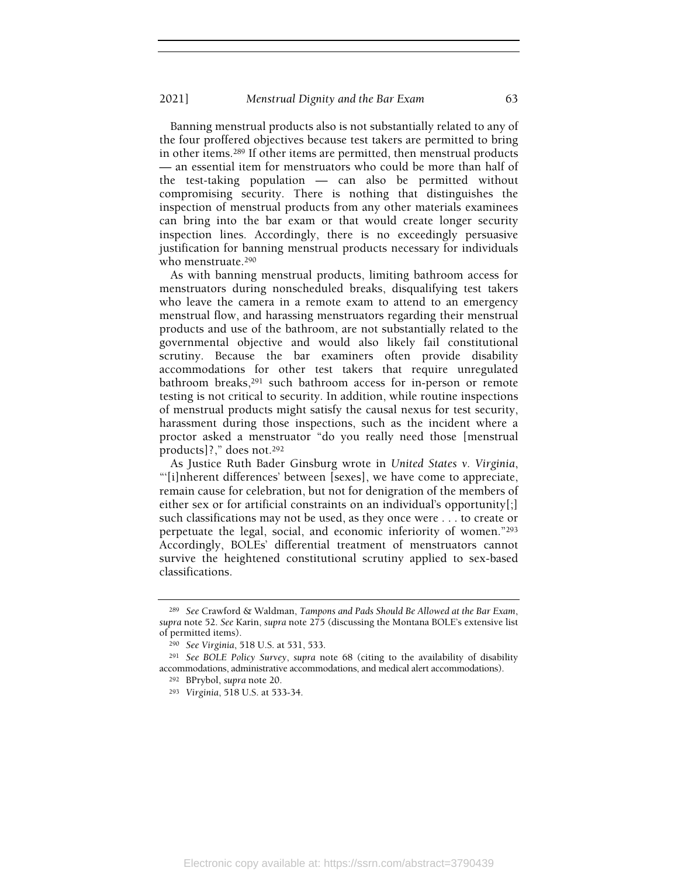Banning menstrual products also is not substantially related to any of the four proffered objectives because test takers are permitted to bring in other items.[289] If other items are permitted, then menstrual products — an essential item for menstruators who could be more than half of the test-taking population — can also be permitted without compromising security. There is nothing that distinguishes the inspection of menstrual products from any other materials examinees can bring into the bar exam or that would create longer security inspection lines. Accordingly, there is no exceedingly persuasive justification for banning menstrual products necessary for individuals who menstruate.[290]

As with banning menstrual products, limiting bathroom access for menstruators during nonscheduled breaks, disqualifying test takers who leave the camera in a remote exam to attend to an emergency menstrual flow, and harassing menstruators regarding their menstrual products and use of the bathroom, are not substantially related to the governmental objective and would also likely fail constitutional scrutiny. Because the bar examiners often provide disability accommodations for other test takers that require unregulated bathroom breaks,[291] such bathroom access for in-person or remote testing is not critical to security. In addition, while routine inspections of menstrual products might satisfy the causal nexus for test security, harassment during those inspections, such as the incident where a proctor asked a menstruator "do you really need those [menstrual products]?," does not.[292]

As Justice Ruth Bader Ginsburg wrote in *United States v. Virginia*, "'[i]nherent differences' between [sexes], we have come to appreciate, remain cause for celebration, but not for denigration of the members of either sex or for artificial constraints on an individual's opportunity[;] such classifications may not be used, as they once were . . . to create or perpetuate the legal, social, and economic inferiority of women."[293] Accordingly, BOLEs' differential treatment of menstruators cannot survive the heightened constitutional scrutiny applied to sex-based classifications.

---

[289] *See* Crawford & Waldman, *Tampons and Pads Should Be Allowed at the Bar Exam*, *supra* note 52. *See* Karin, *supra* note 275 (discussing the Montana BOLE's extensive list of permitted items).

[290] *See Virginia*, 518 U.S. at 531, 533.

[291] *See BOLE Policy Survey*, *supra* note 68 (citing to the availability of disability accommodations, administrative accommodations, and medical alert accommodations).

[292] BPrybol, *supra* note 20.

[293] *Virginia*, 518 U.S. at 533-34.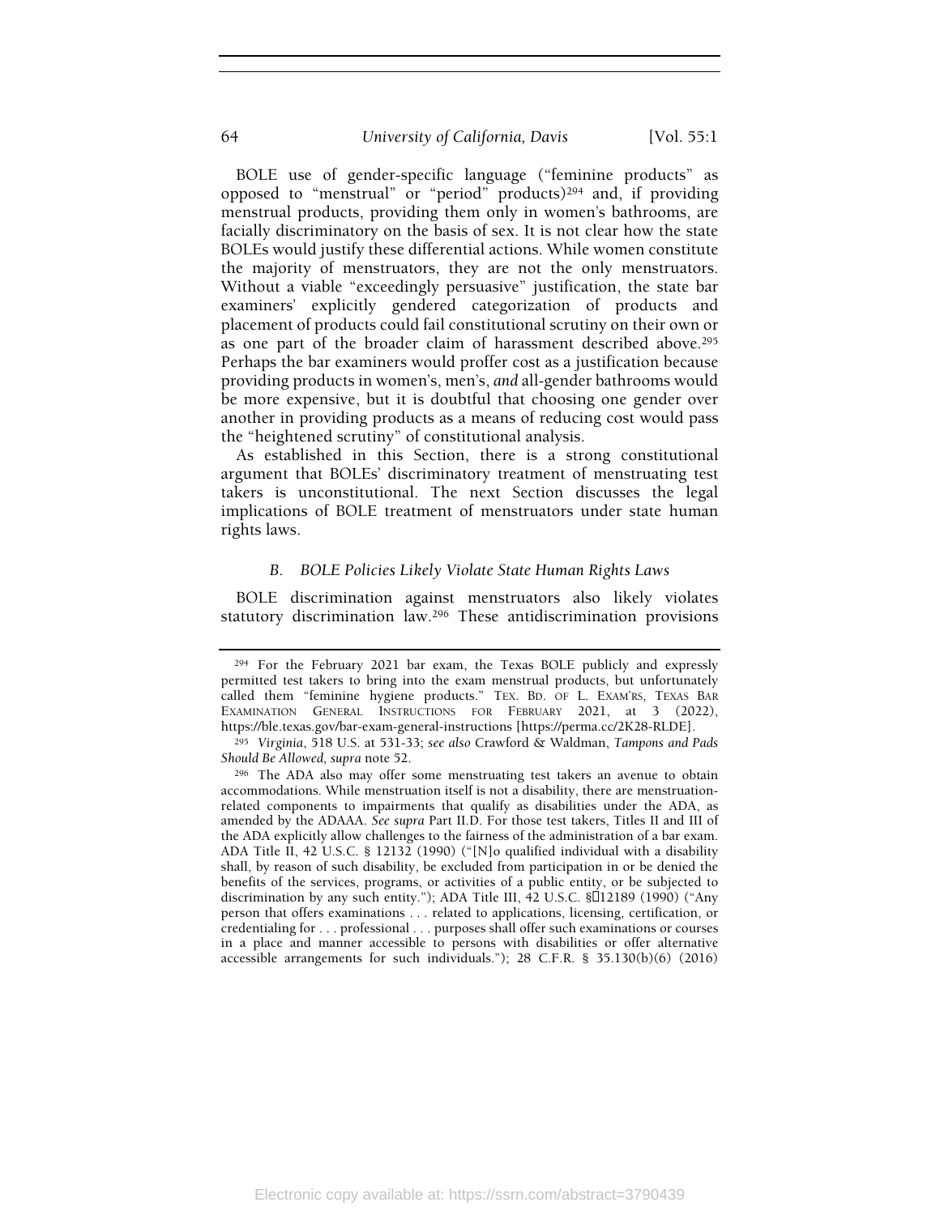BOLE use of gender-specific language ("feminine products" as opposed to "menstrual" or "period" products)[294] and, if providing menstrual products, providing them only in women's bathrooms, are facially discriminatory on the basis of sex. It is not clear how the state BOLEs would justify these differential actions. While women constitute the majority of menstruators, they are not the only menstruators. Without a viable "exceedingly persuasive" justification, the state bar examiners' explicitly gendered categorization of products and placement of products could fail constitutional scrutiny on their own or as one part of the broader claim of harassment described above.[295] Perhaps the bar examiners would proffer cost as a justification because providing products in women's, men's, *and* all-gender bathrooms would be more expensive, but it is doubtful that choosing one gender over another in providing products as a means of reducing cost would pass the "heightened scrutiny" of constitutional analysis.

As established in this Section, there is a strong constitutional argument that BOLEs' discriminatory treatment of menstruating test takers is unconstitutional. The next Section discusses the legal implications of BOLE treatment of menstruators under state human rights laws.

### *B. BOLE Policies Likely Violate State Human Rights Laws*

BOLE discrimination against menstruators also likely violates statutory discrimination law.[296] These antidiscrimination provisions

---

[294] For the February 2021 bar exam, the Texas BOLE publicly and expressly permitted test takers to bring into the exam menstrual products, but unfortunately called them "feminine hygiene products." TEX. BD. OF L. EXAM'RS, TEXAS BAR EXAMINATION GENERAL INSTRUCTIONS FOR FEBRUARY 2021, at 3 (2022), https://ble.texas.gov/bar-exam-general-instructions [https://perma.cc/2K28-RLDE].

[295] *Virginia*, 518 U.S. at 531-33; *see also* Crawford & Waldman, *Tampons and Pads Should Be Allowed*, *supra* note 52.

[296] The ADA also may offer some menstruating test takers an avenue to obtain accommodations. While menstruation itself is not a disability, there are menstruation-related components to impairments that qualify as disabilities under the ADA, as amended by the ADAAA. *See supra* Part II.D. For those test takers, Titles II and III of the ADA explicitly allow challenges to the fairness of the administration of a bar exam. ADA Title II, 42 U.S.C. § 12132 (1990) ("[N]o qualified individual with a disability shall, by reason of such disability, be excluded from participation in or be denied the benefits of the services, programs, or activities of a public entity, or be subjected to discrimination by any such entity."); ADA Title III, 42 U.S.C. § 12189 (1990) ("Any person that offers examinations . . . related to applications, licensing, certification, or credentialing for . . . professional . . . purposes shall offer such examinations or courses in a place and manner accessible to persons with disabilities or offer alternative accessible arrangements for such individuals."); 28 C.F.R. § 35.130(b)(6) (2016)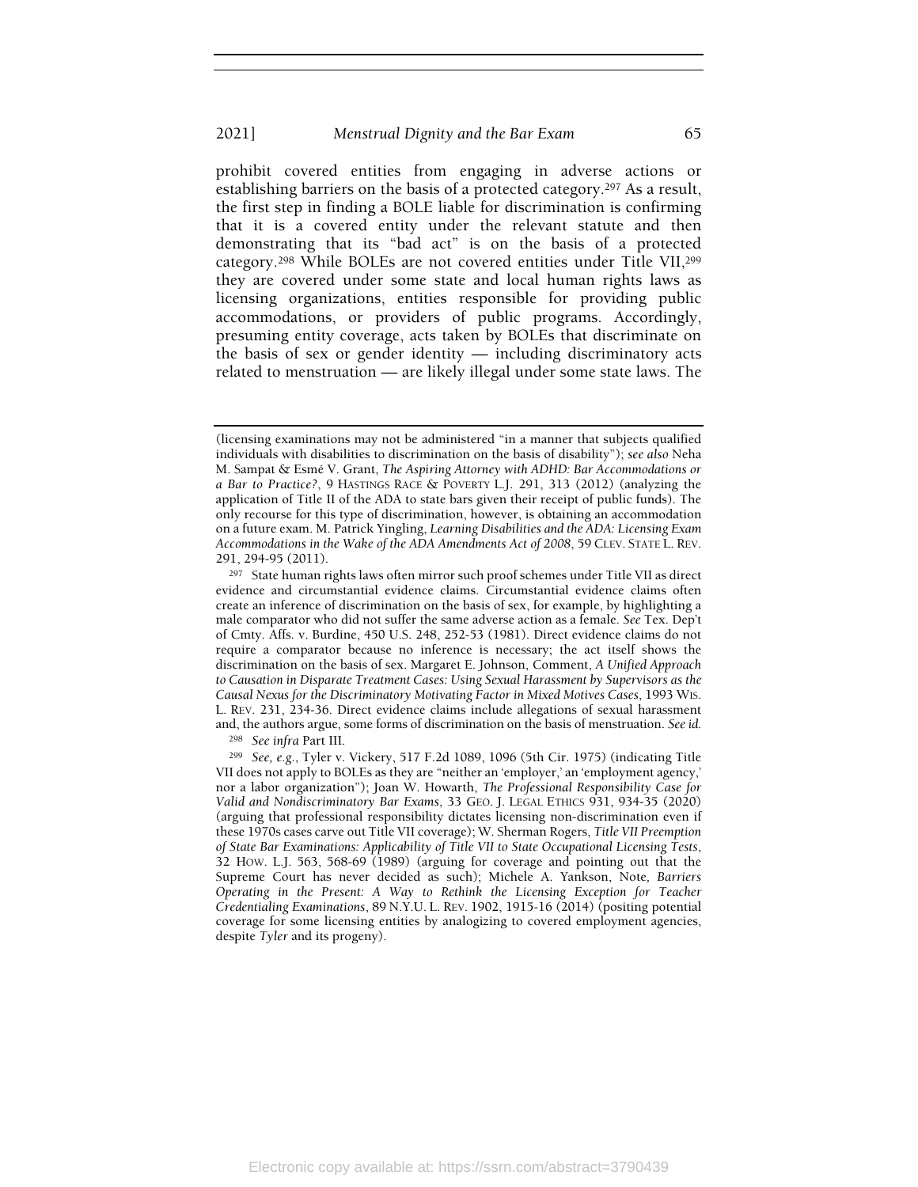prohibit covered entities from engaging in adverse actions or establishing barriers on the basis of a protected category.[297] As a result, the first step in finding a BOLE liable for discrimination is confirming that it is a covered entity under the relevant statute and then demonstrating that its "bad act" is on the basis of a protected category.[298] While BOLEs are not covered entities under Title VII,[299] they are covered under some state and local human rights laws as licensing organizations, entities responsible for providing public accommodations, or providers of public programs. Accordingly, presuming entity coverage, acts taken by BOLEs that discriminate on the basis of sex or gender identity — including discriminatory acts related to menstruation — are likely illegal under some state laws. The

---

(licensing examinations may not be administered "in a manner that subjects qualified individuals with disabilities to discrimination on the basis of disability"); *see also* Neha M. Sampat & Esmé V. Grant, *The Aspiring Attorney with ADHD: Bar Accommodations or a Bar to Practice?*, 9 HASTINGS RACE & POVERTY L.J. 291, 313 (2012) (analyzing the application of Title II of the ADA to state bars given their receipt of public funds). The only recourse for this type of discrimination, however, is obtaining an accommodation on a future exam. M. Patrick Yingling, *Learning Disabilities and the ADA: Licensing Exam Accommodations in the Wake of the ADA Amendments Act of 2008*, 59 CLEV. STATE L. REV. 291, 294-95 (2011).

[297] State human rights laws often mirror such proof schemes under Title VII as direct evidence and circumstantial evidence claims. Circumstantial evidence claims often create an inference of discrimination on the basis of sex, for example, by highlighting a male comparator who did not suffer the same adverse action as a female. *See* Tex. Dep't of Cmty. Affs. v. Burdine, 450 U.S. 248, 252-53 (1981). Direct evidence claims do not require a comparator because no inference is necessary; the act itself shows the discrimination on the basis of sex. Margaret E. Johnson, Comment, *A Unified Approach to Causation in Disparate Treatment Cases: Using Sexual Harassment by Supervisors as the Causal Nexus for the Discriminatory Motivating Factor in Mixed Motives Cases*, 1993 WIS. L. REV. 231, 234-36. Direct evidence claims include allegations of sexual harassment and, the authors argue, some forms of discrimination on the basis of menstruation. *See id.*

[298] *See infra* Part III.

[299] *See, e.g.*, Tyler v. Vickery, 517 F.2d 1089, 1096 (5th Cir. 1975) (indicating Title VII does not apply to BOLEs as they are "neither an 'employer,' an 'employment agency,' nor a labor organization"); Joan W. Howarth, *The Professional Responsibility Case for Valid and Nondiscriminatory Bar Exams*, 33 GEO. J. LEGAL ETHICS 931, 934-35 (2020) (arguing that professional responsibility dictates licensing non-discrimination even if these 1970s cases carve out Title VII coverage); W. Sherman Rogers, *Title VII Preemption of State Bar Examinations: Applicability of Title VII to State Occupational Licensing Tests*, 32 HOW. L.J. 563, 568-69 (1989) (arguing for coverage and pointing out that the Supreme Court has never decided as such); Michele A. Yankson, Note, *Barriers Operating in the Present: A Way to Rethink the Licensing Exception for Teacher Credentialing Examinations*, 89 N.Y.U. L. REV. 1902, 1915-16 (2014) (positing potential coverage for some licensing entities by analogizing to covered employment agencies, despite *Tyler* and its progeny).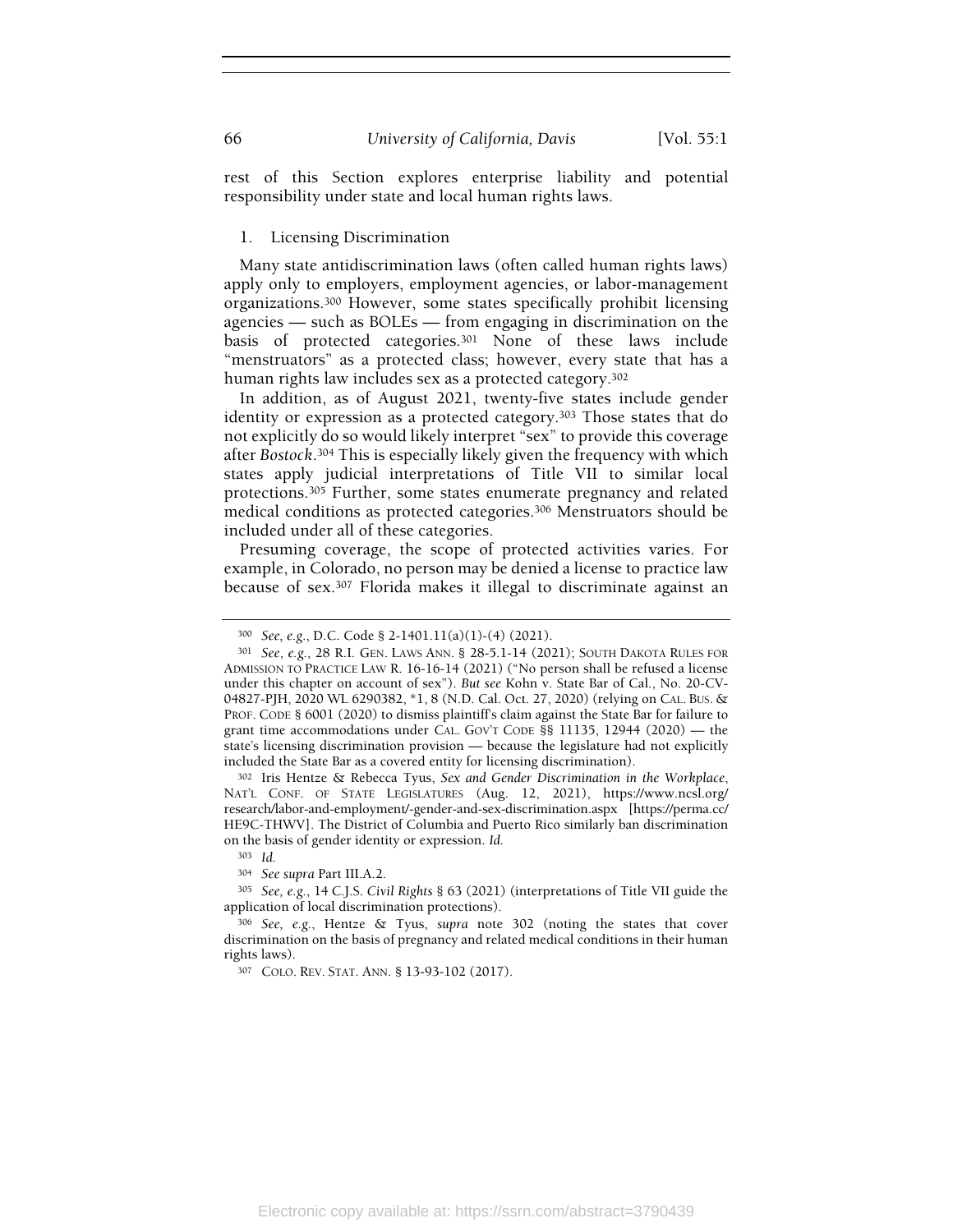rest of this Section explores enterprise liability and potential responsibility under state and local human rights laws.

### 1. Licensing Discrimination

Many state antidiscrimination laws (often called human rights laws) apply only to employers, employment agencies, or labor-management organizations.[300] However, some states specifically prohibit licensing agencies — such as BOLEs — from engaging in discrimination on the basis of protected categories.[301] None of these laws include "menstruators" as a protected class; however, every state that has a human rights law includes sex as a protected category.[302]

In addition, as of August 2021, twenty-five states include gender identity or expression as a protected category.[303] Those states that do not explicitly do so would likely interpret "sex" to provide this coverage after *Bostock*.[304] This is especially likely given the frequency with which states apply judicial interpretations of Title VII to similar local protections.[305] Further, some states enumerate pregnancy and related medical conditions as protected categories.[306] Menstruators should be included under all of these categories.

Presuming coverage, the scope of protected activities varies. For example, in Colorado, no person may be denied a license to practice law because of sex.[307] Florida makes it illegal to discriminate against an

---

[300] *See, e.g.*, D.C. Code § 2-1401.11(a)(1)-(4) (2021).

[301] *See, e.g.*, 28 R.I. GEN. LAWS ANN. § 28-5.1-14 (2021); SOUTH DAKOTA RULES FOR ADMISSION TO PRACTICE LAW R. 16-16-14 (2021) ("No person shall be refused a license under this chapter on account of sex"). *But see* Kohn v. State Bar of Cal., No. 20-CV-04827-PJH, 2020 WL 6290382, *1, 8 (N.D. Cal. Oct. 27, 2020) (relying on CAL. BUS. & PROF. CODE § 6001 (2020) to dismiss plaintiff's claim against the State Bar for failure to grant time accommodations under CAL. GOV'T CODE §§ 11135, 12944 (2020) — the state's licensing discrimination provision — because the legislature had not explicitly included the State Bar as a covered entity for licensing discrimination).

[302] Iris Hentze & Rebecca Tyus, *Sex and Gender Discrimination in the Workplace*, NAT'L CONF. OF STATE LEGISLATURES (Aug. 12, 2021), https://www.ncsl.org/research/labor-and-employment/-gender-and-sex-discrimination.aspx [https://perma.cc/HE9C-THWV]. The District of Columbia and Puerto Rico similarly ban discrimination on the basis of gender identity or expression. *Id.*

[303] *Id.*

[304] *See supra* Part III.A.2.

[305] *See, e.g.*, 14 C.J.S. *Civil Rights* § 63 (2021) (interpretations of Title VII guide the application of local discrimination protections).

[306] *See, e.g.*, Hentze & Tyus, *supra* note 302 (noting the states that cover discrimination on the basis of pregnancy and related medical conditions in their human rights laws).

[307] COLO. REV. STAT. ANN. § 13-93-102 (2017).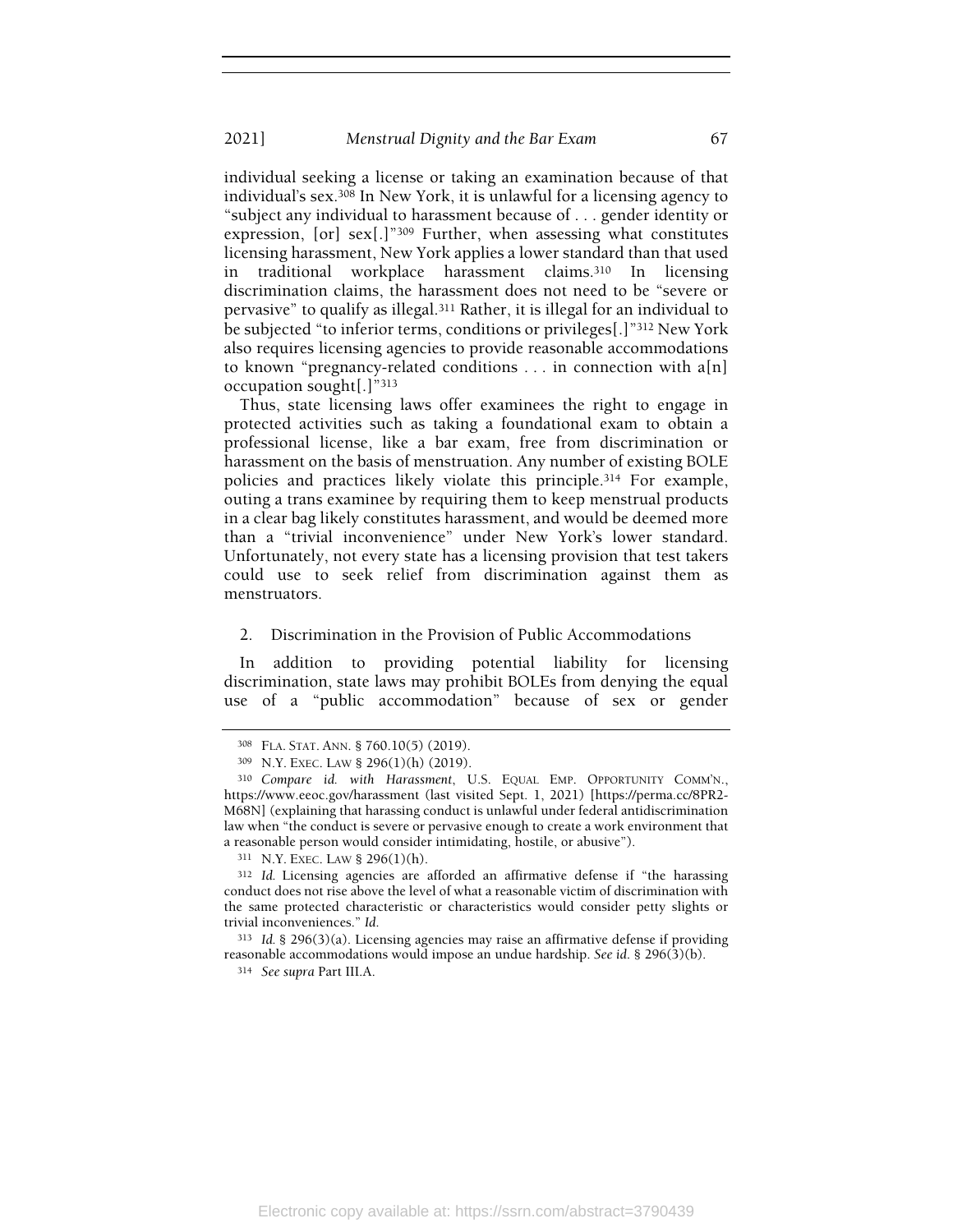individual seeking a license or taking an examination because of that individual's sex.[308] In New York, it is unlawful for a licensing agency to "subject any individual to harassment because of . . . gender identity or expression, [or] sex[.]"[309] Further, when assessing what constitutes licensing harassment, New York applies a lower standard than that used in traditional workplace harassment claims.[310] In licensing discrimination claims, the harassment does not need to be "severe or pervasive" to qualify as illegal.[311] Rather, it is illegal for an individual to be subjected "to inferior terms, conditions or privileges[.]"[312] New York also requires licensing agencies to provide reasonable accommodations to known "pregnancy-related conditions . . . in connection with a[n] occupation sought[.]"[313]

Thus, state licensing laws offer examinees the right to engage in protected activities such as taking a foundational exam to obtain a professional license, like a bar exam, free from discrimination or harassment on the basis of menstruation. Any number of existing BOLE policies and practices likely violate this principle.[314] For example, outing a trans examinee by requiring them to keep menstrual products in a clear bag likely constitutes harassment, and would be deemed more than a "trivial inconvenience" under New York's lower standard. Unfortunately, not every state has a licensing provision that test takers could use to seek relief from discrimination against them as menstruators.

### 2. Discrimination in the Provision of Public Accommodations

In addition to providing potential liability for licensing discrimination, state laws may prohibit BOLEs from denying the equal use of a "public accommodation" because of sex or gender

---

[308] FLA. STAT. ANN. § 760.10(5) (2019).

[309] N.Y. EXEC. LAW § 296(1)(h) (2019).

[310] *Compare id. with Harassment*, U.S. EQUAL EMP. OPPORTUNITY COMM'N., https://www.eeoc.gov/harassment (last visited Sept. 1, 2021) [https://perma.cc/8PR2-M68N] (explaining that harassing conduct is unlawful under federal antidiscrimination law when "the conduct is severe or pervasive enough to create a work environment that a reasonable person would consider intimidating, hostile, or abusive").

[311] N.Y. EXEC. LAW § 296(1)(h).

[312] *Id.* Licensing agencies are afforded an affirmative defense if "the harassing conduct does not rise above the level of what a reasonable victim of discrimination with the same protected characteristic or characteristics would consider petty slights or trivial inconveniences." *Id.*

[313] *Id.* § 296(3)(a). Licensing agencies may raise an affirmative defense if providing reasonable accommodations would impose an undue hardship. *See id.* § 296(3)(b).

[314] *See supra* Part III.A.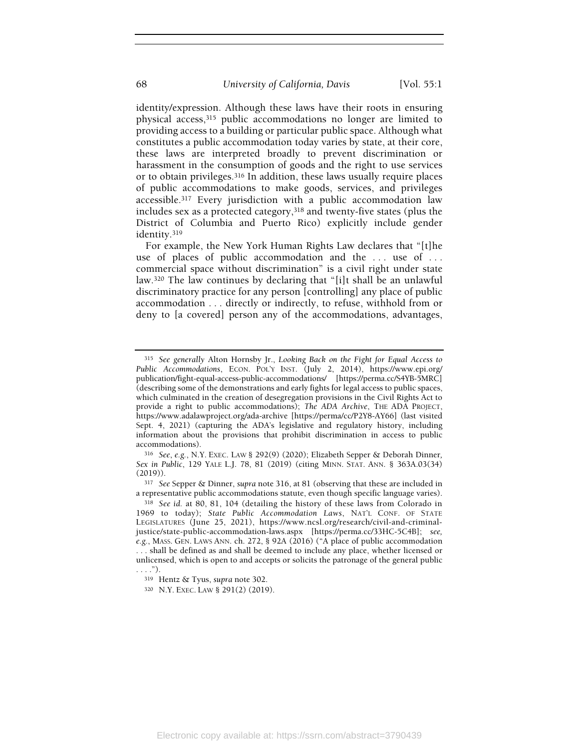identity/expression. Although these laws have their roots in ensuring physical access,[315] public accommodations no longer are limited to providing access to a building or particular public space. Although what constitutes a public accommodation today varies by state, at their core, these laws are interpreted broadly to prevent discrimination or harassment in the consumption of goods and the right to use services or to obtain privileges.[316] In addition, these laws usually require places of public accommodations to make goods, services, and privileges accessible.[317] Every jurisdiction with a public accommodation law includes sex as a protected category,[318] and twenty-five states (plus the District of Columbia and Puerto Rico) explicitly include gender identity.[319]

For example, the New York Human Rights Law declares that "[t]he use of places of public accommodation and the . . . use of . . . commercial space without discrimination" is a civil right under state law.[320] The law continues by declaring that "[i]t shall be an unlawful discriminatory practice for any person [controlling] any place of public accommodation . . . directly or indirectly, to refuse, withhold from or deny to [a covered] person any of the accommodations, advantages,

---

[315] *See generally* Alton Hornsby Jr., *Looking Back on the Fight for Equal Access to Public Accommodations*, ECON. POL'Y INST. (July 2, 2014), https://www.epi.org/publication/fight-equal-access-public-accommodations/ [https://perma.cc/S4YB-5MRC] (describing some of the demonstrations and early fights for legal access to public spaces, which culminated in the creation of desegregation provisions in the Civil Rights Act to provide a right to public accommodations); *The ADA Archive*, THE ADA PROJECT, https://www.adalawproject.org/ada-archive [https://perma/cc/P2Y8-AY66] (last visited Sept. 4, 2021) (capturing the ADA's legislative and regulatory history, including information about the provisions that prohibit discrimination in access to public accommodations).

[316] *See, e.g.*, N.Y. EXEC. LAW § 292(9) (2020); Elizabeth Sepper & Deborah Dinner, *Sex in Public*, 129 YALE L.J. 78, 81 (2019) (citing MINN. STAT. ANN. § 363A.03(34) (2019)).

[317] *See* Sepper & Dinner, *supra* note 316, at 81 (observing that these are included in a representative public accommodations statute, even though specific language varies).

[318] *See id.* at 80, 81, 104 (detailing the history of these laws from Colorado in 1969 to today); *State Public Accommodation Laws*, NAT'L CONF. OF STATE LEGISLATURES (June 25, 2021), https://www.ncsl.org/research/civil-and-criminal-justice/state-public-accommodation-laws.aspx [https://perma.cc/33HC-5C4B]; *see, e.g.*, MASS. GEN. LAWS ANN. ch. 272, § 92A (2016) ("A place of public accommodation . . . shall be defined as and shall be deemed to include any place, whether licensed or unlicensed, which is open to and accepts or solicits the patronage of the general public . . . .").

[319] Hentz & Tyus, *supra* note 302.

[320] N.Y. EXEC. LAW § 291(2) (2019).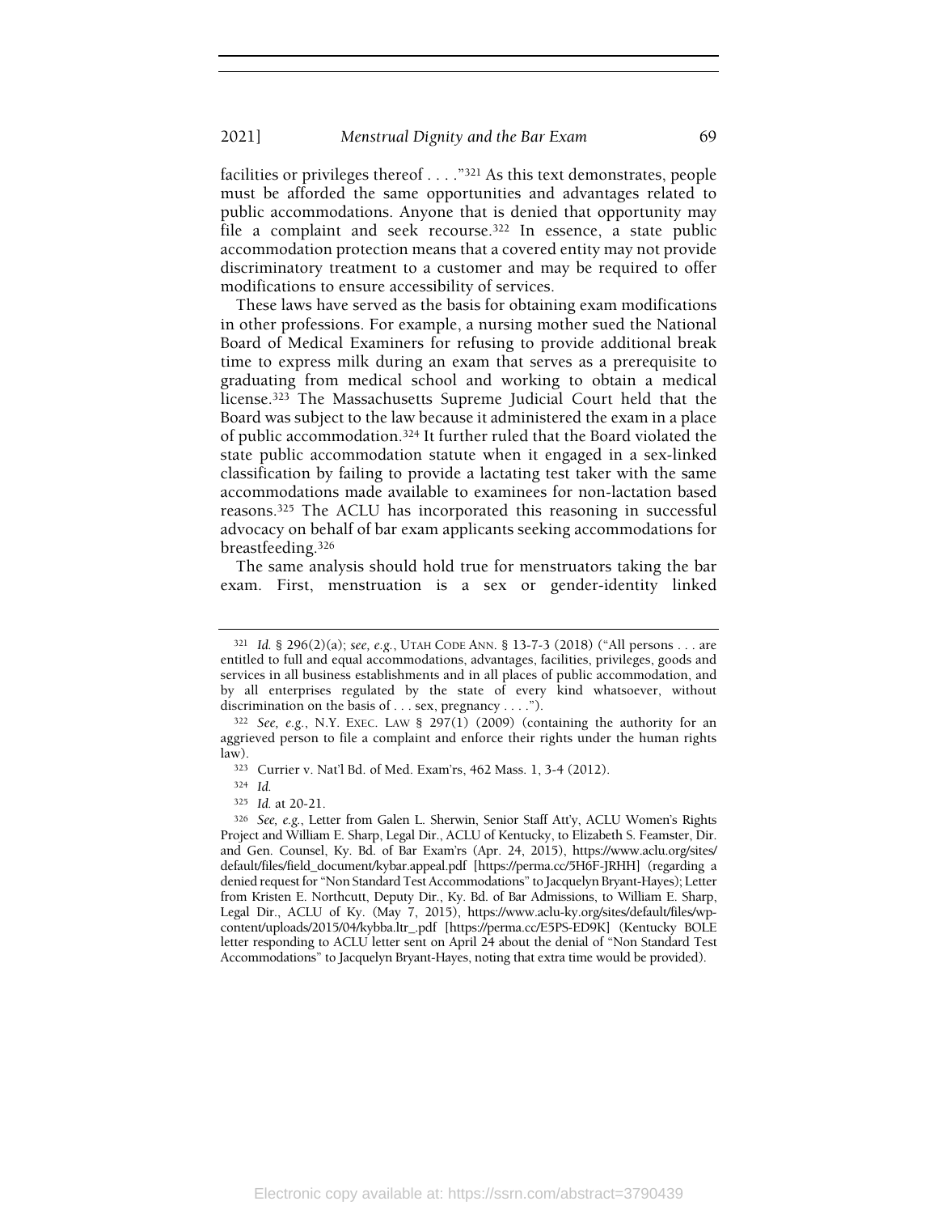facilities or privileges thereof . . . ."[321] As this text demonstrates, people must be afforded the same opportunities and advantages related to public accommodations. Anyone that is denied that opportunity may file a complaint and seek recourse.[322] In essence, a state public accommodation protection means that a covered entity may not provide discriminatory treatment to a customer and may be required to offer modifications to ensure accessibility of services.

These laws have served as the basis for obtaining exam modifications in other professions. For example, a nursing mother sued the National Board of Medical Examiners for refusing to provide additional break time to express milk during an exam that serves as a prerequisite to graduating from medical school and working to obtain a medical license.[323] The Massachusetts Supreme Judicial Court held that the Board was subject to the law because it administered the exam in a place of public accommodation.[324] It further ruled that the Board violated the state public accommodation statute when it engaged in a sex-linked classification by failing to provide a lactating test taker with the same accommodations made available to examinees for non-lactation based reasons.[325] The ACLU has incorporated this reasoning in successful advocacy on behalf of bar exam applicants seeking accommodations for breastfeeding.[326]

The same analysis should hold true for menstruators taking the bar exam. First, menstruation is a sex or gender-identity linked

---

[321] *Id.* § 296(2)(a); *see, e.g.*, UTAH CODE ANN. § 13-7-3 (2018) ("All persons . . . are entitled to full and equal accommodations, advantages, facilities, privileges, goods and services in all business establishments and in all places of public accommodation, and by all enterprises regulated by the state of every kind whatsoever, without discrimination on the basis of . . . sex, pregnancy . . . .").

[322] *See, e.g.*, N.Y. EXEC. LAW § 297(1) (2009) (containing the authority for an aggrieved person to file a complaint and enforce their rights under the human rights law).

[323] Currier v. Nat'l Bd. of Med. Exam'rs, 462 Mass. 1, 3-4 (2012).

[324] *Id.*

[325] *Id.* at 20-21.

[326] *See, e.g.*, Letter from Galen L. Sherwin, Senior Staff Att'y, ACLU Women's Rights Project and William E. Sharp, Legal Dir., ACLU of Kentucky, to Elizabeth S. Feamster, Dir. and Gen. Counsel, Ky. Bd. of Bar Exam'rs (Apr. 24, 2015), https://www.aclu.org/sites/default/files/field_document/kybar.appeal.pdf [https://perma.cc/5H6F-JRHH] (regarding a denied request for "Non Standard Test Accommodations" to Jacquelyn Bryant-Hayes); Letter from Kristen E. Northcutt, Deputy Dir., Ky. Bd. of Bar Admissions, to William E. Sharp, Legal Dir., ACLU of Ky. (May 7, 2015), https://www.aclu-ky.org/sites/default/files/wp-content/uploads/2015/04/kybba.ltr_.pdf [https://perma.cc/E5PS-ED9K] (Kentucky BOLE letter responding to ACLU letter sent on April 24 about the denial of "Non Standard Test Accommodations" to Jacquelyn Bryant-Hayes, noting that extra time would be provided).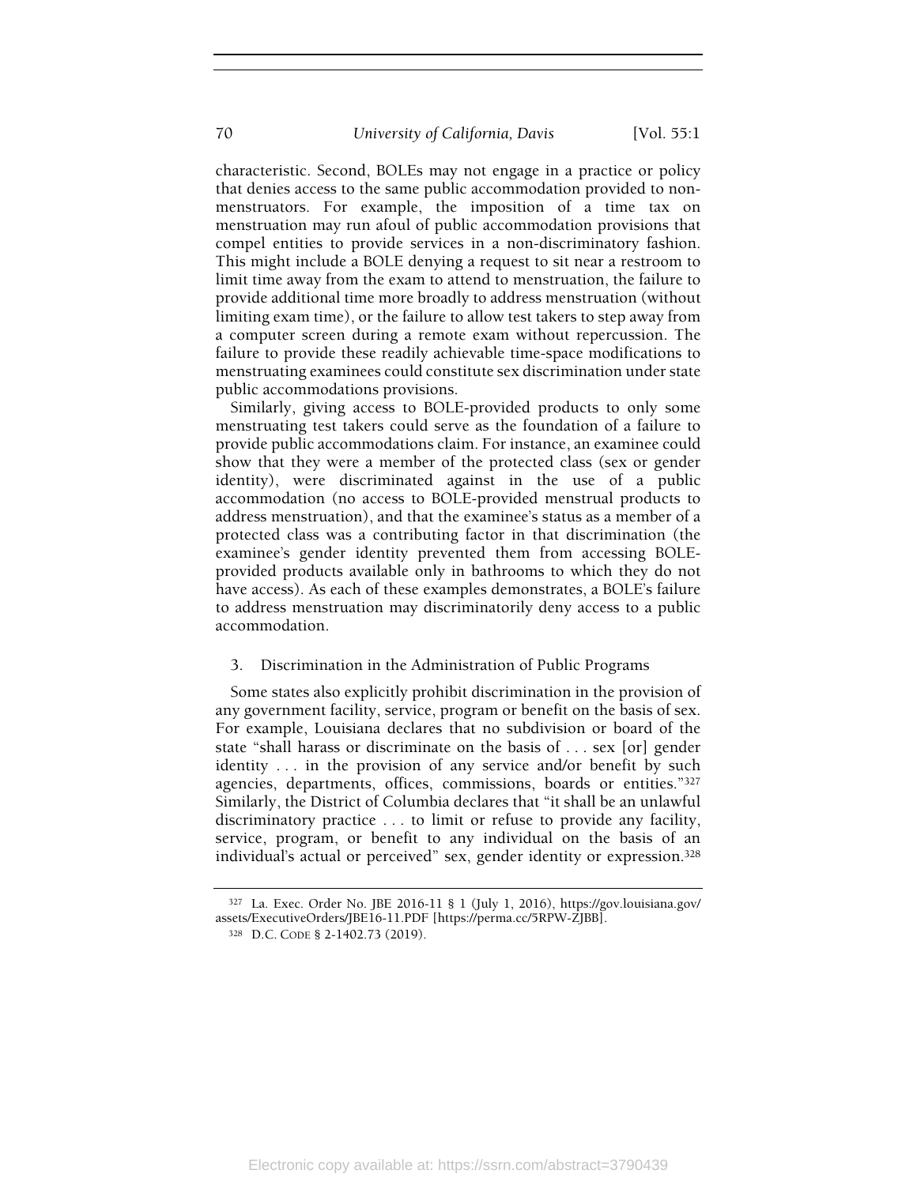characteristic. Second, BOLEs may not engage in a practice or policy that denies access to the same public accommodation provided to non-menstruators. For example, the imposition of a time tax on menstruation may run afoul of public accommodation provisions that compel entities to provide services in a non-discriminatory fashion. This might include a BOLE denying a request to sit near a restroom to limit time away from the exam to attend to menstruation, the failure to provide additional time more broadly to address menstruation (without limiting exam time), or the failure to allow test takers to step away from a computer screen during a remote exam without repercussion. The failure to provide these readily achievable time-space modifications to menstruating examinees could constitute sex discrimination under state public accommodations provisions.

Similarly, giving access to BOLE-provided products to only some menstruating test takers could serve as the foundation of a failure to provide public accommodations claim. For instance, an examinee could show that they were a member of the protected class (sex or gender identity), were discriminated against in the use of a public accommodation (no access to BOLE-provided menstrual products to address menstruation), and that the examinee's status as a member of a protected class was a contributing factor in that discrimination (the examinee's gender identity prevented them from accessing BOLE-provided products available only in bathrooms to which they do not have access). As each of these examples demonstrates, a BOLE's failure to address menstruation may discriminatorily deny access to a public accommodation.

### 3. Discrimination in the Administration of Public Programs

Some states also explicitly prohibit discrimination in the provision of any government facility, service, program or benefit on the basis of sex. For example, Louisiana declares that no subdivision or board of the state "shall harass or discriminate on the basis of . . . sex [or] gender identity . . . in the provision of any service and/or benefit by such agencies, departments, offices, commissions, boards or entities."[327] Similarly, the District of Columbia declares that "it shall be an unlawful discriminatory practice . . . to limit or refuse to provide any facility, service, program, or benefit to any individual on the basis of an individual's actual or perceived" sex, gender identity or expression.[328]

[327] La. Exec. Order No. JBE 2016-11 § 1 (July 1, 2016), https://gov.louisiana.gov/assets/ExecutiveOrders/JBE16-11.PDF [https://perma.cc/5RPW-ZJBB].

[328] D.C. CODE § 2-1402.73 (2019).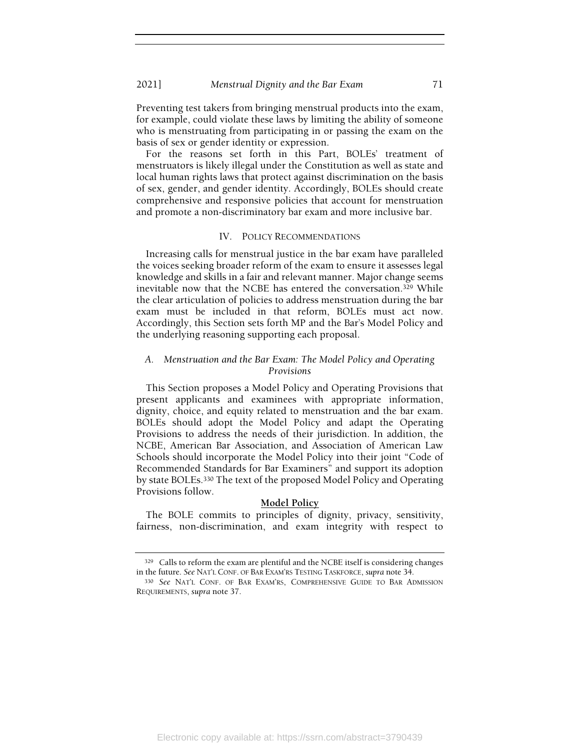Preventing test takers from bringing menstrual products into the exam, for example, could violate these laws by limiting the ability of someone who is menstruating from participating in or passing the exam on the basis of sex or gender identity or expression.

For the reasons set forth in this Part, BOLEs' treatment of menstruators is likely illegal under the Constitution as well as state and local human rights laws that protect against discrimination on the basis of sex, gender, and gender identity. Accordingly, BOLEs should create comprehensive and responsive policies that account for menstruation and promote a non-discriminatory bar exam and more inclusive bar.

## IV. POLICY RECOMMENDATIONS

Increasing calls for menstrual justice in the bar exam have paralleled the voices seeking broader reform of the exam to ensure it assesses legal knowledge and skills in a fair and relevant manner. Major change seems inevitable now that the NCBE has entered the conversation.[329] While the clear articulation of policies to address menstruation during the bar exam must be included in that reform, BOLEs must act now. Accordingly, this Section sets forth MP and the Bar's Model Policy and the underlying reasoning supporting each proposal.

### *A. Menstruation and the Bar Exam: The Model Policy and Operating Provisions*

This Section proposes a Model Policy and Operating Provisions that present applicants and examinees with appropriate information, dignity, choice, and equity related to menstruation and the bar exam. BOLEs should adopt the Model Policy and adapt the Operating Provisions to address the needs of their jurisdiction. In addition, the NCBE, American Bar Association, and Association of American Law Schools should incorporate the Model Policy into their joint "Code of Recommended Standards for Bar Examiners" and support its adoption by state BOLEs.[330] The text of the proposed Model Policy and Operating Provisions follow.

**Model Policy**

The BOLE commits to principles of dignity, privacy, sensitivity, fairness, non-discrimination, and exam integrity with respect to

---

[329] Calls to reform the exam are plentiful and the NCBE itself is considering changes in the future. *See* NAT'L CONF. OF BAR EXAM'RS TESTING TASKFORCE, *supra* note 34.

[330] *See* NAT'L CONF. OF BAR EXAM'RS, COMPREHENSIVE GUIDE TO BAR ADMISSION REQUIREMENTS, *supra* note 37.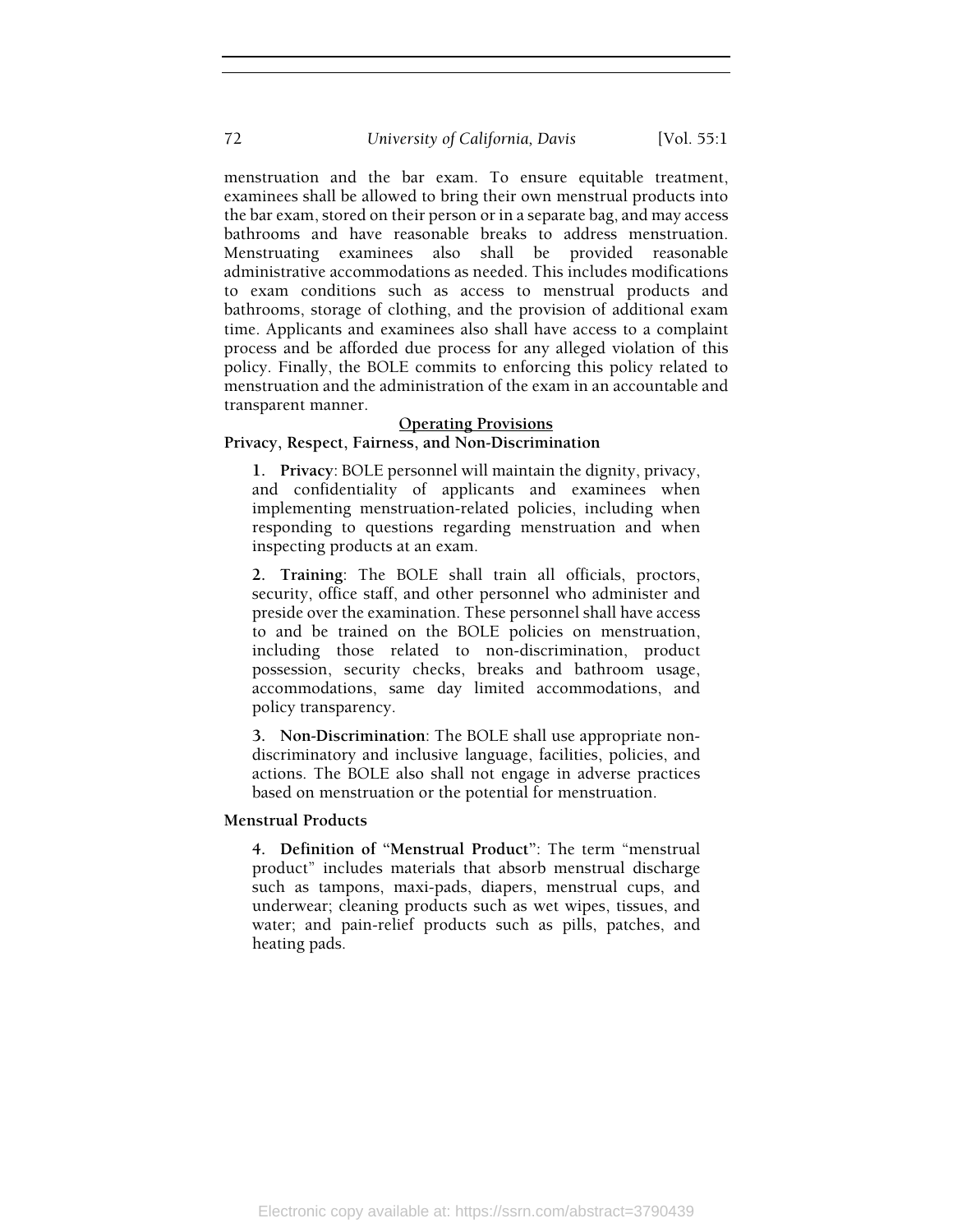menstruation and the bar exam. To ensure equitable treatment, examinees shall be allowed to bring their own menstrual products into the bar exam, stored on their person or in a separate bag, and may access bathrooms and have reasonable breaks to address menstruation. Menstruating examinees also shall be provided reasonable administrative accommodations as needed. This includes modifications to exam conditions such as access to menstrual products and bathrooms, storage of clothing, and the provision of additional exam time. Applicants and examinees also shall have access to a complaint process and be afforded due process for any alleged violation of this policy. Finally, the BOLE commits to enforcing this policy related to menstruation and the administration of the exam in an accountable and transparent manner.

<u>Operating Provisions</u>

**Privacy, Respect, Fairness, and Non-Discrimination**

> 1. **Privacy**: BOLE personnel will maintain the dignity, privacy, and confidentiality of applicants and examinees when implementing menstruation-related policies, including when responding to questions regarding menstruation and when inspecting products at an exam.
>
> 2. **Training**: The BOLE shall train all officials, proctors, security, office staff, and other personnel who administer and preside over the examination. These personnel shall have access to and be trained on the BOLE policies on menstruation, including those related to non-discrimination, product possession, security checks, breaks and bathroom usage, accommodations, same day limited accommodations, and policy transparency.
>
> 3. **Non-Discrimination**: The BOLE shall use appropriate non-discriminatory and inclusive language, facilities, policies, and actions. The BOLE also shall not engage in adverse practices based on menstruation or the potential for menstruation.

**Menstrual Products**

> 4. **Definition of "Menstrual Product"**: The term "menstrual product" includes materials that absorb menstrual discharge such as tampons, maxi-pads, diapers, menstrual cups, and underwear; cleaning products such as wet wipes, tissues, and water; and pain-relief products such as pills, patches, and heating pads.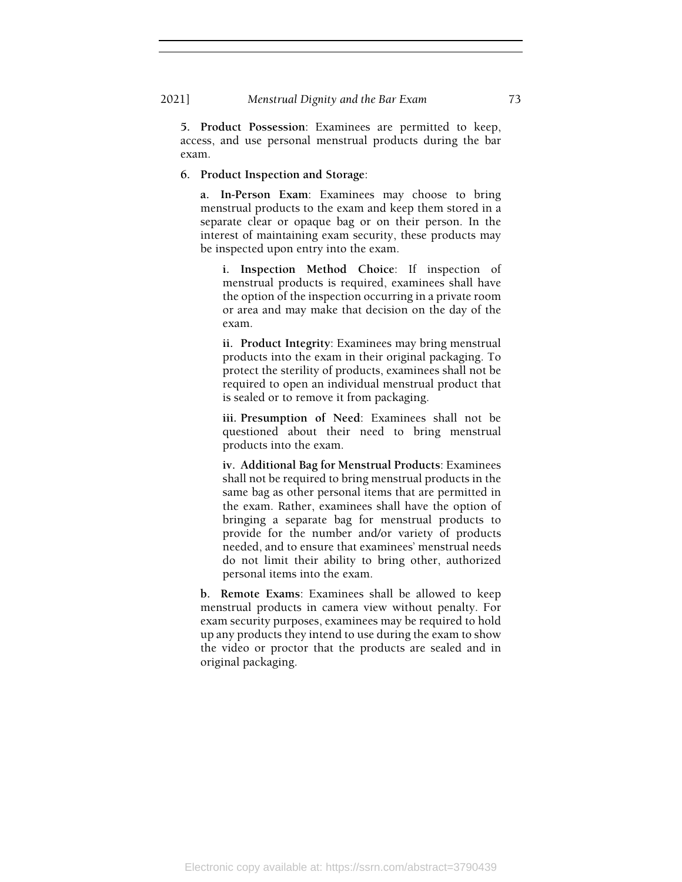5. **Product Possession**: Examinees are permitted to keep, access, and use personal menstrual products during the bar exam.

6. **Product Inspection and Storage**:

   a. **In-Person Exam**: Examinees may choose to bring menstrual products to the exam and keep them stored in a separate clear or opaque bag or on their person. In the interest of maintaining exam security, these products may be inspected upon entry into the exam.

      i. **Inspection Method Choice**: If inspection of menstrual products is required, examinees shall have the option of the inspection occurring in a private room or area and may make that decision on the day of the exam.

      ii. **Product Integrity**: Examinees may bring menstrual products into the exam in their original packaging. To protect the sterility of products, examinees shall not be required to open an individual menstrual product that is sealed or to remove it from packaging.

      iii. **Presumption of Need**: Examinees shall not be questioned about their need to bring menstrual products into the exam.

      iv. **Additional Bag for Menstrual Products**: Examinees shall not be required to bring menstrual products in the same bag as other personal items that are permitted in the exam. Rather, examinees shall have the option of bringing a separate bag for menstrual products to provide for the number and/or variety of products needed, and to ensure that examinees' menstrual needs do not limit their ability to bring other, authorized personal items into the exam.

   b. **Remote Exams**: Examinees shall be allowed to keep menstrual products in camera view without penalty. For exam security purposes, examinees may be required to hold up any products they intend to use during the exam to show the video or proctor that the products are sealed and in original packaging.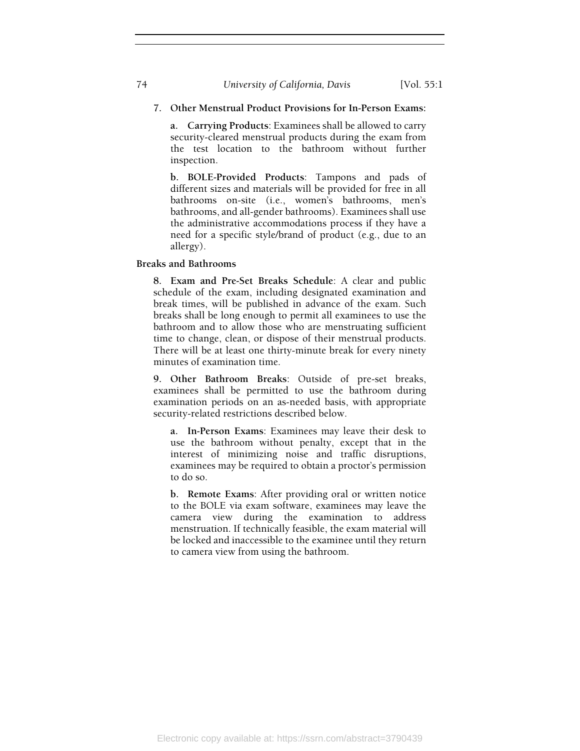7. **Other Menstrual Product Provisions for In-Person Exams:**

   **a. Carrying Products**: Examinees shall be allowed to carry security-cleared menstrual products during the exam from the test location to the bathroom without further inspection.

   **b. BOLE-Provided Products**: Tampons and pads of different sizes and materials will be provided for free in all bathrooms on-site (i.e., women's bathrooms, men's bathrooms, and all-gender bathrooms). Examinees shall use the administrative accommodations process if they have a need for a specific style/brand of product (e.g., due to an allergy).

**Breaks and Bathrooms**

8. **Exam and Pre-Set Breaks Schedule**: A clear and public schedule of the exam, including designated examination and break times, will be published in advance of the exam. Such breaks shall be long enough to permit all examinees to use the bathroom and to allow those who are menstruating sufficient time to change, clean, or dispose of their menstrual products. There will be at least one thirty-minute break for every ninety minutes of examination time.

9. **Other Bathroom Breaks**: Outside of pre-set breaks, examinees shall be permitted to use the bathroom during examination periods on an as-needed basis, with appropriate security-related restrictions described below.

   **a. In-Person Exams**: Examinees may leave their desk to use the bathroom without penalty, except that in the interest of minimizing noise and traffic disruptions, examinees may be required to obtain a proctor's permission to do so.

   **b. Remote Exams**: After providing oral or written notice to the BOLE via exam software, examinees may leave the camera view during the examination to address menstruation. If technically feasible, the exam material will be locked and inaccessible to the examinee until they return to camera view from using the bathroom.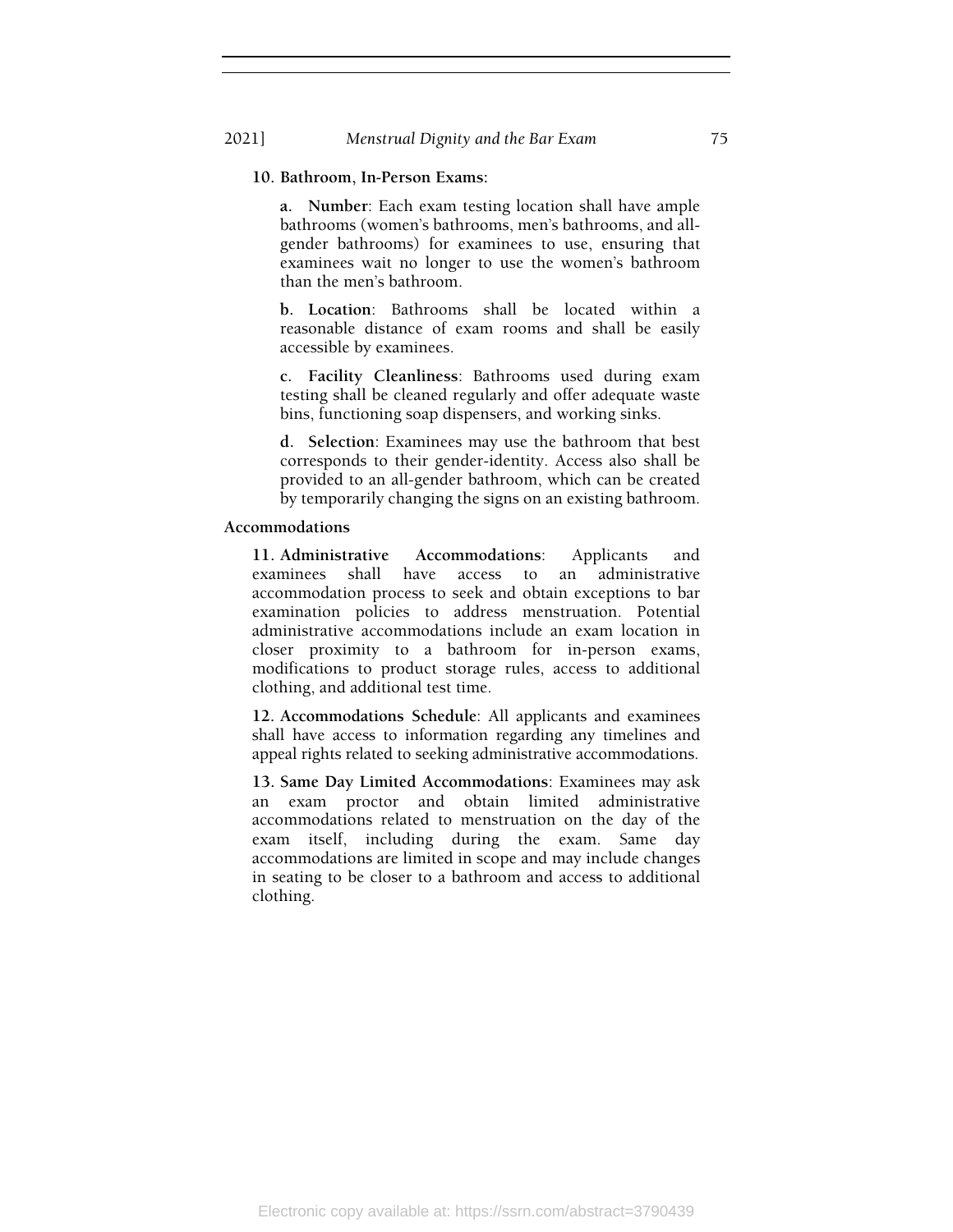**10. Bathroom, In-Person Exams:**

> **a. Number**: Each exam testing location shall have ample bathrooms (women's bathrooms, men's bathrooms, and all-gender bathrooms) for examinees to use, ensuring that examinees wait no longer to use the women's bathroom than the men's bathroom.
>
> **b. Location**: Bathrooms shall be located within a reasonable distance of exam rooms and shall be easily accessible by examinees.
>
> **c. Facility Cleanliness**: Bathrooms used during exam testing shall be cleaned regularly and offer adequate waste bins, functioning soap dispensers, and working sinks.
>
> **d. Selection**: Examinees may use the bathroom that best corresponds to their gender-identity. Access also shall be provided to an all-gender bathroom, which can be created by temporarily changing the signs on an existing bathroom.

**Accommodations**

**11. Administrative Accommodations**: Applicants and examinees shall have access to an administrative accommodation process to seek and obtain exceptions to bar examination policies to address menstruation. Potential administrative accommodations include an exam location in closer proximity to a bathroom for in-person exams, modifications to product storage rules, access to additional clothing, and additional test time.

**12. Accommodations Schedule**: All applicants and examinees shall have access to information regarding any timelines and appeal rights related to seeking administrative accommodations.

**13. Same Day Limited Accommodations**: Examinees may ask an exam proctor and obtain limited administrative accommodations related to menstruation on the day of the exam itself, including during the exam. Same day accommodations are limited in scope and may include changes in seating to be closer to a bathroom and access to additional clothing.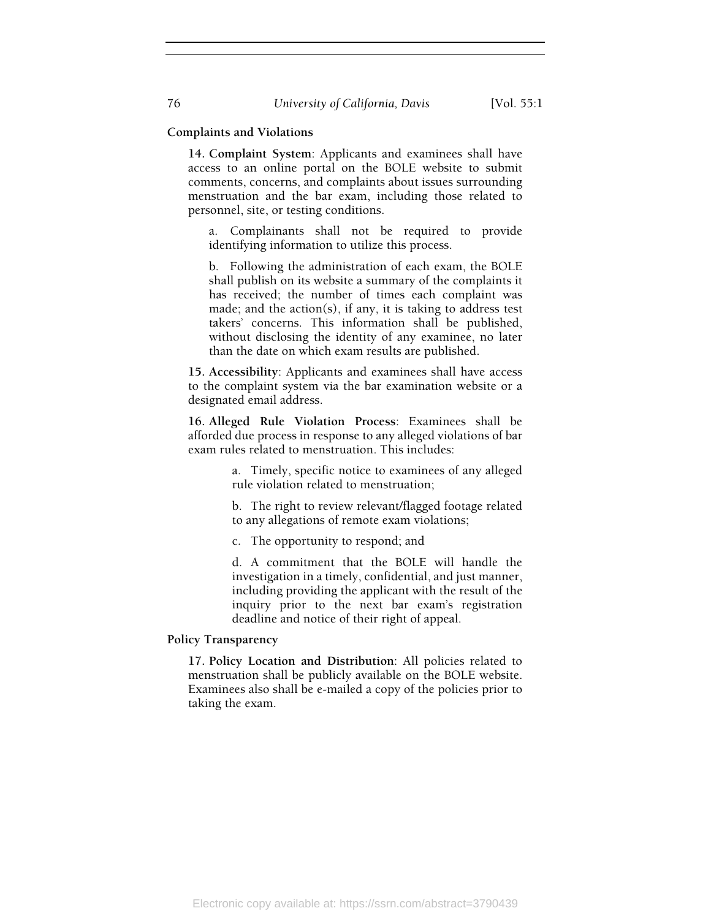**Complaints and Violations**

**14. Complaint System**: Applicants and examinees shall have access to an online portal on the BOLE website to submit comments, concerns, and complaints about issues surrounding menstruation and the bar exam, including those related to personnel, site, or testing conditions.

a. Complainants shall not be required to provide identifying information to utilize this process.

b. Following the administration of each exam, the BOLE shall publish on its website a summary of the complaints it has received; the number of times each complaint was made; and the action(s), if any, it is taking to address test takers' concerns. This information shall be published, without disclosing the identity of any examinee, no later than the date on which exam results are published.

**15. Accessibility**: Applicants and examinees shall have access to the complaint system via the bar examination website or a designated email address.

**16. Alleged Rule Violation Process**: Examinees shall be afforded due process in response to any alleged violations of bar exam rules related to menstruation. This includes:

a. Timely, specific notice to examinees of any alleged rule violation related to menstruation;

b. The right to review relevant/flagged footage related to any allegations of remote exam violations;

c. The opportunity to respond; and

d. A commitment that the BOLE will handle the investigation in a timely, confidential, and just manner, including providing the applicant with the result of the inquiry prior to the next bar exam's registration deadline and notice of their right of appeal.

**Policy Transparency**

**17. Policy Location and Distribution**: All policies related to menstruation shall be publicly available on the BOLE website. Examinees also shall be e-mailed a copy of the policies prior to taking the exam.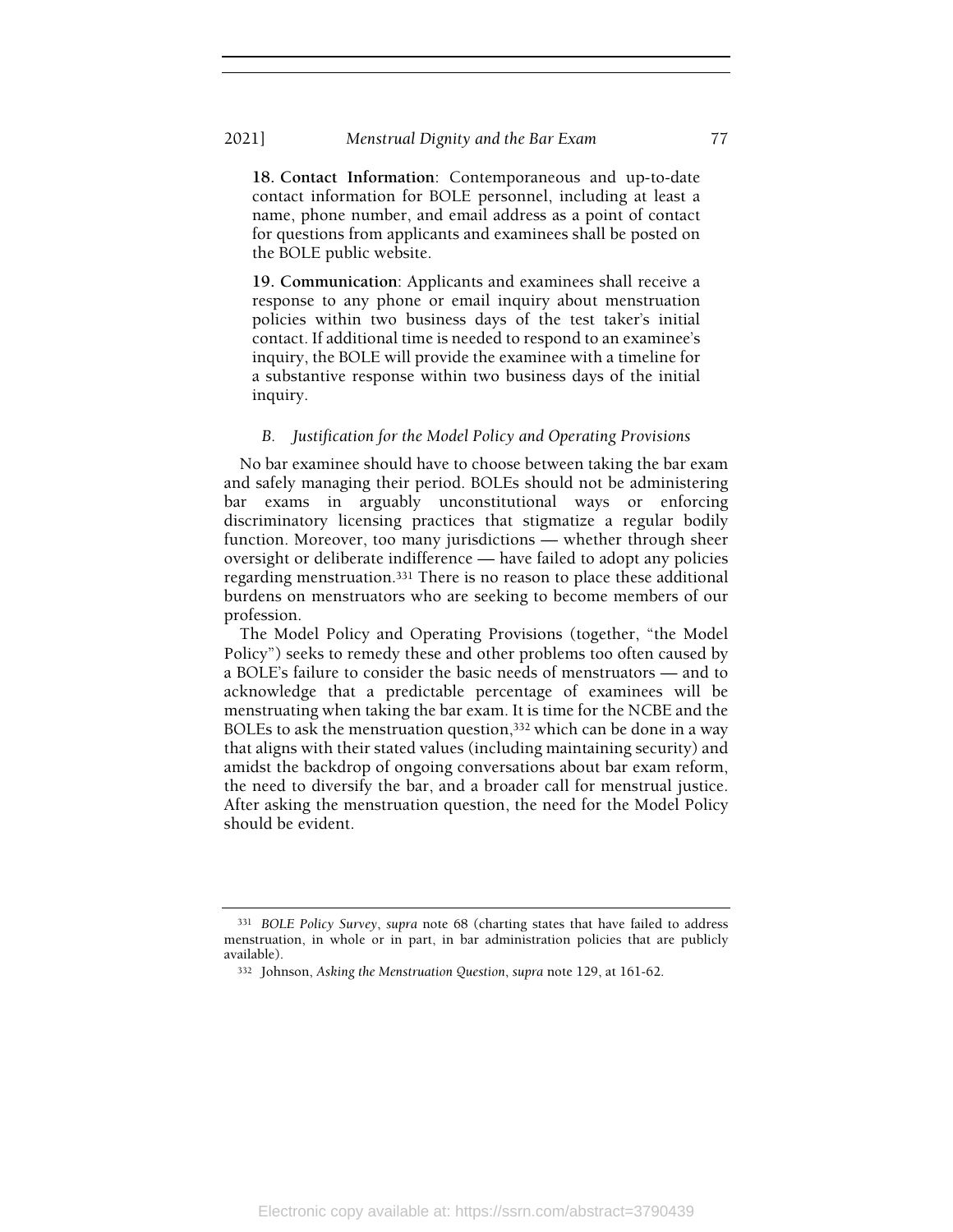**18. Contact Information**: Contemporaneous and up-to-date contact information for BOLE personnel, including at least a name, phone number, and email address as a point of contact for questions from applicants and examinees shall be posted on the BOLE public website.

**19. Communication**: Applicants and examinees shall receive a response to any phone or email inquiry about menstruation policies within two business days of the test taker's initial contact. If additional time is needed to respond to an examinee's inquiry, the BOLE will provide the examinee with a timeline for a substantive response within two business days of the initial inquiry.

### *B. Justification for the Model Policy and Operating Provisions*

No bar examinee should have to choose between taking the bar exam and safely managing their period. BOLEs should not be administering bar exams in arguably unconstitutional ways or enforcing discriminatory licensing practices that stigmatize a regular bodily function. Moreover, too many jurisdictions — whether through sheer oversight or deliberate indifference — have failed to adopt any policies regarding menstruation.[331] There is no reason to place these additional burdens on menstruators who are seeking to become members of our profession.

The Model Policy and Operating Provisions (together, "the Model Policy") seeks to remedy these and other problems too often caused by a BOLE's failure to consider the basic needs of menstruators — and to acknowledge that a predictable percentage of examinees will be menstruating when taking the bar exam. It is time for the NCBE and the BOLEs to ask the menstruation question,[332] which can be done in a way that aligns with their stated values (including maintaining security) and amidst the backdrop of ongoing conversations about bar exam reform, the need to diversify the bar, and a broader call for menstrual justice. After asking the menstruation question, the need for the Model Policy should be evident.

---

[331] *BOLE Policy Survey*, *supra* note 68 (charting states that have failed to address menstruation, in whole or in part, in bar administration policies that are publicly available).

[332] Johnson, *Asking the Menstruation Question*, *supra* note 129, at 161-62.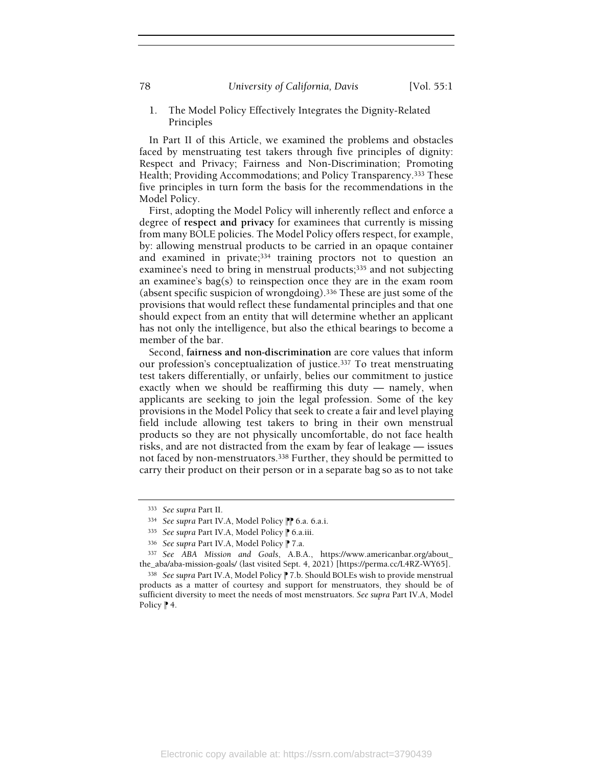1. The Model Policy Effectively Integrates the Dignity-Related Principles

In Part II of this Article, we examined the problems and obstacles faced by menstruating test takers through five principles of dignity: Respect and Privacy; Fairness and Non-Discrimination; Promoting Health; Providing Accommodations; and Policy Transparency.[333] These five principles in turn form the basis for the recommendations in the Model Policy.

First, adopting the Model Policy will inherently reflect and enforce a degree of **respect and privacy** for examinees that currently is missing from many BOLE policies. The Model Policy offers respect, for example, by: allowing menstrual products to be carried in an opaque container and examined in private;[334] training proctors not to question an examinee's need to bring in menstrual products;[335] and not subjecting an examinee's bag(s) to reinspection once they are in the exam room (absent specific suspicion of wrongdoing).[336] These are just some of the provisions that would reflect these fundamental principles and that one should expect from an entity that will determine whether an applicant has not only the intelligence, but also the ethical bearings to become a member of the bar.

Second, **fairness and non-discrimination** are core values that inform our profession's conceptualization of justice.[337] To treat menstruating test takers differentially, or unfairly, belies our commitment to justice exactly when we should be reaffirming this duty — namely, when applicants are seeking to join the legal profession. Some of the key provisions in the Model Policy that seek to create a fair and level playing field include allowing test takers to bring in their own menstrual products so they are not physically uncomfortable, do not face health risks, and are not distracted from the exam by fear of leakage — issues not faced by non-menstruators.[338] Further, they should be permitted to carry their product on their person or in a separate bag so as to not take

---

[333] *See supra* Part II.

[334] *See supra* Part IV.A, Model Policy ¶¶ 6.a. 6.a.i.

[335] *See supra* Part IV.A, Model Policy ¶ 6.a.iii.

[336] *See supra* Part IV.A, Model Policy ¶ 7.a.

[337] *See ABA Mission and Goals*, A.B.A., https://www.americanbar.org/about_the_aba/aba-mission-goals/ (last visited Sept. 4, 2021) [https://perma.cc/L4RZ-WY65].

[338] *See supra* Part IV.A, Model Policy ¶ 7.b. Should BOLEs wish to provide menstrual products as a matter of courtesy and support for menstruators, they should be of sufficient diversity to meet the needs of most menstruators. *See supra* Part IV.A, Model Policy ¶ 4.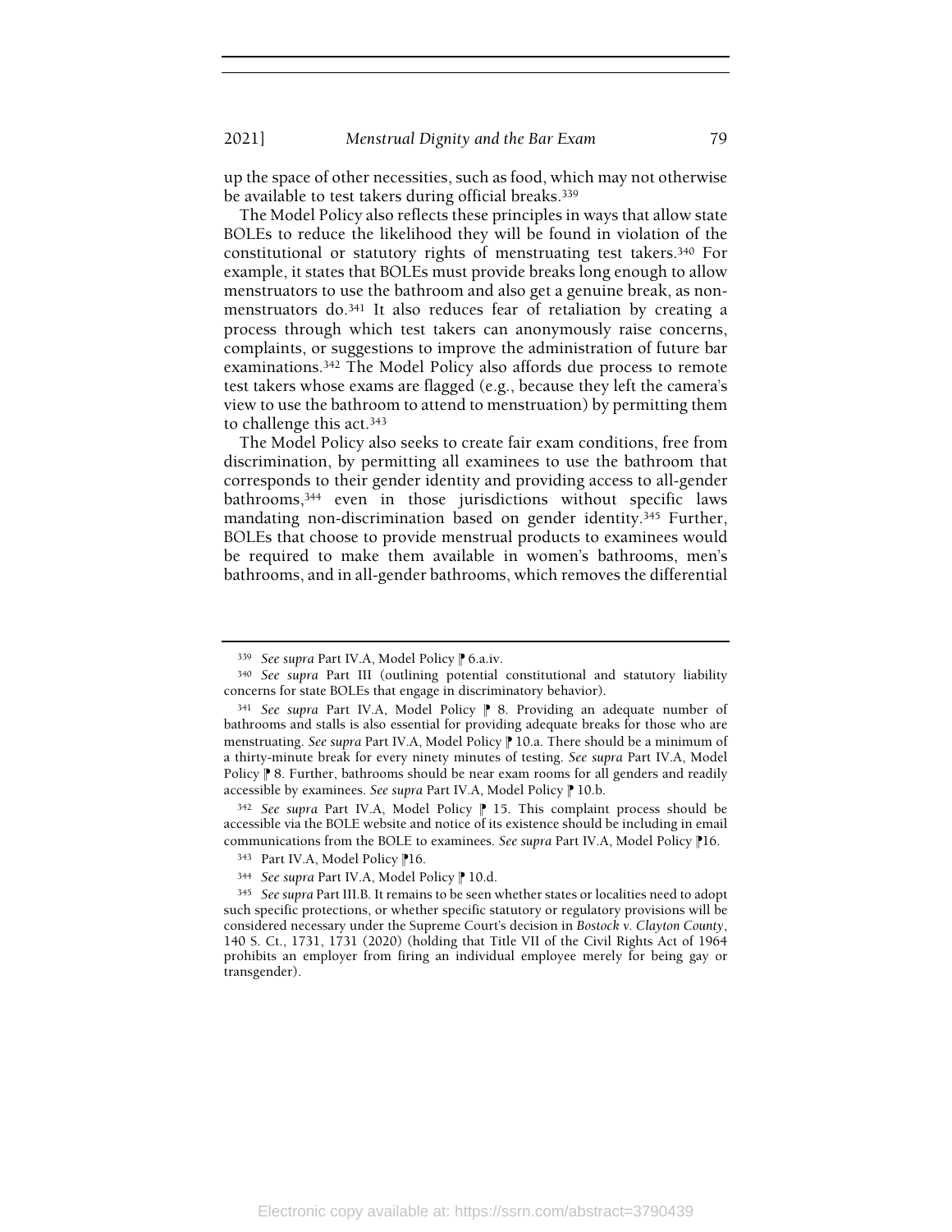up the space of other necessities, such as food, which may not otherwise be available to test takers during official breaks.[339]

The Model Policy also reflects these principles in ways that allow state BOLEs to reduce the likelihood they will be found in violation of the constitutional or statutory rights of menstruating test takers.[340] For example, it states that BOLEs must provide breaks long enough to allow menstruators to use the bathroom and also get a genuine break, as non-menstruators do.[341] It also reduces fear of retaliation by creating a process through which test takers can anonymously raise concerns, complaints, or suggestions to improve the administration of future bar examinations.[342] The Model Policy also affords due process to remote test takers whose exams are flagged (e.g., because they left the camera's view to use the bathroom to attend to menstruation) by permitting them to challenge this act.[343]

The Model Policy also seeks to create fair exam conditions, free from discrimination, by permitting all examinees to use the bathroom that corresponds to their gender identity and providing access to all-gender bathrooms,[344] even in those jurisdictions without specific laws mandating non-discrimination based on gender identity.[345] Further, BOLEs that choose to provide menstrual products to examinees would be required to make them available in women's bathrooms, men's bathrooms, and in all-gender bathrooms, which removes the differential

---

[339] *See supra* Part IV.A, Model Policy ¶ 6.a.iv.

[340] *See supra* Part III (outlining potential constitutional and statutory liability concerns for state BOLEs that engage in discriminatory behavior).

[341] *See supra* Part IV.A, Model Policy ¶ 8. Providing an adequate number of bathrooms and stalls is also essential for providing adequate breaks for those who are menstruating. *See supra* Part IV.A, Model Policy ¶ 10.a. There should be a minimum of a thirty-minute break for every ninety minutes of testing. *See supra* Part IV.A, Model Policy ¶ 8. Further, bathrooms should be near exam rooms for all genders and readily accessible by examinees. *See supra* Part IV.A, Model Policy ¶ 10.b.

[342] *See supra* Part IV.A, Model Policy ¶ 15. This complaint process should be accessible via the BOLE website and notice of its existence should be including in email communications from the BOLE to examinees. *See supra* Part IV.A, Model Policy ¶16.

[343] Part IV.A, Model Policy ¶16.

[344] *See supra* Part IV.A, Model Policy ¶ 10.d.

[345] *See supra* Part III.B. It remains to be seen whether states or localities need to adopt such specific protections, or whether specific statutory or regulatory provisions will be considered necessary under the Supreme Court's decision in *Bostock v. Clayton County*, 140 S. Ct., 1731, 1731 (2020) (holding that Title VII of the Civil Rights Act of 1964 prohibits an employer from firing an individual employee merely for being gay or transgender).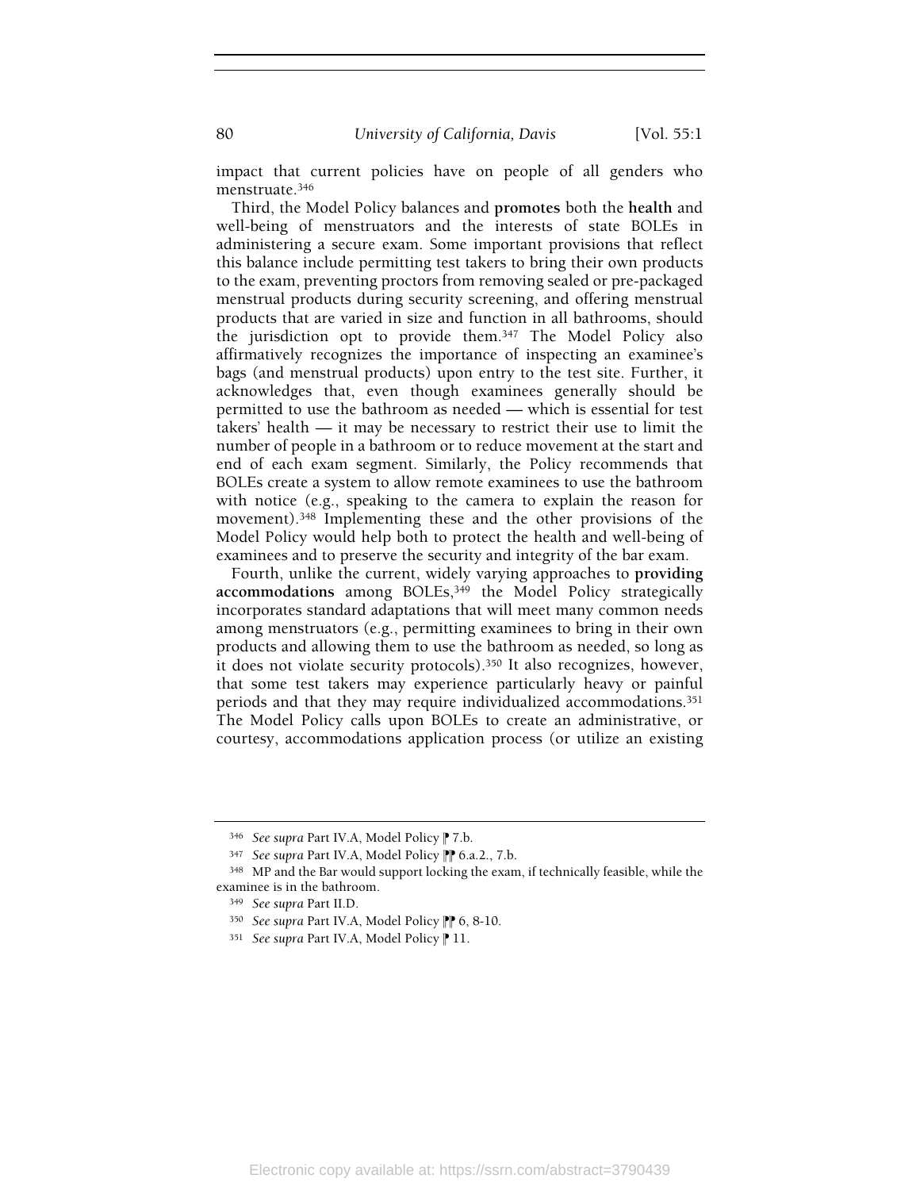impact that current policies have on people of all genders who menstruate.[346]

Third, the Model Policy balances and **promotes** both the **health** and well-being of menstruators and the interests of state BOLEs in administering a secure exam. Some important provisions that reflect this balance include permitting test takers to bring their own products to the exam, preventing proctors from removing sealed or pre-packaged menstrual products during security screening, and offering menstrual products that are varied in size and function in all bathrooms, should the jurisdiction opt to provide them.[347] The Model Policy also affirmatively recognizes the importance of inspecting an examinee's bags (and menstrual products) upon entry to the test site. Further, it acknowledges that, even though examinees generally should be permitted to use the bathroom as needed — which is essential for test takers' health — it may be necessary to restrict their use to limit the number of people in a bathroom or to reduce movement at the start and end of each exam segment. Similarly, the Policy recommends that BOLEs create a system to allow remote examinees to use the bathroom with notice (e.g., speaking to the camera to explain the reason for movement).[348] Implementing these and the other provisions of the Model Policy would help both to protect the health and well-being of examinees and to preserve the security and integrity of the bar exam.

Fourth, unlike the current, widely varying approaches to **providing accommodations** among BOLEs,[349] the Model Policy strategically incorporates standard adaptations that will meet many common needs among menstruators (e.g., permitting examinees to bring in their own products and allowing them to use the bathroom as needed, so long as it does not violate security protocols).[350] It also recognizes, however, that some test takers may experience particularly heavy or painful periods and that they may require individualized accommodations.[351] The Model Policy calls upon BOLEs to create an administrative, or courtesy, accommodations application process (or utilize an existing

---

[346] *See supra* Part IV.A, Model Policy ¶ 7.b.

[347] *See supra* Part IV.A, Model Policy ¶¶ 6.a.2., 7.b.

[348] MP and the Bar would support locking the exam, if technically feasible, while the examinee is in the bathroom.

[349] *See supra* Part II.D.

[350] *See supra* Part IV.A, Model Policy ¶¶ 6, 8-10.

[351] *See supra* Part IV.A, Model Policy ¶ 11.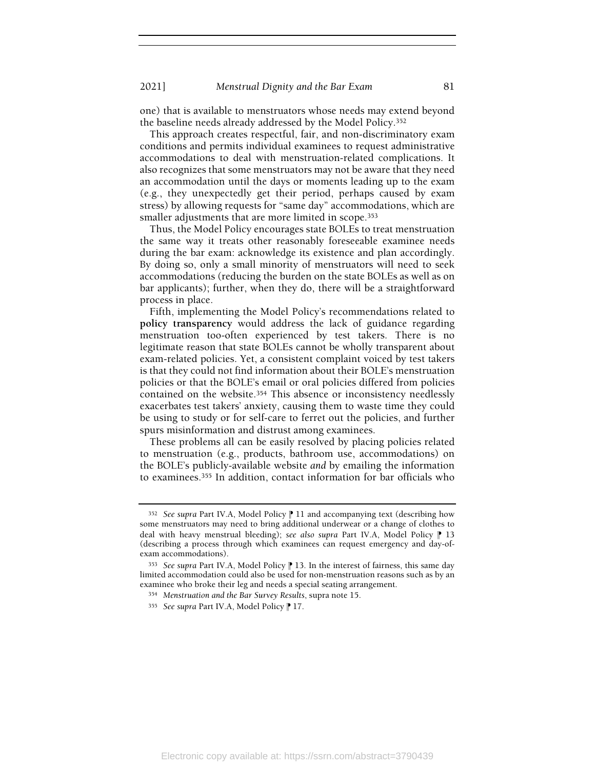one) that is available to menstruators whose needs may extend beyond the baseline needs already addressed by the Model Policy.[352]

This approach creates respectful, fair, and non-discriminatory exam conditions and permits individual examinees to request administrative accommodations to deal with menstruation-related complications. It also recognizes that some menstruators may not be aware that they need an accommodation until the days or moments leading up to the exam (e.g., they unexpectedly get their period, perhaps caused by exam stress) by allowing requests for "same day" accommodations, which are smaller adjustments that are more limited in scope.[353]

Thus, the Model Policy encourages state BOLEs to treat menstruation the same way it treats other reasonably foreseeable examinee needs during the bar exam: acknowledge its existence and plan accordingly. By doing so, only a small minority of menstruators will need to seek accommodations (reducing the burden on the state BOLEs as well as on bar applicants); further, when they do, there will be a straightforward process in place.

Fifth, implementing the Model Policy's recommendations related to **policy transparency** would address the lack of guidance regarding menstruation too-often experienced by test takers. There is no legitimate reason that state BOLEs cannot be wholly transparent about exam-related policies. Yet, a consistent complaint voiced by test takers is that they could not find information about their BOLE's menstruation policies or that the BOLE's email or oral policies differed from policies contained on the website.[354] This absence or inconsistency needlessly exacerbates test takers' anxiety, causing them to waste time they could be using to study or for self-care to ferret out the policies, and further spurs misinformation and distrust among examinees.

These problems all can be easily resolved by placing policies related to menstruation (e.g., products, bathroom use, accommodations) on the BOLE's publicly-available website *and* by emailing the information to examinees.[355] In addition, contact information for bar officials who

---

[352] *See supra* Part IV.A, Model Policy ¶ 11 and accompanying text (describing how some menstruators may need to bring additional underwear or a change of clothes to deal with heavy menstrual bleeding); *see also supra* Part IV.A, Model Policy ¶ 13 (describing a process through which examinees can request emergency and day-of-exam accommodations).

[353] *See supra* Part IV.A, Model Policy ¶ 13. In the interest of fairness, this same day limited accommodation could also be used for non-menstruation reasons such as by an examinee who broke their leg and needs a special seating arrangement.

[354] *Menstruation and the Bar Survey Results*, supra note 15.

[355] *See supra* Part IV.A, Model Policy ¶ 17.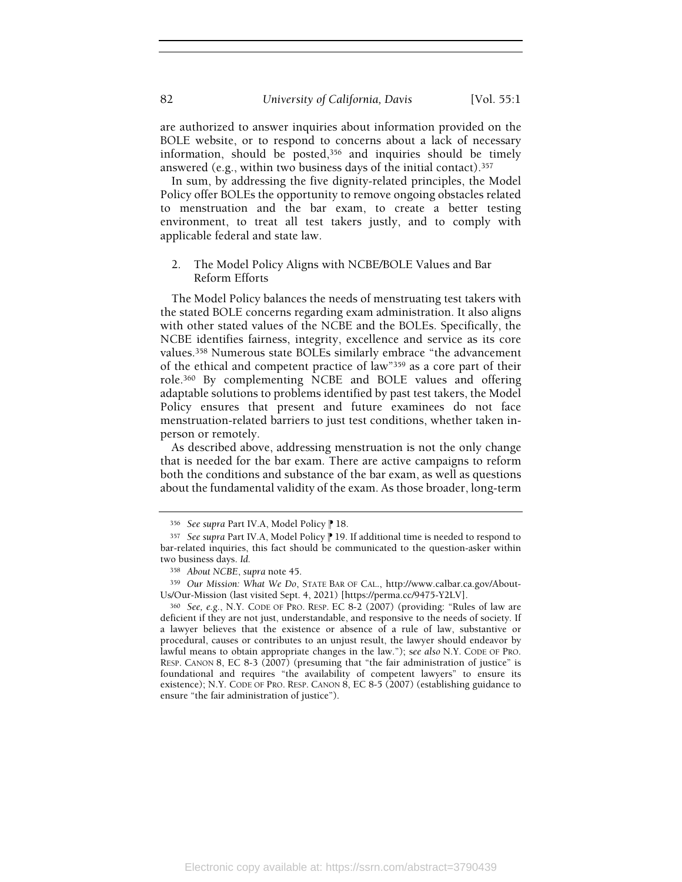are authorized to answer inquiries about information provided on the BOLE website, or to respond to concerns about a lack of necessary information, should be posted,[356] and inquiries should be timely answered (e.g., within two business days of the initial contact).[357]

In sum, by addressing the five dignity-related principles, the Model Policy offer BOLEs the opportunity to remove ongoing obstacles related to menstruation and the bar exam, to create a better testing environment, to treat all test takers justly, and to comply with applicable federal and state law.

### 2. The Model Policy Aligns with NCBE/BOLE Values and Bar Reform Efforts

The Model Policy balances the needs of menstruating test takers with the stated BOLE concerns regarding exam administration. It also aligns with other stated values of the NCBE and the BOLEs. Specifically, the NCBE identifies fairness, integrity, excellence and service as its core values.[358] Numerous state BOLEs similarly embrace "the advancement of the ethical and competent practice of law"[359] as a core part of their role.[360] By complementing NCBE and BOLE values and offering adaptable solutions to problems identified by past test takers, the Model Policy ensures that present and future examinees do not face menstruation-related barriers to just test conditions, whether taken in-person or remotely.

As described above, addressing menstruation is not the only change that is needed for the bar exam. There are active campaigns to reform both the conditions and substance of the bar exam, as well as questions about the fundamental validity of the exam. As those broader, long-term

---

[356] *See supra* Part IV.A, Model Policy ¶ 18.

[357] *See supra* Part IV.A, Model Policy ¶ 19. If additional time is needed to respond to bar-related inquiries, this fact should be communicated to the question-asker within two business days. *Id.*

[358] *About NCBE*, *supra* note 45.

[359] *Our Mission: What We Do*, STATE BAR OF CAL., http://www.calbar.ca.gov/About-Us/Our-Mission (last visited Sept. 4, 2021) [https://perma.cc/9475-Y2LV].

[360] *See, e.g.*, N.Y. CODE OF PRO. RESP. EC 8-2 (2007) (providing: "Rules of law are deficient if they are not just, understandable, and responsive to the needs of society. If a lawyer believes that the existence or absence of a rule of law, substantive or procedural, causes or contributes to an unjust result, the lawyer should endeavor by lawful means to obtain appropriate changes in the law."); *see also* N.Y. CODE OF PRO. RESP. CANON 8, EC 8-3 (2007) (presuming that "the fair administration of justice" is foundational and requires "the availability of competent lawyers" to ensure its existence); N.Y. CODE OF PRO. RESP. CANON 8, EC 8-5 (2007) (establishing guidance to ensure "the fair administration of justice").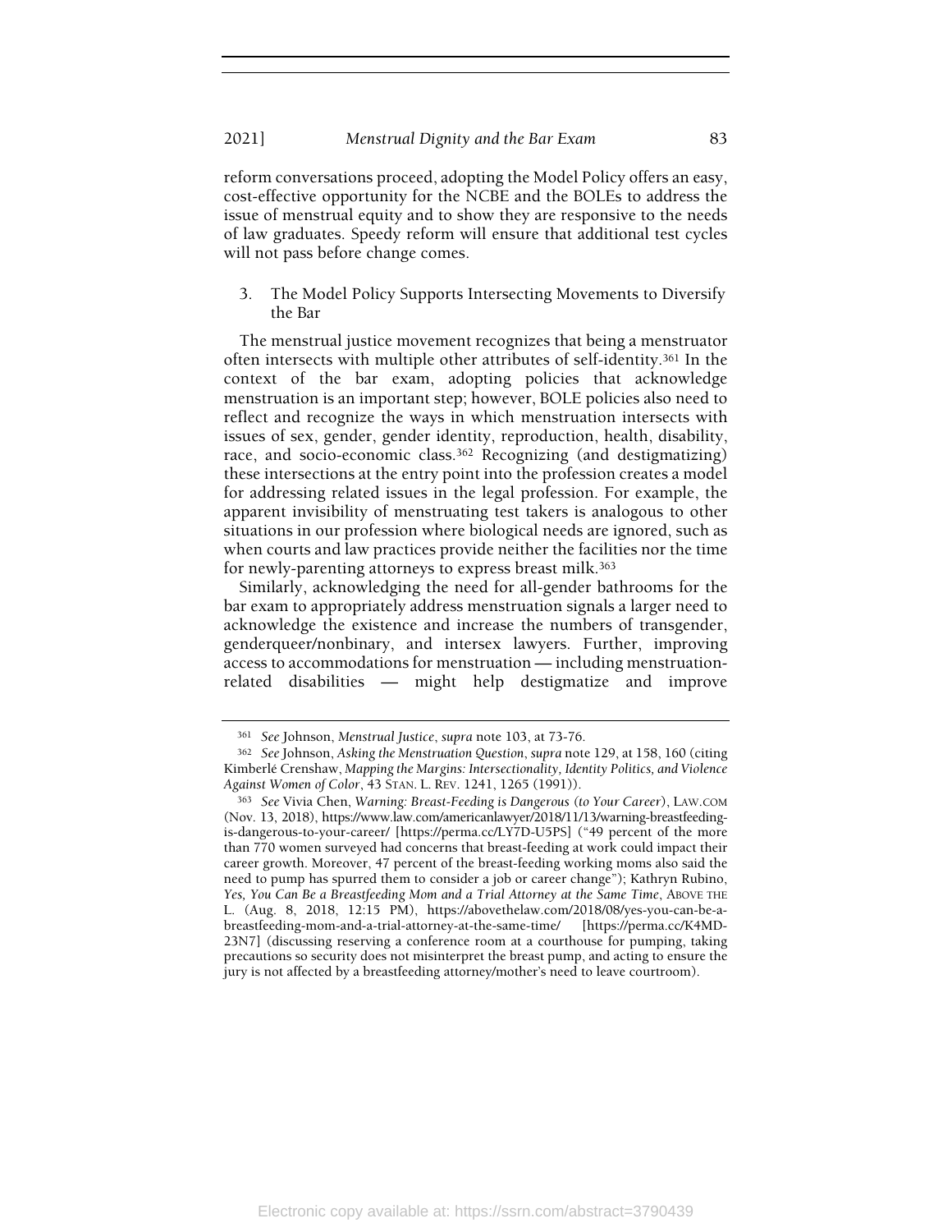reform conversations proceed, adopting the Model Policy offers an easy, cost-effective opportunity for the NCBE and the BOLEs to address the issue of menstrual equity and to show they are responsive to the needs of law graduates. Speedy reform will ensure that additional test cycles will not pass before change comes.

### 3. The Model Policy Supports Intersecting Movements to Diversify the Bar

The menstrual justice movement recognizes that being a menstruator often intersects with multiple other attributes of self-identity.[361] In the context of the bar exam, adopting policies that acknowledge menstruation is an important step; however, BOLE policies also need to reflect and recognize the ways in which menstruation intersects with issues of sex, gender, gender identity, reproduction, health, disability, race, and socio-economic class.[362] Recognizing (and destigmatizing) these intersections at the entry point into the profession creates a model for addressing related issues in the legal profession. For example, the apparent invisibility of menstruating test takers is analogous to other situations in our profession where biological needs are ignored, such as when courts and law practices provide neither the facilities nor the time for newly-parenting attorneys to express breast milk.[363]

Similarly, acknowledging the need for all-gender bathrooms for the bar exam to appropriately address menstruation signals a larger need to acknowledge the existence and increase the numbers of transgender, genderqueer/nonbinary, and intersex lawyers. Further, improving access to accommodations for menstruation — including menstruation-related disabilities — might help destigmatize and improve

---

[361] *See* Johnson, *Menstrual Justice*, *supra* note 103, at 73-76.

[362] *See* Johnson, *Asking the Menstruation Question*, *supra* note 129, at 158, 160 (citing Kimberlé Crenshaw, *Mapping the Margins: Intersectionality, Identity Politics, and Violence Against Women of Color*, 43 STAN. L. REV. 1241, 1265 (1991)).

[363] *See* Vivia Chen, *Warning: Breast-Feeding is Dangerous (to Your Career)*, LAW.COM (Nov. 13, 2018), https://www.law.com/americanlawyer/2018/11/13/warning-breastfeeding-is-dangerous-to-your-career/ [https://perma.cc/LY7D-U5PS] ("49 percent of the more than 770 women surveyed had concerns that breast-feeding at work could impact their career growth. Moreover, 47 percent of the breast-feeding working moms also said the need to pump has spurred them to consider a job or career change"); Kathryn Rubino, *Yes, You Can Be a Breastfeeding Mom and a Trial Attorney at the Same Time*, ABOVE THE L. (Aug. 8, 2018, 12:15 PM), https://abovethelaw.com/2018/08/yes-you-can-be-a-breastfeeding-mom-and-a-trial-attorney-at-the-same-time/ [https://perma.cc/K4MD-23N7] (discussing reserving a conference room at a courthouse for pumping, taking precautions so security does not misinterpret the breast pump, and acting to ensure the jury is not affected by a breastfeeding attorney/mother's need to leave courtroom).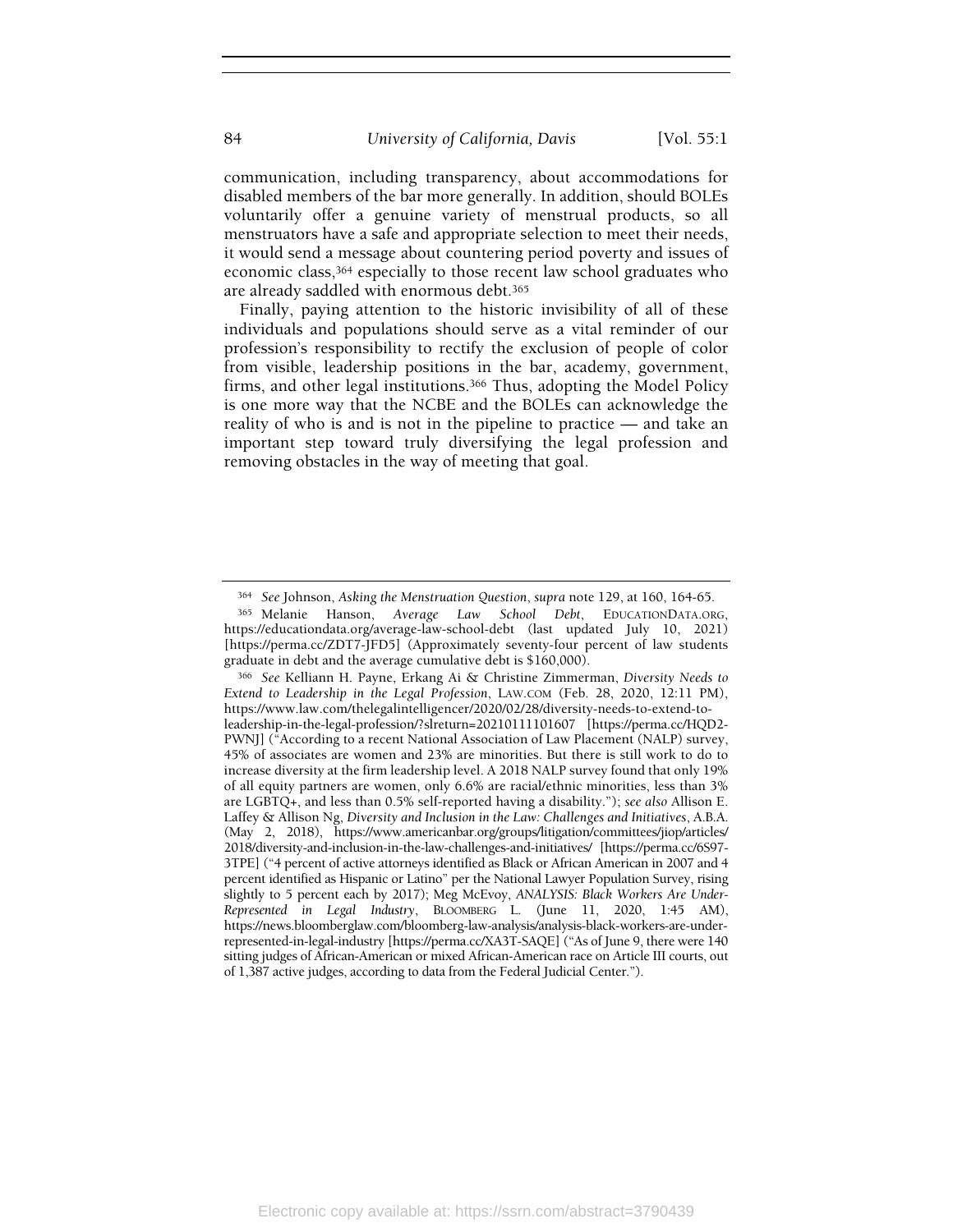communication, including transparency, about accommodations for disabled members of the bar more generally. In addition, should BOLEs voluntarily offer a genuine variety of menstrual products, so all menstruators have a safe and appropriate selection to meet their needs, it would send a message about countering period poverty and issues of economic class,[364] especially to those recent law school graduates who are already saddled with enormous debt.[365]

Finally, paying attention to the historic invisibility of all of these individuals and populations should serve as a vital reminder of our profession's responsibility to rectify the exclusion of people of color from visible, leadership positions in the bar, academy, government, firms, and other legal institutions.[366] Thus, adopting the Model Policy is one more way that the NCBE and the BOLEs can acknowledge the reality of who is and is not in the pipeline to practice — and take an important step toward truly diversifying the legal profession and removing obstacles in the way of meeting that goal.

---

[364] *See* Johnson, *Asking the Menstruation Question*, *supra* note 129, at 160, 164-65.

[365] Melanie Hanson, *Average Law School Debt*, EDUCATIONDATA.ORG, https://educationdata.org/average-law-school-debt (last updated July 10, 2021) [https://perma.cc/ZDT7-JFD5] (Approximately seventy-four percent of law students graduate in debt and the average cumulative debt is $160,000).

[366] *See* Kelliann H. Payne, Erkang Ai & Christine Zimmerman, *Diversity Needs to Extend to Leadership in the Legal Profession*, LAW.COM (Feb. 28, 2020, 12:11 PM), https://www.law.com/thelegalintelligencer/2020/02/28/diversity-needs-to-extend-to-leadership-in-the-legal-profession/?slreturn=20210111101607 [https://perma.cc/HQD2-PWNJ] ("According to a recent National Association of Law Placement (NALP) survey, 45% of associates are women and 23% are minorities. But there is still work to do to increase diversity at the firm leadership level. A 2018 NALP survey found that only 19% of all equity partners are women, only 6.6% are racial/ethnic minorities, less than 3% are LGBTQ+, and less than 0.5% self-reported having a disability."); *see also* Allison E. Laffey & Allison Ng, *Diversity and Inclusion in the Law: Challenges and Initiatives*, A.B.A. (May 2, 2018), https://www.americanbar.org/groups/litigation/committees/jiop/articles/2018/diversity-and-inclusion-in-the-law-challenges-and-initiatives/ [https://perma.cc/6S97-3TPE] ("4 percent of active attorneys identified as Black or African American in 2007 and 4 percent identified as Hispanic or Latino" per the National Lawyer Population Survey, rising slightly to 5 percent each by 2017); Meg McEvoy, *ANALYSIS: Black Workers Are Under-Represented in Legal Industry*, BLOOMBERG L. (June 11, 2020, 1:45 AM), https://news.bloomberglaw.com/bloomberg-law-analysis/analysis-black-workers-are-under-represented-in-legal-industry [https://perma.cc/XA3T-SAQE] ("As of June 9, there were 140 sitting judges of African-American or mixed African-American race on Article III courts, out of 1,387 active judges, according to data from the Federal Judicial Center.").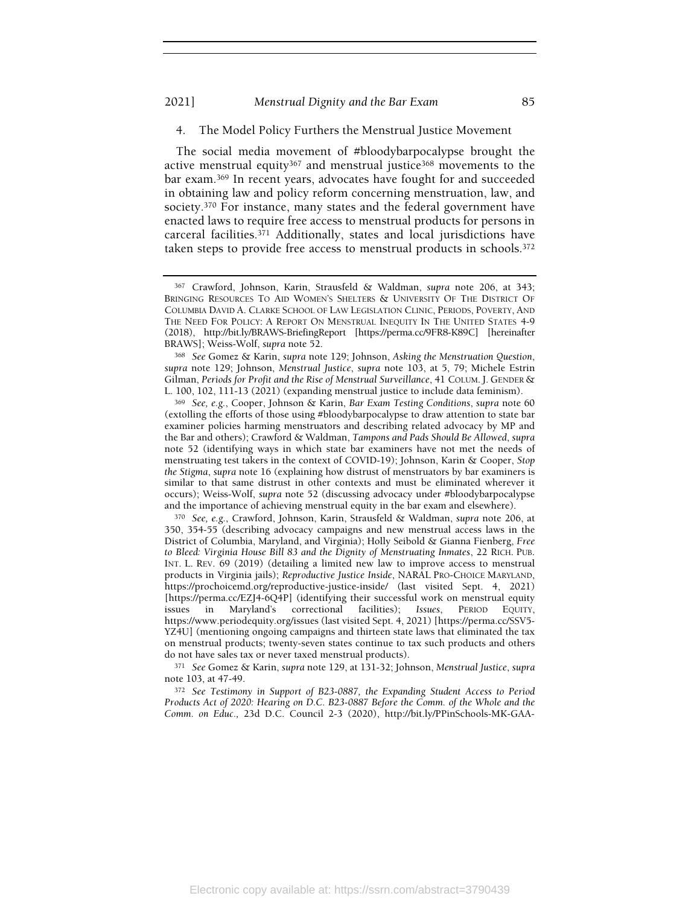### 4. The Model Policy Furthers the Menstrual Justice Movement

The social media movement of #bloodybarpocalypse brought the active menstrual equity[367] and menstrual justice[368] movements to the bar exam.[369] In recent years, advocates have fought for and succeeded in obtaining law and policy reform concerning menstruation, law, and society.[370] For instance, many states and the federal government have enacted laws to require free access to menstrual products for persons in carceral facilities.[371] Additionally, states and local jurisdictions have taken steps to provide free access to menstrual products in schools.[372]

---

[367] Crawford, Johnson, Karin, Strausfeld & Waldman, *supra* note 206, at 343; BRINGING RESOURCES TO AID WOMEN'S SHELTERS & UNIVERSITY OF THE DISTRICT OF COLUMBIA DAVID A. CLARKE SCHOOL OF LAW LEGISLATION CLINIC, PERIODS, POVERTY, AND THE NEED FOR POLICY: A REPORT ON MENSTRUAL INEQUITY IN THE UNITED STATES 4-9 (2018), http://bit.ly/BRAWS-BriefingReport [https://perma.cc/9FR8-K89C] [hereinafter BRAWS]; Weiss-Wolf, *supra* note 52.

[368] *See* Gomez & Karin, *supra* note 129; Johnson, *Asking the Menstruation Question*, *supra* note 129; Johnson, *Menstrual Justice*, *supra* note 103, at 5, 79; Michele Estrin Gilman, *Periods for Profit and the Rise of Menstrual Surveillance*, 41 COLUM. J. GENDER & L. 100, 102, 111-13 (2021) (expanding menstrual justice to include data feminism).

[369] *See, e.g.*, Cooper, Johnson & Karin, *Bar Exam Testing Conditions*, *supra* note 60 (extolling the efforts of those using #bloodybarpocalypse to draw attention to state bar examiner policies harming menstruators and describing related advocacy by MP and the Bar and others); Crawford & Waldman, *Tampons and Pads Should Be Allowed*, *supra* note 52 (identifying ways in which state bar examiners have not met the needs of menstruating test takers in the context of COVID-19); Johnson, Karin & Cooper, *Stop the Stigma*, *supra* note 16 (explaining how distrust of menstruators by bar examiners is similar to that same distrust in other contexts and must be eliminated wherever it occurs); Weiss-Wolf, *supra* note 52 (discussing advocacy under #bloodybarpocalypse and the importance of achieving menstrual equity in the bar exam and elsewhere).

[370] *See, e.g.*, Crawford, Johnson, Karin, Strausfeld & Waldman, *supra* note 206, at 350, 354-55 (describing advocacy campaigns and new menstrual access laws in the District of Columbia, Maryland, and Virginia); Holly Seibold & Gianna Fienberg, *Free to Bleed: Virginia House Bill 83 and the Dignity of Menstruating Inmates*, 22 RICH. PUB. INT. L. REV. 69 (2019) (detailing a limited new law to improve access to menstrual products in Virginia jails); *Reproductive Justice Inside*, NARAL PRO-CHOICE MARYLAND, https://prochoicemd.org/reproductive-justice-inside/ (last visited Sept. 4, 2021) [https://perma.cc/EZJ4-6Q4P] (identifying their successful work on menstrual equity issues in Maryland's correctional facilities); *Issues*, PERIOD EQUITY, https://www.periodequity.org/issues (last visited Sept. 4, 2021) [https://perma.cc/SSV5-YZ4U] (mentioning ongoing campaigns and thirteen state laws that eliminated the tax on menstrual products; twenty-seven states continue to tax such products and others do not have sales tax or never taxed menstrual products).

[371] *See* Gomez & Karin, *supra* note 129, at 131-32; Johnson, *Menstrual Justice*, *supra* note 103, at 47-49.

[372] *See Testimony in Support of B23-0887, the Expanding Student Access to Period Products Act of 2020: Hearing on D.C. B23-0887 Before the Comm. of the Whole and the Comm. on Educ.,* 23d D.C. Council 2-3 (2020), http://bit.ly/PPinSchools-MK-GAA-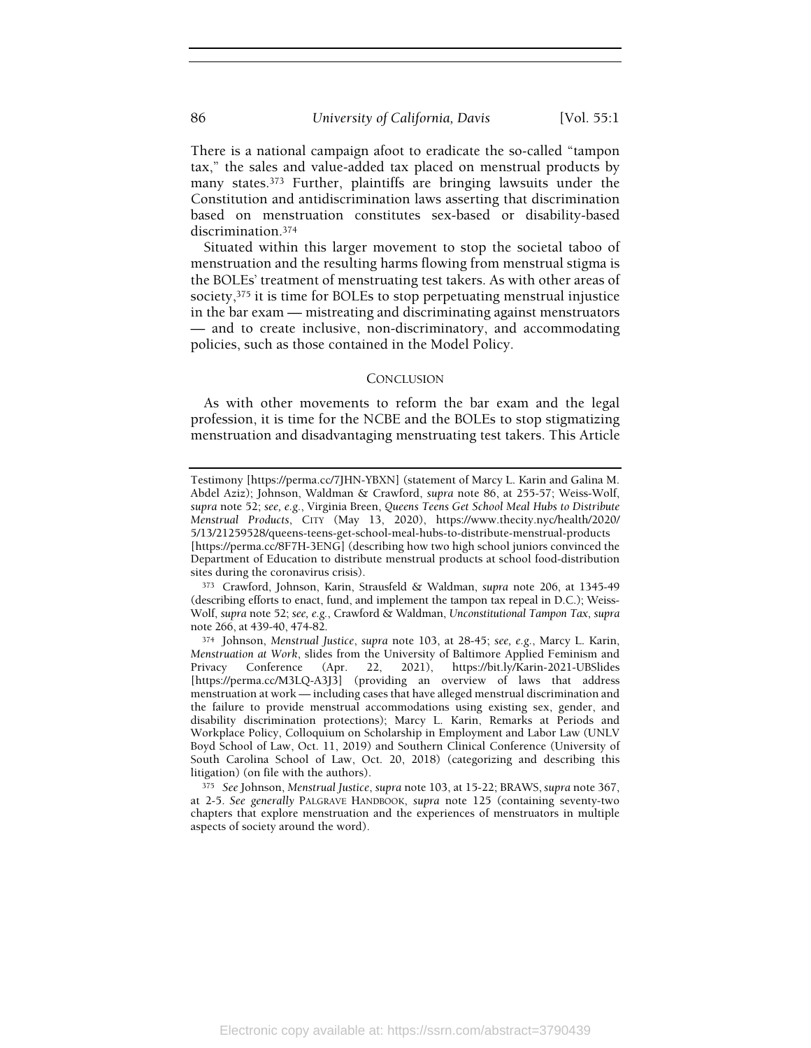There is a national campaign afoot to eradicate the so-called "tampon tax," the sales and value-added tax placed on menstrual products by many states.[373] Further, plaintiffs are bringing lawsuits under the Constitution and antidiscrimination laws asserting that discrimination based on menstruation constitutes sex-based or disability-based discrimination.[374]

Situated within this larger movement to stop the societal taboo of menstruation and the resulting harms flowing from menstrual stigma is the BOLEs' treatment of menstruating test takers. As with other areas of society,[375] it is time for BOLEs to stop perpetuating menstrual injustice in the bar exam — mistreating and discriminating against menstruators — and to create inclusive, non-discriminatory, and accommodating policies, such as those contained in the Model Policy.

## CONCLUSION

As with other movements to reform the bar exam and the legal profession, it is time for the NCBE and the BOLEs to stop stigmatizing menstruation and disadvantaging menstruating test takers. This Article

---

Testimony [https://perma.cc/7JHN-YBXN] (statement of Marcy L. Karin and Galina M. Abdel Aziz); Johnson, Waldman & Crawford, *supra* note 86, at 255-57; Weiss-Wolf, *supra* note 52; *see, e.g.*, Virginia Breen, *Queens Teens Get School Meal Hubs to Distribute Menstrual Products*, CITY (May 13, 2020), https://www.thecity.nyc/health/2020/5/13/21259528/queens-teens-get-school-meal-hubs-to-distribute-menstrual-products [https://perma.cc/8F7H-3ENG] (describing how two high school juniors convinced the Department of Education to distribute menstrual products at school food-distribution sites during the coronavirus crisis).

[373] Crawford, Johnson, Karin, Strausfeld & Waldman, *supra* note 206, at 1345-49 (describing efforts to enact, fund, and implement the tampon tax repeal in D.C.); Weiss-Wolf, *supra* note 52; *see, e.g.*, Crawford & Waldman, *Unconstitutional Tampon Tax*, *supra* note 266, at 439-40, 474-82.

[374] Johnson, *Menstrual Justice*, *supra* note 103, at 28-45; *see, e.g.*, Marcy L. Karin, *Menstruation at Work*, slides from the University of Baltimore Applied Feminism and Privacy Conference (Apr. 22, 2021), https://bit.ly/Karin-2021-UBSlides [https://perma.cc/M3LQ-A3J3] (providing an overview of laws that address menstruation at work — including cases that have alleged menstrual discrimination and the failure to provide menstrual accommodations using existing sex, gender, and disability discrimination protections); Marcy L. Karin, Remarks at Periods and Workplace Policy, Colloquium on Scholarship in Employment and Labor Law (UNLV Boyd School of Law, Oct. 11, 2019) and Southern Clinical Conference (University of South Carolina School of Law, Oct. 20, 2018) (categorizing and describing this litigation) (on file with the authors).

[375] *See* Johnson, *Menstrual Justice*, *supra* note 103, at 15-22; BRAWS, *supra* note 367, at 2-5. *See generally* PALGRAVE HANDBOOK, *supra* note 125 (containing seventy-two chapters that explore menstruation and the experiences of menstruators in multiple aspects of society around the word).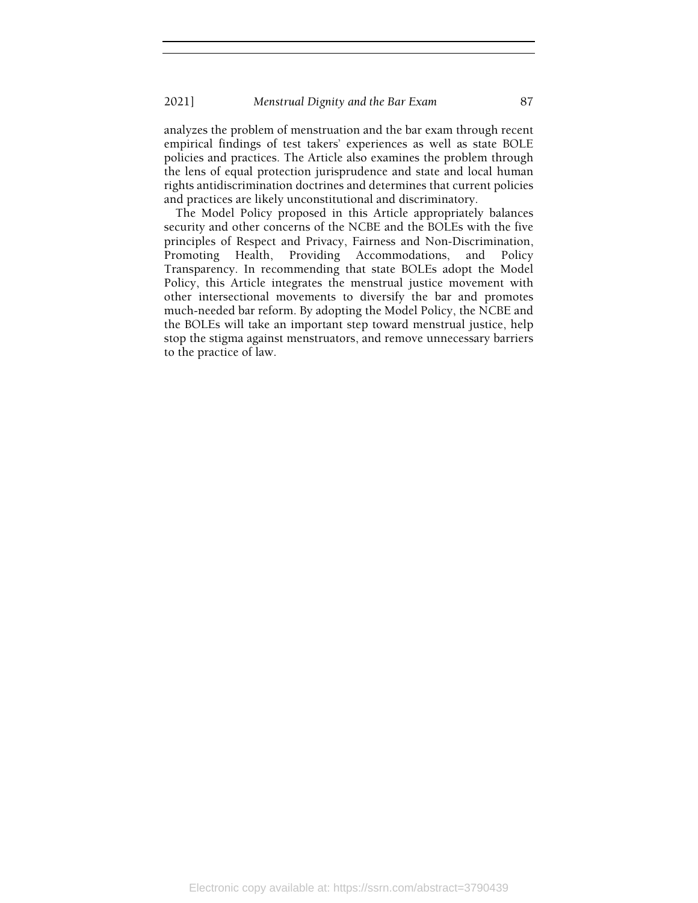analyzes the problem of menstruation and the bar exam through recent empirical findings of test takers' experiences as well as state BOLE policies and practices. The Article also examines the problem through the lens of equal protection jurisprudence and state and local human rights antidiscrimination doctrines and determines that current policies and practices are likely unconstitutional and discriminatory.

The Model Policy proposed in this Article appropriately balances security and other concerns of the NCBE and the BOLEs with the five principles of Respect and Privacy, Fairness and Non-Discrimination, Promoting Health, Providing Accommodations, and Policy Transparency. In recommending that state BOLEs adopt the Model Policy, this Article integrates the menstrual justice movement with other intersectional movements to diversify the bar and promotes much-needed bar reform. By adopting the Model Policy, the NCBE and the BOLEs will take an important step toward menstrual justice, help stop the stigma against menstruators, and remove unnecessary barriers to the practice of law.